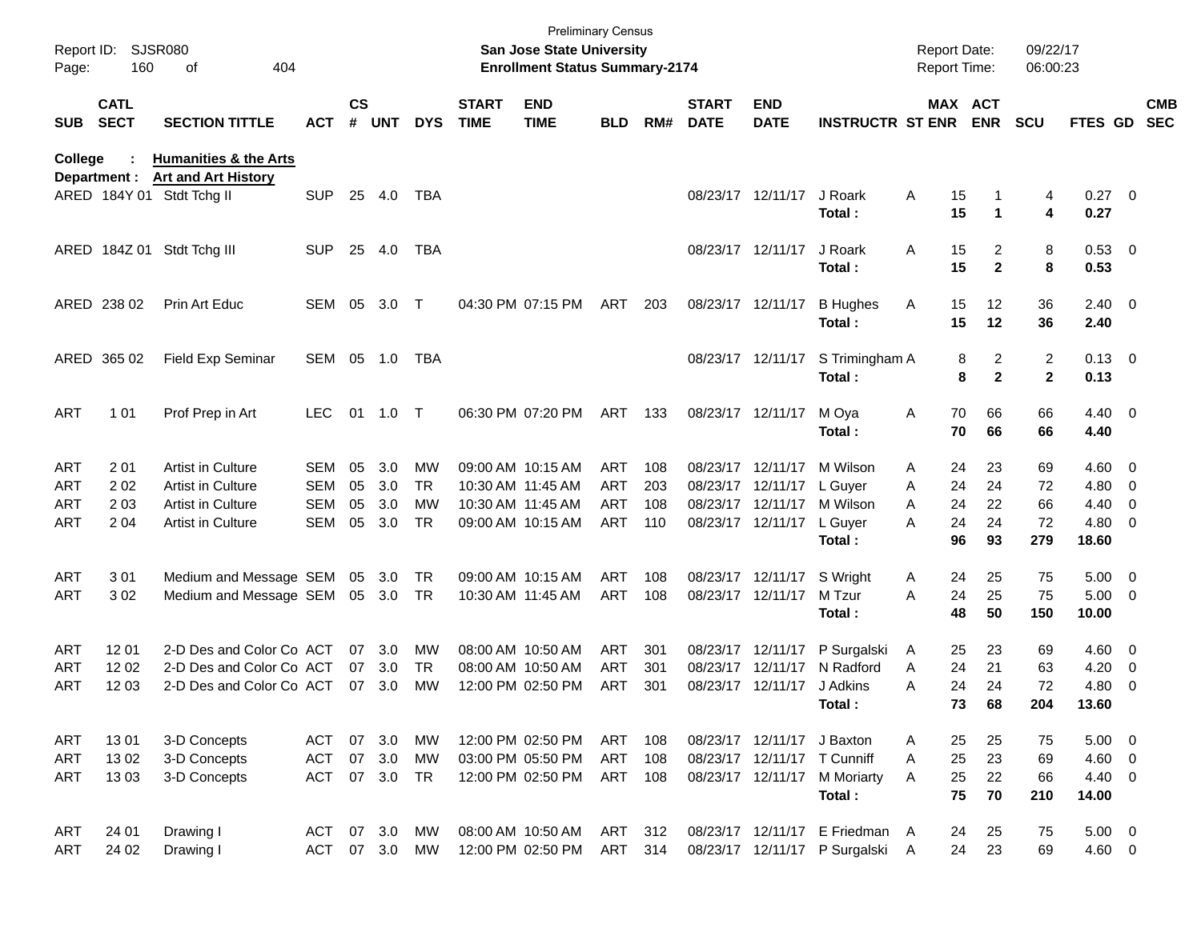Preliminary Census

**San Jose State University**

**Enrollment Status Summary-2174**

Report ID: SJSR080
Report Date: 09/22/17
Report Time: 06:00:23

**College : Humanities & the Arts**
**Department : Art and Art History**

| SUB | CATL SECT | SECTION TITTLE | ACT | CS # | UNT | DYS | START TIME | END TIME | BLD | RM# | START DATE | END DATE | INSTRUCTR | ST | MAX ENR | ACT ENR | SCU | FTES | GD | CMB SEC |
|---|---|---|---|---|---|---|---|---|---|---|---|---|---|---|---|---|---|---|---|---|
| ARED | 184Y 01 | Stdt Tchg II | SUP | 25 | 4.0 | TBA | | | | | 08/23/17 | 12/11/17 | J Roark | A | 15 | 1 | 4 | 0.27 | 0 | |
| | | | | | | | | | | | | | **Total :** | | **15** | **1** | **4** | **0.27** | | |
| ARED | 184Z 01 | Stdt Tchg III | SUP | 25 | 4.0 | TBA | | | | | 08/23/17 | 12/11/17 | J Roark | A | 15 | 2 | 8 | 0.53 | 0 | |
| | | | | | | | | | | | | | **Total :** | | **15** | **2** | **8** | **0.53** | | |
| ARED | 238 02 | Prin Art Educ | SEM | 05 | 3.0 | T | 04:30 PM | 07:15 PM | ART | 203 | 08/23/17 | 12/11/17 | B Hughes | A | 15 | 12 | 36 | 2.40 | 0 | |
| | | | | | | | | | | | | | **Total :** | | **15** | **12** | **36** | **2.40** | | |
| ARED | 365 02 | Field Exp Seminar | SEM | 05 | 1.0 | TBA | | | | | 08/23/17 | 12/11/17 | S Trimingham | A | 8 | 2 | 2 | 0.13 | 0 | |
| | | | | | | | | | | | | | **Total :** | | **8** | **2** | **2** | **0.13** | | |
| ART | 1 01 | Prof Prep in Art | LEC | 01 | 1.0 | T | 06:30 PM | 07:20 PM | ART | 133 | 08/23/17 | 12/11/17 | M Oya | A | 70 | 66 | 66 | 4.40 | 0 | |
| | | | | | | | | | | | | | **Total :** | | **70** | **66** | **66** | **4.40** | | |
| ART | 2 01 | Artist in Culture | SEM | 05 | 3.0 | MW | 09:00 AM | 10:15 AM | ART | 108 | 08/23/17 | 12/11/17 | M Wilson | A | 24 | 23 | 69 | 4.60 | 0 | |
| ART | 2 02 | Artist in Culture | SEM | 05 | 3.0 | TR | 10:30 AM | 11:45 AM | ART | 203 | 08/23/17 | 12/11/17 | L Guyer | A | 24 | 24 | 72 | 4.80 | 0 | |
| ART | 2 03 | Artist in Culture | SEM | 05 | 3.0 | MW | 10:30 AM | 11:45 AM | ART | 108 | 08/23/17 | 12/11/17 | M Wilson | A | 24 | 22 | 66 | 4.40 | 0 | |
| ART | 2 04 | Artist in Culture | SEM | 05 | 3.0 | TR | 09:00 AM | 10:15 AM | ART | 110 | 08/23/17 | 12/11/17 | L Guyer | A | 24 | 24 | 72 | 4.80 | 0 | |
| | | | | | | | | | | | | | **Total :** | | **96** | **93** | **279** | **18.60** | | |
| ART | 3 01 | Medium and Message | SEM | 05 | 3.0 | TR | 09:00 AM | 10:15 AM | ART | 108 | 08/23/17 | 12/11/17 | S Wright | A | 24 | 25 | 75 | 5.00 | 0 | |
| ART | 3 02 | Medium and Message | SEM | 05 | 3.0 | TR | 10:30 AM | 11:45 AM | ART | 108 | 08/23/17 | 12/11/17 | M Tzur | A | 24 | 25 | 75 | 5.00 | 0 | |
| | | | | | | | | | | | | | **Total :** | | **48** | **50** | **150** | **10.00** | | |
| ART | 12 01 | 2-D Des and Color Co | ACT | 07 | 3.0 | MW | 08:00 AM | 10:50 AM | ART | 301 | 08/23/17 | 12/11/17 | P Surgalski | A | 25 | 23 | 69 | 4.60 | 0 | |
| ART | 12 02 | 2-D Des and Color Co | ACT | 07 | 3.0 | TR | 08:00 AM | 10:50 AM | ART | 301 | 08/23/17 | 12/11/17 | N Radford | A | 24 | 21 | 63 | 4.20 | 0 | |
| ART | 12 03 | 2-D Des and Color Co | ACT | 07 | 3.0 | MW | 12:00 PM | 02:50 PM | ART | 301 | 08/23/17 | 12/11/17 | J Adkins | A | 24 | 24 | 72 | 4.80 | 0 | |
| | | | | | | | | | | | | | **Total :** | | **73** | **68** | **204** | **13.60** | | |
| ART | 13 01 | 3-D Concepts | ACT | 07 | 3.0 | MW | 12:00 PM | 02:50 PM | ART | 108 | 08/23/17 | 12/11/17 | J Baxton | A | 25 | 25 | 75 | 5.00 | 0 | |
| ART | 13 02 | 3-D Concepts | ACT | 07 | 3.0 | MW | 03:00 PM | 05:50 PM | ART | 108 | 08/23/17 | 12/11/17 | T Cunniff | A | 25 | 23 | 69 | 4.60 | 0 | |
| ART | 13 03 | 3-D Concepts | ACT | 07 | 3.0 | TR | 12:00 PM | 02:50 PM | ART | 108 | 08/23/17 | 12/11/17 | M Moriarty | A | 25 | 22 | 66 | 4.40 | 0 | |
| | | | | | | | | | | | | | **Total :** | | **75** | **70** | **210** | **14.00** | | |
| ART | 24 01 | Drawing I | ACT | 07 | 3.0 | MW | 08:00 AM | 10:50 AM | ART | 312 | 08/23/17 | 12/11/17 | E Friedman | A | 24 | 25 | 75 | 5.00 | 0 | |
| ART | 24 02 | Drawing I | ACT | 07 | 3.0 | MW | 12:00 PM | 02:50 PM | ART | 314 | 08/23/17 | 12/11/17 | P Surgalski | A | 24 | 23 | 69 | 4.60 | 0 | |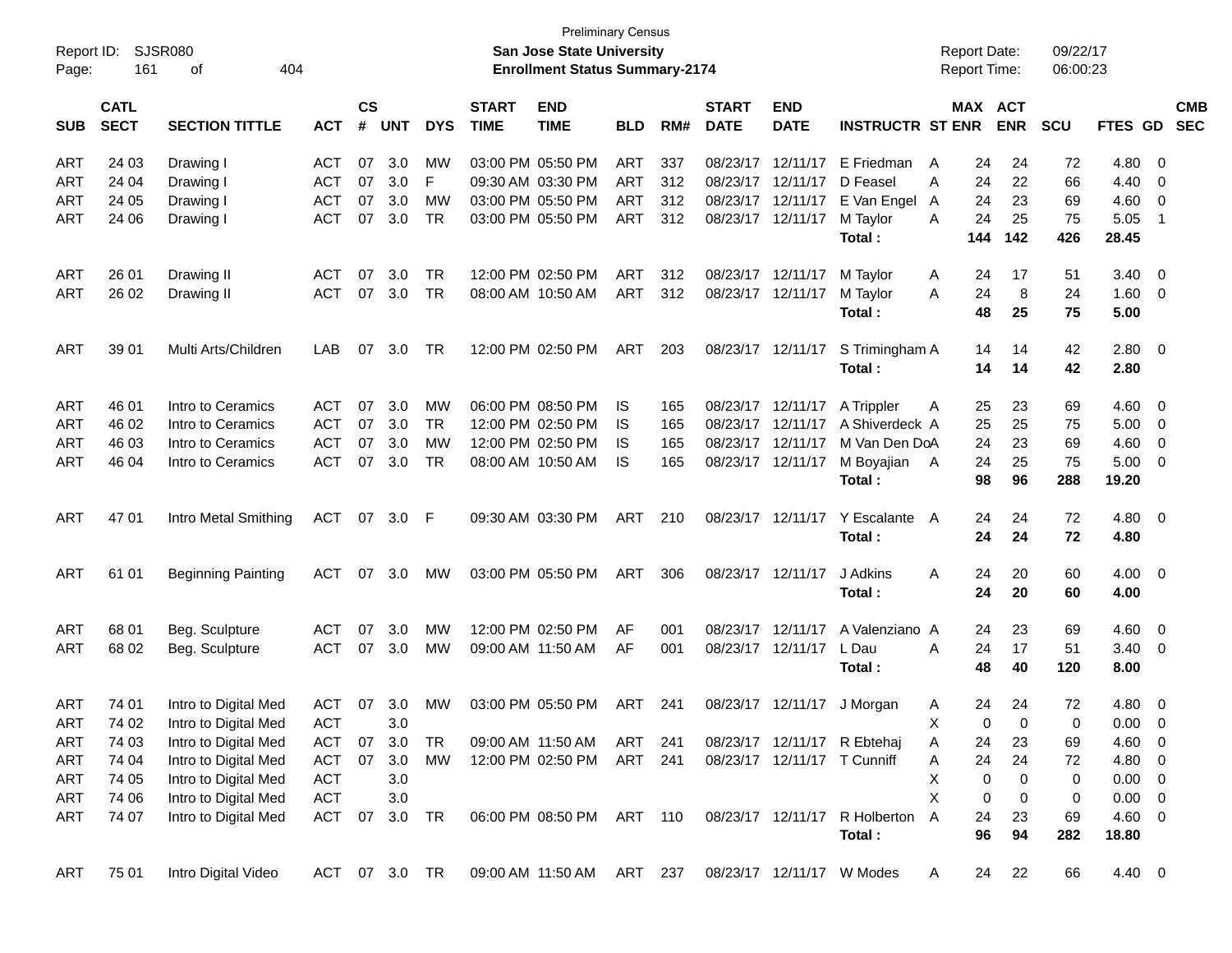Preliminary Census

Report ID: SJSR080

**San Jose State University**

**Enrollment Status Summary-2174**

Report Date: 09/22/17

Report Time: 06:00:23

| SUB | CATL SECT | SECTION TITTLE | ACT | CS # | UNT | DYS | START TIME | END TIME | BLD | RM# | START DATE | END DATE | INSTRUCTR | ST | MAX ENR | ACT ENR | SCU | FTES | GD | CMB SEC |
|---|---|---|---|---|---|---|---|---|---|---|---|---|---|---|---|---|---|---|---|---|
| ART | 24 03 | Drawing I | ACT | 07 | 3.0 | MW | 03:00 PM | 05:50 PM | ART | 337 | 08/23/17 | 12/11/17 | E Friedman | A | 24 | 24 | 72 | 4.80 | 0 | |
| ART | 24 04 | Drawing I | ACT | 07 | 3.0 | F | 09:30 AM | 03:30 PM | ART | 312 | 08/23/17 | 12/11/17 | D Feasel | A | 24 | 22 | 66 | 4.40 | 0 | |
| ART | 24 05 | Drawing I | ACT | 07 | 3.0 | MW | 03:00 PM | 05:50 PM | ART | 312 | 08/23/17 | 12/11/17 | E Van Engel | A | 24 | 23 | 69 | 4.60 | 0 | |
| ART | 24 06 | Drawing I | ACT | 07 | 3.0 | TR | 03:00 PM | 05:50 PM | ART | 312 | 08/23/17 | 12/11/17 | M Taylor | A | 24 | 25 | 75 | 5.05 | 1 | |
| | | | | | | | | | | | | | **Total :** | | **144** | **142** | **426** | **28.45** | | |
| ART | 26 01 | Drawing II | ACT | 07 | 3.0 | TR | 12:00 PM | 02:50 PM | ART | 312 | 08/23/17 | 12/11/17 | M Taylor | A | 24 | 17 | 51 | 3.40 | 0 | |
| ART | 26 02 | Drawing II | ACT | 07 | 3.0 | TR | 08:00 AM | 10:50 AM | ART | 312 | 08/23/17 | 12/11/17 | M Taylor | A | 24 | 8 | 24 | 1.60 | 0 | |
| | | | | | | | | | | | | | **Total :** | | **48** | **25** | **75** | **5.00** | | |
| ART | 39 01 | Multi Arts/Children | LAB | 07 | 3.0 | TR | 12:00 PM | 02:50 PM | ART | 203 | 08/23/17 | 12/11/17 | S Trimingham | A | 14 | 14 | 42 | 2.80 | 0 | |
| | | | | | | | | | | | | | **Total :** | | **14** | **14** | **42** | **2.80** | | |
| ART | 46 01 | Intro to Ceramics | ACT | 07 | 3.0 | MW | 06:00 PM | 08:50 PM | IS | 165 | 08/23/17 | 12/11/17 | A Trippler | A | 25 | 23 | 69 | 4.60 | 0 | |
| ART | 46 02 | Intro to Ceramics | ACT | 07 | 3.0 | TR | 12:00 PM | 02:50 PM | IS | 165 | 08/23/17 | 12/11/17 | A Shiverdeck | A | 25 | 25 | 75 | 5.00 | 0 | |
| ART | 46 03 | Intro to Ceramics | ACT | 07 | 3.0 | MW | 12:00 PM | 02:50 PM | IS | 165 | 08/23/17 | 12/11/17 | M Van Den Do | A | 24 | 23 | 69 | 4.60 | 0 | |
| ART | 46 04 | Intro to Ceramics | ACT | 07 | 3.0 | TR | 08:00 AM | 10:50 AM | IS | 165 | 08/23/17 | 12/11/17 | M Boyajian | A | 24 | 25 | 75 | 5.00 | 0 | |
| | | | | | | | | | | | | | **Total :** | | **98** | **96** | **288** | **19.20** | | |
| ART | 47 01 | Intro Metal Smithing | ACT | 07 | 3.0 | F | 09:30 AM | 03:30 PM | ART | 210 | 08/23/17 | 12/11/17 | Y Escalante | A | 24 | 24 | 72 | 4.80 | 0 | |
| | | | | | | | | | | | | | **Total :** | | **24** | **24** | **72** | **4.80** | | |
| ART | 61 01 | Beginning Painting | ACT | 07 | 3.0 | MW | 03:00 PM | 05:50 PM | ART | 306 | 08/23/17 | 12/11/17 | J Adkins | A | 24 | 20 | 60 | 4.00 | 0 | |
| | | | | | | | | | | | | | **Total :** | | **24** | **20** | **60** | **4.00** | | |
| ART | 68 01 | Beg. Sculpture | ACT | 07 | 3.0 | MW | 12:00 PM | 02:50 PM | AF | 001 | 08/23/17 | 12/11/17 | A Valenziano | A | 24 | 23 | 69 | 4.60 | 0 | |
| ART | 68 02 | Beg. Sculpture | ACT | 07 | 3.0 | MW | 09:00 AM | 11:50 AM | AF | 001 | 08/23/17 | 12/11/17 | L Dau | A | 24 | 17 | 51 | 3.40 | 0 | |
| | | | | | | | | | | | | | **Total :** | | **48** | **40** | **120** | **8.00** | | |
| ART | 74 01 | Intro to Digital Med | ACT | 07 | 3.0 | MW | 03:00 PM | 05:50 PM | ART | 241 | 08/23/17 | 12/11/17 | J Morgan | A | 24 | 24 | 72 | 4.80 | 0 | |
| ART | 74 02 | Intro to Digital Med | ACT | | 3.0 | | | | | | | | | X | 0 | 0 | 0 | 0.00 | 0 | |
| ART | 74 03 | Intro to Digital Med | ACT | 07 | 3.0 | TR | 09:00 AM | 11:50 AM | ART | 241 | 08/23/17 | 12/11/17 | R Ebtehaj | A | 24 | 23 | 69 | 4.60 | 0 | |
| ART | 74 04 | Intro to Digital Med | ACT | 07 | 3.0 | MW | 12:00 PM | 02:50 PM | ART | 241 | 08/23/17 | 12/11/17 | T Cunniff | A | 24 | 24 | 72 | 4.80 | 0 | |
| ART | 74 05 | Intro to Digital Med | ACT | | 3.0 | | | | | | | | | X | 0 | 0 | 0 | 0.00 | 0 | |
| ART | 74 06 | Intro to Digital Med | ACT | | 3.0 | | | | | | | | | X | 0 | 0 | 0 | 0.00 | 0 | |
| ART | 74 07 | Intro to Digital Med | ACT | 07 | 3.0 | TR | 06:00 PM | 08:50 PM | ART | 110 | 08/23/17 | 12/11/17 | R Holberton | A | 24 | 23 | 69 | 4.60 | 0 | |
| | | | | | | | | | | | | | **Total :** | | **96** | **94** | **282** | **18.80** | | |
| ART | 75 01 | Intro Digital Video | ACT | 07 | 3.0 | TR | 09:00 AM | 11:50 AM | ART | 237 | 08/23/17 | 12/11/17 | W Modes | A | 24 | 22 | 66 | 4.40 | 0 | |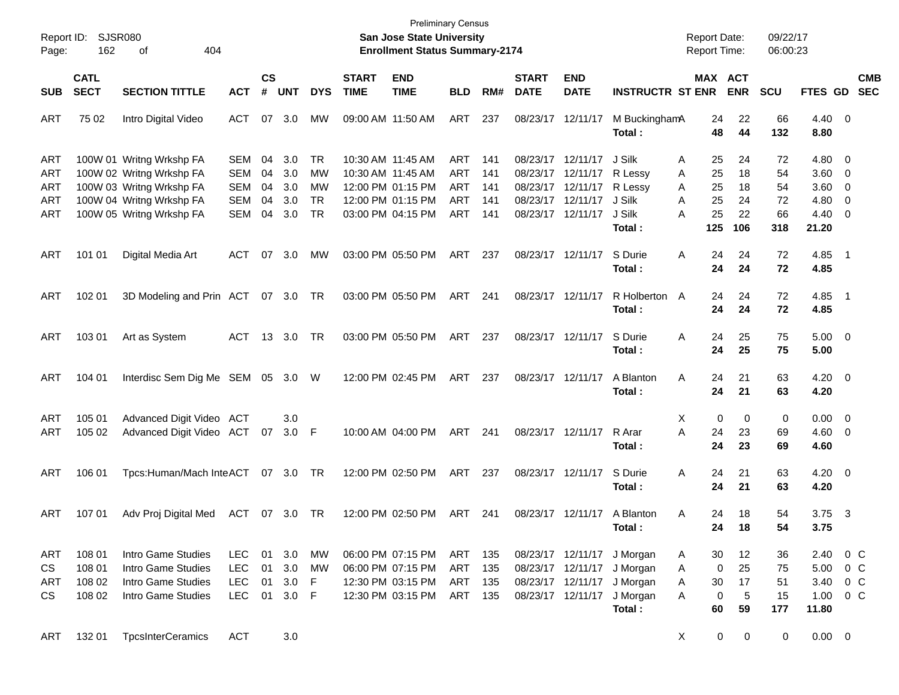Preliminary Census

**San Jose State University**

**Enrollment Status Summary-2174**

Report ID: SJSR080

Report Date: 09/22/17

Report Time: 06:00:23

| SUB | CATL SECT | SECTION TITTLE | ACT | CS # | UNT | DYS | START TIME | END TIME | BLD | RM# | START DATE | END DATE | INSTRUCTR | ST | MAX ENR | ACT ENR | SCU | FTES | GD | CMB SEC |
|---|---|---|---|---|---|---|---|---|---|---|---|---|---|---|---|---|---|---|---|---|
| ART | 75 02 | Intro Digital Video | ACT | 07 | 3.0 | MW | 09:00 AM | 11:50 AM | ART | 237 | 08/23/17 | 12/11/17 | M Buckingham | A | 24 | 22 | 66 | 4.40 | 0 | |
| | | | | | | | | | | | | | **Total :** | | **48** | **44** | **132** | **8.80** | | |
| ART | 100W 01 | Writng Wrkshp FA | SEM | 04 | 3.0 | TR | 10:30 AM | 11:45 AM | ART | 141 | 08/23/17 | 12/11/17 | J Silk | A | 25 | 24 | 72 | 4.80 | 0 | |
| ART | 100W 02 | Writng Wrkshp FA | SEM | 04 | 3.0 | MW | 10:30 AM | 11:45 AM | ART | 141 | 08/23/17 | 12/11/17 | R Lessy | A | 25 | 18 | 54 | 3.60 | 0 | |
| ART | 100W 03 | Writng Wrkshp FA | SEM | 04 | 3.0 | MW | 12:00 PM | 01:15 PM | ART | 141 | 08/23/17 | 12/11/17 | R Lessy | A | 25 | 18 | 54 | 3.60 | 0 | |
| ART | 100W 04 | Writng Wrkshp FA | SEM | 04 | 3.0 | TR | 12:00 PM | 01:15 PM | ART | 141 | 08/23/17 | 12/11/17 | J Silk | A | 25 | 24 | 72 | 4.80 | 0 | |
| ART | 100W 05 | Writng Wrkshp FA | SEM | 04 | 3.0 | TR | 03:00 PM | 04:15 PM | ART | 141 | 08/23/17 | 12/11/17 | J Silk | A | 25 | 22 | 66 | 4.40 | 0 | |
| | | | | | | | | | | | | | **Total :** | | **125** | **106** | **318** | **21.20** | | |
| ART | 101 01 | Digital Media Art | ACT | 07 | 3.0 | MW | 03:00 PM | 05:50 PM | ART | 237 | 08/23/17 | 12/11/17 | S Durie | A | 24 | 24 | 72 | 4.85 | 1 | |
| | | | | | | | | | | | | | **Total :** | | **24** | **24** | **72** | **4.85** | | |
| ART | 102 01 | 3D Modeling and Prin | ACT | 07 | 3.0 | TR | 03:00 PM | 05:50 PM | ART | 241 | 08/23/17 | 12/11/17 | R Holberton | A | 24 | 24 | 72 | 4.85 | 1 | |
| | | | | | | | | | | | | | **Total :** | | **24** | **24** | **72** | **4.85** | | |
| ART | 103 01 | Art as System | ACT | 13 | 3.0 | TR | 03:00 PM | 05:50 PM | ART | 237 | 08/23/17 | 12/11/17 | S Durie | A | 24 | 25 | 75 | 5.00 | 0 | |
| | | | | | | | | | | | | | **Total :** | | **24** | **25** | **75** | **5.00** | | |
| ART | 104 01 | Interdisc Sem Dig Me | SEM | 05 | 3.0 | W | 12:00 PM | 02:45 PM | ART | 237 | 08/23/17 | 12/11/17 | A Blanton | A | 24 | 21 | 63 | 4.20 | 0 | |
| | | | | | | | | | | | | | **Total :** | | **24** | **21** | **63** | **4.20** | | |
| ART | 105 01 | Advanced Digit Video | ACT | | 3.0 | | | | | | | | | X | 0 | 0 | 0 | 0.00 | 0 | |
| ART | 105 02 | Advanced Digit Video | ACT | 07 | 3.0 | F | 10:00 AM | 04:00 PM | ART | 241 | 08/23/17 | 12/11/17 | R Arar | A | 24 | 23 | 69 | 4.60 | 0 | |
| | | | | | | | | | | | | | **Total :** | | **24** | **23** | **69** | **4.60** | | |
| ART | 106 01 | Tpcs:Human/Mach Inte | ACT | 07 | 3.0 | TR | 12:00 PM | 02:50 PM | ART | 237 | 08/23/17 | 12/11/17 | S Durie | A | 24 | 21 | 63 | 4.20 | 0 | |
| | | | | | | | | | | | | | **Total :** | | **24** | **21** | **63** | **4.20** | | |
| ART | 107 01 | Adv Proj Digital Med | ACT | 07 | 3.0 | TR | 12:00 PM | 02:50 PM | ART | 241 | 08/23/17 | 12/11/17 | A Blanton | A | 24 | 18 | 54 | 3.75 | 3 | |
| | | | | | | | | | | | | | **Total :** | | **24** | **18** | **54** | **3.75** | | |
| ART | 108 01 | Intro Game Studies | LEC | 01 | 3.0 | MW | 06:00 PM | 07:15 PM | ART | 135 | 08/23/17 | 12/11/17 | J Morgan | A | 30 | 12 | 36 | 2.40 | 0 | C |
| CS | 108 01 | Intro Game Studies | LEC | 01 | 3.0 | MW | 06:00 PM | 07:15 PM | ART | 135 | 08/23/17 | 12/11/17 | J Morgan | A | 0 | 25 | 75 | 5.00 | 0 | C |
| ART | 108 02 | Intro Game Studies | LEC | 01 | 3.0 | F | 12:30 PM | 03:15 PM | ART | 135 | 08/23/17 | 12/11/17 | J Morgan | A | 30 | 17 | 51 | 3.40 | 0 | C |
| CS | 108 02 | Intro Game Studies | LEC | 01 | 3.0 | F | 12:30 PM | 03:15 PM | ART | 135 | 08/23/17 | 12/11/17 | J Morgan | A | 0 | 5 | 15 | 1.00 | 0 | C |
| | | | | | | | | | | | | | **Total :** | | **60** | **59** | **177** | **11.80** | | |
| ART | 132 01 | TpcsInterCeramics | ACT | | 3.0 | | | | | | | | | X | 0 | 0 | 0 | 0.00 | 0 | |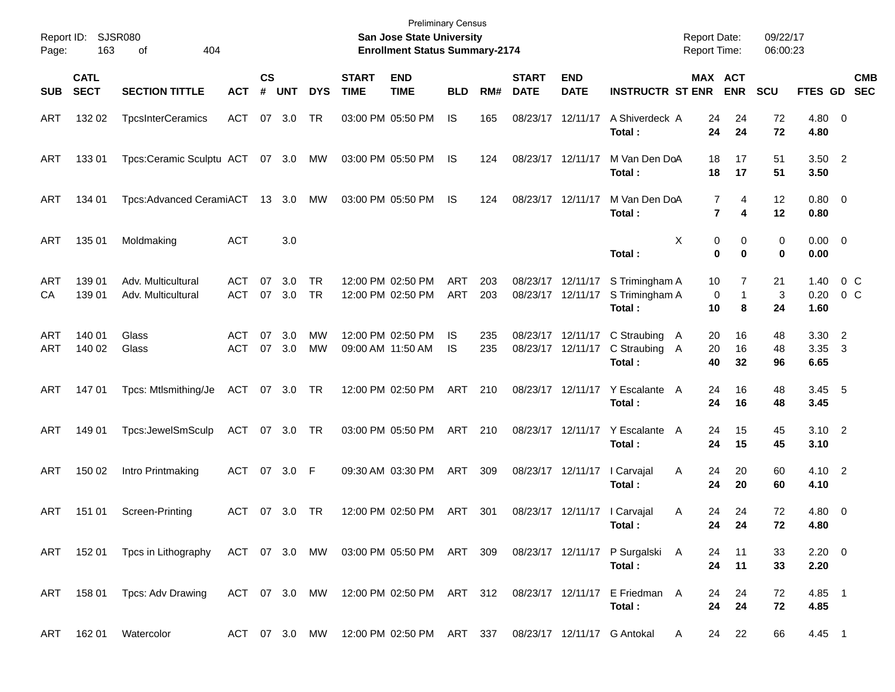Preliminary Census

**San Jose State University**
**Enrollment Status Summary-2174**

Report ID: SJSR080
Report Date: 09/22/17
Report Time: 06:00:23

| SUB | CATL SECT | SECTION TITTLE | ACT | CS # | UNT | DYS | START TIME | END TIME | BLD | RM# | START DATE | END DATE | INSTRUCTR | ST | MAX ENR | ACT ENR | SCU | FTES | GD | CMB SEC |
|---|---|---|---|---|---|---|---|---|---|---|---|---|---|---|---|---|---|---|---|---|
| ART | 132 02 | TpcsInterCeramics | ACT | 07 | 3.0 | TR | 03:00 PM | 05:50 PM | IS | 165 | 08/23/17 | 12/11/17 | A Shiverdeck | A | 24 | 24 | 72 | 4.80 | 0 | |
| | | | | | | | | | | | | | **Total :** | | **24** | **24** | **72** | **4.80** | | |
| ART | 133 01 | Tpcs:Ceramic Sculptu | ACT | 07 | 3.0 | MW | 03:00 PM | 05:50 PM | IS | 124 | 08/23/17 | 12/11/17 | M Van Den Do | A | 18 | 17 | 51 | 3.50 | 2 | |
| | | | | | | | | | | | | | **Total :** | | **18** | **17** | **51** | **3.50** | | |
| ART | 134 01 | Tpcs:Advanced Cerami | ACT | 13 | 3.0 | MW | 03:00 PM | 05:50 PM | IS | 124 | 08/23/17 | 12/11/17 | M Van Den Do | A | 7 | 4 | 12 | 0.80 | 0 | |
| | | | | | | | | | | | | | **Total :** | | **7** | **4** | **12** | **0.80** | | |
| ART | 135 01 | Moldmaking | ACT | | 3.0 | | | | | | | | | X | 0 | 0 | 0 | 0.00 | 0 | |
| | | | | | | | | | | | | | **Total :** | | **0** | **0** | **0** | **0.00** | | |
| ART | 139 01 | Adv. Multicultural | ACT | 07 | 3.0 | TR | 12:00 PM | 02:50 PM | ART | 203 | 08/23/17 | 12/11/17 | S Trimingham | A | 10 | 7 | 21 | 1.40 | 0 | C |
| CA | 139 01 | Adv. Multicultural | ACT | 07 | 3.0 | TR | 12:00 PM | 02:50 PM | ART | 203 | 08/23/17 | 12/11/17 | S Trimingham | A | 0 | 1 | 3 | 0.20 | 0 | C |
| | | | | | | | | | | | | | **Total :** | | **10** | **8** | **24** | **1.60** | | |
| ART | 140 01 | Glass | ACT | 07 | 3.0 | MW | 12:00 PM | 02:50 PM | IS | 235 | 08/23/17 | 12/11/17 | C Straubing | A | 20 | 16 | 48 | 3.30 | 2 | |
| ART | 140 02 | Glass | ACT | 07 | 3.0 | MW | 09:00 AM | 11:50 AM | IS | 235 | 08/23/17 | 12/11/17 | C Straubing | A | 20 | 16 | 48 | 3.35 | 3 | |
| | | | | | | | | | | | | | **Total :** | | **40** | **32** | **96** | **6.65** | | |
| ART | 147 01 | Tpcs: Mtlsmithing/Je | ACT | 07 | 3.0 | TR | 12:00 PM | 02:50 PM | ART | 210 | 08/23/17 | 12/11/17 | Y Escalante | A | 24 | 16 | 48 | 3.45 | 5 | |
| | | | | | | | | | | | | | **Total :** | | **24** | **16** | **48** | **3.45** | | |
| ART | 149 01 | Tpcs:JewelSmSculp | ACT | 07 | 3.0 | TR | 03:00 PM | 05:50 PM | ART | 210 | 08/23/17 | 12/11/17 | Y Escalante | A | 24 | 15 | 45 | 3.10 | 2 | |
| | | | | | | | | | | | | | **Total :** | | **24** | **15** | **45** | **3.10** | | |
| ART | 150 02 | Intro Printmaking | ACT | 07 | 3.0 | F | 09:30 AM | 03:30 PM | ART | 309 | 08/23/17 | 12/11/17 | I Carvajal | A | 24 | 20 | 60 | 4.10 | 2 | |
| | | | | | | | | | | | | | **Total :** | | **24** | **20** | **60** | **4.10** | | |
| ART | 151 01 | Screen-Printing | ACT | 07 | 3.0 | TR | 12:00 PM | 02:50 PM | ART | 301 | 08/23/17 | 12/11/17 | I Carvajal | A | 24 | 24 | 72 | 4.80 | 0 | |
| | | | | | | | | | | | | | **Total :** | | **24** | **24** | **72** | **4.80** | | |
| ART | 152 01 | Tpcs in Lithography | ACT | 07 | 3.0 | MW | 03:00 PM | 05:50 PM | ART | 309 | 08/23/17 | 12/11/17 | P Surgalski | A | 24 | 11 | 33 | 2.20 | 0 | |
| | | | | | | | | | | | | | **Total :** | | **24** | **11** | **33** | **2.20** | | |
| ART | 158 01 | Tpcs: Adv Drawing | ACT | 07 | 3.0 | MW | 12:00 PM | 02:50 PM | ART | 312 | 08/23/17 | 12/11/17 | E Friedman | A | 24 | 24 | 72 | 4.85 | 1 | |
| | | | | | | | | | | | | | **Total :** | | **24** | **24** | **72** | **4.85** | | |
| ART | 162 01 | Watercolor | ACT | 07 | 3.0 | MW | 12:00 PM | 02:50 PM | ART | 337 | 08/23/17 | 12/11/17 | G Antokal | A | 24 | 22 | 66 | 4.45 | 1 | |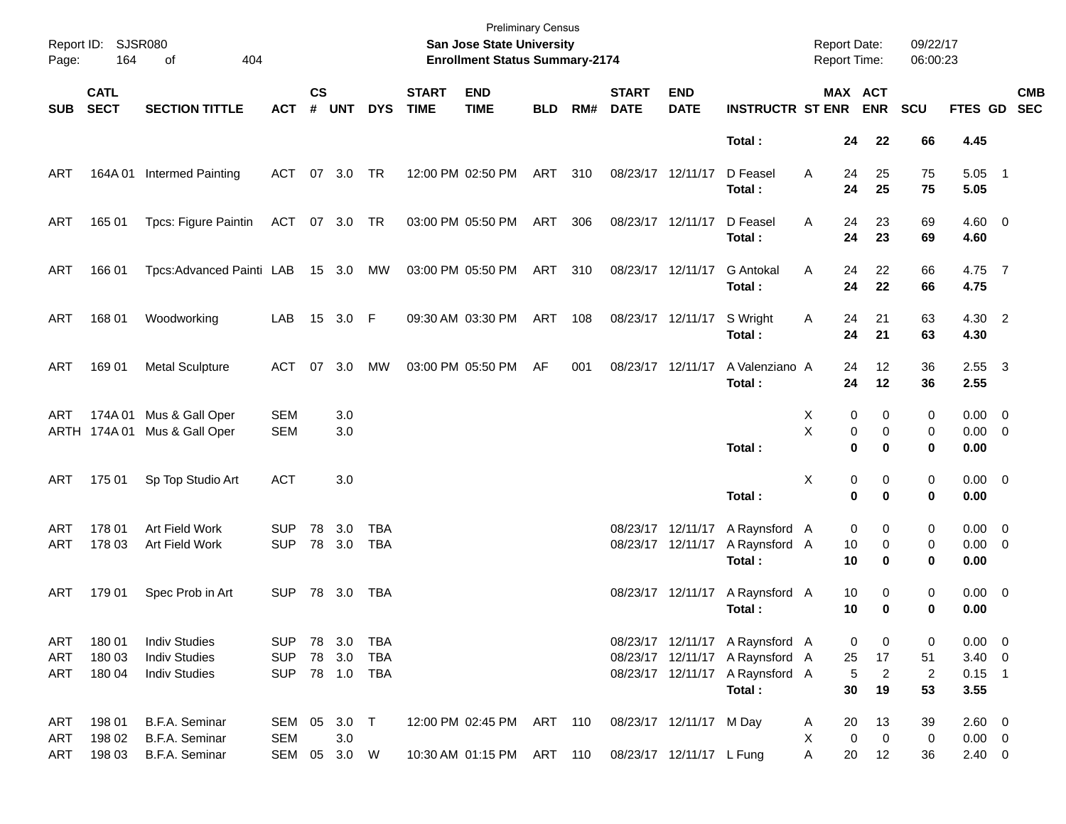Preliminary Census
**San Jose State University**
**Enrollment Status Summary-2174**

Report ID: SJSR080
Report Date: 09/22/17
Report Time: 06:00:23

| SUB | CATL SECT | SECTION TITTLE | ACT | CS # | UNT | DYS | START TIME | END TIME | BLD | RM# | START DATE | END DATE | INSTRUCTR | ST | MAX ENR | ACT ENR | SCU | FTES | GD | CMB SEC |
|---|---|---|---|---|---|---|---|---|---|---|---|---|---|---|---|---|---|---|---|---|
| | | | | | | | | | | | | | **Total :** | | **24** | **22** | **66** | **4.45** | | |
| ART | 164A 01 | Intermed Painting | ACT | 07 | 3.0 | TR | 12:00 PM | 02:50 PM | ART | 310 | 08/23/17 | 12/11/17 | D Feasel | A | 24 | 25 | 75 | 5.05 | 1 | |
| | | | | | | | | | | | | | **Total :** | | **24** | **25** | **75** | **5.05** | | |
| ART | 165 01 | Tpcs: Figure Paintin | ACT | 07 | 3.0 | TR | 03:00 PM | 05:50 PM | ART | 306 | 08/23/17 | 12/11/17 | D Feasel | A | 24 | 23 | 69 | 4.60 | 0 | |
| | | | | | | | | | | | | | **Total :** | | **24** | **23** | **69** | **4.60** | | |
| ART | 166 01 | Tpcs:Advanced Painti | LAB | 15 | 3.0 | MW | 03:00 PM | 05:50 PM | ART | 310 | 08/23/17 | 12/11/17 | G Antokal | A | 24 | 22 | 66 | 4.75 | 7 | |
| | | | | | | | | | | | | | **Total :** | | **24** | **22** | **66** | **4.75** | | |
| ART | 168 01 | Woodworking | LAB | 15 | 3.0 | F | 09:30 AM | 03:30 PM | ART | 108 | 08/23/17 | 12/11/17 | S Wright | A | 24 | 21 | 63 | 4.30 | 2 | |
| | | | | | | | | | | | | | **Total :** | | **24** | **21** | **63** | **4.30** | | |
| ART | 169 01 | Metal Sculpture | ACT | 07 | 3.0 | MW | 03:00 PM | 05:50 PM | AF | 001 | 08/23/17 | 12/11/17 | A Valenziano | A | 24 | 12 | 36 | 2.55 | 3 | |
| | | | | | | | | | | | | | **Total :** | | **24** | **12** | **36** | **2.55** | | |
| ART | 174A 01 | Mus & Gall Oper | SEM | | 3.0 | | | | | | | | | X | 0 | 0 | 0 | 0.00 | 0 | |
| ARTH | 174A 01 | Mus & Gall Oper | SEM | | 3.0 | | | | | | | | | X | 0 | 0 | 0 | 0.00 | 0 | |
| | | | | | | | | | | | | | **Total :** | | **0** | **0** | **0** | **0.00** | | |
| ART | 175 01 | Sp Top Studio Art | ACT | | 3.0 | | | | | | | | | X | 0 | 0 | 0 | 0.00 | 0 | |
| | | | | | | | | | | | | | **Total :** | | **0** | **0** | **0** | **0.00** | | |
| ART | 178 01 | Art Field Work | SUP | 78 | 3.0 | TBA | | | | | 08/23/17 | 12/11/17 | A Raynsford | A | 0 | 0 | 0 | 0.00 | 0 | |
| ART | 178 03 | Art Field Work | SUP | 78 | 3.0 | TBA | | | | | 08/23/17 | 12/11/17 | A Raynsford | A | 10 | 0 | 0 | 0.00 | 0 | |
| | | | | | | | | | | | | | **Total :** | | **10** | **0** | **0** | **0.00** | | |
| ART | 179 01 | Spec Prob in Art | SUP | 78 | 3.0 | TBA | | | | | 08/23/17 | 12/11/17 | A Raynsford | A | 10 | 0 | 0 | 0.00 | 0 | |
| | | | | | | | | | | | | | **Total :** | | **10** | **0** | **0** | **0.00** | | |
| ART | 180 01 | Indiv Studies | SUP | 78 | 3.0 | TBA | | | | | 08/23/17 | 12/11/17 | A Raynsford | A | 0 | 0 | 0 | 0.00 | 0 | |
| ART | 180 03 | Indiv Studies | SUP | 78 | 3.0 | TBA | | | | | 08/23/17 | 12/11/17 | A Raynsford | A | 25 | 17 | 51 | 3.40 | 0 | |
| ART | 180 04 | Indiv Studies | SUP | 78 | 1.0 | TBA | | | | | 08/23/17 | 12/11/17 | A Raynsford | A | 5 | 2 | 2 | 0.15 | 1 | |
| | | | | | | | | | | | | | **Total :** | | **30** | **19** | **53** | **3.55** | | |
| ART | 198 01 | B.F.A. Seminar | SEM | 05 | 3.0 | T | 12:00 PM | 02:45 PM | ART | 110 | 08/23/17 | 12/11/17 | M Day | A | 20 | 13 | 39 | 2.60 | 0 | |
| ART | 198 02 | B.F.A. Seminar | SEM | | 3.0 | | | | | | | | | X | 0 | 0 | 0 | 0.00 | 0 | |
| ART | 198 03 | B.F.A. Seminar | SEM | 05 | 3.0 | W | 10:30 AM | 01:15 PM | ART | 110 | 08/23/17 | 12/11/17 | L Fung | A | 20 | 12 | 36 | 2.40 | 0 | |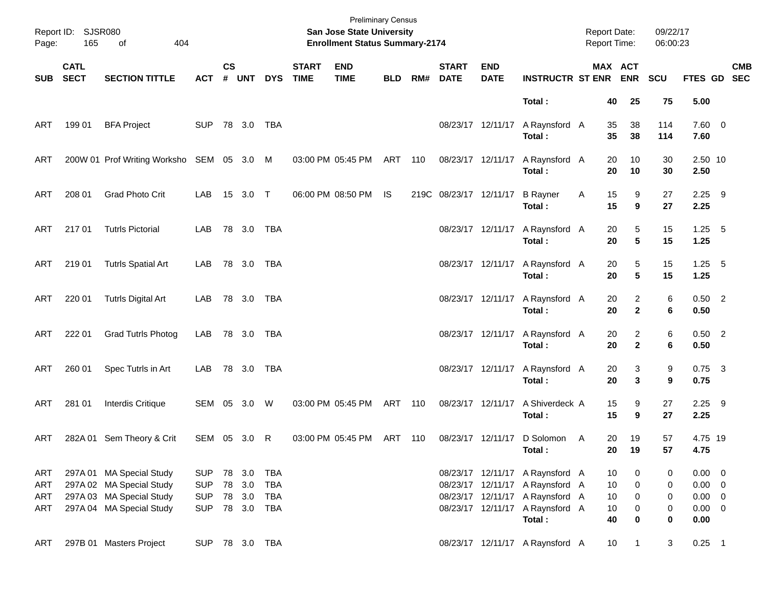Preliminary Census
**San Jose State University**
**Enrollment Status Summary-2174**

Report ID: SJSR080
Report Date: 09/22/17
Report Time: 06:00:23

| SUB | CATL SECT | SECTION TITTLE | ACT | CS # | UNT | DYS | START TIME | END TIME | BLD | RM# | START DATE | END DATE | INSTRUCTR | ST | MAX ENR | ACT ENR | SCU | FTES | GD | CMB SEC |
|---|---|---|---|---|---|---|---|---|---|---|---|---|---|---|---|---|---|---|---|---|
| | | | | | | | | | | | | | **Total :** | | **40** | **25** | **75** | **5.00** | | |
| ART | 199 01 | BFA Project | SUP | 78 | 3.0 | TBA | | | | | 08/23/17 | 12/11/17 | A Raynsford | A | 35 | 38 | 114 | 7.60 | 0 | |
| | | | | | | | | | | | | | **Total :** | | **35** | **38** | **114** | **7.60** | | |
| ART | 200W 01 | Prof Writing Worksho | SEM | 05 | 3.0 | M | 03:00 PM | 05:45 PM | ART | 110 | 08/23/17 | 12/11/17 | A Raynsford | A | 20 | 10 | 30 | 2.50 | 10 | |
| | | | | | | | | | | | | | **Total :** | | **20** | **10** | **30** | **2.50** | | |
| ART | 208 01 | Grad Photo Crit | LAB | 15 | 3.0 | T | 06:00 PM | 08:50 PM | IS | 219C | 08/23/17 | 12/11/17 | B Rayner | A | 15 | 9 | 27 | 2.25 | 9 | |
| | | | | | | | | | | | | | **Total :** | | **15** | **9** | **27** | **2.25** | | |
| ART | 217 01 | Tutrls Pictorial | LAB | 78 | 3.0 | TBA | | | | | 08/23/17 | 12/11/17 | A Raynsford | A | 20 | 5 | 15 | 1.25 | 5 | |
| | | | | | | | | | | | | | **Total :** | | **20** | **5** | **15** | **1.25** | | |
| ART | 219 01 | Tutrls Spatial Art | LAB | 78 | 3.0 | TBA | | | | | 08/23/17 | 12/11/17 | A Raynsford | A | 20 | 5 | 15 | 1.25 | 5 | |
| | | | | | | | | | | | | | **Total :** | | **20** | **5** | **15** | **1.25** | | |
| ART | 220 01 | Tutrls Digital Art | LAB | 78 | 3.0 | TBA | | | | | 08/23/17 | 12/11/17 | A Raynsford | A | 20 | 2 | 6 | 0.50 | 2 | |
| | | | | | | | | | | | | | **Total :** | | **20** | **2** | **6** | **0.50** | | |
| ART | 222 01 | Grad Tutrls Photog | LAB | 78 | 3.0 | TBA | | | | | 08/23/17 | 12/11/17 | A Raynsford | A | 20 | 2 | 6 | 0.50 | 2 | |
| | | | | | | | | | | | | | **Total :** | | **20** | **2** | **6** | **0.50** | | |
| ART | 260 01 | Spec Tutrls in Art | LAB | 78 | 3.0 | TBA | | | | | 08/23/17 | 12/11/17 | A Raynsford | A | 20 | 3 | 9 | 0.75 | 3 | |
| | | | | | | | | | | | | | **Total :** | | **20** | **3** | **9** | **0.75** | | |
| ART | 281 01 | Interdis Critique | SEM | 05 | 3.0 | W | 03:00 PM | 05:45 PM | ART | 110 | 08/23/17 | 12/11/17 | A Shiverdeck | A | 15 | 9 | 27 | 2.25 | 9 | |
| | | | | | | | | | | | | | **Total :** | | **15** | **9** | **27** | **2.25** | | |
| ART | 282A 01 | Sem Theory & Crit | SEM | 05 | 3.0 | R | 03:00 PM | 05:45 PM | ART | 110 | 08/23/17 | 12/11/17 | D Solomon | A | 20 | 19 | 57 | 4.75 | 19 | |
| | | | | | | | | | | | | | **Total :** | | **20** | **19** | **57** | **4.75** | | |
| ART | 297A 01 | MA Special Study | SUP | 78 | 3.0 | TBA | | | | | 08/23/17 | 12/11/17 | A Raynsford | A | 10 | 0 | 0 | 0.00 | 0 | |
| ART | 297A 02 | MA Special Study | SUP | 78 | 3.0 | TBA | | | | | 08/23/17 | 12/11/17 | A Raynsford | A | 10 | 0 | 0 | 0.00 | 0 | |
| ART | 297A 03 | MA Special Study | SUP | 78 | 3.0 | TBA | | | | | 08/23/17 | 12/11/17 | A Raynsford | A | 10 | 0 | 0 | 0.00 | 0 | |
| ART | 297A 04 | MA Special Study | SUP | 78 | 3.0 | TBA | | | | | 08/23/17 | 12/11/17 | A Raynsford | A | 10 | 0 | 0 | 0.00 | 0 | |
| | | | | | | | | | | | | | **Total :** | | **40** | **0** | **0** | **0.00** | | |
| ART | 297B 01 | Masters Project | SUP | 78 | 3.0 | TBA | | | | | 08/23/17 | 12/11/17 | A Raynsford | A | 10 | 1 | 3 | 0.25 | 1 | |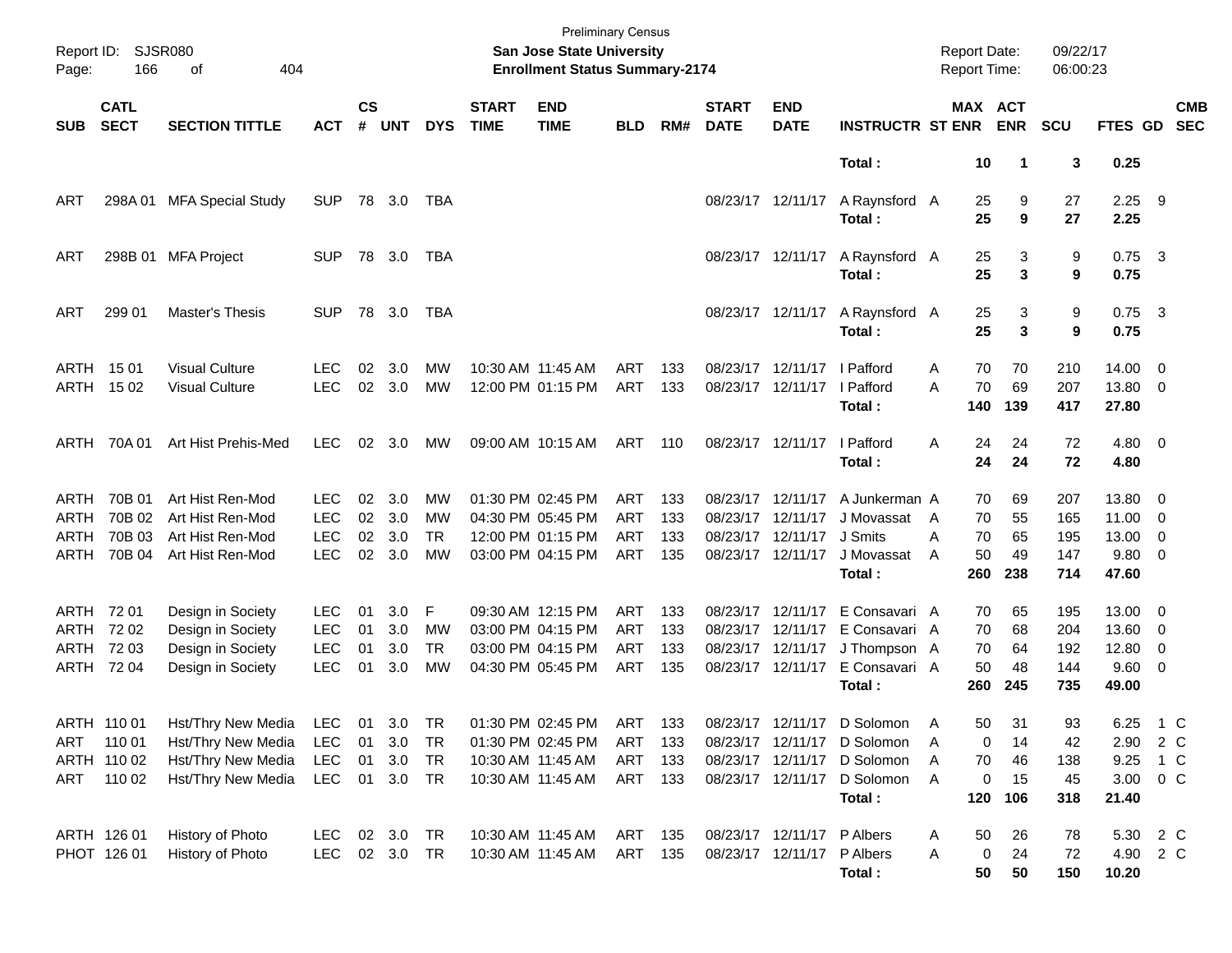Preliminary Census
**San Jose State University**
**Enrollment Status Summary-2174**

Report ID: SJSR080
Page: 166 of 404

Report Date: 09/22/17
Report Time: 06:00:23

| SUB | CATL SECT | SECTION TITTLE | ACT | CS # | UNT | DYS | START TIME | END TIME | BLD | RM# | START DATE | END DATE | INSTRUCTR | ST | MAX ENR | ACT ENR | SCU | FTES | GD | CMB SEC |
|---|---|---|---|---|---|---|---|---|---|---|---|---|---|---|---|---|---|---|---|---|
| | | | | | | | | | | | | | **Total :** | | **10** | **1** | **3** | **0.25** | | |
| ART | 298A 01 | MFA Special Study | SUP | 78 | 3.0 | TBA | | | | | 08/23/17 | 12/11/17 | A Raynsford | A | 25 | 9 | 27 | 2.25 | 9 | |
| | | | | | | | | | | | | | **Total :** | | **25** | **9** | **27** | **2.25** | | |
| ART | 298B 01 | MFA Project | SUP | 78 | 3.0 | TBA | | | | | 08/23/17 | 12/11/17 | A Raynsford | A | 25 | 3 | 9 | 0.75 | 3 | |
| | | | | | | | | | | | | | **Total :** | | **25** | **3** | **9** | **0.75** | | |
| ART | 299 01 | Master's Thesis | SUP | 78 | 3.0 | TBA | | | | | 08/23/17 | 12/11/17 | A Raynsford | A | 25 | 3 | 9 | 0.75 | 3 | |
| | | | | | | | | | | | | | **Total :** | | **25** | **3** | **9** | **0.75** | | |
| ARTH | 15 01 | Visual Culture | LEC | 02 | 3.0 | MW | 10:30 AM | 11:45 AM | ART | 133 | 08/23/17 | 12/11/17 | I Pafford | A | 70 | 70 | 210 | 14.00 | 0 | |
| ARTH | 15 02 | Visual Culture | LEC | 02 | 3.0 | MW | 12:00 PM | 01:15 PM | ART | 133 | 08/23/17 | 12/11/17 | I Pafford | A | 70 | 69 | 207 | 13.80 | 0 | |
| | | | | | | | | | | | | | **Total :** | | **140** | **139** | **417** | **27.80** | | |
| ARTH | 70A 01 | Art Hist Prehis-Med | LEC | 02 | 3.0 | MW | 09:00 AM | 10:15 AM | ART | 110 | 08/23/17 | 12/11/17 | I Pafford | A | 24 | 24 | 72 | 4.80 | 0 | |
| | | | | | | | | | | | | | **Total :** | | **24** | **24** | **72** | **4.80** | | |
| ARTH | 70B 01 | Art Hist Ren-Mod | LEC | 02 | 3.0 | MW | 01:30 PM | 02:45 PM | ART | 133 | 08/23/17 | 12/11/17 | A Junkerman | A | 70 | 69 | 207 | 13.80 | 0 | |
| ARTH | 70B 02 | Art Hist Ren-Mod | LEC | 02 | 3.0 | MW | 04:30 PM | 05:45 PM | ART | 133 | 08/23/17 | 12/11/17 | J Movassat | A | 70 | 55 | 165 | 11.00 | 0 | |
| ARTH | 70B 03 | Art Hist Ren-Mod | LEC | 02 | 3.0 | TR | 12:00 PM | 01:15 PM | ART | 133 | 08/23/17 | 12/11/17 | J Smits | A | 70 | 65 | 195 | 13.00 | 0 | |
| ARTH | 70B 04 | Art Hist Ren-Mod | LEC | 02 | 3.0 | MW | 03:00 PM | 04:15 PM | ART | 135 | 08/23/17 | 12/11/17 | J Movassat | A | 50 | 49 | 147 | 9.80 | 0 | |
| | | | | | | | | | | | | | **Total :** | | **260** | **238** | **714** | **47.60** | | |
| ARTH | 72 01 | Design in Society | LEC | 01 | 3.0 | F | 09:30 AM | 12:15 PM | ART | 133 | 08/23/17 | 12/11/17 | E Consavari | A | 70 | 65 | 195 | 13.00 | 0 | |
| ARTH | 72 02 | Design in Society | LEC | 01 | 3.0 | MW | 03:00 PM | 04:15 PM | ART | 133 | 08/23/17 | 12/11/17 | E Consavari | A | 70 | 68 | 204 | 13.60 | 0 | |
| ARTH | 72 03 | Design in Society | LEC | 01 | 3.0 | TR | 03:00 PM | 04:15 PM | ART | 133 | 08/23/17 | 12/11/17 | J Thompson | A | 70 | 64 | 192 | 12.80 | 0 | |
| ARTH | 72 04 | Design in Society | LEC | 01 | 3.0 | MW | 04:30 PM | 05:45 PM | ART | 135 | 08/23/17 | 12/11/17 | E Consavari | A | 50 | 48 | 144 | 9.60 | 0 | |
| | | | | | | | | | | | | | **Total :** | | **260** | **245** | **735** | **49.00** | | |
| ARTH | 110 01 | Hst/Thry New Media | LEC | 01 | 3.0 | TR | 01:30 PM | 02:45 PM | ART | 133 | 08/23/17 | 12/11/17 | D Solomon | A | 50 | 31 | 93 | 6.25 | 1 | C |
| ART | 110 01 | Hst/Thry New Media | LEC | 01 | 3.0 | TR | 01:30 PM | 02:45 PM | ART | 133 | 08/23/17 | 12/11/17 | D Solomon | A | 0 | 14 | 42 | 2.90 | 2 | C |
| ARTH | 110 02 | Hst/Thry New Media | LEC | 01 | 3.0 | TR | 10:30 AM | 11:45 AM | ART | 133 | 08/23/17 | 12/11/17 | D Solomon | A | 70 | 46 | 138 | 9.25 | 1 | C |
| ART | 110 02 | Hst/Thry New Media | LEC | 01 | 3.0 | TR | 10:30 AM | 11:45 AM | ART | 133 | 08/23/17 | 12/11/17 | D Solomon | A | 0 | 15 | 45 | 3.00 | 0 | C |
| | | | | | | | | | | | | | **Total :** | | **120** | **106** | **318** | **21.40** | | |
| ARTH | 126 01 | History of Photo | LEC | 02 | 3.0 | TR | 10:30 AM | 11:45 AM | ART | 135 | 08/23/17 | 12/11/17 | P Albers | A | 50 | 26 | 78 | 5.30 | 2 | C |
| PHOT | 126 01 | History of Photo | LEC | 02 | 3.0 | TR | 10:30 AM | 11:45 AM | ART | 135 | 08/23/17 | 12/11/17 | P Albers | A | 0 | 24 | 72 | 4.90 | 2 | C |
| | | | | | | | | | | | | | **Total :** | | **50** | **50** | **150** | **10.20** | | |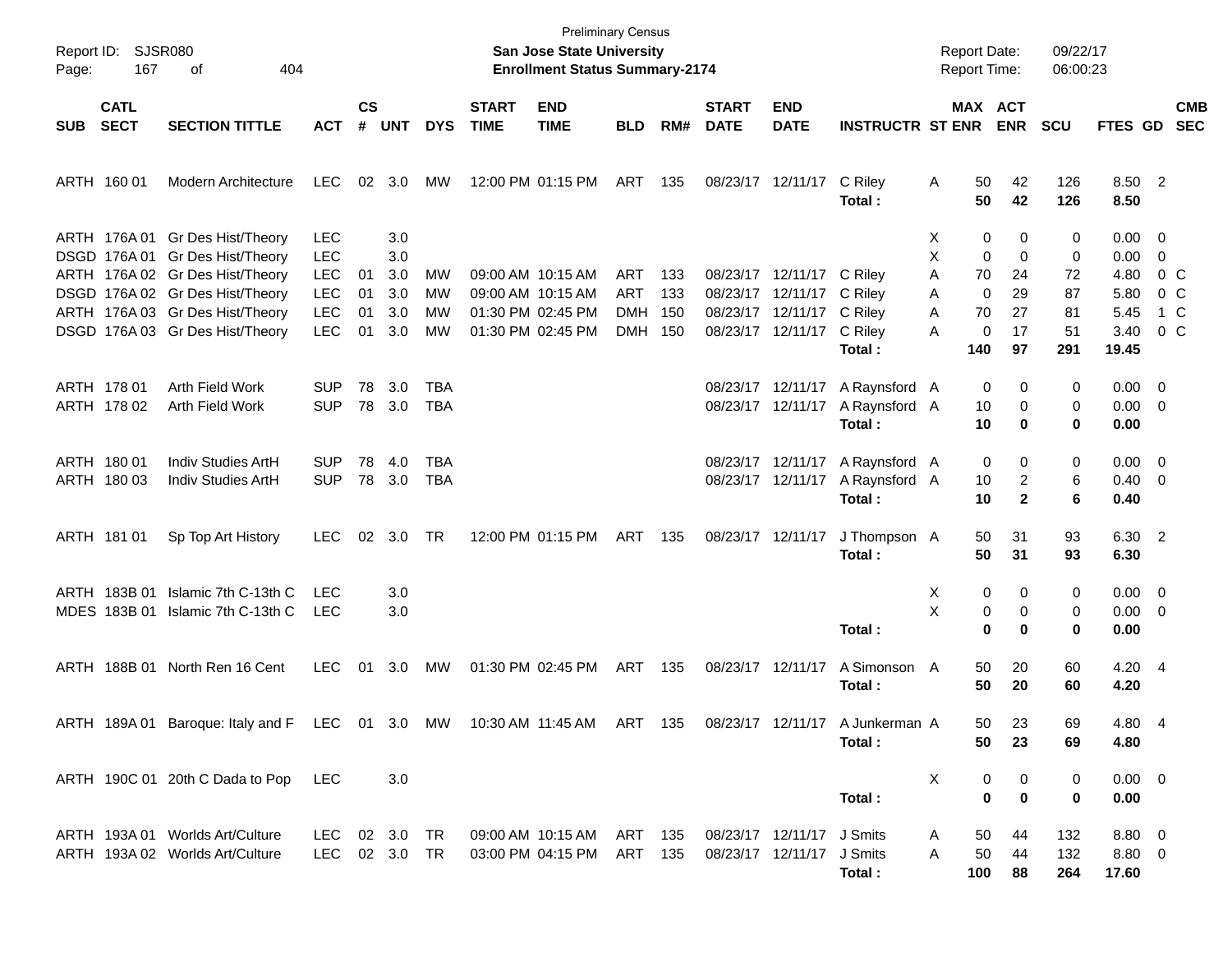Preliminary Census

**San Jose State University**

**Enrollment Status Summary-2174**

Report ID: SJSR080

Report Date: 09/22/17

Report Time: 06:00:23

| SUB | CATL SECT | SECTION TITTLE | ACT | CS # | UNT | DYS | START TIME | END TIME | BLD | RM# | START DATE | END DATE | INSTRUCTR | ST | MAX ENR | ACT ENR | SCU | FTES | GD | CMB SEC |
|---|---|---|---|---|---|---|---|---|---|---|---|---|---|---|---|---|---|---|---|---|
| ARTH | 160 01 | Modern Architecture | LEC | 02 | 3.0 | MW | 12:00 PM | 01:15 PM | ART | 135 | 08/23/17 | 12/11/17 | C Riley | A | 50 | 42 | 126 | 8.50 | 2 | |
| | | | | | | | | | | | | | **Total :** | | **50** | **42** | **126** | **8.50** | | |
| ARTH | 176A 01 | Gr Des Hist/Theory | LEC | | 3.0 | | | | | | | | | X | 0 | 0 | 0 | 0.00 | 0 | |
| DSGD | 176A 01 | Gr Des Hist/Theory | LEC | | 3.0 | | | | | | | | | X | 0 | 0 | 0 | 0.00 | 0 | |
| ARTH | 176A 02 | Gr Des Hist/Theory | LEC | 01 | 3.0 | MW | 09:00 AM | 10:15 AM | ART | 133 | 08/23/17 | 12/11/17 | C Riley | A | 70 | 24 | 72 | 4.80 | 0 | C |
| DSGD | 176A 02 | Gr Des Hist/Theory | LEC | 01 | 3.0 | MW | 09:00 AM | 10:15 AM | ART | 133 | 08/23/17 | 12/11/17 | C Riley | A | 0 | 29 | 87 | 5.80 | 0 | C |
| ARTH | 176A 03 | Gr Des Hist/Theory | LEC | 01 | 3.0 | MW | 01:30 PM | 02:45 PM | DMH | 150 | 08/23/17 | 12/11/17 | C Riley | A | 70 | 27 | 81 | 5.45 | 1 | C |
| DSGD | 176A 03 | Gr Des Hist/Theory | LEC | 01 | 3.0 | MW | 01:30 PM | 02:45 PM | DMH | 150 | 08/23/17 | 12/11/17 | C Riley | A | 0 | 17 | 51 | 3.40 | 0 | C |
| | | | | | | | | | | | | | **Total :** | | **140** | **97** | **291** | **19.45** | | |
| ARTH | 178 01 | Arth Field Work | SUP | 78 | 3.0 | TBA | | | | | 08/23/17 | 12/11/17 | A Raynsford | A | 0 | 0 | 0 | 0.00 | 0 | |
| ARTH | 178 02 | Arth Field Work | SUP | 78 | 3.0 | TBA | | | | | 08/23/17 | 12/11/17 | A Raynsford | A | 10 | 0 | 0 | 0.00 | 0 | |
| | | | | | | | | | | | | | **Total :** | | **10** | **0** | **0** | **0.00** | | |
| ARTH | 180 01 | Indiv Studies ArtH | SUP | 78 | 4.0 | TBA | | | | | 08/23/17 | 12/11/17 | A Raynsford | A | 0 | 0 | 0 | 0.00 | 0 | |
| ARTH | 180 03 | Indiv Studies ArtH | SUP | 78 | 3.0 | TBA | | | | | 08/23/17 | 12/11/17 | A Raynsford | A | 10 | 2 | 6 | 0.40 | 0 | |
| | | | | | | | | | | | | | **Total :** | | **10** | **2** | **6** | **0.40** | | |
| ARTH | 181 01 | Sp Top Art History | LEC | 02 | 3.0 | TR | 12:00 PM | 01:15 PM | ART | 135 | 08/23/17 | 12/11/17 | J Thompson | A | 50 | 31 | 93 | 6.30 | 2 | |
| | | | | | | | | | | | | | **Total :** | | **50** | **31** | **93** | **6.30** | | |
| ARTH | 183B 01 | Islamic 7th C-13th C | LEC | | 3.0 | | | | | | | | | X | 0 | 0 | 0 | 0.00 | 0 | |
| MDES | 183B 01 | Islamic 7th C-13th C | LEC | | 3.0 | | | | | | | | | X | 0 | 0 | 0 | 0.00 | 0 | |
| | | | | | | | | | | | | | **Total :** | | **0** | **0** | **0** | **0.00** | | |
| ARTH | 188B 01 | North Ren 16 Cent | LEC | 01 | 3.0 | MW | 01:30 PM | 02:45 PM | ART | 135 | 08/23/17 | 12/11/17 | A Simonson | A | 50 | 20 | 60 | 4.20 | 4 | |
| | | | | | | | | | | | | | **Total :** | | **50** | **20** | **60** | **4.20** | | |
| ARTH | 189A 01 | Baroque: Italy and F | LEC | 01 | 3.0 | MW | 10:30 AM | 11:45 AM | ART | 135 | 08/23/17 | 12/11/17 | A Junkerman | A | 50 | 23 | 69 | 4.80 | 4 | |
| | | | | | | | | | | | | | **Total :** | | **50** | **23** | **69** | **4.80** | | |
| ARTH | 190C 01 | 20th C Dada to Pop | LEC | | 3.0 | | | | | | | | | X | 0 | 0 | 0 | 0.00 | 0 | |
| | | | | | | | | | | | | | **Total :** | | **0** | **0** | **0** | **0.00** | | |
| ARTH | 193A 01 | Worlds Art/Culture | LEC | 02 | 3.0 | TR | 09:00 AM | 10:15 AM | ART | 135 | 08/23/17 | 12/11/17 | J Smits | A | 50 | 44 | 132 | 8.80 | 0 | |
| ARTH | 193A 02 | Worlds Art/Culture | LEC | 02 | 3.0 | TR | 03:00 PM | 04:15 PM | ART | 135 | 08/23/17 | 12/11/17 | J Smits | A | 50 | 44 | 132 | 8.80 | 0 | |
| | | | | | | | | | | | | | **Total :** | | **100** | **88** | **264** | **17.60** | | |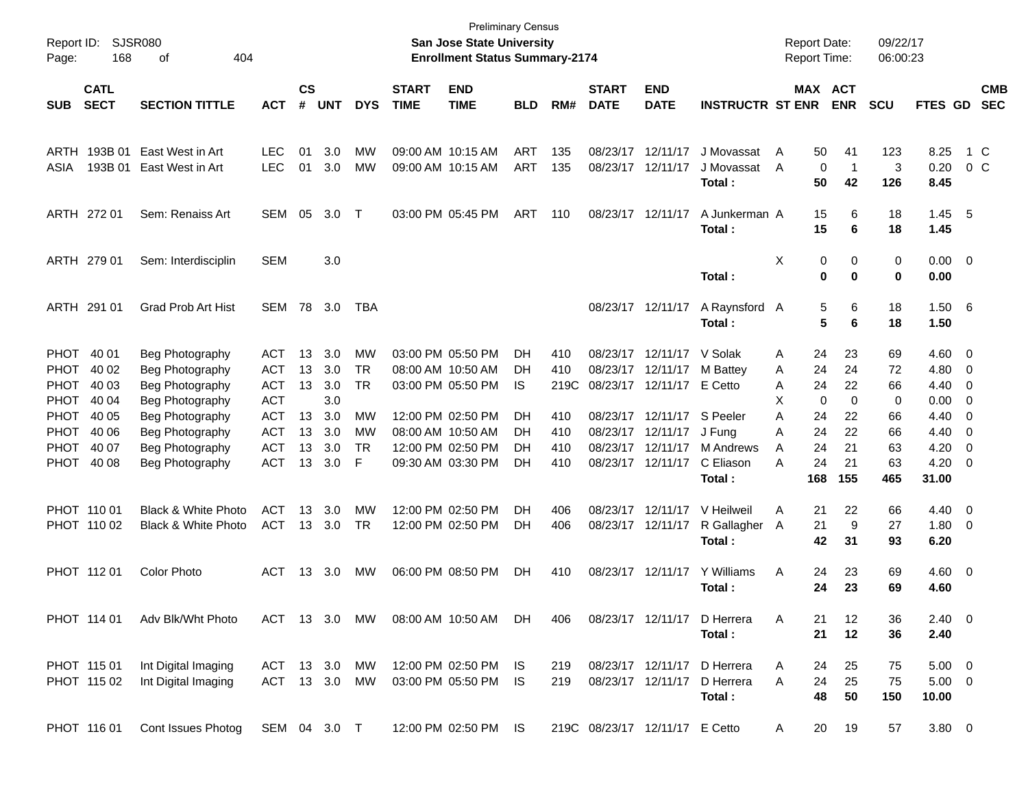Preliminary Census
**San Jose State University**
**Enrollment Status Summary-2174**

Report ID: SJSR080
Report Date: 09/22/17
Report Time: 06:00:23

| SUB | CATL SECT | SECTION TITTLE | ACT | CS # | UNT | DYS | START TIME | END TIME | BLD | RM# | START DATE | END DATE | INSTRUCTR | ST | MAX ENR | ACT ENR | SCU | FTES | GD | CMB SEC |
|---|---|---|---|---|---|---|---|---|---|---|---|---|---|---|---|---|---|---|---|---|
| ARTH | 193B 01 | East West in Art | LEC | 01 | 3.0 | MW | 09:00 AM | 10:15 AM | ART | 135 | 08/23/17 | 12/11/17 | J Movassat | A | 50 | 41 | 123 | 8.25 | 1 | C |
| ASIA | 193B 01 | East West in Art | LEC | 01 | 3.0 | MW | 09:00 AM | 10:15 AM | ART | 135 | 08/23/17 | 12/11/17 | J Movassat | A | 0 | 1 | 3 | 0.20 | 0 | C |
| | | | | | | | | | | | | | **Total :** | | **50** | **42** | **126** | **8.45** | | |
| ARTH | 272 01 | Sem: Renaiss Art | SEM | 05 | 3.0 | T | 03:00 PM | 05:45 PM | ART | 110 | 08/23/17 | 12/11/17 | A Junkerman | A | 15 | 6 | 18 | 1.45 | 5 | |
| | | | | | | | | | | | | | **Total :** | | **15** | **6** | **18** | **1.45** | | |
| ARTH | 279 01 | Sem: Interdisciplin | SEM | | 3.0 | | | | | | | | | X | 0 | 0 | 0 | 0.00 | 0 | |
| | | | | | | | | | | | | | **Total :** | | **0** | **0** | **0** | **0.00** | | |
| ARTH | 291 01 | Grad Prob Art Hist | SEM | 78 | 3.0 | TBA | | | | | 08/23/17 | 12/11/17 | A Raynsford | A | 5 | 6 | 18 | 1.50 | 6 | |
| | | | | | | | | | | | | | **Total :** | | **5** | **6** | **18** | **1.50** | | |
| PHOT | 40 01 | Beg Photography | ACT | 13 | 3.0 | MW | 03:00 PM | 05:50 PM | DH | 410 | 08/23/17 | 12/11/17 | V Solak | A | 24 | 23 | 69 | 4.60 | 0 | |
| PHOT | 40 02 | Beg Photography | ACT | 13 | 3.0 | TR | 08:00 AM | 10:50 AM | DH | 410 | 08/23/17 | 12/11/17 | M Battey | A | 24 | 24 | 72 | 4.80 | 0 | |
| PHOT | 40 03 | Beg Photography | ACT | 13 | 3.0 | TR | 03:00 PM | 05:50 PM | IS | 219C | 08/23/17 | 12/11/17 | E Cetto | A | 24 | 22 | 66 | 4.40 | 0 | |
| PHOT | 40 04 | Beg Photography | ACT | | 3.0 | | | | | | | | | X | 0 | 0 | 0 | 0.00 | 0 | |
| PHOT | 40 05 | Beg Photography | ACT | 13 | 3.0 | MW | 12:00 PM | 02:50 PM | DH | 410 | 08/23/17 | 12/11/17 | S Peeler | A | 24 | 22 | 66 | 4.40 | 0 | |
| PHOT | 40 06 | Beg Photography | ACT | 13 | 3.0 | MW | 08:00 AM | 10:50 AM | DH | 410 | 08/23/17 | 12/11/17 | J Fung | A | 24 | 22 | 66 | 4.40 | 0 | |
| PHOT | 40 07 | Beg Photography | ACT | 13 | 3.0 | TR | 12:00 PM | 02:50 PM | DH | 410 | 08/23/17 | 12/11/17 | M Andrews | A | 24 | 21 | 63 | 4.20 | 0 | |
| PHOT | 40 08 | Beg Photography | ACT | 13 | 3.0 | F | 09:30 AM | 03:30 PM | DH | 410 | 08/23/17 | 12/11/17 | C Eliason | A | 24 | 21 | 63 | 4.20 | 0 | |
| | | | | | | | | | | | | | **Total :** | | **168** | **155** | **465** | **31.00** | | |
| PHOT | 110 01 | Black & White Photo | ACT | 13 | 3.0 | MW | 12:00 PM | 02:50 PM | DH | 406 | 08/23/17 | 12/11/17 | V Heilweil | A | 21 | 22 | 66 | 4.40 | 0 | |
| PHOT | 110 02 | Black & White Photo | ACT | 13 | 3.0 | TR | 12:00 PM | 02:50 PM | DH | 406 | 08/23/17 | 12/11/17 | R Gallagher | A | 21 | 9 | 27 | 1.80 | 0 | |
| | | | | | | | | | | | | | **Total :** | | **42** | **31** | **93** | **6.20** | | |
| PHOT | 112 01 | Color Photo | ACT | 13 | 3.0 | MW | 06:00 PM | 08:50 PM | DH | 410 | 08/23/17 | 12/11/17 | Y Williams | A | 24 | 23 | 69 | 4.60 | 0 | |
| | | | | | | | | | | | | | **Total :** | | **24** | **23** | **69** | **4.60** | | |
| PHOT | 114 01 | Adv Blk/Wht Photo | ACT | 13 | 3.0 | MW | 08:00 AM | 10:50 AM | DH | 406 | 08/23/17 | 12/11/17 | D Herrera | A | 21 | 12 | 36 | 2.40 | 0 | |
| | | | | | | | | | | | | | **Total :** | | **21** | **12** | **36** | **2.40** | | |
| PHOT | 115 01 | Int Digital Imaging | ACT | 13 | 3.0 | MW | 12:00 PM | 02:50 PM | IS | 219 | 08/23/17 | 12/11/17 | D Herrera | A | 24 | 25 | 75 | 5.00 | 0 | |
| PHOT | 115 02 | Int Digital Imaging | ACT | 13 | 3.0 | MW | 03:00 PM | 05:50 PM | IS | 219 | 08/23/17 | 12/11/17 | D Herrera | A | 24 | 25 | 75 | 5.00 | 0 | |
| | | | | | | | | | | | | | **Total :** | | **48** | **50** | **150** | **10.00** | | |
| PHOT | 116 01 | Cont Issues Photog | SEM | 04 | 3.0 | T | 12:00 PM | 02:50 PM | IS | 219C | 08/23/17 | 12/11/17 | E Cetto | A | 20 | 19 | 57 | 3.80 | 0 | |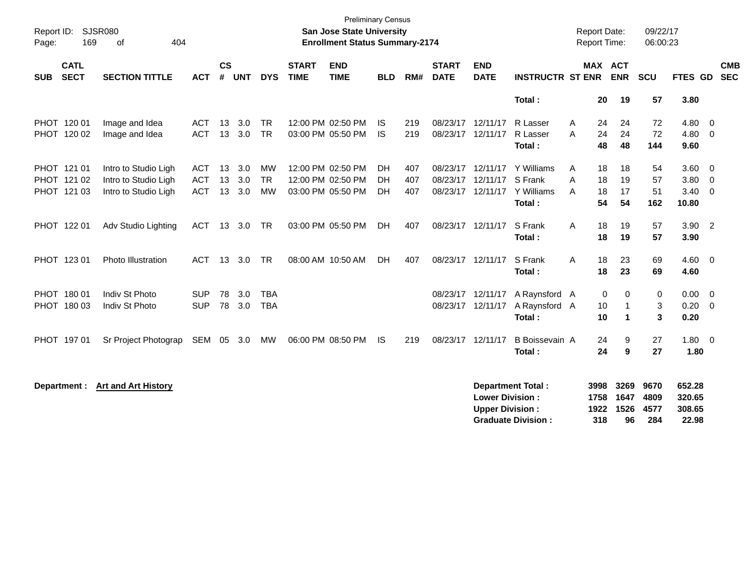Preliminary Census

**San Jose State University**

**Enrollment Status Summary-2174**

Report ID: SJSR080 | Report Date: 09/22/17 | Report Time: 06:00:23

| SUB | CATL SECT | SECTION TITTLE | ACT | CS # | UNT | DYS | START TIME | END TIME | BLD | RM# | START DATE | END DATE | INSTRUCTR | ST | MAX ENR | ACT ENR | SCU | FTES | GD | CMB SEC |
|---|---|---|---|---|---|---|---|---|---|---|---|---|---|---|---|---|---|---|---|---|
| | | | | | | | | | | | | | **Total :** | | **20** | **19** | **57** | **3.80** | | |
| PHOT | 120 01 | Image and Idea | ACT | 13 | 3.0 | TR | 12:00 PM | 02:50 PM | IS | 219 | 08/23/17 | 12/11/17 | R Lasser | A | 24 | 24 | 72 | 4.80 | 0 | |
| PHOT | 120 02 | Image and Idea | ACT | 13 | 3.0 | TR | 03:00 PM | 05:50 PM | IS | 219 | 08/23/17 | 12/11/17 | R Lasser | A | 24 | 24 | 72 | 4.80 | 0 | |
| | | | | | | | | | | | | | **Total :** | | **48** | **48** | **144** | **9.60** | | |
| PHOT | 121 01 | Intro to Studio Ligh | ACT | 13 | 3.0 | MW | 12:00 PM | 02:50 PM | DH | 407 | 08/23/17 | 12/11/17 | Y Williams | A | 18 | 18 | 54 | 3.60 | 0 | |
| PHOT | 121 02 | Intro to Studio Ligh | ACT | 13 | 3.0 | TR | 12:00 PM | 02:50 PM | DH | 407 | 08/23/17 | 12/11/17 | S Frank | A | 18 | 19 | 57 | 3.80 | 0 | |
| PHOT | 121 03 | Intro to Studio Ligh | ACT | 13 | 3.0 | MW | 03:00 PM | 05:50 PM | DH | 407 | 08/23/17 | 12/11/17 | Y Williams | A | 18 | 17 | 51 | 3.40 | 0 | |
| | | | | | | | | | | | | | **Total :** | | **54** | **54** | **162** | **10.80** | | |
| PHOT | 122 01 | Adv Studio Lighting | ACT | 13 | 3.0 | TR | 03:00 PM | 05:50 PM | DH | 407 | 08/23/17 | 12/11/17 | S Frank | A | 18 | 19 | 57 | 3.90 | 2 | |
| | | | | | | | | | | | | | **Total :** | | **18** | **19** | **57** | **3.90** | | |
| PHOT | 123 01 | Photo Illustration | ACT | 13 | 3.0 | TR | 08:00 AM | 10:50 AM | DH | 407 | 08/23/17 | 12/11/17 | S Frank | A | 18 | 23 | 69 | 4.60 | 0 | |
| | | | | | | | | | | | | | **Total :** | | **18** | **23** | **69** | **4.60** | | |
| PHOT | 180 01 | Indiv St Photo | SUP | 78 | 3.0 | TBA | | | | | 08/23/17 | 12/11/17 | A Raynsford | A | 0 | 0 | 0 | 0.00 | 0 | |
| PHOT | 180 03 | Indiv St Photo | SUP | 78 | 3.0 | TBA | | | | | 08/23/17 | 12/11/17 | A Raynsford | A | 10 | 1 | 3 | 0.20 | 0 | |
| | | | | | | | | | | | | | **Total :** | | **10** | **1** | **3** | **0.20** | | |
| PHOT | 197 01 | Sr Project Photograp | SEM | 05 | 3.0 | MW | 06:00 PM | 08:50 PM | IS | 219 | 08/23/17 | 12/11/17 | B Boissevain | A | 24 | 9 | 27 | 1.80 | 0 | |
| | | | | | | | | | | | | | **Total :** | | **24** | **9** | **27** | **1.80** | | |

**Department :** **Art and Art History**

| | MAX ENR | ACT ENR | SCU | FTES |
|---|---|---|---|---|
| **Department Total :** | **3998** | **3269** | **9670** | **652.28** |
| **Lower Division :** | **1758** | **1647** | **4809** | **320.65** |
| **Upper Division :** | **1922** | **1526** | **4577** | **308.65** |
| **Graduate Division :** | **318** | **96** | **284** | **22.98** |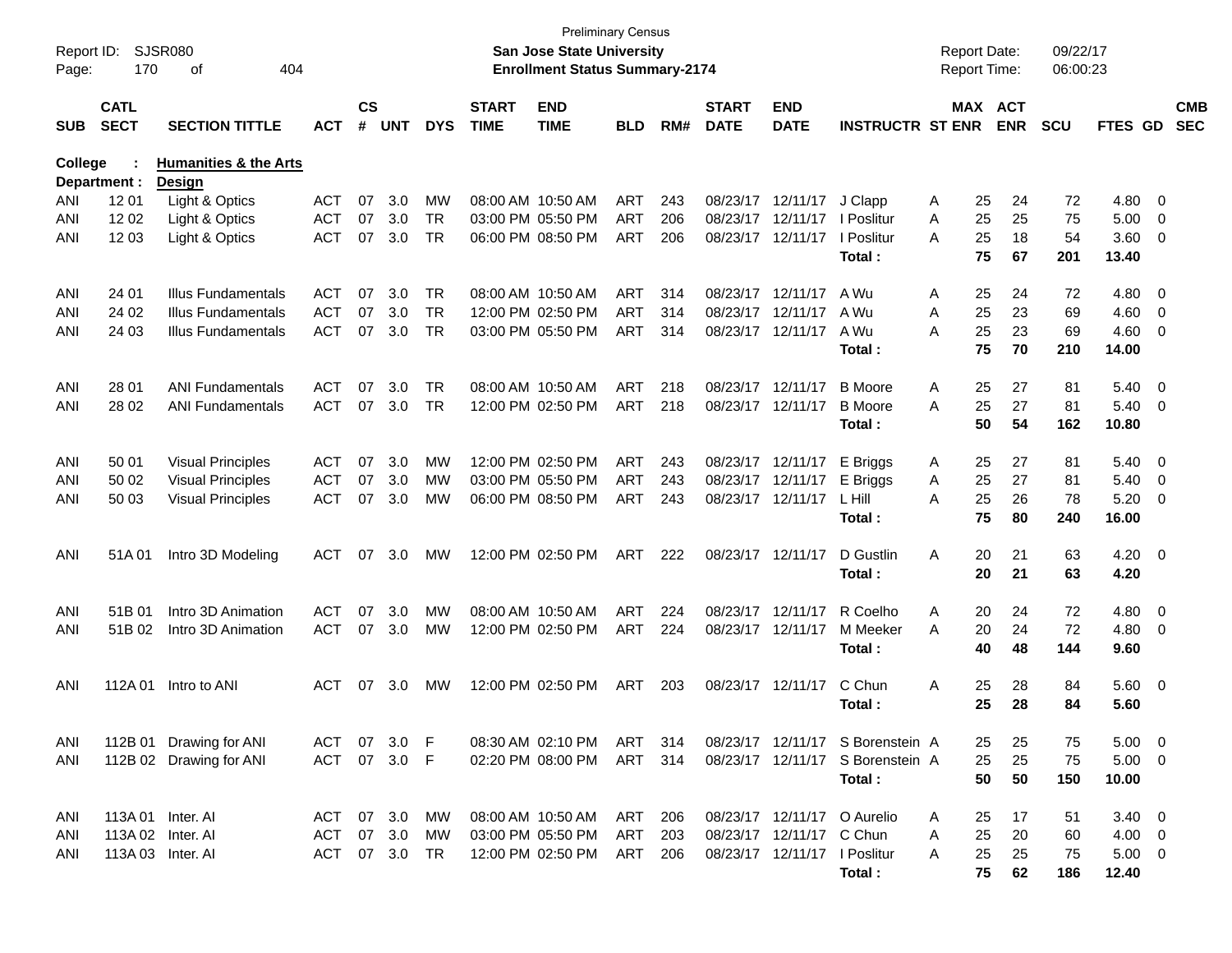Preliminary Census

**San Jose State University**

**Enrollment Status Summary-2174**

Report ID: SJSR080
Report Date: 09/22/17
Report Time: 06:00:23

**College : Humanities & the Arts**
**Department : Design**

| SUB | CATL SECT | SECTION TITTLE | ACT | CS # | UNT | DYS | START TIME | END TIME | BLD | RM# | START DATE | END DATE | INSTRUCTR | ST | MAX ENR | ACT ENR | SCU | FTES | GD | CMB SEC |
|---|---|---|---|---|---|---|---|---|---|---|---|---|---|---|---|---|---|---|---|---|
| ANI | 12 01 | Light & Optics | ACT | 07 | 3.0 | MW | 08:00 AM | 10:50 AM | ART | 243 | 08/23/17 | 12/11/17 | J Clapp | A | 25 | 24 | 72 | 4.80 | 0 | |
| ANI | 12 02 | Light & Optics | ACT | 07 | 3.0 | TR | 03:00 PM | 05:50 PM | ART | 206 | 08/23/17 | 12/11/17 | I Poslitur | A | 25 | 25 | 75 | 5.00 | 0 | |
| ANI | 12 03 | Light & Optics | ACT | 07 | 3.0 | TR | 06:00 PM | 08:50 PM | ART | 206 | 08/23/17 | 12/11/17 | I Poslitur | A | 25 | 18 | 54 | 3.60 | 0 | |
| | | | | | | | | | | | | | **Total :** | | **75** | **67** | **201** | **13.40** | | |
| ANI | 24 01 | Illus Fundamentals | ACT | 07 | 3.0 | TR | 08:00 AM | 10:50 AM | ART | 314 | 08/23/17 | 12/11/17 | A Wu | A | 25 | 24 | 72 | 4.80 | 0 | |
| ANI | 24 02 | Illus Fundamentals | ACT | 07 | 3.0 | TR | 12:00 PM | 02:50 PM | ART | 314 | 08/23/17 | 12/11/17 | A Wu | A | 25 | 23 | 69 | 4.60 | 0 | |
| ANI | 24 03 | Illus Fundamentals | ACT | 07 | 3.0 | TR | 03:00 PM | 05:50 PM | ART | 314 | 08/23/17 | 12/11/17 | A Wu | A | 25 | 23 | 69 | 4.60 | 0 | |
| | | | | | | | | | | | | | **Total :** | | **75** | **70** | **210** | **14.00** | | |
| ANI | 28 01 | ANI Fundamentals | ACT | 07 | 3.0 | TR | 08:00 AM | 10:50 AM | ART | 218 | 08/23/17 | 12/11/17 | B Moore | A | 25 | 27 | 81 | 5.40 | 0 | |
| ANI | 28 02 | ANI Fundamentals | ACT | 07 | 3.0 | TR | 12:00 PM | 02:50 PM | ART | 218 | 08/23/17 | 12/11/17 | B Moore | A | 25 | 27 | 81 | 5.40 | 0 | |
| | | | | | | | | | | | | | **Total :** | | **50** | **54** | **162** | **10.80** | | |
| ANI | 50 01 | Visual Principles | ACT | 07 | 3.0 | MW | 12:00 PM | 02:50 PM | ART | 243 | 08/23/17 | 12/11/17 | E Briggs | A | 25 | 27 | 81 | 5.40 | 0 | |
| ANI | 50 02 | Visual Principles | ACT | 07 | 3.0 | MW | 03:00 PM | 05:50 PM | ART | 243 | 08/23/17 | 12/11/17 | E Briggs | A | 25 | 27 | 81 | 5.40 | 0 | |
| ANI | 50 03 | Visual Principles | ACT | 07 | 3.0 | MW | 06:00 PM | 08:50 PM | ART | 243 | 08/23/17 | 12/11/17 | L Hill | A | 25 | 26 | 78 | 5.20 | 0 | |
| | | | | | | | | | | | | | **Total :** | | **75** | **80** | **240** | **16.00** | | |
| ANI | 51A 01 | Intro 3D Modeling | ACT | 07 | 3.0 | MW | 12:00 PM | 02:50 PM | ART | 222 | 08/23/17 | 12/11/17 | D Gustlin | A | 20 | 21 | 63 | 4.20 | 0 | |
| | | | | | | | | | | | | | **Total :** | | **20** | **21** | **63** | **4.20** | | |
| ANI | 51B 01 | Intro 3D Animation | ACT | 07 | 3.0 | MW | 08:00 AM | 10:50 AM | ART | 224 | 08/23/17 | 12/11/17 | R Coelho | A | 20 | 24 | 72 | 4.80 | 0 | |
| ANI | 51B 02 | Intro 3D Animation | ACT | 07 | 3.0 | MW | 12:00 PM | 02:50 PM | ART | 224 | 08/23/17 | 12/11/17 | M Meeker | A | 20 | 24 | 72 | 4.80 | 0 | |
| | | | | | | | | | | | | | **Total :** | | **40** | **48** | **144** | **9.60** | | |
| ANI | 112A 01 | Intro to ANI | ACT | 07 | 3.0 | MW | 12:00 PM | 02:50 PM | ART | 203 | 08/23/17 | 12/11/17 | C Chun | A | 25 | 28 | 84 | 5.60 | 0 | |
| | | | | | | | | | | | | | **Total :** | | **25** | **28** | **84** | **5.60** | | |
| ANI | 112B 01 | Drawing for ANI | ACT | 07 | 3.0 | F | 08:30 AM | 02:10 PM | ART | 314 | 08/23/17 | 12/11/17 | S Borenstein | A | 25 | 25 | 75 | 5.00 | 0 | |
| ANI | 112B 02 | Drawing for ANI | ACT | 07 | 3.0 | F | 02:20 PM | 08:00 PM | ART | 314 | 08/23/17 | 12/11/17 | S Borenstein | A | 25 | 25 | 75 | 5.00 | 0 | |
| | | | | | | | | | | | | | **Total :** | | **50** | **50** | **150** | **10.00** | | |
| ANI | 113A 01 | Inter. AI | ACT | 07 | 3.0 | MW | 08:00 AM | 10:50 AM | ART | 206 | 08/23/17 | 12/11/17 | O Aurelio | A | 25 | 17 | 51 | 3.40 | 0 | |
| ANI | 113A 02 | Inter. AI | ACT | 07 | 3.0 | MW | 03:00 PM | 05:50 PM | ART | 203 | 08/23/17 | 12/11/17 | C Chun | A | 25 | 20 | 60 | 4.00 | 0 | |
| ANI | 113A 03 | Inter. AI | ACT | 07 | 3.0 | TR | 12:00 PM | 02:50 PM | ART | 206 | 08/23/17 | 12/11/17 | I Poslitur | A | 25 | 25 | 75 | 5.00 | 0 | |
| | | | | | | | | | | | | | **Total :** | | **75** | **62** | **186** | **12.40** | | |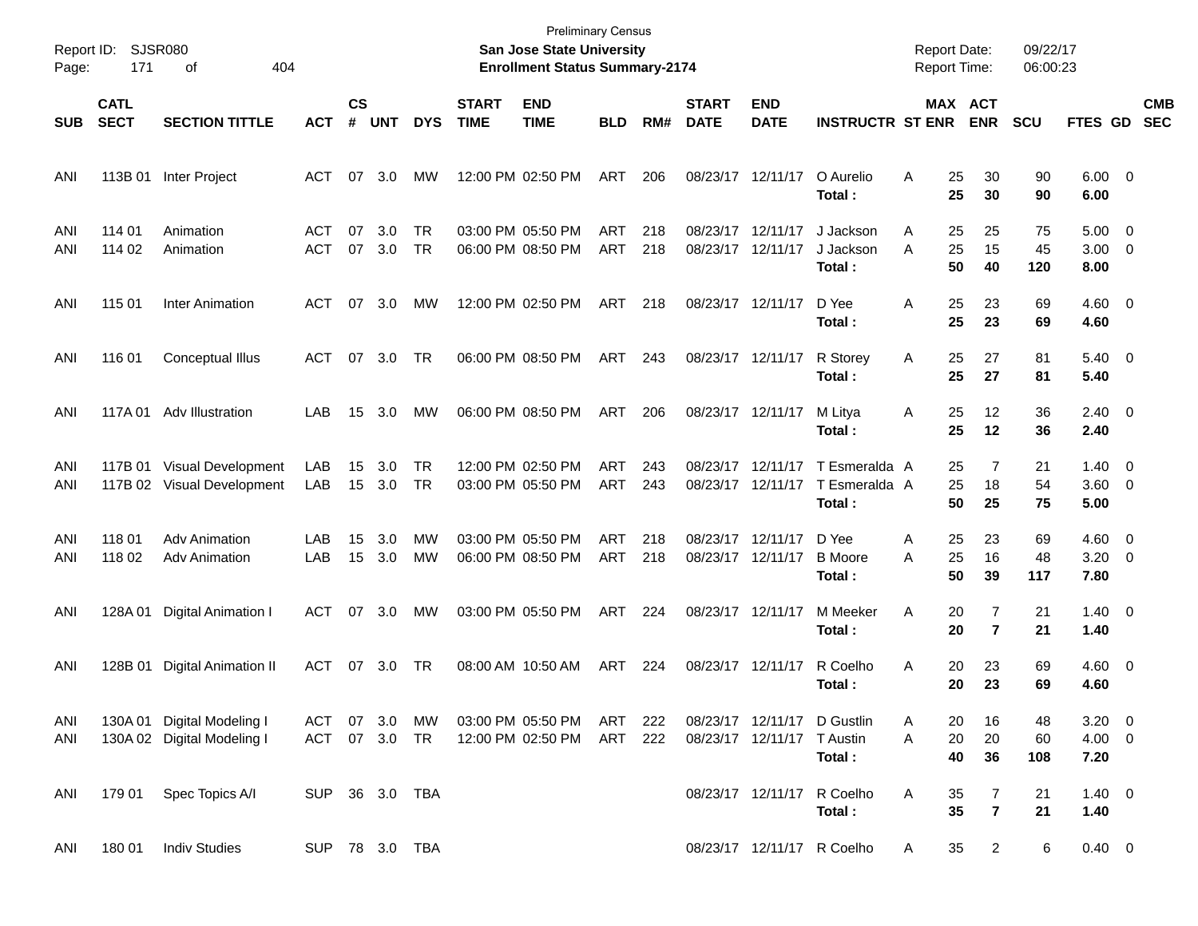Preliminary Census

**San Jose State University**

**Enrollment Status Summary-2174**

Report ID: SJSR080

Report Date: 09/22/17

Report Time: 06:00:23

| SUB | CATL SECT | SECTION TITTLE | ACT | CS # | UNT | DYS | START TIME | END TIME | BLD | RM# | START DATE | END DATE | INSTRUCTR | ST | MAX ENR | ACT ENR | SCU | FTES | GD | CMB SEC |
|---|---|---|---|---|---|---|---|---|---|---|---|---|---|---|---|---|---|---|---|---|
| ANI | 113B 01 | Inter Project | ACT | 07 | 3.0 | MW | 12:00 PM | 02:50 PM | ART | 206 | 08/23/17 | 12/11/17 | O Aurelio | A | 25 | 30 | 90 | 6.00 | 0 | |
| | | | | | | | | | | | | | **Total :** | | **25** | **30** | **90** | **6.00** | | |
| ANI | 114 01 | Animation | ACT | 07 | 3.0 | TR | 03:00 PM | 05:50 PM | ART | 218 | 08/23/17 | 12/11/17 | J Jackson | A | 25 | 25 | 75 | 5.00 | 0 | |
| ANI | 114 02 | Animation | ACT | 07 | 3.0 | TR | 06:00 PM | 08:50 PM | ART | 218 | 08/23/17 | 12/11/17 | J Jackson | A | 25 | 15 | 45 | 3.00 | 0 | |
| | | | | | | | | | | | | | **Total :** | | **50** | **40** | **120** | **8.00** | | |
| ANI | 115 01 | Inter Animation | ACT | 07 | 3.0 | MW | 12:00 PM | 02:50 PM | ART | 218 | 08/23/17 | 12/11/17 | D Yee | A | 25 | 23 | 69 | 4.60 | 0 | |
| | | | | | | | | | | | | | **Total :** | | **25** | **23** | **69** | **4.60** | | |
| ANI | 116 01 | Conceptual Illus | ACT | 07 | 3.0 | TR | 06:00 PM | 08:50 PM | ART | 243 | 08/23/17 | 12/11/17 | R Storey | A | 25 | 27 | 81 | 5.40 | 0 | |
| | | | | | | | | | | | | | **Total :** | | **25** | **27** | **81** | **5.40** | | |
| ANI | 117A 01 | Adv Illustration | LAB | 15 | 3.0 | MW | 06:00 PM | 08:50 PM | ART | 206 | 08/23/17 | 12/11/17 | M Litya | A | 25 | 12 | 36 | 2.40 | 0 | |
| | | | | | | | | | | | | | **Total :** | | **25** | **12** | **36** | **2.40** | | |
| ANI | 117B 01 | Visual Development | LAB | 15 | 3.0 | TR | 12:00 PM | 02:50 PM | ART | 243 | 08/23/17 | 12/11/17 | T Esmeralda | A | 25 | 7 | 21 | 1.40 | 0 | |
| ANI | 117B 02 | Visual Development | LAB | 15 | 3.0 | TR | 03:00 PM | 05:50 PM | ART | 243 | 08/23/17 | 12/11/17 | T Esmeralda | A | 25 | 18 | 54 | 3.60 | 0 | |
| | | | | | | | | | | | | | **Total :** | | **50** | **25** | **75** | **5.00** | | |
| ANI | 118 01 | Adv Animation | LAB | 15 | 3.0 | MW | 03:00 PM | 05:50 PM | ART | 218 | 08/23/17 | 12/11/17 | D Yee | A | 25 | 23 | 69 | 4.60 | 0 | |
| ANI | 118 02 | Adv Animation | LAB | 15 | 3.0 | MW | 06:00 PM | 08:50 PM | ART | 218 | 08/23/17 | 12/11/17 | B Moore | A | 25 | 16 | 48 | 3.20 | 0 | |
| | | | | | | | | | | | | | **Total :** | | **50** | **39** | **117** | **7.80** | | |
| ANI | 128A 01 | Digital Animation I | ACT | 07 | 3.0 | MW | 03:00 PM | 05:50 PM | ART | 224 | 08/23/17 | 12/11/17 | M Meeker | A | 20 | 7 | 21 | 1.40 | 0 | |
| | | | | | | | | | | | | | **Total :** | | **20** | **7** | **21** | **1.40** | | |
| ANI | 128B 01 | Digital Animation II | ACT | 07 | 3.0 | TR | 08:00 AM | 10:50 AM | ART | 224 | 08/23/17 | 12/11/17 | R Coelho | A | 20 | 23 | 69 | 4.60 | 0 | |
| | | | | | | | | | | | | | **Total :** | | **20** | **23** | **69** | **4.60** | | |
| ANI | 130A 01 | Digital Modeling I | ACT | 07 | 3.0 | MW | 03:00 PM | 05:50 PM | ART | 222 | 08/23/17 | 12/11/17 | D Gustlin | A | 20 | 16 | 48 | 3.20 | 0 | |
| ANI | 130A 02 | Digital Modeling I | ACT | 07 | 3.0 | TR | 12:00 PM | 02:50 PM | ART | 222 | 08/23/17 | 12/11/17 | T Austin | A | 20 | 20 | 60 | 4.00 | 0 | |
| | | | | | | | | | | | | | **Total :** | | **40** | **36** | **108** | **7.20** | | |
| ANI | 179 01 | Spec Topics A/I | SUP | 36 | 3.0 | TBA | | | | | 08/23/17 | 12/11/17 | R Coelho | A | 35 | 7 | 21 | 1.40 | 0 | |
| | | | | | | | | | | | | | **Total :** | | **35** | **7** | **21** | **1.40** | | |
| ANI | 180 01 | Indiv Studies | SUP | 78 | 3.0 | TBA | | | | | 08/23/17 | 12/11/17 | R Coelho | A | 35 | 2 | 6 | 0.40 | 0 | |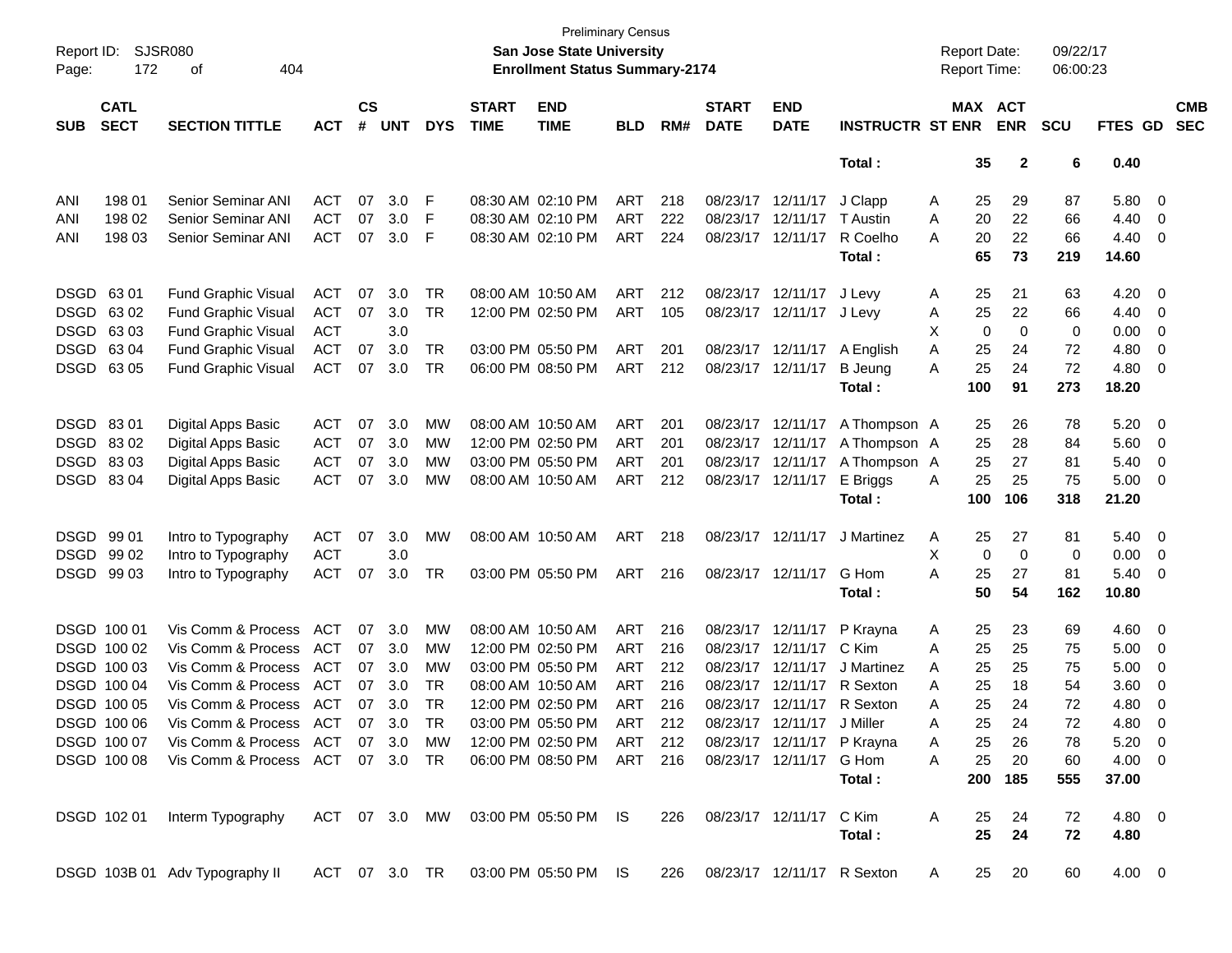Preliminary Census
**San Jose State University**
**Enrollment Status Summary-2174**

Report ID: SJSR080
Page: 172 of 404

Report Date: 09/22/17
Report Time: 06:00:23

| SUB | CATL SECT | SECTION TITTLE | ACT | CS # | UNT | DYS | START TIME | END TIME | BLD | RM# | START DATE | END DATE | INSTRUCTR | ST | MAX ENR | ACT ENR | SCU | FTES | GD | CMB SEC |
|---|---|---|---|---|---|---|---|---|---|---|---|---|---|---|---|---|---|---|---|---|
| | | | | | | | | | | | | | **Total :** | | **35** | **2** | **6** | **0.40** | | |
| ANI | 198 01 | Senior Seminar ANI | ACT | 07 | 3.0 | F | 08:30 AM | 02:10 PM | ART | 218 | 08/23/17 | 12/11/17 | J Clapp | A | 25 | 29 | 87 | 5.80 | 0 | |
| ANI | 198 02 | Senior Seminar ANI | ACT | 07 | 3.0 | F | 08:30 AM | 02:10 PM | ART | 222 | 08/23/17 | 12/11/17 | T Austin | A | 20 | 22 | 66 | 4.40 | 0 | |
| ANI | 198 03 | Senior Seminar ANI | ACT | 07 | 3.0 | F | 08:30 AM | 02:10 PM | ART | 224 | 08/23/17 | 12/11/17 | R Coelho | A | 20 | 22 | 66 | 4.40 | 0 | |
| | | | | | | | | | | | | | **Total :** | | **65** | **73** | **219** | **14.60** | | |
| DSGD | 63 01 | Fund Graphic Visual | ACT | 07 | 3.0 | TR | 08:00 AM | 10:50 AM | ART | 212 | 08/23/17 | 12/11/17 | J Levy | A | 25 | 21 | 63 | 4.20 | 0 | |
| DSGD | 63 02 | Fund Graphic Visual | ACT | 07 | 3.0 | TR | 12:00 PM | 02:50 PM | ART | 105 | 08/23/17 | 12/11/17 | J Levy | A | 25 | 22 | 66 | 4.40 | 0 | |
| DSGD | 63 03 | Fund Graphic Visual | ACT | | 3.0 | | | | | | | | | X | 0 | 0 | 0 | 0.00 | 0 | |
| DSGD | 63 04 | Fund Graphic Visual | ACT | 07 | 3.0 | TR | 03:00 PM | 05:50 PM | ART | 201 | 08/23/17 | 12/11/17 | A English | A | 25 | 24 | 72 | 4.80 | 0 | |
| DSGD | 63 05 | Fund Graphic Visual | ACT | 07 | 3.0 | TR | 06:00 PM | 08:50 PM | ART | 212 | 08/23/17 | 12/11/17 | B Jeung | A | 25 | 24 | 72 | 4.80 | 0 | |
| | | | | | | | | | | | | | **Total :** | | **100** | **91** | **273** | **18.20** | | |
| DSGD | 83 01 | Digital Apps Basic | ACT | 07 | 3.0 | MW | 08:00 AM | 10:50 AM | ART | 201 | 08/23/17 | 12/11/17 | A Thompson | A | 25 | 26 | 78 | 5.20 | 0 | |
| DSGD | 83 02 | Digital Apps Basic | ACT | 07 | 3.0 | MW | 12:00 PM | 02:50 PM | ART | 201 | 08/23/17 | 12/11/17 | A Thompson | A | 25 | 28 | 84 | 5.60 | 0 | |
| DSGD | 83 03 | Digital Apps Basic | ACT | 07 | 3.0 | MW | 03:00 PM | 05:50 PM | ART | 201 | 08/23/17 | 12/11/17 | A Thompson | A | 25 | 27 | 81 | 5.40 | 0 | |
| DSGD | 83 04 | Digital Apps Basic | ACT | 07 | 3.0 | MW | 08:00 AM | 10:50 AM | ART | 212 | 08/23/17 | 12/11/17 | E Briggs | A | 25 | 25 | 75 | 5.00 | 0 | |
| | | | | | | | | | | | | | **Total :** | | **100** | **106** | **318** | **21.20** | | |
| DSGD | 99 01 | Intro to Typography | ACT | 07 | 3.0 | MW | 08:00 AM | 10:50 AM | ART | 218 | 08/23/17 | 12/11/17 | J Martinez | A | 25 | 27 | 81 | 5.40 | 0 | |
| DSGD | 99 02 | Intro to Typography | ACT | | 3.0 | | | | | | | | | X | 0 | 0 | 0 | 0.00 | 0 | |
| DSGD | 99 03 | Intro to Typography | ACT | 07 | 3.0 | TR | 03:00 PM | 05:50 PM | ART | 216 | 08/23/17 | 12/11/17 | G Hom | A | 25 | 27 | 81 | 5.40 | 0 | |
| | | | | | | | | | | | | | **Total :** | | **50** | **54** | **162** | **10.80** | | |
| DSGD | 100 01 | Vis Comm & Process | ACT | 07 | 3.0 | MW | 08:00 AM | 10:50 AM | ART | 216 | 08/23/17 | 12/11/17 | P Krayna | A | 25 | 23 | 69 | 4.60 | 0 | |
| DSGD | 100 02 | Vis Comm & Process | ACT | 07 | 3.0 | MW | 12:00 PM | 02:50 PM | ART | 216 | 08/23/17 | 12/11/17 | C Kim | A | 25 | 25 | 75 | 5.00 | 0 | |
| DSGD | 100 03 | Vis Comm & Process | ACT | 07 | 3.0 | MW | 03:00 PM | 05:50 PM | ART | 212 | 08/23/17 | 12/11/17 | J Martinez | A | 25 | 25 | 75 | 5.00 | 0 | |
| DSGD | 100 04 | Vis Comm & Process | ACT | 07 | 3.0 | TR | 08:00 AM | 10:50 AM | ART | 216 | 08/23/17 | 12/11/17 | R Sexton | A | 25 | 18 | 54 | 3.60 | 0 | |
| DSGD | 100 05 | Vis Comm & Process | ACT | 07 | 3.0 | TR | 12:00 PM | 02:50 PM | ART | 216 | 08/23/17 | 12/11/17 | R Sexton | A | 25 | 24 | 72 | 4.80 | 0 | |
| DSGD | 100 06 | Vis Comm & Process | ACT | 07 | 3.0 | TR | 03:00 PM | 05:50 PM | ART | 212 | 08/23/17 | 12/11/17 | J Miller | A | 25 | 24 | 72 | 4.80 | 0 | |
| DSGD | 100 07 | Vis Comm & Process | ACT | 07 | 3.0 | MW | 12:00 PM | 02:50 PM | ART | 212 | 08/23/17 | 12/11/17 | P Krayna | A | 25 | 26 | 78 | 5.20 | 0 | |
| DSGD | 100 08 | Vis Comm & Process | ACT | 07 | 3.0 | TR | 06:00 PM | 08:50 PM | ART | 216 | 08/23/17 | 12/11/17 | G Hom | A | 25 | 20 | 60 | 4.00 | 0 | |
| | | | | | | | | | | | | | **Total :** | | **200** | **185** | **555** | **37.00** | | |
| DSGD | 102 01 | Interm Typography | ACT | 07 | 3.0 | MW | 03:00 PM | 05:50 PM | IS | 226 | 08/23/17 | 12/11/17 | C Kim | A | 25 | 24 | 72 | 4.80 | 0 | |
| | | | | | | | | | | | | | **Total :** | | **25** | **24** | **72** | **4.80** | | |
| DSGD | 103B 01 | Adv Typography II | ACT | 07 | 3.0 | TR | 03:00 PM | 05:50 PM | IS | 226 | 08/23/17 | 12/11/17 | R Sexton | A | 25 | 20 | 60 | 4.00 | 0 | |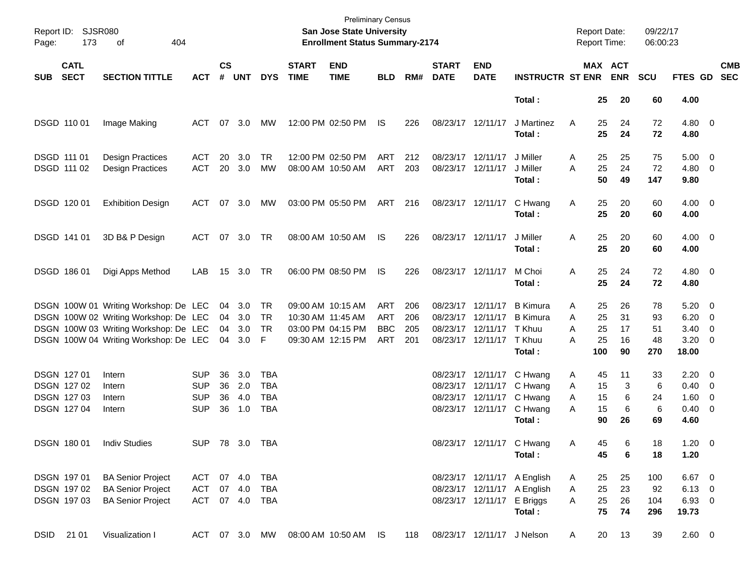Preliminary Census

Report ID: SJSR080

**San Jose State University**

**Enrollment Status Summary-2174**

Report Date: 09/22/17

Report Time: 06:00:23

| SUB | CATL SECT | SECTION TITTLE | ACT | CS # | UNT | DYS | START TIME | END TIME | BLD | RM# | START DATE | END DATE | INSTRUCTR | ST | MAX ENR | ACT ENR | SCU | FTES | GD | CMB SEC |
|---|---|---|---|---|---|---|---|---|---|---|---|---|---|---|---|---|---|---|---|---|
| | | | | | | | | | | | | | **Total :** | | **25** | **20** | **60** | **4.00** | | |
| DSGD | 110 01 | Image Making | ACT | 07 | 3.0 | MW | 12:00 PM | 02:50 PM | IS | 226 | 08/23/17 | 12/11/17 | J Martinez | A | 25 | 24 | 72 | 4.80 | 0 | |
| | | | | | | | | | | | | | **Total :** | | **25** | **24** | **72** | **4.80** | | |
| DSGD | 111 01 | Design Practices | ACT | 20 | 3.0 | TR | 12:00 PM | 02:50 PM | ART | 212 | 08/23/17 | 12/11/17 | J Miller | A | 25 | 25 | 75 | 5.00 | 0 | |
| DSGD | 111 02 | Design Practices | ACT | 20 | 3.0 | MW | 08:00 AM | 10:50 AM | ART | 203 | 08/23/17 | 12/11/17 | J Miller | A | 25 | 24 | 72 | 4.80 | 0 | |
| | | | | | | | | | | | | | **Total :** | | **50** | **49** | **147** | **9.80** | | |
| DSGD | 120 01 | Exhibition Design | ACT | 07 | 3.0 | MW | 03:00 PM | 05:50 PM | ART | 216 | 08/23/17 | 12/11/17 | C Hwang | A | 25 | 20 | 60 | 4.00 | 0 | |
| | | | | | | | | | | | | | **Total :** | | **25** | **20** | **60** | **4.00** | | |
| DSGD | 141 01 | 3D B& P Design | ACT | 07 | 3.0 | TR | 08:00 AM | 10:50 AM | IS | 226 | 08/23/17 | 12/11/17 | J Miller | A | 25 | 20 | 60 | 4.00 | 0 | |
| | | | | | | | | | | | | | **Total :** | | **25** | **20** | **60** | **4.00** | | |
| DSGD | 186 01 | Digi Apps Method | LAB | 15 | 3.0 | TR | 06:00 PM | 08:50 PM | IS | 226 | 08/23/17 | 12/11/17 | M Choi | A | 25 | 24 | 72 | 4.80 | 0 | |
| | | | | | | | | | | | | | **Total :** | | **25** | **24** | **72** | **4.80** | | |
| DSGN | 100W 01 | Writing Workshop: De | LEC | 04 | 3.0 | TR | 09:00 AM | 10:15 AM | ART | 206 | 08/23/17 | 12/11/17 | B Kimura | A | 25 | 26 | 78 | 5.20 | 0 | |
| DSGN | 100W 02 | Writing Workshop: De | LEC | 04 | 3.0 | TR | 10:30 AM | 11:45 AM | ART | 206 | 08/23/17 | 12/11/17 | B Kimura | A | 25 | 31 | 93 | 6.20 | 0 | |
| DSGN | 100W 03 | Writing Workshop: De | LEC | 04 | 3.0 | TR | 03:00 PM | 04:15 PM | BBC | 205 | 08/23/17 | 12/11/17 | T Khuu | A | 25 | 17 | 51 | 3.40 | 0 | |
| DSGN | 100W 04 | Writing Workshop: De | LEC | 04 | 3.0 | F | 09:30 AM | 12:15 PM | ART | 201 | 08/23/17 | 12/11/17 | T Khuu | A | 25 | 16 | 48 | 3.20 | 0 | |
| | | | | | | | | | | | | | **Total :** | | **100** | **90** | **270** | **18.00** | | |
| DSGN | 127 01 | Intern | SUP | 36 | 3.0 | TBA | | | | | 08/23/17 | 12/11/17 | C Hwang | A | 45 | 11 | 33 | 2.20 | 0 | |
| DSGN | 127 02 | Intern | SUP | 36 | 2.0 | TBA | | | | | 08/23/17 | 12/11/17 | C Hwang | A | 15 | 3 | 6 | 0.40 | 0 | |
| DSGN | 127 03 | Intern | SUP | 36 | 4.0 | TBA | | | | | 08/23/17 | 12/11/17 | C Hwang | A | 15 | 6 | 24 | 1.60 | 0 | |
| DSGN | 127 04 | Intern | SUP | 36 | 1.0 | TBA | | | | | 08/23/17 | 12/11/17 | C Hwang | A | 15 | 6 | 6 | 0.40 | 0 | |
| | | | | | | | | | | | | | **Total :** | | **90** | **26** | **69** | **4.60** | | |
| DSGN | 180 01 | Indiv Studies | SUP | 78 | 3.0 | TBA | | | | | 08/23/17 | 12/11/17 | C Hwang | A | 45 | 6 | 18 | 1.20 | 0 | |
| | | | | | | | | | | | | | **Total :** | | **45** | **6** | **18** | **1.20** | | |
| DSGN | 197 01 | BA Senior Project | ACT | 07 | 4.0 | TBA | | | | | 08/23/17 | 12/11/17 | A English | A | 25 | 25 | 100 | 6.67 | 0 | |
| DSGN | 197 02 | BA Senior Project | ACT | 07 | 4.0 | TBA | | | | | 08/23/17 | 12/11/17 | A English | A | 25 | 23 | 92 | 6.13 | 0 | |
| DSGN | 197 03 | BA Senior Project | ACT | 07 | 4.0 | TBA | | | | | 08/23/17 | 12/11/17 | E Briggs | A | 25 | 26 | 104 | 6.93 | 0 | |
| | | | | | | | | | | | | | **Total :** | | **75** | **74** | **296** | **19.73** | | |
| DSID | 21 01 | Visualization I | ACT | 07 | 3.0 | MW | 08:00 AM | 10:50 AM | IS | 118 | 08/23/17 | 12/11/17 | J Nelson | A | 20 | 13 | 39 | 2.60 | 0 | |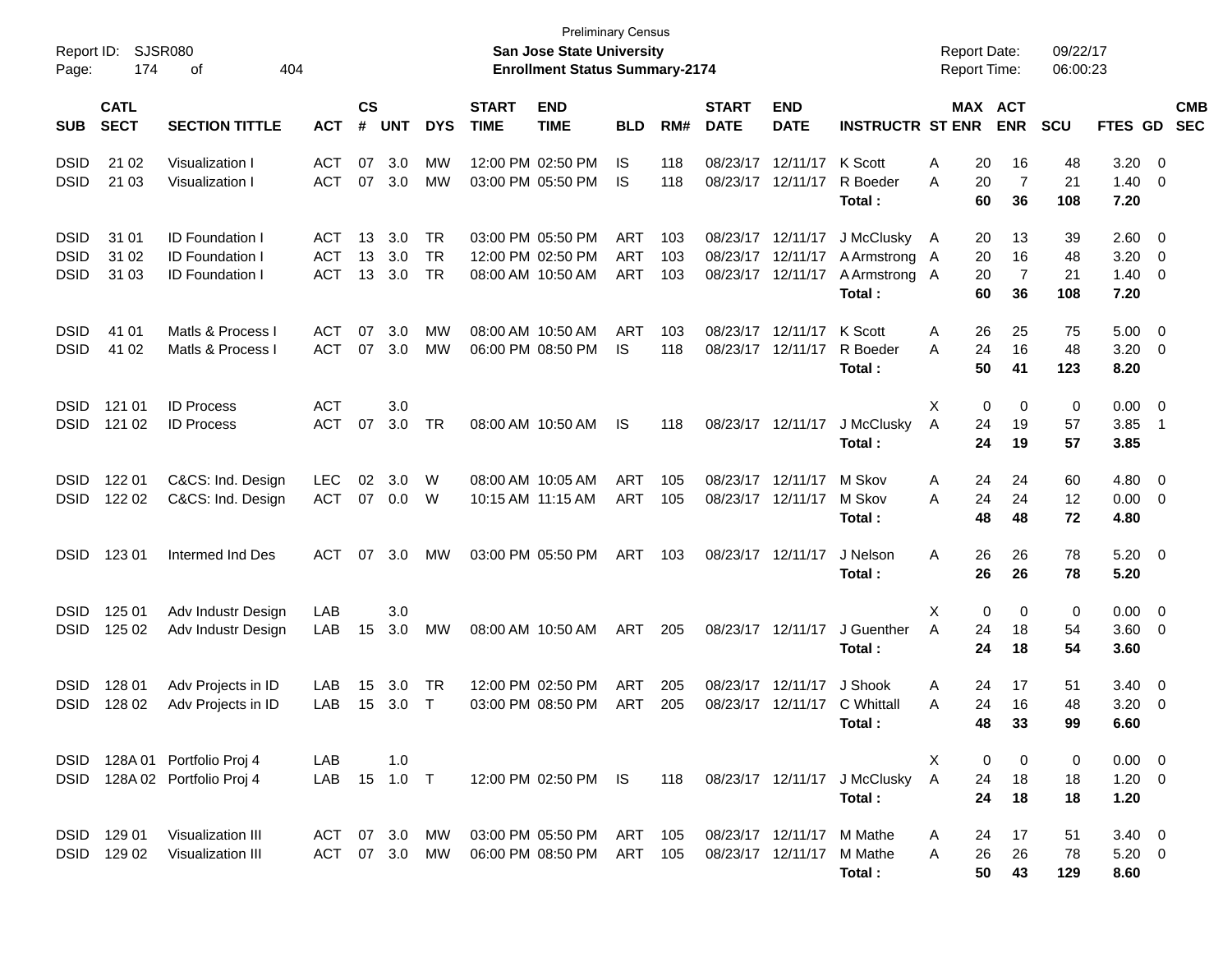Preliminary Census

**San Jose State University**

**Enrollment Status Summary-2174**

Report ID: SJSR080
Page: 174 of 404

Report Date: 09/22/17
Report Time: 06:00:23

| SUB | CATL SECT | SECTION TITTLE | ACT | CS # | UNT | DYS | START TIME | END TIME | BLD | RM# | START DATE | END DATE | INSTRUCTR | ST | MAX ENR | ACT ENR | SCU | FTES | GD | CMB SEC |
|---|---|---|---|---|---|---|---|---|---|---|---|---|---|---|---|---|---|---|---|---|
| DSID | 21 02 | Visualization I | ACT | 07 | 3.0 | MW | 12:00 PM | 02:50 PM | IS | 118 | 08/23/17 | 12/11/17 | K Scott | A | 20 | 16 | 48 | 3.20 | 0 | |
| DSID | 21 03 | Visualization I | ACT | 07 | 3.0 | MW | 03:00 PM | 05:50 PM | IS | 118 | 08/23/17 | 12/11/17 | R Boeder | A | 20 | 7 | 21 | 1.40 | 0 | |
| | | | | | | | | | | | | | **Total :** | | **60** | **36** | **108** | **7.20** | | |
| DSID | 31 01 | ID Foundation I | ACT | 13 | 3.0 | TR | 03:00 PM | 05:50 PM | ART | 103 | 08/23/17 | 12/11/17 | J McClusky | A | 20 | 13 | 39 | 2.60 | 0 | |
| DSID | 31 02 | ID Foundation I | ACT | 13 | 3.0 | TR | 12:00 PM | 02:50 PM | ART | 103 | 08/23/17 | 12/11/17 | A Armstrong | A | 20 | 16 | 48 | 3.20 | 0 | |
| DSID | 31 03 | ID Foundation I | ACT | 13 | 3.0 | TR | 08:00 AM | 10:50 AM | ART | 103 | 08/23/17 | 12/11/17 | A Armstrong | A | 20 | 7 | 21 | 1.40 | 0 | |
| | | | | | | | | | | | | | **Total :** | | **60** | **36** | **108** | **7.20** | | |
| DSID | 41 01 | Matls & Process I | ACT | 07 | 3.0 | MW | 08:00 AM | 10:50 AM | ART | 103 | 08/23/17 | 12/11/17 | K Scott | A | 26 | 25 | 75 | 5.00 | 0 | |
| DSID | 41 02 | Matls & Process I | ACT | 07 | 3.0 | MW | 06:00 PM | 08:50 PM | IS | 118 | 08/23/17 | 12/11/17 | R Boeder | A | 24 | 16 | 48 | 3.20 | 0 | |
| | | | | | | | | | | | | | **Total :** | | **50** | **41** | **123** | **8.20** | | |
| DSID | 121 01 | ID Process | ACT | | 3.0 | | | | | | | | | X | 0 | 0 | 0 | 0.00 | 0 | |
| DSID | 121 02 | ID Process | ACT | 07 | 3.0 | TR | 08:00 AM | 10:50 AM | IS | 118 | 08/23/17 | 12/11/17 | J McClusky | A | 24 | 19 | 57 | 3.85 | 1 | |
| | | | | | | | | | | | | | **Total :** | | **24** | **19** | **57** | **3.85** | | |
| DSID | 122 01 | C&CS: Ind. Design | LEC | 02 | 3.0 | W | 08:00 AM | 10:05 AM | ART | 105 | 08/23/17 | 12/11/17 | M Skov | A | 24 | 24 | 60 | 4.80 | 0 | |
| DSID | 122 02 | C&CS: Ind. Design | ACT | 07 | 0.0 | W | 10:15 AM | 11:15 AM | ART | 105 | 08/23/17 | 12/11/17 | M Skov | A | 24 | 24 | 12 | 0.00 | 0 | |
| | | | | | | | | | | | | | **Total :** | | **48** | **48** | **72** | **4.80** | | |
| DSID | 123 01 | Intermed Ind Des | ACT | 07 | 3.0 | MW | 03:00 PM | 05:50 PM | ART | 103 | 08/23/17 | 12/11/17 | J Nelson | A | 26 | 26 | 78 | 5.20 | 0 | |
| | | | | | | | | | | | | | **Total :** | | **26** | **26** | **78** | **5.20** | | |
| DSID | 125 01 | Adv Industr Design | LAB | | 3.0 | | | | | | | | | X | 0 | 0 | 0 | 0.00 | 0 | |
| DSID | 125 02 | Adv Industr Design | LAB | 15 | 3.0 | MW | 08:00 AM | 10:50 AM | ART | 205 | 08/23/17 | 12/11/17 | J Guenther | A | 24 | 18 | 54 | 3.60 | 0 | |
| | | | | | | | | | | | | | **Total :** | | **24** | **18** | **54** | **3.60** | | |
| DSID | 128 01 | Adv Projects in ID | LAB | 15 | 3.0 | TR | 12:00 PM | 02:50 PM | ART | 205 | 08/23/17 | 12/11/17 | J Shook | A | 24 | 17 | 51 | 3.40 | 0 | |
| DSID | 128 02 | Adv Projects in ID | LAB | 15 | 3.0 | T | 03:00 PM | 08:50 PM | ART | 205 | 08/23/17 | 12/11/17 | C Whittall | A | 24 | 16 | 48 | 3.20 | 0 | |
| | | | | | | | | | | | | | **Total :** | | **48** | **33** | **99** | **6.60** | | |
| DSID | 128A 01 | Portfolio Proj 4 | LAB | | 1.0 | | | | | | | | | X | 0 | 0 | 0 | 0.00 | 0 | |
| DSID | 128A 02 | Portfolio Proj 4 | LAB | 15 | 1.0 | T | 12:00 PM | 02:50 PM | IS | 118 | 08/23/17 | 12/11/17 | J McClusky | A | 24 | 18 | 18 | 1.20 | 0 | |
| | | | | | | | | | | | | | **Total :** | | **24** | **18** | **18** | **1.20** | | |
| DSID | 129 01 | Visualization III | ACT | 07 | 3.0 | MW | 03:00 PM | 05:50 PM | ART | 105 | 08/23/17 | 12/11/17 | M Mathe | A | 24 | 17 | 51 | 3.40 | 0 | |
| DSID | 129 02 | Visualization III | ACT | 07 | 3.0 | MW | 06:00 PM | 08:50 PM | ART | 105 | 08/23/17 | 12/11/17 | M Mathe | A | 26 | 26 | 78 | 5.20 | 0 | |
| | | | | | | | | | | | | | **Total :** | | **50** | **43** | **129** | **8.60** | | |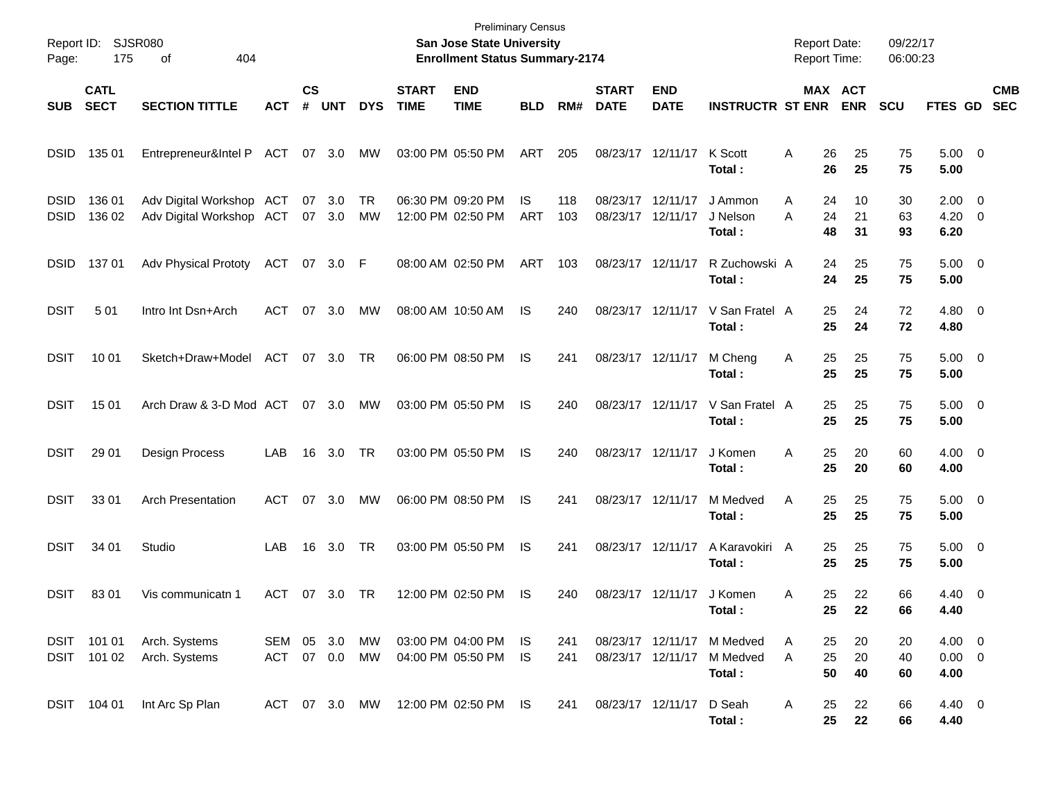Preliminary Census

Report ID: SJSR080

**San Jose State University**

**Enrollment Status Summary-2174**

Report Date: 09/22/17

Report Time: 06:00:23

| SUB | CATL SECT | SECTION TITTLE | ACT | CS # | UNT | DYS | START TIME | END TIME | BLD | RM# | START DATE | END DATE | INSTRUCTR | ST | MAX ENR | ACT ENR | SCU | FTES | GD | CMB SEC |
|---|---|---|---|---|---|---|---|---|---|---|---|---|---|---|---|---|---|---|---|---|
| DSID | 135 01 | Entrepreneur&Intel P | ACT | 07 | 3.0 | MW | 03:00 PM | 05:50 PM | ART | 205 | 08/23/17 | 12/11/17 | K Scott | A | 26 | 25 | 75 | 5.00 | 0 | |
| | | | | | | | | | | | | | **Total :** | | **26** | **25** | **75** | **5.00** | | |
| DSID | 136 01 | Adv Digital Workshop | ACT | 07 | 3.0 | TR | 06:30 PM | 09:20 PM | IS | 118 | 08/23/17 | 12/11/17 | J Ammon | A | 24 | 10 | 30 | 2.00 | 0 | |
| DSID | 136 02 | Adv Digital Workshop | ACT | 07 | 3.0 | MW | 12:00 PM | 02:50 PM | ART | 103 | 08/23/17 | 12/11/17 | J Nelson | A | 24 | 21 | 63 | 4.20 | 0 | |
| | | | | | | | | | | | | | **Total :** | | **48** | **31** | **93** | **6.20** | | |
| DSID | 137 01 | Adv Physical Prototy | ACT | 07 | 3.0 | F | 08:00 AM | 02:50 PM | ART | 103 | 08/23/17 | 12/11/17 | R Zuchowski | A | 24 | 25 | 75 | 5.00 | 0 | |
| | | | | | | | | | | | | | **Total :** | | **24** | **25** | **75** | **5.00** | | |
| DSIT | 5 01 | Intro Int Dsn+Arch | ACT | 07 | 3.0 | MW | 08:00 AM | 10:50 AM | IS | 240 | 08/23/17 | 12/11/17 | V San Fratel | A | 25 | 24 | 72 | 4.80 | 0 | |
| | | | | | | | | | | | | | **Total :** | | **25** | **24** | **72** | **4.80** | | |
| DSIT | 10 01 | Sketch+Draw+Model | ACT | 07 | 3.0 | TR | 06:00 PM | 08:50 PM | IS | 241 | 08/23/17 | 12/11/17 | M Cheng | A | 25 | 25 | 75 | 5.00 | 0 | |
| | | | | | | | | | | | | | **Total :** | | **25** | **25** | **75** | **5.00** | | |
| DSIT | 15 01 | Arch Draw & 3-D Mod | ACT | 07 | 3.0 | MW | 03:00 PM | 05:50 PM | IS | 240 | 08/23/17 | 12/11/17 | V San Fratel | A | 25 | 25 | 75 | 5.00 | 0 | |
| | | | | | | | | | | | | | **Total :** | | **25** | **25** | **75** | **5.00** | | |
| DSIT | 29 01 | Design Process | LAB | 16 | 3.0 | TR | 03:00 PM | 05:50 PM | IS | 240 | 08/23/17 | 12/11/17 | J Komen | A | 25 | 20 | 60 | 4.00 | 0 | |
| | | | | | | | | | | | | | **Total :** | | **25** | **20** | **60** | **4.00** | | |
| DSIT | 33 01 | Arch Presentation | ACT | 07 | 3.0 | MW | 06:00 PM | 08:50 PM | IS | 241 | 08/23/17 | 12/11/17 | M Medved | A | 25 | 25 | 75 | 5.00 | 0 | |
| | | | | | | | | | | | | | **Total :** | | **25** | **25** | **75** | **5.00** | | |
| DSIT | 34 01 | Studio | LAB | 16 | 3.0 | TR | 03:00 PM | 05:50 PM | IS | 241 | 08/23/17 | 12/11/17 | A Karavokiri | A | 25 | 25 | 75 | 5.00 | 0 | |
| | | | | | | | | | | | | | **Total :** | | **25** | **25** | **75** | **5.00** | | |
| DSIT | 83 01 | Vis communicatn 1 | ACT | 07 | 3.0 | TR | 12:00 PM | 02:50 PM | IS | 240 | 08/23/17 | 12/11/17 | J Komen | A | 25 | 22 | 66 | 4.40 | 0 | |
| | | | | | | | | | | | | | **Total :** | | **25** | **22** | **66** | **4.40** | | |
| DSIT | 101 01 | Arch. Systems | SEM | 05 | 3.0 | MW | 03:00 PM | 04:00 PM | IS | 241 | 08/23/17 | 12/11/17 | M Medved | A | 25 | 20 | 20 | 4.00 | 0 | |
| DSIT | 101 02 | Arch. Systems | ACT | 07 | 0.0 | MW | 04:00 PM | 05:50 PM | IS | 241 | 08/23/17 | 12/11/17 | M Medved | A | 25 | 20 | 40 | 0.00 | 0 | |
| | | | | | | | | | | | | | **Total :** | | **50** | **40** | **60** | **4.00** | | |
| DSIT | 104 01 | Int Arc Sp Plan | ACT | 07 | 3.0 | MW | 12:00 PM | 02:50 PM | IS | 241 | 08/23/17 | 12/11/17 | D Seah | A | 25 | 22 | 66 | 4.40 | 0 | |
| | | | | | | | | | | | | | **Total :** | | **25** | **22** | **66** | **4.40** | | |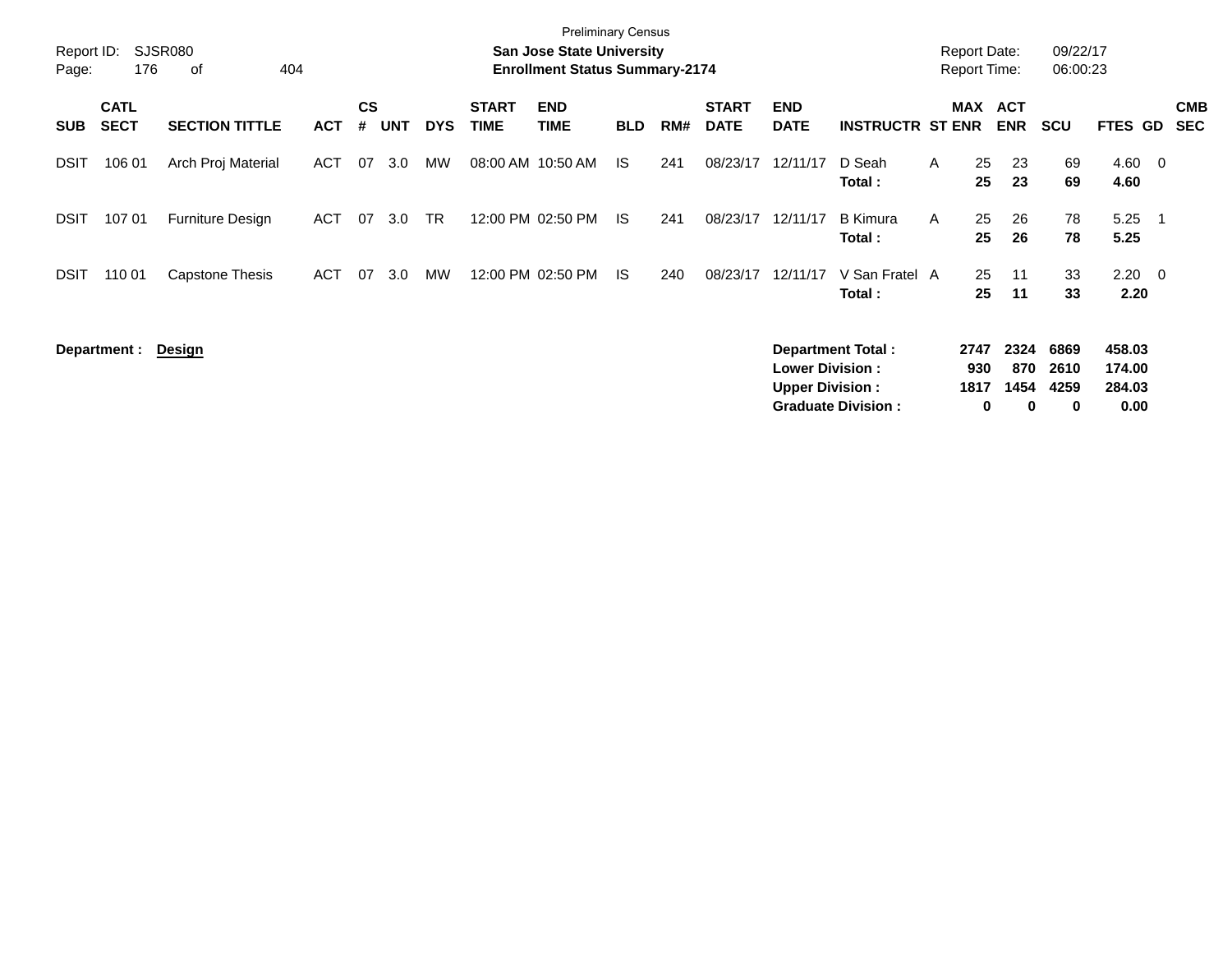Preliminary Census

**San Jose State University**
**Enrollment Status Summary-2174**

Report ID: SJSR080
Report Date: 09/22/17
Report Time: 06:00:23

| SUB | CATL SECT | SECTION TITTLE | ACT | CS # | UNT | DYS | START TIME | END TIME | BLD | RM# | START DATE | END DATE | INSTRUCTR | ST | MAX ENR | ACT ENR | SCU | FTES | GD | CMB SEC |
|---|---|---|---|---|---|---|---|---|---|---|---|---|---|---|---|---|---|---|---|---|
| DSIT | 106 01 | Arch Proj Material | ACT | 07 | 3.0 | MW | 08:00 AM | 10:50 AM | IS | 241 | 08/23/17 | 12/11/17 | D Seah | A | 25 | 23 | 69 | 4.60 | 0 | |
| | | | | | | | | | | | | | **Total :** | | **25** | **23** | **69** | **4.60** | | |
| DSIT | 107 01 | Furniture Design | ACT | 07 | 3.0 | TR | 12:00 PM | 02:50 PM | IS | 241 | 08/23/17 | 12/11/17 | B Kimura | A | 25 | 26 | 78 | 5.25 | 1 | |
| | | | | | | | | | | | | | **Total :** | | **25** | **26** | **78** | **5.25** | | |
| DSIT | 110 01 | Capstone Thesis | ACT | 07 | 3.0 | MW | 12:00 PM | 02:50 PM | IS | 240 | 08/23/17 | 12/11/17 | V San Fratel | A | 25 | 11 | 33 | 2.20 | 0 | |
| | | | | | | | | | | | | | **Total :** | | **25** | **11** | **33** | **2.20** | | |

**Department : Design**

| | MAX ENR | ACT ENR | SCU | FTES |
|---|---|---|---|---|
| **Department Total :** | **2747** | **2324** | **6869** | **458.03** |
| **Lower Division :** | **930** | **870** | **2610** | **174.00** |
| **Upper Division :** | **1817** | **1454** | **4259** | **284.03** |
| **Graduate Division :** | **0** | **0** | **0** | **0.00** |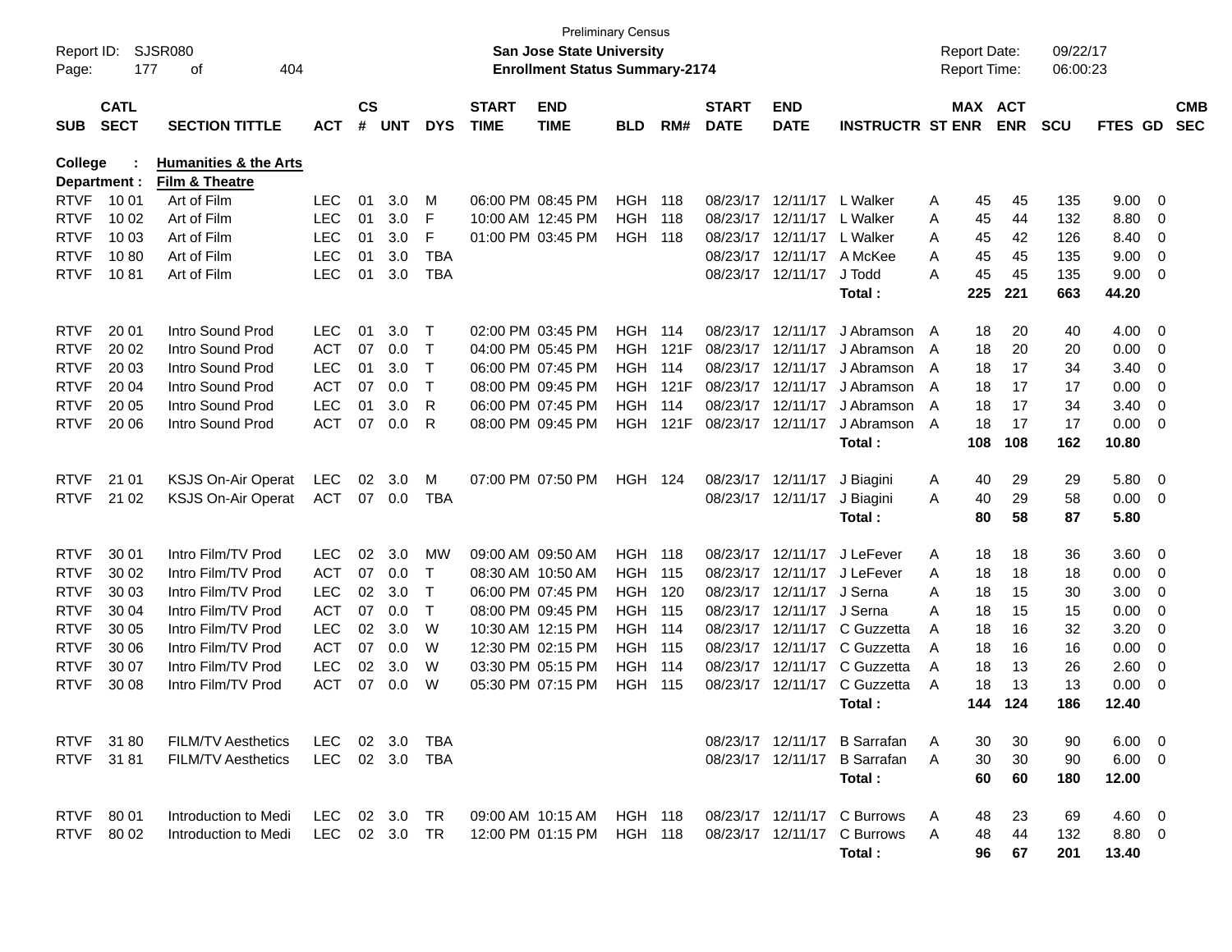Preliminary Census
**San Jose State University**
**Enrollment Status Summary-2174**

Report ID: SJSR080
Report Date: 09/22/17
Report Time: 06:00:23

**College : Humanities & the Arts**
**Department : Film & Theatre**

| SUB | CATL SECT | SECTION TITTLE | ACT | CS # | UNT | DYS | START TIME | END TIME | BLD | RM# | START DATE | END DATE | INSTRUCTR | ST | MAX ENR | ACT ENR | SCU | FTES | GD | CMB SEC |
|---|---|---|---|---|---|---|---|---|---|---|---|---|---|---|---|---|---|---|---|---|
| RTVF | 10 01 | Art of Film | LEC | 01 | 3.0 | M | 06:00 PM | 08:45 PM | HGH | 118 | 08/23/17 | 12/11/17 | L Walker | A | 45 | 45 | 135 | 9.00 | 0 | |
| RTVF | 10 02 | Art of Film | LEC | 01 | 3.0 | F | 10:00 AM | 12:45 PM | HGH | 118 | 08/23/17 | 12/11/17 | L Walker | A | 45 | 44 | 132 | 8.80 | 0 | |
| RTVF | 10 03 | Art of Film | LEC | 01 | 3.0 | F | 01:00 PM | 03:45 PM | HGH | 118 | 08/23/17 | 12/11/17 | L Walker | A | 45 | 42 | 126 | 8.40 | 0 | |
| RTVF | 10 80 | Art of Film | LEC | 01 | 3.0 | TBA | | | | | 08/23/17 | 12/11/17 | A McKee | A | 45 | 45 | 135 | 9.00 | 0 | |
| RTVF | 10 81 | Art of Film | LEC | 01 | 3.0 | TBA | | | | | 08/23/17 | 12/11/17 | J Todd | A | 45 | 45 | 135 | 9.00 | 0 | |
| | | | | | | | | | | | | | **Total :** | | **225** | **221** | **663** | **44.20** | | |
| RTVF | 20 01 | Intro Sound Prod | LEC | 01 | 3.0 | T | 02:00 PM | 03:45 PM | HGH | 114 | 08/23/17 | 12/11/17 | J Abramson | A | 18 | 20 | 40 | 4.00 | 0 | |
| RTVF | 20 02 | Intro Sound Prod | ACT | 07 | 0.0 | T | 04:00 PM | 05:45 PM | HGH | 121F | 08/23/17 | 12/11/17 | J Abramson | A | 18 | 20 | 20 | 0.00 | 0 | |
| RTVF | 20 03 | Intro Sound Prod | LEC | 01 | 3.0 | T | 06:00 PM | 07:45 PM | HGH | 114 | 08/23/17 | 12/11/17 | J Abramson | A | 18 | 17 | 34 | 3.40 | 0 | |
| RTVF | 20 04 | Intro Sound Prod | ACT | 07 | 0.0 | T | 08:00 PM | 09:45 PM | HGH | 121F | 08/23/17 | 12/11/17 | J Abramson | A | 18 | 17 | 17 | 0.00 | 0 | |
| RTVF | 20 05 | Intro Sound Prod | LEC | 01 | 3.0 | R | 06:00 PM | 07:45 PM | HGH | 114 | 08/23/17 | 12/11/17 | J Abramson | A | 18 | 17 | 34 | 3.40 | 0 | |
| RTVF | 20 06 | Intro Sound Prod | ACT | 07 | 0.0 | R | 08:00 PM | 09:45 PM | HGH | 121F | 08/23/17 | 12/11/17 | J Abramson | A | 18 | 17 | 17 | 0.00 | 0 | |
| | | | | | | | | | | | | | **Total :** | | **108** | **108** | **162** | **10.80** | | |
| RTVF | 21 01 | KSJS On-Air Operat | LEC | 02 | 3.0 | M | 07:00 PM | 07:50 PM | HGH | 124 | 08/23/17 | 12/11/17 | J Biagini | A | 40 | 29 | 29 | 5.80 | 0 | |
| RTVF | 21 02 | KSJS On-Air Operat | ACT | 07 | 0.0 | TBA | | | | | 08/23/17 | 12/11/17 | J Biagini | A | 40 | 29 | 58 | 0.00 | 0 | |
| | | | | | | | | | | | | | **Total :** | | **80** | **58** | **87** | **5.80** | | |
| RTVF | 30 01 | Intro Film/TV Prod | LEC | 02 | 3.0 | MW | 09:00 AM | 09:50 AM | HGH | 118 | 08/23/17 | 12/11/17 | J LeFever | A | 18 | 18 | 36 | 3.60 | 0 | |
| RTVF | 30 02 | Intro Film/TV Prod | ACT | 07 | 0.0 | T | 08:30 AM | 10:50 AM | HGH | 115 | 08/23/17 | 12/11/17 | J LeFever | A | 18 | 18 | 18 | 0.00 | 0 | |
| RTVF | 30 03 | Intro Film/TV Prod | LEC | 02 | 3.0 | T | 06:00 PM | 07:45 PM | HGH | 120 | 08/23/17 | 12/11/17 | J Serna | A | 18 | 15 | 30 | 3.00 | 0 | |
| RTVF | 30 04 | Intro Film/TV Prod | ACT | 07 | 0.0 | T | 08:00 PM | 09:45 PM | HGH | 115 | 08/23/17 | 12/11/17 | J Serna | A | 18 | 15 | 15 | 0.00 | 0 | |
| RTVF | 30 05 | Intro Film/TV Prod | LEC | 02 | 3.0 | W | 10:30 AM | 12:15 PM | HGH | 114 | 08/23/17 | 12/11/17 | C Guzzetta | A | 18 | 16 | 32 | 3.20 | 0 | |
| RTVF | 30 06 | Intro Film/TV Prod | ACT | 07 | 0.0 | W | 12:30 PM | 02:15 PM | HGH | 115 | 08/23/17 | 12/11/17 | C Guzzetta | A | 18 | 16 | 16 | 0.00 | 0 | |
| RTVF | 30 07 | Intro Film/TV Prod | LEC | 02 | 3.0 | W | 03:30 PM | 05:15 PM | HGH | 114 | 08/23/17 | 12/11/17 | C Guzzetta | A | 18 | 13 | 26 | 2.60 | 0 | |
| RTVF | 30 08 | Intro Film/TV Prod | ACT | 07 | 0.0 | W | 05:30 PM | 07:15 PM | HGH | 115 | 08/23/17 | 12/11/17 | C Guzzetta | A | 18 | 13 | 13 | 0.00 | 0 | |
| | | | | | | | | | | | | | **Total :** | | **144** | **124** | **186** | **12.40** | | |
| RTVF | 31 80 | FILM/TV Aesthetics | LEC | 02 | 3.0 | TBA | | | | | 08/23/17 | 12/11/17 | B Sarrafan | A | 30 | 30 | 90 | 6.00 | 0 | |
| RTVF | 31 81 | FILM/TV Aesthetics | LEC | 02 | 3.0 | TBA | | | | | 08/23/17 | 12/11/17 | B Sarrafan | A | 30 | 30 | 90 | 6.00 | 0 | |
| | | | | | | | | | | | | | **Total :** | | **60** | **60** | **180** | **12.00** | | |
| RTVF | 80 01 | Introduction to Medi | LEC | 02 | 3.0 | TR | 09:00 AM | 10:15 AM | HGH | 118 | 08/23/17 | 12/11/17 | C Burrows | A | 48 | 23 | 69 | 4.60 | 0 | |
| RTVF | 80 02 | Introduction to Medi | LEC | 02 | 3.0 | TR | 12:00 PM | 01:15 PM | HGH | 118 | 08/23/17 | 12/11/17 | C Burrows | A | 48 | 44 | 132 | 8.80 | 0 | |
| | | | | | | | | | | | | | **Total :** | | **96** | **67** | **201** | **13.40** | | |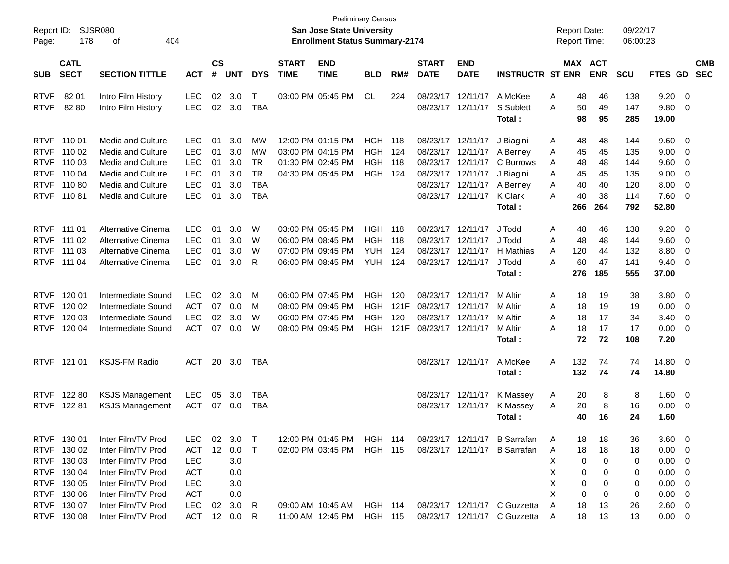Preliminary Census

Report ID: SJSR080

**San Jose State University**

**Enrollment Status Summary-2174**

Report Date: 09/22/17

Report Time: 06:00:23

| SUB | CATL SECT | SECTION TITTLE | ACT | CS # | UNT | DYS | START TIME | END TIME | BLD | RM# | START DATE | END DATE | INSTRUCTR | ST | MAX ENR | ACT ENR | SCU | FTES | GD | CMB SEC |
|---|---|---|---|---|---|---|---|---|---|---|---|---|---|---|---|---|---|---|---|---|
| RTVF | 82 01 | Intro Film History | LEC | 02 | 3.0 | T | 03:00 PM | 05:45 PM | CL | 224 | 08/23/17 | 12/11/17 | A McKee | A | 48 | 46 | 138 | 9.20 | 0 | |
| RTVF | 82 80 | Intro Film History | LEC | 02 | 3.0 | TBA | | | | | 08/23/17 | 12/11/17 | S Sublett | A | 50 | 49 | 147 | 9.80 | 0 | |
| | | | | | | | | | | | | | **Total :** | | **98** | **95** | **285** | **19.00** | | |
| RTVF | 110 01 | Media and Culture | LEC | 01 | 3.0 | MW | 12:00 PM | 01:15 PM | HGH | 118 | 08/23/17 | 12/11/17 | J Biagini | A | 48 | 48 | 144 | 9.60 | 0 | |
| RTVF | 110 02 | Media and Culture | LEC | 01 | 3.0 | MW | 03:00 PM | 04:15 PM | HGH | 124 | 08/23/17 | 12/11/17 | A Berney | A | 45 | 45 | 135 | 9.00 | 0 | |
| RTVF | 110 03 | Media and Culture | LEC | 01 | 3.0 | TR | 01:30 PM | 02:45 PM | HGH | 118 | 08/23/17 | 12/11/17 | C Burrows | A | 48 | 48 | 144 | 9.60 | 0 | |
| RTVF | 110 04 | Media and Culture | LEC | 01 | 3.0 | TR | 04:30 PM | 05:45 PM | HGH | 124 | 08/23/17 | 12/11/17 | J Biagini | A | 45 | 45 | 135 | 9.00 | 0 | |
| RTVF | 110 80 | Media and Culture | LEC | 01 | 3.0 | TBA | | | | | 08/23/17 | 12/11/17 | A Berney | A | 40 | 40 | 120 | 8.00 | 0 | |
| RTVF | 110 81 | Media and Culture | LEC | 01 | 3.0 | TBA | | | | | 08/23/17 | 12/11/17 | K Clark | A | 40 | 38 | 114 | 7.60 | 0 | |
| | | | | | | | | | | | | | **Total :** | | **266** | **264** | **792** | **52.80** | | |
| RTVF | 111 01 | Alternative Cinema | LEC | 01 | 3.0 | W | 03:00 PM | 05:45 PM | HGH | 118 | 08/23/17 | 12/11/17 | J Todd | A | 48 | 46 | 138 | 9.20 | 0 | |
| RTVF | 111 02 | Alternative Cinema | LEC | 01 | 3.0 | W | 06:00 PM | 08:45 PM | HGH | 118 | 08/23/17 | 12/11/17 | J Todd | A | 48 | 48 | 144 | 9.60 | 0 | |
| RTVF | 111 03 | Alternative Cinema | LEC | 01 | 3.0 | W | 07:00 PM | 09:45 PM | YUH | 124 | 08/23/17 | 12/11/17 | H Mathias | A | 120 | 44 | 132 | 8.80 | 0 | |
| RTVF | 111 04 | Alternative Cinema | LEC | 01 | 3.0 | R | 06:00 PM | 08:45 PM | YUH | 124 | 08/23/17 | 12/11/17 | J Todd | A | 60 | 47 | 141 | 9.40 | 0 | |
| | | | | | | | | | | | | | **Total :** | | **276** | **185** | **555** | **37.00** | | |
| RTVF | 120 01 | Intermediate Sound | LEC | 02 | 3.0 | M | 06:00 PM | 07:45 PM | HGH | 120 | 08/23/17 | 12/11/17 | M Altin | A | 18 | 19 | 38 | 3.80 | 0 | |
| RTVF | 120 02 | Intermediate Sound | ACT | 07 | 0.0 | M | 08:00 PM | 09:45 PM | HGH | 121F | 08/23/17 | 12/11/17 | M Altin | A | 18 | 19 | 19 | 0.00 | 0 | |
| RTVF | 120 03 | Intermediate Sound | LEC | 02 | 3.0 | W | 06:00 PM | 07:45 PM | HGH | 120 | 08/23/17 | 12/11/17 | M Altin | A | 18 | 17 | 34 | 3.40 | 0 | |
| RTVF | 120 04 | Intermediate Sound | ACT | 07 | 0.0 | W | 08:00 PM | 09:45 PM | HGH | 121F | 08/23/17 | 12/11/17 | M Altin | A | 18 | 17 | 17 | 0.00 | 0 | |
| | | | | | | | | | | | | | **Total :** | | **72** | **72** | **108** | **7.20** | | |
| RTVF | 121 01 | KSJS-FM Radio | ACT | 20 | 3.0 | TBA | | | | | 08/23/17 | 12/11/17 | A McKee | A | 132 | 74 | 74 | 14.80 | 0 | |
| | | | | | | | | | | | | | **Total :** | | **132** | **74** | **74** | **14.80** | | |
| RTVF | 122 80 | KSJS Management | LEC | 05 | 3.0 | TBA | | | | | 08/23/17 | 12/11/17 | K Massey | A | 20 | 8 | 8 | 1.60 | 0 | |
| RTVF | 122 81 | KSJS Management | ACT | 07 | 0.0 | TBA | | | | | 08/23/17 | 12/11/17 | K Massey | A | 20 | 8 | 16 | 0.00 | 0 | |
| | | | | | | | | | | | | | **Total :** | | **40** | **16** | **24** | **1.60** | | |
| RTVF | 130 01 | Inter Film/TV Prod | LEC | 02 | 3.0 | T | 12:00 PM | 01:45 PM | HGH | 114 | 08/23/17 | 12/11/17 | B Sarrafan | A | 18 | 18 | 36 | 3.60 | 0 | |
| RTVF | 130 02 | Inter Film/TV Prod | ACT | 12 | 0.0 | T | 02:00 PM | 03:45 PM | HGH | 115 | 08/23/17 | 12/11/17 | B Sarrafan | A | 18 | 18 | 18 | 0.00 | 0 | |
| RTVF | 130 03 | Inter Film/TV Prod | LEC | | 3.0 | | | | | | | | | X | 0 | 0 | 0 | 0.00 | 0 | |
| RTVF | 130 04 | Inter Film/TV Prod | ACT | | 0.0 | | | | | | | | | X | 0 | 0 | 0 | 0.00 | 0 | |
| RTVF | 130 05 | Inter Film/TV Prod | LEC | | 3.0 | | | | | | | | | X | 0 | 0 | 0 | 0.00 | 0 | |
| RTVF | 130 06 | Inter Film/TV Prod | ACT | | 0.0 | | | | | | | | | X | 0 | 0 | 0 | 0.00 | 0 | |
| RTVF | 130 07 | Inter Film/TV Prod | LEC | 02 | 3.0 | R | 09:00 AM | 10:45 AM | HGH | 114 | 08/23/17 | 12/11/17 | C Guzzetta | A | 18 | 13 | 26 | 2.60 | 0 | |
| RTVF | 130 08 | Inter Film/TV Prod | ACT | 12 | 0.0 | R | 11:00 AM | 12:45 PM | HGH | 115 | 08/23/17 | 12/11/17 | C Guzzetta | A | 18 | 13 | 13 | 0.00 | 0 | |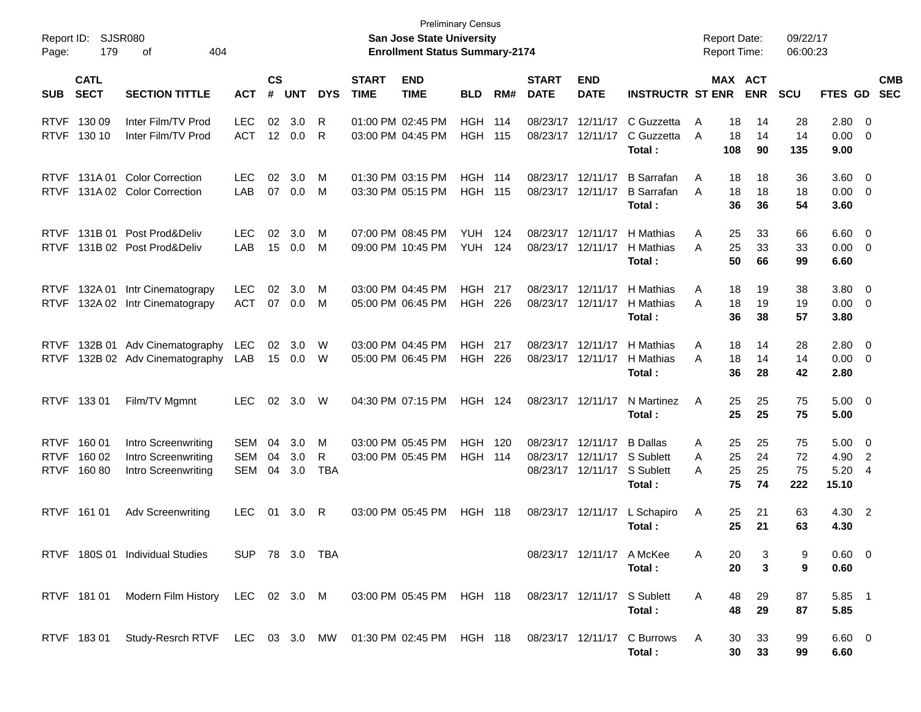Preliminary Census

Report ID: SJSR080
Page: 179 of 404

**San Jose State University**
**Enrollment Status Summary-2174**

Report Date: 09/22/17
Report Time: 06:00:23

| SUB | CATL SECT | SECTION TITTLE | ACT | CS # | UNT | DYS | START TIME | END TIME | BLD | RM# | START DATE | END DATE | INSTRUCTR | ST | MAX ENR | ACT ENR | SCU | FTES | GD | CMB SEC |
|---|---|---|---|---|---|---|---|---|---|---|---|---|---|---|---|---|---|---|---|---|
| RTVF | 130 09 | Inter Film/TV Prod | LEC | 02 | 3.0 | R | 01:00 PM | 02:45 PM | HGH | 114 | 08/23/17 | 12/11/17 | C Guzzetta | A | 18 | 14 | 28 | 2.80 | 0 | |
| RTVF | 130 10 | Inter Film/TV Prod | ACT | 12 | 0.0 | R | 03:00 PM | 04:45 PM | HGH | 115 | 08/23/17 | 12/11/17 | C Guzzetta | A | 18 | 14 | 14 | 0.00 | 0 | |
| | | | | | | | | | | | | | **Total :** | | **108** | **90** | **135** | **9.00** | | |
| RTVF | 131A 01 | Color Correction | LEC | 02 | 3.0 | M | 01:30 PM | 03:15 PM | HGH | 114 | 08/23/17 | 12/11/17 | B Sarrafan | A | 18 | 18 | 36 | 3.60 | 0 | |
| RTVF | 131A 02 | Color Correction | LAB | 07 | 0.0 | M | 03:30 PM | 05:15 PM | HGH | 115 | 08/23/17 | 12/11/17 | B Sarrafan | A | 18 | 18 | 18 | 0.00 | 0 | |
| | | | | | | | | | | | | | **Total :** | | **36** | **36** | **54** | **3.60** | | |
| RTVF | 131B 01 | Post Prod&Deliv | LEC | 02 | 3.0 | M | 07:00 PM | 08:45 PM | YUH | 124 | 08/23/17 | 12/11/17 | H Mathias | A | 25 | 33 | 66 | 6.60 | 0 | |
| RTVF | 131B 02 | Post Prod&Deliv | LAB | 15 | 0.0 | M | 09:00 PM | 10:45 PM | YUH | 124 | 08/23/17 | 12/11/17 | H Mathias | A | 25 | 33 | 33 | 0.00 | 0 | |
| | | | | | | | | | | | | | **Total :** | | **50** | **66** | **99** | **6.60** | | |
| RTVF | 132A 01 | Intr Cinematograpy | LEC | 02 | 3.0 | M | 03:00 PM | 04:45 PM | HGH | 217 | 08/23/17 | 12/11/17 | H Mathias | A | 18 | 19 | 38 | 3.80 | 0 | |
| RTVF | 132A 02 | Intr Cinematograpy | ACT | 07 | 0.0 | M | 05:00 PM | 06:45 PM | HGH | 226 | 08/23/17 | 12/11/17 | H Mathias | A | 18 | 19 | 19 | 0.00 | 0 | |
| | | | | | | | | | | | | | **Total :** | | **36** | **38** | **57** | **3.80** | | |
| RTVF | 132B 01 | Adv Cinematography | LEC | 02 | 3.0 | W | 03:00 PM | 04:45 PM | HGH | 217 | 08/23/17 | 12/11/17 | H Mathias | A | 18 | 14 | 28 | 2.80 | 0 | |
| RTVF | 132B 02 | Adv Cinematography | LAB | 15 | 0.0 | W | 05:00 PM | 06:45 PM | HGH | 226 | 08/23/17 | 12/11/17 | H Mathias | A | 18 | 14 | 14 | 0.00 | 0 | |
| | | | | | | | | | | | | | **Total :** | | **36** | **28** | **42** | **2.80** | | |
| RTVF | 133 01 | Film/TV Mgmnt | LEC | 02 | 3.0 | W | 04:30 PM | 07:15 PM | HGH | 124 | 08/23/17 | 12/11/17 | N Martinez | A | 25 | 25 | 75 | 5.00 | 0 | |
| | | | | | | | | | | | | | **Total :** | | **25** | **25** | **75** | **5.00** | | |
| RTVF | 160 01 | Intro Screenwriting | SEM | 04 | 3.0 | M | 03:00 PM | 05:45 PM | HGH | 120 | 08/23/17 | 12/11/17 | B Dallas | A | 25 | 25 | 75 | 5.00 | 0 | |
| RTVF | 160 02 | Intro Screenwriting | SEM | 04 | 3.0 | R | 03:00 PM | 05:45 PM | HGH | 114 | 08/23/17 | 12/11/17 | S Sublett | A | 25 | 24 | 72 | 4.90 | 2 | |
| RTVF | 160 80 | Intro Screenwriting | SEM | 04 | 3.0 | TBA | | | | | 08/23/17 | 12/11/17 | S Sublett | A | 25 | 25 | 75 | 5.20 | 4 | |
| | | | | | | | | | | | | | **Total :** | | **75** | **74** | **222** | **15.10** | | |
| RTVF | 161 01 | Adv Screenwriting | LEC | 01 | 3.0 | R | 03:00 PM | 05:45 PM | HGH | 118 | 08/23/17 | 12/11/17 | L Schapiro | A | 25 | 21 | 63 | 4.30 | 2 | |
| | | | | | | | | | | | | | **Total :** | | **25** | **21** | **63** | **4.30** | | |
| RTVF | 180S 01 | Individual Studies | SUP | 78 | 3.0 | TBA | | | | | 08/23/17 | 12/11/17 | A McKee | A | 20 | 3 | 9 | 0.60 | 0 | |
| | | | | | | | | | | | | | **Total :** | | **20** | **3** | **9** | **0.60** | | |
| RTVF | 181 01 | Modern Film History | LEC | 02 | 3.0 | M | 03:00 PM | 05:45 PM | HGH | 118 | 08/23/17 | 12/11/17 | S Sublett | A | 48 | 29 | 87 | 5.85 | 1 | |
| | | | | | | | | | | | | | **Total :** | | **48** | **29** | **87** | **5.85** | | |
| RTVF | 183 01 | Study-Resrch RTVF | LEC | 03 | 3.0 | MW | 01:30 PM | 02:45 PM | HGH | 118 | 08/23/17 | 12/11/17 | C Burrows | A | 30 | 33 | 99 | 6.60 | 0 | |
| | | | | | | | | | | | | | **Total :** | | **30** | **33** | **99** | **6.60** | | |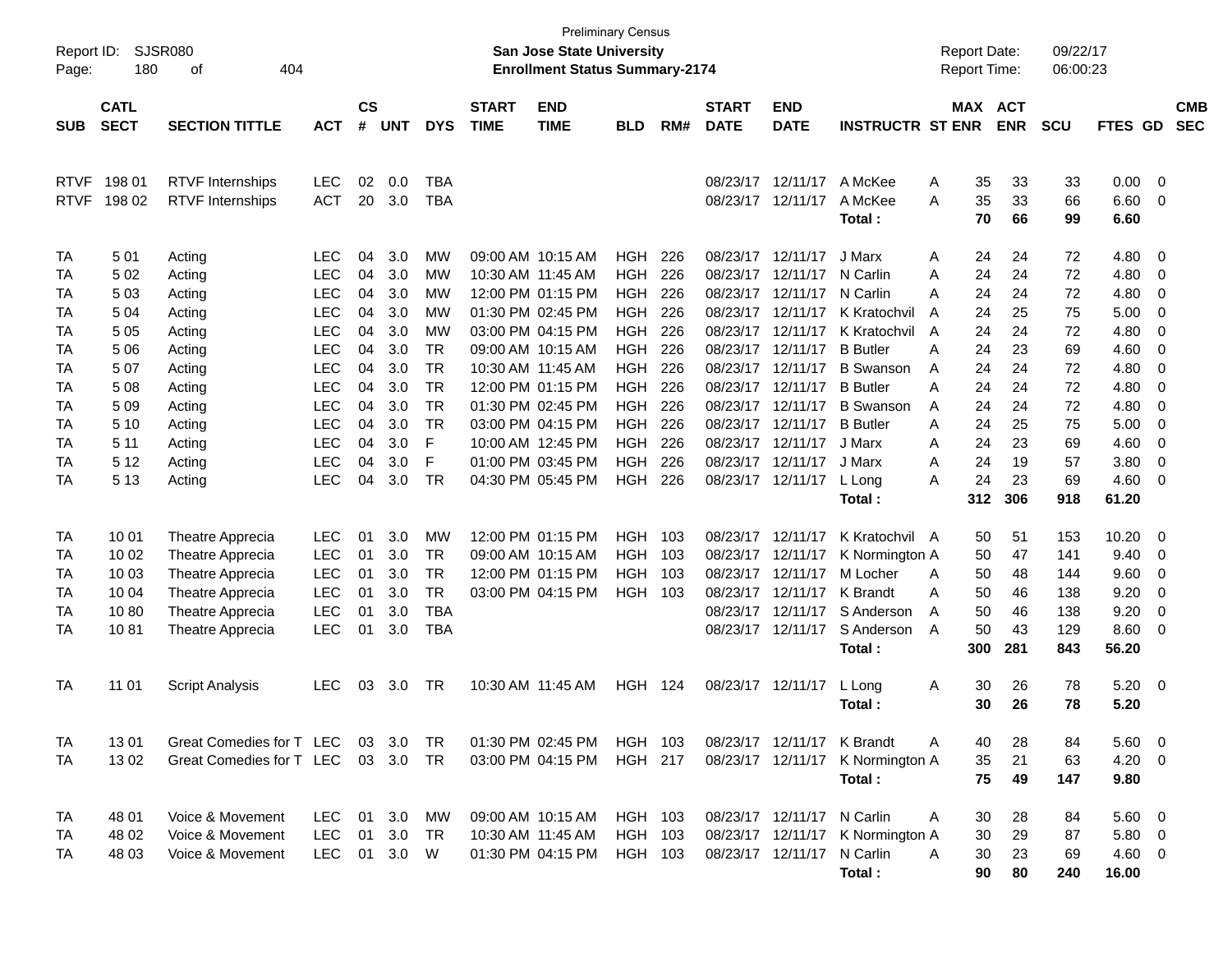Preliminary Census

Report ID: SJSR080

**San Jose State University**

**Enrollment Status Summary-2174**

Report Date: 09/22/17

Report Time: 06:00:23

| SUB | CATL SECT | SECTION TITTLE | ACT | CS # | UNT | DYS | START TIME | END TIME | BLD | RM# | START DATE | END DATE | INSTRUCTR | ST | MAX ENR | ACT ENR | SCU | FTES | GD | CMB SEC |
|---|---|---|---|---|---|---|---|---|---|---|---|---|---|---|---|---|---|---|---|---|
| RTVF | 198 01 | RTVF Internships | LEC | 02 | 0.0 | TBA | | | | | 08/23/17 | 12/11/17 | A McKee | A | 35 | 33 | 33 | 0.00 | 0 | |
| RTVF | 198 02 | RTVF Internships | ACT | 20 | 3.0 | TBA | | | | | 08/23/17 | 12/11/17 | A McKee | A | 35 | 33 | 66 | 6.60 | 0 | |
| | | | | | | | | | | | | | **Total :** | | **70** | **66** | **99** | **6.60** | | |
| TA | 5 01 | Acting | LEC | 04 | 3.0 | MW | 09:00 AM | 10:15 AM | HGH | 226 | 08/23/17 | 12/11/17 | J Marx | A | 24 | 24 | 72 | 4.80 | 0 | |
| TA | 5 02 | Acting | LEC | 04 | 3.0 | MW | 10:30 AM | 11:45 AM | HGH | 226 | 08/23/17 | 12/11/17 | N Carlin | A | 24 | 24 | 72 | 4.80 | 0 | |
| TA | 5 03 | Acting | LEC | 04 | 3.0 | MW | 12:00 PM | 01:15 PM | HGH | 226 | 08/23/17 | 12/11/17 | N Carlin | A | 24 | 24 | 72 | 4.80 | 0 | |
| TA | 5 04 | Acting | LEC | 04 | 3.0 | MW | 01:30 PM | 02:45 PM | HGH | 226 | 08/23/17 | 12/11/17 | K Kratochvil | A | 24 | 25 | 75 | 5.00 | 0 | |
| TA | 5 05 | Acting | LEC | 04 | 3.0 | MW | 03:00 PM | 04:15 PM | HGH | 226 | 08/23/17 | 12/11/17 | K Kratochvil | A | 24 | 24 | 72 | 4.80 | 0 | |
| TA | 5 06 | Acting | LEC | 04 | 3.0 | TR | 09:00 AM | 10:15 AM | HGH | 226 | 08/23/17 | 12/11/17 | B Butler | A | 24 | 23 | 69 | 4.60 | 0 | |
| TA | 5 07 | Acting | LEC | 04 | 3.0 | TR | 10:30 AM | 11:45 AM | HGH | 226 | 08/23/17 | 12/11/17 | B Swanson | A | 24 | 24 | 72 | 4.80 | 0 | |
| TA | 5 08 | Acting | LEC | 04 | 3.0 | TR | 12:00 PM | 01:15 PM | HGH | 226 | 08/23/17 | 12/11/17 | B Butler | A | 24 | 24 | 72 | 4.80 | 0 | |
| TA | 5 09 | Acting | LEC | 04 | 3.0 | TR | 01:30 PM | 02:45 PM | HGH | 226 | 08/23/17 | 12/11/17 | B Swanson | A | 24 | 24 | 72 | 4.80 | 0 | |
| TA | 5 10 | Acting | LEC | 04 | 3.0 | TR | 03:00 PM | 04:15 PM | HGH | 226 | 08/23/17 | 12/11/17 | B Butler | A | 24 | 25 | 75 | 5.00 | 0 | |
| TA | 5 11 | Acting | LEC | 04 | 3.0 | F | 10:00 AM | 12:45 PM | HGH | 226 | 08/23/17 | 12/11/17 | J Marx | A | 24 | 23 | 69 | 4.60 | 0 | |
| TA | 5 12 | Acting | LEC | 04 | 3.0 | F | 01:00 PM | 03:45 PM | HGH | 226 | 08/23/17 | 12/11/17 | J Marx | A | 24 | 19 | 57 | 3.80 | 0 | |
| TA | 5 13 | Acting | LEC | 04 | 3.0 | TR | 04:30 PM | 05:45 PM | HGH | 226 | 08/23/17 | 12/11/17 | L Long | A | 24 | 23 | 69 | 4.60 | 0 | |
| | | | | | | | | | | | | | **Total :** | | **312** | **306** | **918** | **61.20** | | |
| TA | 10 01 | Theatre Apprecia | LEC | 01 | 3.0 | MW | 12:00 PM | 01:15 PM | HGH | 103 | 08/23/17 | 12/11/17 | K Kratochvil | A | 50 | 51 | 153 | 10.20 | 0 | |
| TA | 10 02 | Theatre Apprecia | LEC | 01 | 3.0 | TR | 09:00 AM | 10:15 AM | HGH | 103 | 08/23/17 | 12/11/17 | K Normington | A | 50 | 47 | 141 | 9.40 | 0 | |
| TA | 10 03 | Theatre Apprecia | LEC | 01 | 3.0 | TR | 12:00 PM | 01:15 PM | HGH | 103 | 08/23/17 | 12/11/17 | M Locher | A | 50 | 48 | 144 | 9.60 | 0 | |
| TA | 10 04 | Theatre Apprecia | LEC | 01 | 3.0 | TR | 03:00 PM | 04:15 PM | HGH | 103 | 08/23/17 | 12/11/17 | K Brandt | A | 50 | 46 | 138 | 9.20 | 0 | |
| TA | 10 80 | Theatre Apprecia | LEC | 01 | 3.0 | TBA | | | | | 08/23/17 | 12/11/17 | S Anderson | A | 50 | 46 | 138 | 9.20 | 0 | |
| TA | 10 81 | Theatre Apprecia | LEC | 01 | 3.0 | TBA | | | | | 08/23/17 | 12/11/17 | S Anderson | A | 50 | 43 | 129 | 8.60 | 0 | |
| | | | | | | | | | | | | | **Total :** | | **300** | **281** | **843** | **56.20** | | |
| TA | 11 01 | Script Analysis | LEC | 03 | 3.0 | TR | 10:30 AM | 11:45 AM | HGH | 124 | 08/23/17 | 12/11/17 | L Long | A | 30 | 26 | 78 | 5.20 | 0 | |
| | | | | | | | | | | | | | **Total :** | | **30** | **26** | **78** | **5.20** | | |
| TA | 13 01 | Great Comedies for T | LEC | 03 | 3.0 | TR | 01:30 PM | 02:45 PM | HGH | 103 | 08/23/17 | 12/11/17 | K Brandt | A | 40 | 28 | 84 | 5.60 | 0 | |
| TA | 13 02 | Great Comedies for T | LEC | 03 | 3.0 | TR | 03:00 PM | 04:15 PM | HGH | 217 | 08/23/17 | 12/11/17 | K Normington | A | 35 | 21 | 63 | 4.20 | 0 | |
| | | | | | | | | | | | | | **Total :** | | **75** | **49** | **147** | **9.80** | | |
| TA | 48 01 | Voice & Movement | LEC | 01 | 3.0 | MW | 09:00 AM | 10:15 AM | HGH | 103 | 08/23/17 | 12/11/17 | N Carlin | A | 30 | 28 | 84 | 5.60 | 0 | |
| TA | 48 02 | Voice & Movement | LEC | 01 | 3.0 | TR | 10:30 AM | 11:45 AM | HGH | 103 | 08/23/17 | 12/11/17 | K Normington | A | 30 | 29 | 87 | 5.80 | 0 | |
| TA | 48 03 | Voice & Movement | LEC | 01 | 3.0 | W | 01:30 PM | 04:15 PM | HGH | 103 | 08/23/17 | 12/11/17 | N Carlin | A | 30 | 23 | 69 | 4.60 | 0 | |
| | | | | | | | | | | | | | **Total :** | | **90** | **80** | **240** | **16.00** | | |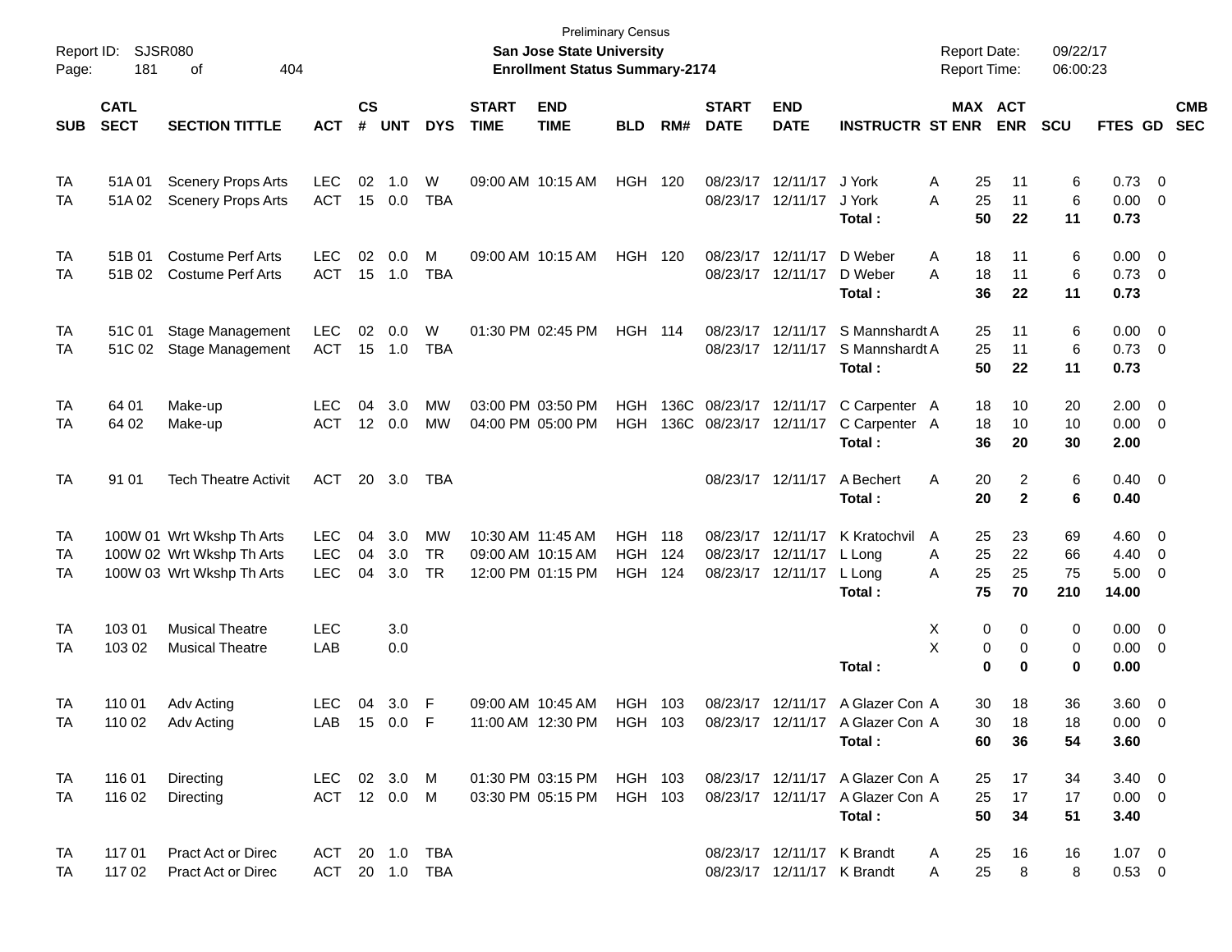Preliminary Census

Report ID: SJSR080
Page: 181 of 404

**San Jose State University**
**Enrollment Status Summary-2174**

Report Date: 09/22/17
Report Time: 06:00:23

| SUB | CATL SECT | SECTION TITTLE | ACT | CS # | UNT | DYS | START TIME | END TIME | BLD | RM# | START DATE | END DATE | INSTRUCTR | ST | MAX ENR | ACT ENR | SCU | FTES | GD | CMB SEC |
|---|---|---|---|---|---|---|---|---|---|---|---|---|---|---|---|---|---|---|---|---|
| TA | 51A 01 | Scenery Props Arts | LEC | 02 | 1.0 | W | 09:00 AM | 10:15 AM | HGH | 120 | 08/23/17 | 12/11/17 | J York | A | 25 | 11 | 6 | 0.73 | 0 | |
| TA | 51A 02 | Scenery Props Arts | ACT | 15 | 0.0 | TBA | | | | | 08/23/17 | 12/11/17 | J York | A | 25 | 11 | 6 | 0.00 | 0 | |
| | | | | | | | | | | | | | **Total :** | | **50** | **22** | **11** | **0.73** | | |
| TA | 51B 01 | Costume Perf Arts | LEC | 02 | 0.0 | M | 09:00 AM | 10:15 AM | HGH | 120 | 08/23/17 | 12/11/17 | D Weber | A | 18 | 11 | 6 | 0.00 | 0 | |
| TA | 51B 02 | Costume Perf Arts | ACT | 15 | 1.0 | TBA | | | | | 08/23/17 | 12/11/17 | D Weber | A | 18 | 11 | 6 | 0.73 | 0 | |
| | | | | | | | | | | | | | **Total :** | | **36** | **22** | **11** | **0.73** | | |
| TA | 51C 01 | Stage Management | LEC | 02 | 0.0 | W | 01:30 PM | 02:45 PM | HGH | 114 | 08/23/17 | 12/11/17 | S Mannshardt | A | 25 | 11 | 6 | 0.00 | 0 | |
| TA | 51C 02 | Stage Management | ACT | 15 | 1.0 | TBA | | | | | 08/23/17 | 12/11/17 | S Mannshardt | A | 25 | 11 | 6 | 0.73 | 0 | |
| | | | | | | | | | | | | | **Total :** | | **50** | **22** | **11** | **0.73** | | |
| TA | 64 01 | Make-up | LEC | 04 | 3.0 | MW | 03:00 PM | 03:50 PM | HGH | 136C | 08/23/17 | 12/11/17 | C Carpenter | A | 18 | 10 | 20 | 2.00 | 0 | |
| TA | 64 02 | Make-up | ACT | 12 | 0.0 | MW | 04:00 PM | 05:00 PM | HGH | 136C | 08/23/17 | 12/11/17 | C Carpenter | A | 18 | 10 | 10 | 0.00 | 0 | |
| | | | | | | | | | | | | | **Total :** | | **36** | **20** | **30** | **2.00** | | |
| TA | 91 01 | Tech Theatre Activit | ACT | 20 | 3.0 | TBA | | | | | 08/23/17 | 12/11/17 | A Bechert | A | 20 | 2 | 6 | 0.40 | 0 | |
| | | | | | | | | | | | | | **Total :** | | **20** | **2** | **6** | **0.40** | | |
| TA | 100W 01 | Wrt Wkshp Th Arts | LEC | 04 | 3.0 | MW | 10:30 AM | 11:45 AM | HGH | 118 | 08/23/17 | 12/11/17 | K Kratochvil | A | 25 | 23 | 69 | 4.60 | 0 | |
| TA | 100W 02 | Wrt Wkshp Th Arts | LEC | 04 | 3.0 | TR | 09:00 AM | 10:15 AM | HGH | 124 | 08/23/17 | 12/11/17 | L Long | A | 25 | 22 | 66 | 4.40 | 0 | |
| TA | 100W 03 | Wrt Wkshp Th Arts | LEC | 04 | 3.0 | TR | 12:00 PM | 01:15 PM | HGH | 124 | 08/23/17 | 12/11/17 | L Long | A | 25 | 25 | 75 | 5.00 | 0 | |
| | | | | | | | | | | | | | **Total :** | | **75** | **70** | **210** | **14.00** | | |
| TA | 103 01 | Musical Theatre | LEC | | 3.0 | | | | | | | | | X | 0 | 0 | 0 | 0.00 | 0 | |
| TA | 103 02 | Musical Theatre | LAB | | 0.0 | | | | | | | | | X | 0 | 0 | 0 | 0.00 | 0 | |
| | | | | | | | | | | | | | **Total :** | | **0** | **0** | **0** | **0.00** | | |
| TA | 110 01 | Adv Acting | LEC | 04 | 3.0 | F | 09:00 AM | 10:45 AM | HGH | 103 | 08/23/17 | 12/11/17 | A Glazer Con | A | 30 | 18 | 36 | 3.60 | 0 | |
| TA | 110 02 | Adv Acting | LAB | 15 | 0.0 | F | 11:00 AM | 12:30 PM | HGH | 103 | 08/23/17 | 12/11/17 | A Glazer Con | A | 30 | 18 | 18 | 0.00 | 0 | |
| | | | | | | | | | | | | | **Total :** | | **60** | **36** | **54** | **3.60** | | |
| TA | 116 01 | Directing | LEC | 02 | 3.0 | M | 01:30 PM | 03:15 PM | HGH | 103 | 08/23/17 | 12/11/17 | A Glazer Con | A | 25 | 17 | 34 | 3.40 | 0 | |
| TA | 116 02 | Directing | ACT | 12 | 0.0 | M | 03:30 PM | 05:15 PM | HGH | 103 | 08/23/17 | 12/11/17 | A Glazer Con | A | 25 | 17 | 17 | 0.00 | 0 | |
| | | | | | | | | | | | | | **Total :** | | **50** | **34** | **51** | **3.40** | | |
| TA | 117 01 | Pract Act or Direc | ACT | 20 | 1.0 | TBA | | | | | 08/23/17 | 12/11/17 | K Brandt | A | 25 | 16 | 16 | 1.07 | 0 | |
| TA | 117 02 | Pract Act or Direc | ACT | 20 | 1.0 | TBA | | | | | 08/23/17 | 12/11/17 | K Brandt | A | 25 | 8 | 8 | 0.53 | 0 | |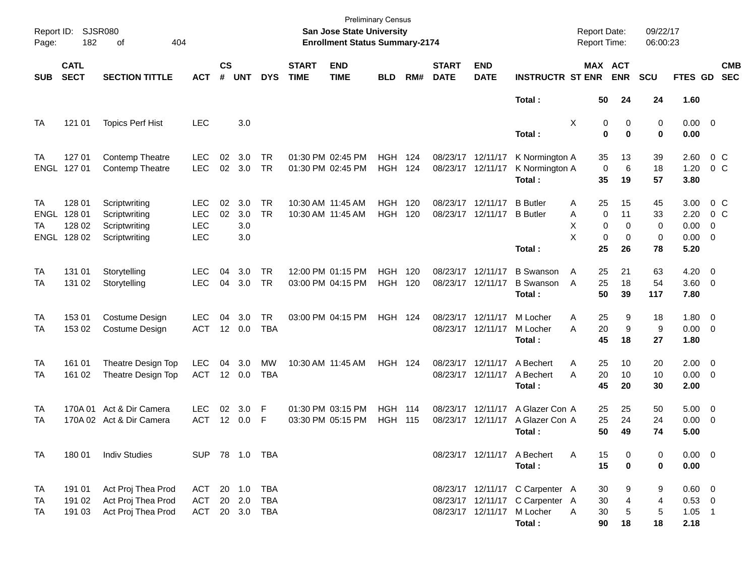Preliminary Census

Report ID: SJSR080

**San Jose State University**

**Enrollment Status Summary-2174**

Report Date: 09/22/17
Report Time: 06:00:23

| SUB | CATL SECT | SECTION TITTLE | ACT | CS # | UNT | DYS | START TIME | END TIME | BLD | RM# | START DATE | END DATE | INSTRUCTR | ST | MAX ENR | ACT ENR | SCU | FTES | GD | CMB SEC |
|---|---|---|---|---|---|---|---|---|---|---|---|---|---|---|---|---|---|---|---|---|
| | | | | | | | | | | | | | **Total :** | | **50** | **24** | **24** | **1.60** | | |
| TA | 121 01 | Topics Perf Hist | LEC | | 3.0 | | | | | | | | | X | 0 | 0 | 0 | 0.00 | 0 | |
| | | | | | | | | | | | | | **Total :** | | **0** | **0** | **0** | **0.00** | | |
| TA | 127 01 | Contemp Theatre | LEC | 02 | 3.0 | TR | 01:30 PM | 02:45 PM | HGH | 124 | 08/23/17 | 12/11/17 | K Normington | A | 35 | 13 | 39 | 2.60 | 0 | C |
| ENGL | 127 01 | Contemp Theatre | LEC | 02 | 3.0 | TR | 01:30 PM | 02:45 PM | HGH | 124 | 08/23/17 | 12/11/17 | K Normington | A | 0 | 6 | 18 | 1.20 | 0 | C |
| | | | | | | | | | | | | | **Total :** | | **35** | **19** | **57** | **3.80** | | |
| TA | 128 01 | Scriptwriting | LEC | 02 | 3.0 | TR | 10:30 AM | 11:45 AM | HGH | 120 | 08/23/17 | 12/11/17 | B Butler | A | 25 | 15 | 45 | 3.00 | 0 | C |
| ENGL | 128 01 | Scriptwriting | LEC | 02 | 3.0 | TR | 10:30 AM | 11:45 AM | HGH | 120 | 08/23/17 | 12/11/17 | B Butler | A | 0 | 11 | 33 | 2.20 | 0 | C |
| TA | 128 02 | Scriptwriting | LEC | | 3.0 | | | | | | | | | X | 0 | 0 | 0 | 0.00 | 0 | |
| ENGL | 128 02 | Scriptwriting | LEC | | 3.0 | | | | | | | | | X | 0 | 0 | 0 | 0.00 | 0 | |
| | | | | | | | | | | | | | **Total :** | | **25** | **26** | **78** | **5.20** | | |
| TA | 131 01 | Storytelling | LEC | 04 | 3.0 | TR | 12:00 PM | 01:15 PM | HGH | 120 | 08/23/17 | 12/11/17 | B Swanson | A | 25 | 21 | 63 | 4.20 | 0 | |
| TA | 131 02 | Storytelling | LEC | 04 | 3.0 | TR | 03:00 PM | 04:15 PM | HGH | 120 | 08/23/17 | 12/11/17 | B Swanson | A | 25 | 18 | 54 | 3.60 | 0 | |
| | | | | | | | | | | | | | **Total :** | | **50** | **39** | **117** | **7.80** | | |
| TA | 153 01 | Costume Design | LEC | 04 | 3.0 | TR | 03:00 PM | 04:15 PM | HGH | 124 | 08/23/17 | 12/11/17 | M Locher | A | 25 | 9 | 18 | 1.80 | 0 | |
| TA | 153 02 | Costume Design | ACT | 12 | 0.0 | TBA | | | | | 08/23/17 | 12/11/17 | M Locher | A | 20 | 9 | 9 | 0.00 | 0 | |
| | | | | | | | | | | | | | **Total :** | | **45** | **18** | **27** | **1.80** | | |
| TA | 161 01 | Theatre Design Top | LEC | 04 | 3.0 | MW | 10:30 AM | 11:45 AM | HGH | 124 | 08/23/17 | 12/11/17 | A Bechert | A | 25 | 10 | 20 | 2.00 | 0 | |
| TA | 161 02 | Theatre Design Top | ACT | 12 | 0.0 | TBA | | | | | 08/23/17 | 12/11/17 | A Bechert | A | 20 | 10 | 10 | 0.00 | 0 | |
| | | | | | | | | | | | | | **Total :** | | **45** | **20** | **30** | **2.00** | | |
| TA | 170A 01 | Act & Dir Camera | LEC | 02 | 3.0 | F | 01:30 PM | 03:15 PM | HGH | 114 | 08/23/17 | 12/11/17 | A Glazer Con | A | 25 | 25 | 50 | 5.00 | 0 | |
| TA | 170A 02 | Act & Dir Camera | ACT | 12 | 0.0 | F | 03:30 PM | 05:15 PM | HGH | 115 | 08/23/17 | 12/11/17 | A Glazer Con | A | 25 | 24 | 24 | 0.00 | 0 | |
| | | | | | | | | | | | | | **Total :** | | **50** | **49** | **74** | **5.00** | | |
| TA | 180 01 | Indiv Studies | SUP | 78 | 1.0 | TBA | | | | | 08/23/17 | 12/11/17 | A Bechert | A | 15 | 0 | 0 | 0.00 | 0 | |
| | | | | | | | | | | | | | **Total :** | | **15** | **0** | **0** | **0.00** | | |
| TA | 191 01 | Act Proj Thea Prod | ACT | 20 | 1.0 | TBA | | | | | 08/23/17 | 12/11/17 | C Carpenter | A | 30 | 9 | 9 | 0.60 | 0 | |
| TA | 191 02 | Act Proj Thea Prod | ACT | 20 | 2.0 | TBA | | | | | 08/23/17 | 12/11/17 | C Carpenter | A | 30 | 4 | 4 | 0.53 | 0 | |
| TA | 191 03 | Act Proj Thea Prod | ACT | 20 | 3.0 | TBA | | | | | 08/23/17 | 12/11/17 | M Locher | A | 30 | 5 | 5 | 1.05 | 1 | |
| | | | | | | | | | | | | | **Total :** | | **90** | **18** | **18** | **2.18** | | |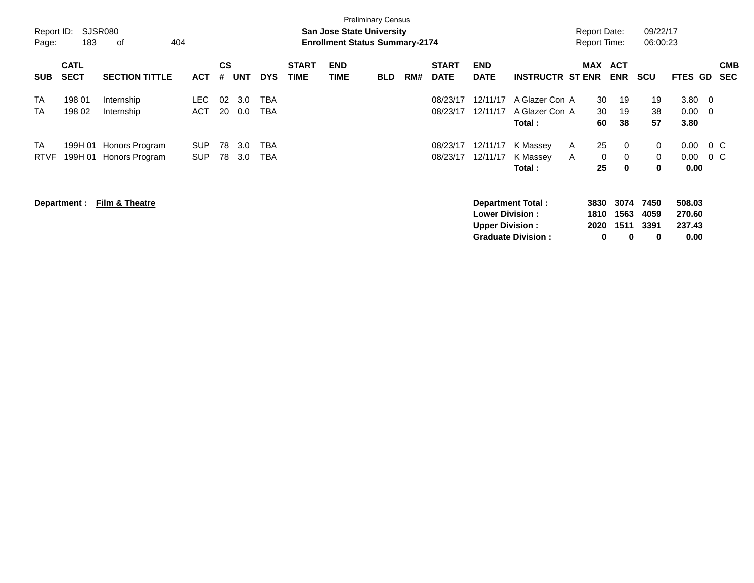Preliminary Census

Report ID: SJSR080 | Page: 183 of 404

**San Jose State University**
**Enrollment Status Summary-2174**

Report Date: 09/22/17 | Report Time: 06:00:23

| SUB | CATL SECT | SECTION TITTLE | ACT | CS # | UNT | DYS | START TIME | END TIME | BLD | RM# | START DATE | END DATE | INSTRUCTR | ST | MAX ENR | ACT ENR | SCU | FTES | GD | CMB SEC |
|---|---|---|---|---|---|---|---|---|---|---|---|---|---|---|---|---|---|---|---|---|
| TA | 198 01 | Internship | LEC | 02 | 3.0 | TBA | | | | | 08/23/17 | 12/11/17 | A Glazer Con | A | 30 | 19 | 19 | 3.80 | 0 | |
| TA | 198 02 | Internship | ACT | 20 | 0.0 | TBA | | | | | 08/23/17 | 12/11/17 | A Glazer Con | A | 30 | 19 | 38 | 0.00 | 0 | |
| | | | | | | | | | | | | | **Total :** | | **60** | **38** | **57** | **3.80** | | |
| TA | 199H 01 | Honors Program | SUP | 78 | 3.0 | TBA | | | | | 08/23/17 | 12/11/17 | K Massey | A | 25 | 0 | 0 | 0.00 | 0 | C |
| RTVF | 199H 01 | Honors Program | SUP | 78 | 3.0 | TBA | | | | | 08/23/17 | 12/11/17 | K Massey | A | 0 | 0 | 0 | 0.00 | 0 | C |
| | | | | | | | | | | | | | **Total :** | | **25** | **0** | **0** | **0.00** | | |

**Department : Film & Theatre**

| | MAX ENR | ACT ENR | SCU | FTES |
|---|---|---|---|---|
| **Department Total :** | **3830** | **3074** | **7450** | **508.03** |
| **Lower Division :** | **1810** | **1563** | **4059** | **270.60** |
| **Upper Division :** | **2020** | **1511** | **3391** | **237.43** |
| **Graduate Division :** | **0** | **0** | **0** | **0.00** |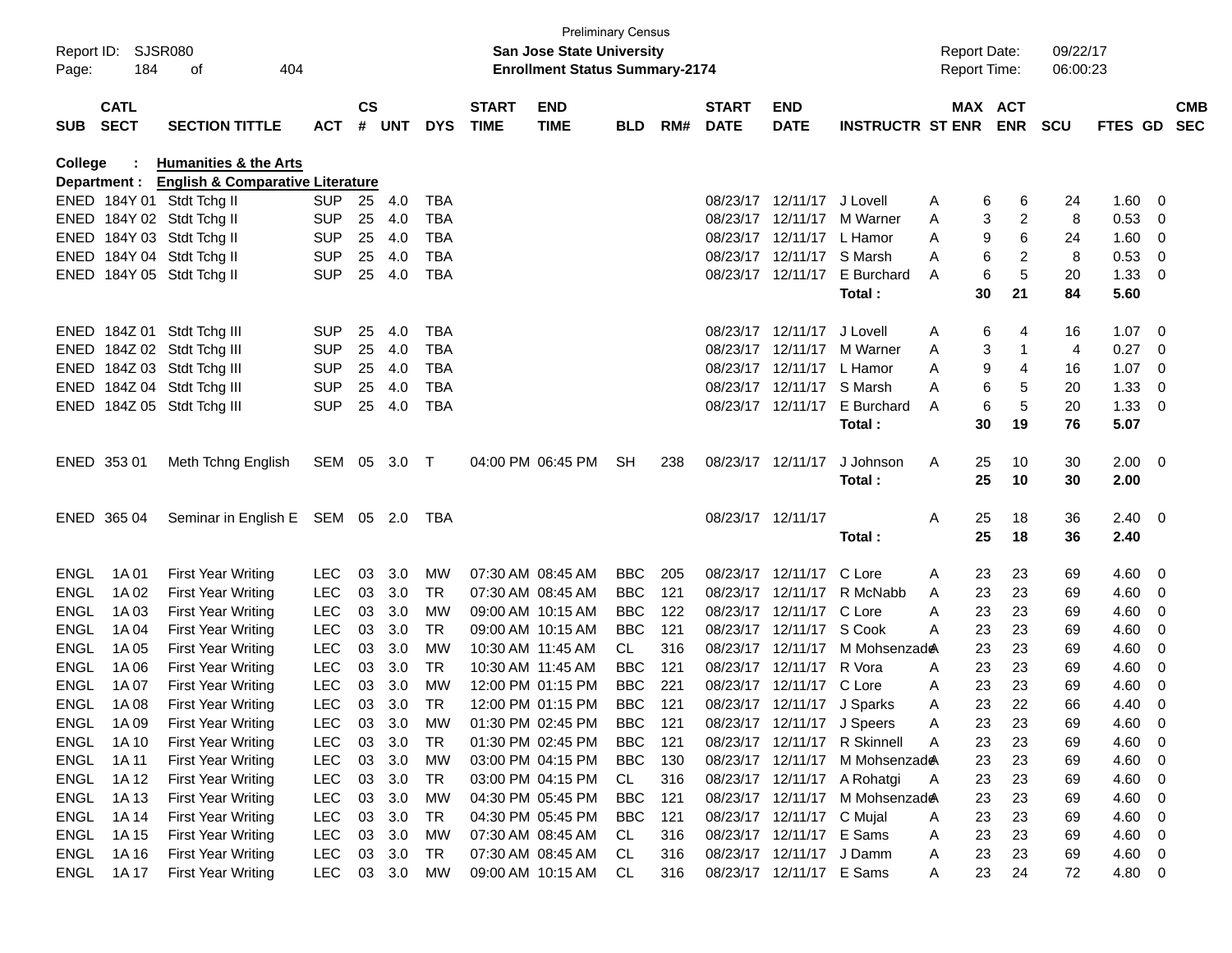Preliminary Census

**San Jose State University**

**Enrollment Status Summary-2174**

Report ID: SJSR080

Report Date: 09/22/17

Report Time: 06:00:23

**College : Humanities & the Arts**

**Department : English & Comparative Literature**

| SUB | CATL SECT | SECTION TITTLE | ACT | CS # | UNT | DYS | START TIME | END TIME | BLD | RM# | START DATE | END DATE | INSTRUCTR | ST | MAX ENR | ACT ENR | SCU | FTES | GD | CMB SEC |
|---|---|---|---|---|---|---|---|---|---|---|---|---|---|---|---|---|---|---|---|---|
| ENED | 184Y 01 | Stdt Tchg II | SUP | 25 | 4.0 | TBA | | | | | 08/23/17 | 12/11/17 | J Lovell | A | 6 | 6 | 24 | 1.60 | 0 | |
| ENED | 184Y 02 | Stdt Tchg II | SUP | 25 | 4.0 | TBA | | | | | 08/23/17 | 12/11/17 | M Warner | A | 3 | 2 | 8 | 0.53 | 0 | |
| ENED | 184Y 03 | Stdt Tchg II | SUP | 25 | 4.0 | TBA | | | | | 08/23/17 | 12/11/17 | L Hamor | A | 9 | 6 | 24 | 1.60 | 0 | |
| ENED | 184Y 04 | Stdt Tchg II | SUP | 25 | 4.0 | TBA | | | | | 08/23/17 | 12/11/17 | S Marsh | A | 6 | 2 | 8 | 0.53 | 0 | |
| ENED | 184Y 05 | Stdt Tchg II | SUP | 25 | 4.0 | TBA | | | | | 08/23/17 | 12/11/17 | E Burchard | A | 6 | 5 | 20 | 1.33 | 0 | |
| | | | | | | | | | | | | | **Total :** | | **30** | **21** | **84** | **5.60** | | |
| ENED | 184Z 01 | Stdt Tchg III | SUP | 25 | 4.0 | TBA | | | | | 08/23/17 | 12/11/17 | J Lovell | A | 6 | 4 | 16 | 1.07 | 0 | |
| ENED | 184Z 02 | Stdt Tchg III | SUP | 25 | 4.0 | TBA | | | | | 08/23/17 | 12/11/17 | M Warner | A | 3 | 1 | 4 | 0.27 | 0 | |
| ENED | 184Z 03 | Stdt Tchg III | SUP | 25 | 4.0 | TBA | | | | | 08/23/17 | 12/11/17 | L Hamor | A | 9 | 4 | 16 | 1.07 | 0 | |
| ENED | 184Z 04 | Stdt Tchg III | SUP | 25 | 4.0 | TBA | | | | | 08/23/17 | 12/11/17 | S Marsh | A | 6 | 5 | 20 | 1.33 | 0 | |
| ENED | 184Z 05 | Stdt Tchg III | SUP | 25 | 4.0 | TBA | | | | | 08/23/17 | 12/11/17 | E Burchard | A | 6 | 5 | 20 | 1.33 | 0 | |
| | | | | | | | | | | | | | **Total :** | | **30** | **19** | **76** | **5.07** | | |
| ENED | 353 01 | Meth Tchng English | SEM | 05 | 3.0 | T | 04:00 PM | 06:45 PM | SH | 238 | 08/23/17 | 12/11/17 | J Johnson | A | 25 | 10 | 30 | 2.00 | 0 | |
| | | | | | | | | | | | | | **Total :** | | **25** | **10** | **30** | **2.00** | | |
| ENED | 365 04 | Seminar in English E | SEM | 05 | 2.0 | TBA | | | | | 08/23/17 | 12/11/17 | | A | 25 | 18 | 36 | 2.40 | 0 | |
| | | | | | | | | | | | | | **Total :** | | **25** | **18** | **36** | **2.40** | | |
| ENGL | 1A 01 | First Year Writing | LEC | 03 | 3.0 | MW | 07:30 AM | 08:45 AM | BBC | 205 | 08/23/17 | 12/11/17 | C Lore | A | 23 | 23 | 69 | 4.60 | 0 | |
| ENGL | 1A 02 | First Year Writing | LEC | 03 | 3.0 | TR | 07:30 AM | 08:45 AM | BBC | 121 | 08/23/17 | 12/11/17 | R McNabb | A | 23 | 23 | 69 | 4.60 | 0 | |
| ENGL | 1A 03 | First Year Writing | LEC | 03 | 3.0 | MW | 09:00 AM | 10:15 AM | BBC | 122 | 08/23/17 | 12/11/17 | C Lore | A | 23 | 23 | 69 | 4.60 | 0 | |
| ENGL | 1A 04 | First Year Writing | LEC | 03 | 3.0 | TR | 09:00 AM | 10:15 AM | BBC | 121 | 08/23/17 | 12/11/17 | S Cook | A | 23 | 23 | 69 | 4.60 | 0 | |
| ENGL | 1A 05 | First Year Writing | LEC | 03 | 3.0 | MW | 10:30 AM | 11:45 AM | CL | 316 | 08/23/17 | 12/11/17 | M Mohsenzade | A | 23 | 23 | 69 | 4.60 | 0 | |
| ENGL | 1A 06 | First Year Writing | LEC | 03 | 3.0 | TR | 10:30 AM | 11:45 AM | BBC | 121 | 08/23/17 | 12/11/17 | R Vora | A | 23 | 23 | 69 | 4.60 | 0 | |
| ENGL | 1A 07 | First Year Writing | LEC | 03 | 3.0 | MW | 12:00 PM | 01:15 PM | BBC | 221 | 08/23/17 | 12/11/17 | C Lore | A | 23 | 23 | 69 | 4.60 | 0 | |
| ENGL | 1A 08 | First Year Writing | LEC | 03 | 3.0 | TR | 12:00 PM | 01:15 PM | BBC | 121 | 08/23/17 | 12/11/17 | J Sparks | A | 23 | 22 | 66 | 4.40 | 0 | |
| ENGL | 1A 09 | First Year Writing | LEC | 03 | 3.0 | MW | 01:30 PM | 02:45 PM | BBC | 121 | 08/23/17 | 12/11/17 | J Speers | A | 23 | 23 | 69 | 4.60 | 0 | |
| ENGL | 1A 10 | First Year Writing | LEC | 03 | 3.0 | TR | 01:30 PM | 02:45 PM | BBC | 121 | 08/23/17 | 12/11/17 | R Skinnell | A | 23 | 23 | 69 | 4.60 | 0 | |
| ENGL | 1A 11 | First Year Writing | LEC | 03 | 3.0 | MW | 03:00 PM | 04:15 PM | BBC | 130 | 08/23/17 | 12/11/17 | M Mohsenzade | A | 23 | 23 | 69 | 4.60 | 0 | |
| ENGL | 1A 12 | First Year Writing | LEC | 03 | 3.0 | TR | 03:00 PM | 04:15 PM | CL | 316 | 08/23/17 | 12/11/17 | A Rohatgi | A | 23 | 23 | 69 | 4.60 | 0 | |
| ENGL | 1A 13 | First Year Writing | LEC | 03 | 3.0 | MW | 04:30 PM | 05:45 PM | BBC | 121 | 08/23/17 | 12/11/17 | M Mohsenzade | A | 23 | 23 | 69 | 4.60 | 0 | |
| ENGL | 1A 14 | First Year Writing | LEC | 03 | 3.0 | TR | 04:30 PM | 05:45 PM | BBC | 121 | 08/23/17 | 12/11/17 | C Mujal | A | 23 | 23 | 69 | 4.60 | 0 | |
| ENGL | 1A 15 | First Year Writing | LEC | 03 | 3.0 | MW | 07:30 AM | 08:45 AM | CL | 316 | 08/23/17 | 12/11/17 | E Sams | A | 23 | 23 | 69 | 4.60 | 0 | |
| ENGL | 1A 16 | First Year Writing | LEC | 03 | 3.0 | TR | 07:30 AM | 08:45 AM | CL | 316 | 08/23/17 | 12/11/17 | J Damm | A | 23 | 23 | 69 | 4.60 | 0 | |
| ENGL | 1A 17 | First Year Writing | LEC | 03 | 3.0 | MW | 09:00 AM | 10:15 AM | CL | 316 | 08/23/17 | 12/11/17 | E Sams | A | 23 | 24 | 72 | 4.80 | 0 | |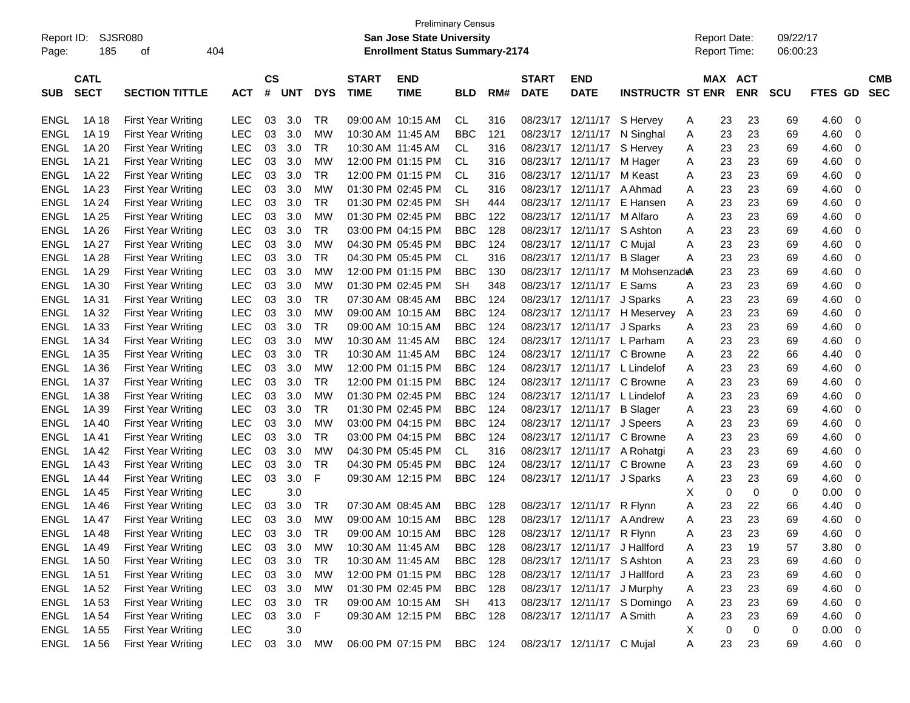Preliminary Census

Report ID: SJSR080

**San Jose State University**

**Enrollment Status Summary-2174**

Report Date: 09/22/17

Report Time: 06:00:23

| SUB | CATL SECT | SECTION TITTLE | ACT | CS # | UNT | DYS | START TIME | END TIME | BLD | RM# | START DATE | END DATE | INSTRUCTR | ST | MAX ENR | ACT ENR | SCU | FTES | GD | CMB SEC |
|---|---|---|---|---|---|---|---|---|---|---|---|---|---|---|---|---|---|---|---|---|
| ENGL | 1A 18 | First Year Writing | LEC | 03 | 3.0 | TR | 09:00 AM | 10:15 AM | CL | 316 | 08/23/17 | 12/11/17 | S Hervey | A | 23 | 23 | 69 | 4.60 | 0 | |
| ENGL | 1A 19 | First Year Writing | LEC | 03 | 3.0 | MW | 10:30 AM | 11:45 AM | BBC | 121 | 08/23/17 | 12/11/17 | N Singhal | A | 23 | 23 | 69 | 4.60 | 0 | |
| ENGL | 1A 20 | First Year Writing | LEC | 03 | 3.0 | TR | 10:30 AM | 11:45 AM | CL | 316 | 08/23/17 | 12/11/17 | S Hervey | A | 23 | 23 | 69 | 4.60 | 0 | |
| ENGL | 1A 21 | First Year Writing | LEC | 03 | 3.0 | MW | 12:00 PM | 01:15 PM | CL | 316 | 08/23/17 | 12/11/17 | M Hager | A | 23 | 23 | 69 | 4.60 | 0 | |
| ENGL | 1A 22 | First Year Writing | LEC | 03 | 3.0 | TR | 12:00 PM | 01:15 PM | CL | 316 | 08/23/17 | 12/11/17 | M Keast | A | 23 | 23 | 69 | 4.60 | 0 | |
| ENGL | 1A 23 | First Year Writing | LEC | 03 | 3.0 | MW | 01:30 PM | 02:45 PM | CL | 316 | 08/23/17 | 12/11/17 | A Ahmad | A | 23 | 23 | 69 | 4.60 | 0 | |
| ENGL | 1A 24 | First Year Writing | LEC | 03 | 3.0 | TR | 01:30 PM | 02:45 PM | SH | 444 | 08/23/17 | 12/11/17 | E Hansen | A | 23 | 23 | 69 | 4.60 | 0 | |
| ENGL | 1A 25 | First Year Writing | LEC | 03 | 3.0 | MW | 01:30 PM | 02:45 PM | BBC | 122 | 08/23/17 | 12/11/17 | M Alfaro | A | 23 | 23 | 69 | 4.60 | 0 | |
| ENGL | 1A 26 | First Year Writing | LEC | 03 | 3.0 | TR | 03:00 PM | 04:15 PM | BBC | 128 | 08/23/17 | 12/11/17 | S Ashton | A | 23 | 23 | 69 | 4.60 | 0 | |
| ENGL | 1A 27 | First Year Writing | LEC | 03 | 3.0 | MW | 04:30 PM | 05:45 PM | BBC | 124 | 08/23/17 | 12/11/17 | C Mujal | A | 23 | 23 | 69 | 4.60 | 0 | |
| ENGL | 1A 28 | First Year Writing | LEC | 03 | 3.0 | TR | 04:30 PM | 05:45 PM | CL | 316 | 08/23/17 | 12/11/17 | B Slager | A | 23 | 23 | 69 | 4.60 | 0 | |
| ENGL | 1A 29 | First Year Writing | LEC | 03 | 3.0 | MW | 12:00 PM | 01:15 PM | BBC | 130 | 08/23/17 | 12/11/17 | M Mohsenzade | A | 23 | 23 | 69 | 4.60 | 0 | |
| ENGL | 1A 30 | First Year Writing | LEC | 03 | 3.0 | MW | 01:30 PM | 02:45 PM | SH | 348 | 08/23/17 | 12/11/17 | E Sams | A | 23 | 23 | 69 | 4.60 | 0 | |
| ENGL | 1A 31 | First Year Writing | LEC | 03 | 3.0 | TR | 07:30 AM | 08:45 AM | BBC | 124 | 08/23/17 | 12/11/17 | J Sparks | A | 23 | 23 | 69 | 4.60 | 0 | |
| ENGL | 1A 32 | First Year Writing | LEC | 03 | 3.0 | MW | 09:00 AM | 10:15 AM | BBC | 124 | 08/23/17 | 12/11/17 | H Meservey | A | 23 | 23 | 69 | 4.60 | 0 | |
| ENGL | 1A 33 | First Year Writing | LEC | 03 | 3.0 | TR | 09:00 AM | 10:15 AM | BBC | 124 | 08/23/17 | 12/11/17 | J Sparks | A | 23 | 23 | 69 | 4.60 | 0 | |
| ENGL | 1A 34 | First Year Writing | LEC | 03 | 3.0 | MW | 10:30 AM | 11:45 AM | BBC | 124 | 08/23/17 | 12/11/17 | L Parham | A | 23 | 23 | 69 | 4.60 | 0 | |
| ENGL | 1A 35 | First Year Writing | LEC | 03 | 3.0 | TR | 10:30 AM | 11:45 AM | BBC | 124 | 08/23/17 | 12/11/17 | C Browne | A | 23 | 22 | 66 | 4.40 | 0 | |
| ENGL | 1A 36 | First Year Writing | LEC | 03 | 3.0 | MW | 12:00 PM | 01:15 PM | BBC | 124 | 08/23/17 | 12/11/17 | L Lindelof | A | 23 | 23 | 69 | 4.60 | 0 | |
| ENGL | 1A 37 | First Year Writing | LEC | 03 | 3.0 | TR | 12:00 PM | 01:15 PM | BBC | 124 | 08/23/17 | 12/11/17 | C Browne | A | 23 | 23 | 69 | 4.60 | 0 | |
| ENGL | 1A 38 | First Year Writing | LEC | 03 | 3.0 | MW | 01:30 PM | 02:45 PM | BBC | 124 | 08/23/17 | 12/11/17 | L Lindelof | A | 23 | 23 | 69 | 4.60 | 0 | |
| ENGL | 1A 39 | First Year Writing | LEC | 03 | 3.0 | TR | 01:30 PM | 02:45 PM | BBC | 124 | 08/23/17 | 12/11/17 | B Slager | A | 23 | 23 | 69 | 4.60 | 0 | |
| ENGL | 1A 40 | First Year Writing | LEC | 03 | 3.0 | MW | 03:00 PM | 04:15 PM | BBC | 124 | 08/23/17 | 12/11/17 | J Speers | A | 23 | 23 | 69 | 4.60 | 0 | |
| ENGL | 1A 41 | First Year Writing | LEC | 03 | 3.0 | TR | 03:00 PM | 04:15 PM | BBC | 124 | 08/23/17 | 12/11/17 | C Browne | A | 23 | 23 | 69 | 4.60 | 0 | |
| ENGL | 1A 42 | First Year Writing | LEC | 03 | 3.0 | MW | 04:30 PM | 05:45 PM | CL | 316 | 08/23/17 | 12/11/17 | A Rohatgi | A | 23 | 23 | 69 | 4.60 | 0 | |
| ENGL | 1A 43 | First Year Writing | LEC | 03 | 3.0 | TR | 04:30 PM | 05:45 PM | BBC | 124 | 08/23/17 | 12/11/17 | C Browne | A | 23 | 23 | 69 | 4.60 | 0 | |
| ENGL | 1A 44 | First Year Writing | LEC | 03 | 3.0 | F | 09:30 AM | 12:15 PM | BBC | 124 | 08/23/17 | 12/11/17 | J Sparks | A | 23 | 23 | 69 | 4.60 | 0 | |
| ENGL | 1A 45 | First Year Writing | LEC | | 3.0 | | | | | | | | | X | 0 | 0 | 0 | 0.00 | 0 | |
| ENGL | 1A 46 | First Year Writing | LEC | 03 | 3.0 | TR | 07:30 AM | 08:45 AM | BBC | 128 | 08/23/17 | 12/11/17 | R Flynn | A | 23 | 22 | 66 | 4.40 | 0 | |
| ENGL | 1A 47 | First Year Writing | LEC | 03 | 3.0 | MW | 09:00 AM | 10:15 AM | BBC | 128 | 08/23/17 | 12/11/17 | A Andrew | A | 23 | 23 | 69 | 4.60 | 0 | |
| ENGL | 1A 48 | First Year Writing | LEC | 03 | 3.0 | TR | 09:00 AM | 10:15 AM | BBC | 128 | 08/23/17 | 12/11/17 | R Flynn | A | 23 | 23 | 69 | 4.60 | 0 | |
| ENGL | 1A 49 | First Year Writing | LEC | 03 | 3.0 | MW | 10:30 AM | 11:45 AM | BBC | 128 | 08/23/17 | 12/11/17 | J Hallford | A | 23 | 19 | 57 | 3.80 | 0 | |
| ENGL | 1A 50 | First Year Writing | LEC | 03 | 3.0 | TR | 10:30 AM | 11:45 AM | BBC | 128 | 08/23/17 | 12/11/17 | S Ashton | A | 23 | 23 | 69 | 4.60 | 0 | |
| ENGL | 1A 51 | First Year Writing | LEC | 03 | 3.0 | MW | 12:00 PM | 01:15 PM | BBC | 128 | 08/23/17 | 12/11/17 | J Hallford | A | 23 | 23 | 69 | 4.60 | 0 | |
| ENGL | 1A 52 | First Year Writing | LEC | 03 | 3.0 | MW | 01:30 PM | 02:45 PM | BBC | 128 | 08/23/17 | 12/11/17 | J Murphy | A | 23 | 23 | 69 | 4.60 | 0 | |
| ENGL | 1A 53 | First Year Writing | LEC | 03 | 3.0 | TR | 09:00 AM | 10:15 AM | SH | 413 | 08/23/17 | 12/11/17 | S Domingo | A | 23 | 23 | 69 | 4.60 | 0 | |
| ENGL | 1A 54 | First Year Writing | LEC | 03 | 3.0 | F | 09:30 AM | 12:15 PM | BBC | 128 | 08/23/17 | 12/11/17 | A Smith | A | 23 | 23 | 69 | 4.60 | 0 | |
| ENGL | 1A 55 | First Year Writing | LEC | | 3.0 | | | | | | | | | X | 0 | 0 | 0 | 0.00 | 0 | |
| ENGL | 1A 56 | First Year Writing | LEC | 03 | 3.0 | MW | 06:00 PM | 07:15 PM | BBC | 124 | 08/23/17 | 12/11/17 | C Mujal | A | 23 | 23 | 69 | 4.60 | 0 | |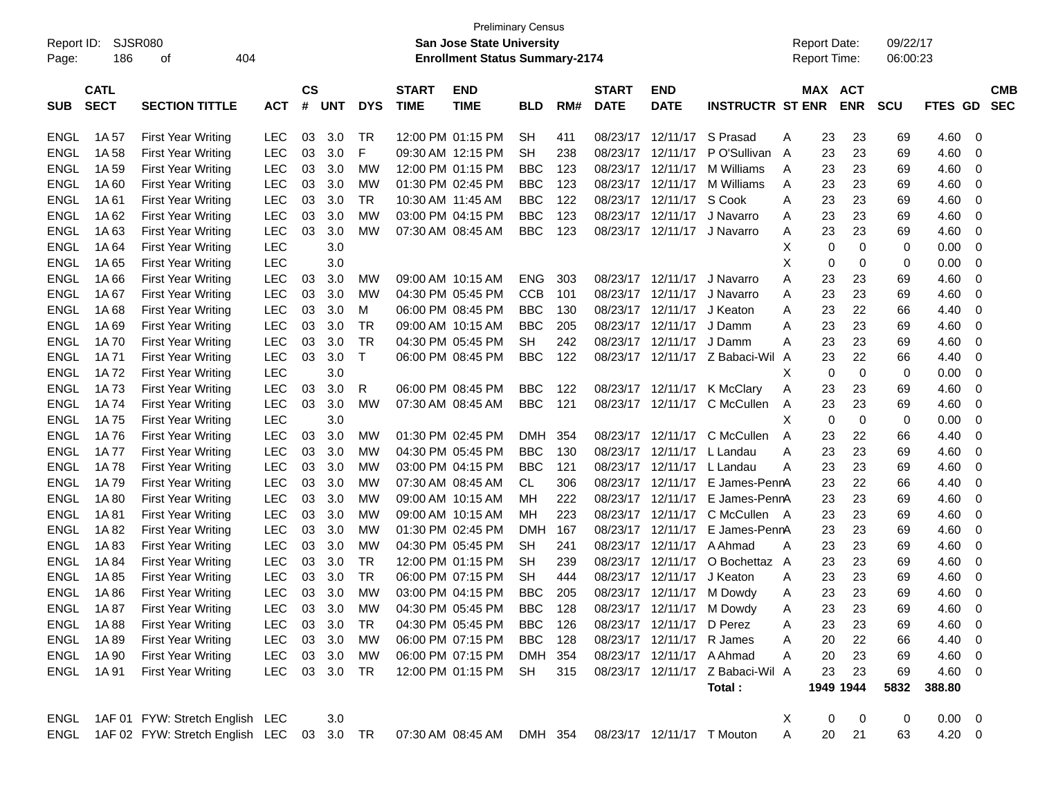Preliminary Census

Report ID: SJSR080 | **San Jose State University** | Report Date: 09/22/17
Page: 186 of 404 | **Enrollment Status Summary-2174** | Report Time: 06:00:23

| SUB | CATL SECT | SECTION TITTLE | ACT | CS # | UNT | DYS | START TIME | END TIME | BLD | RM# | START DATE | END DATE | INSTRUCTR | ST | MAX ENR | ACT ENR | SCU | FTES | GD | CMB SEC |
|---|---|---|---|---|---|---|---|---|---|---|---|---|---|---|---|---|---|---|---|---|
| ENGL | 1A 57 | First Year Writing | LEC | 03 | 3.0 | TR | 12:00 PM | 01:15 PM | SH | 411 | 08/23/17 | 12/11/17 | S Prasad | A | 23 | 23 | 69 | 4.60 | 0 | |
| ENGL | 1A 58 | First Year Writing | LEC | 03 | 3.0 | F | 09:30 AM | 12:15 PM | SH | 238 | 08/23/17 | 12/11/17 | P O'Sullivan | A | 23 | 23 | 69 | 4.60 | 0 | |
| ENGL | 1A 59 | First Year Writing | LEC | 03 | 3.0 | MW | 12:00 PM | 01:15 PM | BBC | 123 | 08/23/17 | 12/11/17 | M Williams | A | 23 | 23 | 69 | 4.60 | 0 | |
| ENGL | 1A 60 | First Year Writing | LEC | 03 | 3.0 | MW | 01:30 PM | 02:45 PM | BBC | 123 | 08/23/17 | 12/11/17 | M Williams | A | 23 | 23 | 69 | 4.60 | 0 | |
| ENGL | 1A 61 | First Year Writing | LEC | 03 | 3.0 | TR | 10:30 AM | 11:45 AM | BBC | 122 | 08/23/17 | 12/11/17 | S Cook | A | 23 | 23 | 69 | 4.60 | 0 | |
| ENGL | 1A 62 | First Year Writing | LEC | 03 | 3.0 | MW | 03:00 PM | 04:15 PM | BBC | 123 | 08/23/17 | 12/11/17 | J Navarro | A | 23 | 23 | 69 | 4.60 | 0 | |
| ENGL | 1A 63 | First Year Writing | LEC | 03 | 3.0 | MW | 07:30 AM | 08:45 AM | BBC | 123 | 08/23/17 | 12/11/17 | J Navarro | A | 23 | 23 | 69 | 4.60 | 0 | |
| ENGL | 1A 64 | First Year Writing | LEC | | 3.0 | | | | | | | | | X | 0 | 0 | 0 | 0.00 | 0 | |
| ENGL | 1A 65 | First Year Writing | LEC | | 3.0 | | | | | | | | | X | 0 | 0 | 0 | 0.00 | 0 | |
| ENGL | 1A 66 | First Year Writing | LEC | 03 | 3.0 | MW | 09:00 AM | 10:15 AM | ENG | 303 | 08/23/17 | 12/11/17 | J Navarro | A | 23 | 23 | 69 | 4.60 | 0 | |
| ENGL | 1A 67 | First Year Writing | LEC | 03 | 3.0 | MW | 04:30 PM | 05:45 PM | CCB | 101 | 08/23/17 | 12/11/17 | J Navarro | A | 23 | 23 | 69 | 4.60 | 0 | |
| ENGL | 1A 68 | First Year Writing | LEC | 03 | 3.0 | M | 06:00 PM | 08:45 PM | BBC | 130 | 08/23/17 | 12/11/17 | J Keaton | A | 23 | 22 | 66 | 4.40 | 0 | |
| ENGL | 1A 69 | First Year Writing | LEC | 03 | 3.0 | TR | 09:00 AM | 10:15 AM | BBC | 205 | 08/23/17 | 12/11/17 | J Damm | A | 23 | 23 | 69 | 4.60 | 0 | |
| ENGL | 1A 70 | First Year Writing | LEC | 03 | 3.0 | TR | 04:30 PM | 05:45 PM | SH | 242 | 08/23/17 | 12/11/17 | J Damm | A | 23 | 23 | 69 | 4.60 | 0 | |
| ENGL | 1A 71 | First Year Writing | LEC | 03 | 3.0 | T | 06:00 PM | 08:45 PM | BBC | 122 | 08/23/17 | 12/11/17 | Z Babaci-Wil | A | 23 | 22 | 66 | 4.40 | 0 | |
| ENGL | 1A 72 | First Year Writing | LEC | | 3.0 | | | | | | | | | X | 0 | 0 | 0 | 0.00 | 0 | |
| ENGL | 1A 73 | First Year Writing | LEC | 03 | 3.0 | R | 06:00 PM | 08:45 PM | BBC | 122 | 08/23/17 | 12/11/17 | K McClary | A | 23 | 23 | 69 | 4.60 | 0 | |
| ENGL | 1A 74 | First Year Writing | LEC | 03 | 3.0 | MW | 07:30 AM | 08:45 AM | BBC | 121 | 08/23/17 | 12/11/17 | C McCullen | A | 23 | 23 | 69 | 4.60 | 0 | |
| ENGL | 1A 75 | First Year Writing | LEC | | 3.0 | | | | | | | | | X | 0 | 0 | 0 | 0.00 | 0 | |
| ENGL | 1A 76 | First Year Writing | LEC | 03 | 3.0 | MW | 01:30 PM | 02:45 PM | DMH | 354 | 08/23/17 | 12/11/17 | C McCullen | A | 23 | 22 | 66 | 4.40 | 0 | |
| ENGL | 1A 77 | First Year Writing | LEC | 03 | 3.0 | MW | 04:30 PM | 05:45 PM | BBC | 130 | 08/23/17 | 12/11/17 | L Landau | A | 23 | 23 | 69 | 4.60 | 0 | |
| ENGL | 1A 78 | First Year Writing | LEC | 03 | 3.0 | MW | 03:00 PM | 04:15 PM | BBC | 121 | 08/23/17 | 12/11/17 | L Landau | A | 23 | 23 | 69 | 4.60 | 0 | |
| ENGL | 1A 79 | First Year Writing | LEC | 03 | 3.0 | MW | 07:30 AM | 08:45 AM | CL | 306 | 08/23/17 | 12/11/17 | E James-Penn | A | 23 | 22 | 66 | 4.40 | 0 | |
| ENGL | 1A 80 | First Year Writing | LEC | 03 | 3.0 | MW | 09:00 AM | 10:15 AM | MH | 222 | 08/23/17 | 12/11/17 | E James-Penn | A | 23 | 23 | 69 | 4.60 | 0 | |
| ENGL | 1A 81 | First Year Writing | LEC | 03 | 3.0 | MW | 09:00 AM | 10:15 AM | MH | 223 | 08/23/17 | 12/11/17 | C McCullen | A | 23 | 23 | 69 | 4.60 | 0 | |
| ENGL | 1A 82 | First Year Writing | LEC | 03 | 3.0 | MW | 01:30 PM | 02:45 PM | DMH | 167 | 08/23/17 | 12/11/17 | E James-Penn | A | 23 | 23 | 69 | 4.60 | 0 | |
| ENGL | 1A 83 | First Year Writing | LEC | 03 | 3.0 | MW | 04:30 PM | 05:45 PM | SH | 241 | 08/23/17 | 12/11/17 | A Ahmad | A | 23 | 23 | 69 | 4.60 | 0 | |
| ENGL | 1A 84 | First Year Writing | LEC | 03 | 3.0 | TR | 12:00 PM | 01:15 PM | SH | 239 | 08/23/17 | 12/11/17 | O Bochettaz | A | 23 | 23 | 69 | 4.60 | 0 | |
| ENGL | 1A 85 | First Year Writing | LEC | 03 | 3.0 | TR | 06:00 PM | 07:15 PM | SH | 444 | 08/23/17 | 12/11/17 | J Keaton | A | 23 | 23 | 69 | 4.60 | 0 | |
| ENGL | 1A 86 | First Year Writing | LEC | 03 | 3.0 | MW | 03:00 PM | 04:15 PM | BBC | 205 | 08/23/17 | 12/11/17 | M Dowdy | A | 23 | 23 | 69 | 4.60 | 0 | |
| ENGL | 1A 87 | First Year Writing | LEC | 03 | 3.0 | MW | 04:30 PM | 05:45 PM | BBC | 128 | 08/23/17 | 12/11/17 | M Dowdy | A | 23 | 23 | 69 | 4.60 | 0 | |
| ENGL | 1A 88 | First Year Writing | LEC | 03 | 3.0 | TR | 04:30 PM | 05:45 PM | BBC | 126 | 08/23/17 | 12/11/17 | D Perez | A | 23 | 23 | 69 | 4.60 | 0 | |
| ENGL | 1A 89 | First Year Writing | LEC | 03 | 3.0 | MW | 06:00 PM | 07:15 PM | BBC | 128 | 08/23/17 | 12/11/17 | R James | A | 20 | 22 | 66 | 4.40 | 0 | |
| ENGL | 1A 90 | First Year Writing | LEC | 03 | 3.0 | MW | 06:00 PM | 07:15 PM | DMH | 354 | 08/23/17 | 12/11/17 | A Ahmad | A | 20 | 23 | 69 | 4.60 | 0 | |
| ENGL | 1A 91 | First Year Writing | LEC | 03 | 3.0 | TR | 12:00 PM | 01:15 PM | SH | 315 | 08/23/17 | 12/11/17 | Z Babaci-Wil | A | 23 | 23 | 69 | 4.60 | 0 | |
| | | | | | | | | | | | | | **Total :** | | **1949** | **1944** | **5832** | **388.80** | | |
| ENGL | 1AF 01 | FYW: Stretch English | LEC | | 3.0 | | | | | | | | | X | 0 | 0 | 0 | 0.00 | 0 | |
| ENGL | 1AF 02 | FYW: Stretch English | LEC | 03 | 3.0 | TR | 07:30 AM | 08:45 AM | DMH | 354 | 08/23/17 | 12/11/17 | T Mouton | A | 20 | 21 | 63 | 4.20 | 0 | |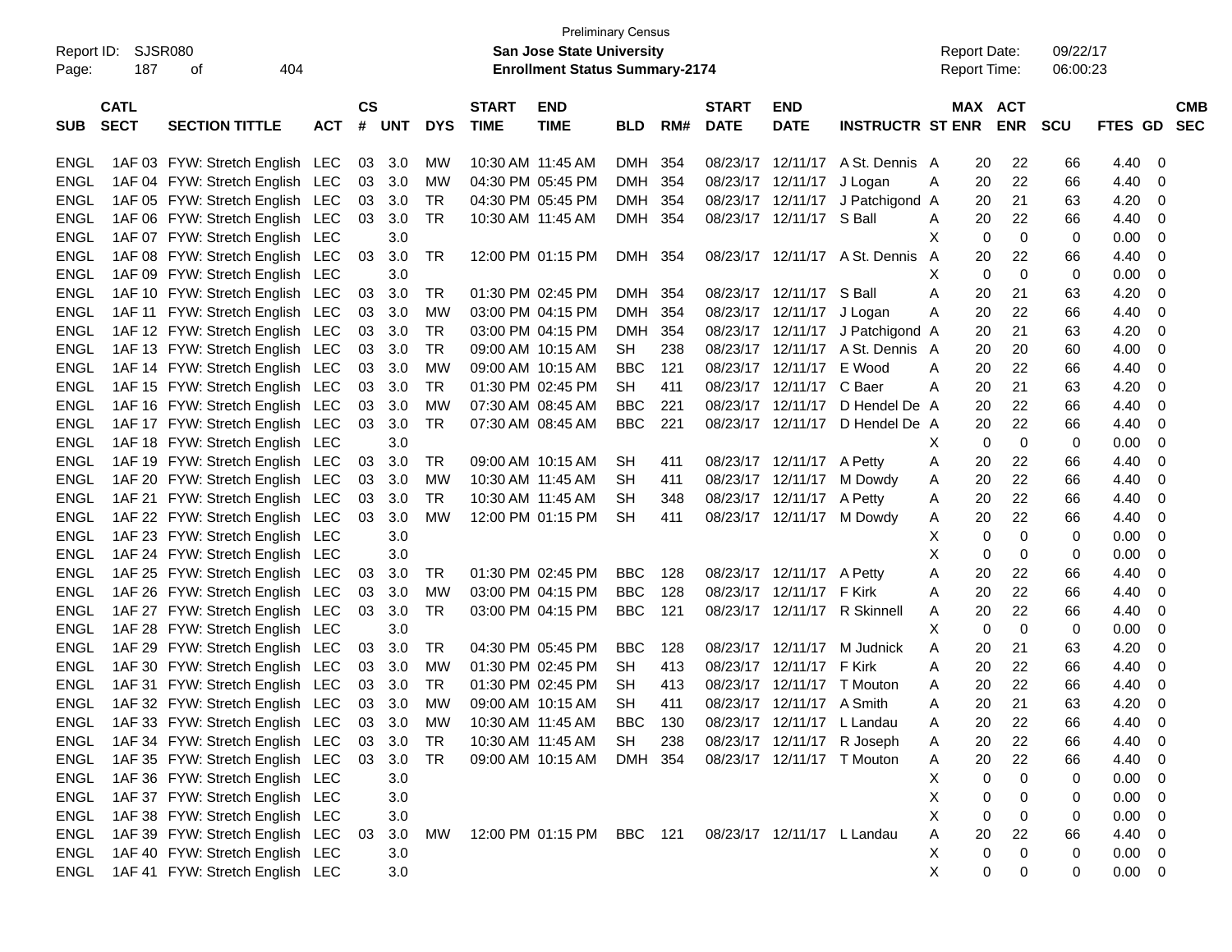Preliminary Census

Report ID: SJSR080 — **San Jose State University** — Report Date: 09/22/17

**Enrollment Status Summary-2174** — Report Time: 06:00:23

| SUB | CATL SECT | SECTION TITTLE | ACT | CS # | UNT | DYS | START TIME | END TIME | BLD | RM# | START DATE | END DATE | INSTRUCTR | ST | MAX ENR | ACT ENR | SCU | FTES | GD | CMB SEC |
|---|---|---|---|---|---|---|---|---|---|---|---|---|---|---|---|---|---|---|---|---|
| ENGL | 1AF 03 | FYW: Stretch English | LEC | 03 | 3.0 | MW | 10:30 AM | 11:45 AM | DMH | 354 | 08/23/17 | 12/11/17 | A St. Dennis | A | 20 | 22 | 66 | 4.40 | 0 | |
| ENGL | 1AF 04 | FYW: Stretch English | LEC | 03 | 3.0 | MW | 04:30 PM | 05:45 PM | DMH | 354 | 08/23/17 | 12/11/17 | J Logan | A | 20 | 22 | 66 | 4.40 | 0 | |
| ENGL | 1AF 05 | FYW: Stretch English | LEC | 03 | 3.0 | TR | 04:30 PM | 05:45 PM | DMH | 354 | 08/23/17 | 12/11/17 | J Patchigond | A | 20 | 21 | 63 | 4.20 | 0 | |
| ENGL | 1AF 06 | FYW: Stretch English | LEC | 03 | 3.0 | TR | 10:30 AM | 11:45 AM | DMH | 354 | 08/23/17 | 12/11/17 | S Ball | A | 20 | 22 | 66 | 4.40 | 0 | |
| ENGL | 1AF 07 | FYW: Stretch English | LEC | | 3.0 | | | | | | | | | X | 0 | 0 | 0 | 0.00 | 0 | |
| ENGL | 1AF 08 | FYW: Stretch English | LEC | 03 | 3.0 | TR | 12:00 PM | 01:15 PM | DMH | 354 | 08/23/17 | 12/11/17 | A St. Dennis | A | 20 | 22 | 66 | 4.40 | 0 | |
| ENGL | 1AF 09 | FYW: Stretch English | LEC | | 3.0 | | | | | | | | | X | 0 | 0 | 0 | 0.00 | 0 | |
| ENGL | 1AF 10 | FYW: Stretch English | LEC | 03 | 3.0 | TR | 01:30 PM | 02:45 PM | DMH | 354 | 08/23/17 | 12/11/17 | S Ball | A | 20 | 21 | 63 | 4.20 | 0 | |
| ENGL | 1AF 11 | FYW: Stretch English | LEC | 03 | 3.0 | MW | 03:00 PM | 04:15 PM | DMH | 354 | 08/23/17 | 12/11/17 | J Logan | A | 20 | 22 | 66 | 4.40 | 0 | |
| ENGL | 1AF 12 | FYW: Stretch English | LEC | 03 | 3.0 | TR | 03:00 PM | 04:15 PM | DMH | 354 | 08/23/17 | 12/11/17 | J Patchigond | A | 20 | 21 | 63 | 4.20 | 0 | |
| ENGL | 1AF 13 | FYW: Stretch English | LEC | 03 | 3.0 | TR | 09:00 AM | 10:15 AM | SH | 238 | 08/23/17 | 12/11/17 | A St. Dennis | A | 20 | 20 | 60 | 4.00 | 0 | |
| ENGL | 1AF 14 | FYW: Stretch English | LEC | 03 | 3.0 | MW | 09:00 AM | 10:15 AM | BBC | 121 | 08/23/17 | 12/11/17 | E Wood | A | 20 | 22 | 66 | 4.40 | 0 | |
| ENGL | 1AF 15 | FYW: Stretch English | LEC | 03 | 3.0 | TR | 01:30 PM | 02:45 PM | SH | 411 | 08/23/17 | 12/11/17 | C Baer | A | 20 | 21 | 63 | 4.20 | 0 | |
| ENGL | 1AF 16 | FYW: Stretch English | LEC | 03 | 3.0 | MW | 07:30 AM | 08:45 AM | BBC | 221 | 08/23/17 | 12/11/17 | D Hendel De | A | 20 | 22 | 66 | 4.40 | 0 | |
| ENGL | 1AF 17 | FYW: Stretch English | LEC | 03 | 3.0 | TR | 07:30 AM | 08:45 AM | BBC | 221 | 08/23/17 | 12/11/17 | D Hendel De | A | 20 | 22 | 66 | 4.40 | 0 | |
| ENGL | 1AF 18 | FYW: Stretch English | LEC | | 3.0 | | | | | | | | | X | 0 | 0 | 0 | 0.00 | 0 | |
| ENGL | 1AF 19 | FYW: Stretch English | LEC | 03 | 3.0 | TR | 09:00 AM | 10:15 AM | SH | 411 | 08/23/17 | 12/11/17 | A Petty | A | 20 | 22 | 66 | 4.40 | 0 | |
| ENGL | 1AF 20 | FYW: Stretch English | LEC | 03 | 3.0 | MW | 10:30 AM | 11:45 AM | SH | 411 | 08/23/17 | 12/11/17 | M Dowdy | A | 20 | 22 | 66 | 4.40 | 0 | |
| ENGL | 1AF 21 | FYW: Stretch English | LEC | 03 | 3.0 | TR | 10:30 AM | 11:45 AM | SH | 348 | 08/23/17 | 12/11/17 | A Petty | A | 20 | 22 | 66 | 4.40 | 0 | |
| ENGL | 1AF 22 | FYW: Stretch English | LEC | 03 | 3.0 | MW | 12:00 PM | 01:15 PM | SH | 411 | 08/23/17 | 12/11/17 | M Dowdy | A | 20 | 22 | 66 | 4.40 | 0 | |
| ENGL | 1AF 23 | FYW: Stretch English | LEC | | 3.0 | | | | | | | | | X | 0 | 0 | 0 | 0.00 | 0 | |
| ENGL | 1AF 24 | FYW: Stretch English | LEC | | 3.0 | | | | | | | | | X | 0 | 0 | 0 | 0.00 | 0 | |
| ENGL | 1AF 25 | FYW: Stretch English | LEC | 03 | 3.0 | TR | 01:30 PM | 02:45 PM | BBC | 128 | 08/23/17 | 12/11/17 | A Petty | A | 20 | 22 | 66 | 4.40 | 0 | |
| ENGL | 1AF 26 | FYW: Stretch English | LEC | 03 | 3.0 | MW | 03:00 PM | 04:15 PM | BBC | 128 | 08/23/17 | 12/11/17 | F Kirk | A | 20 | 22 | 66 | 4.40 | 0 | |
| ENGL | 1AF 27 | FYW: Stretch English | LEC | 03 | 3.0 | TR | 03:00 PM | 04:15 PM | BBC | 121 | 08/23/17 | 12/11/17 | R Skinnell | A | 20 | 22 | 66 | 4.40 | 0 | |
| ENGL | 1AF 28 | FYW: Stretch English | LEC | | 3.0 | | | | | | | | | X | 0 | 0 | 0 | 0.00 | 0 | |
| ENGL | 1AF 29 | FYW: Stretch English | LEC | 03 | 3.0 | TR | 04:30 PM | 05:45 PM | BBC | 128 | 08/23/17 | 12/11/17 | M Judnick | A | 20 | 21 | 63 | 4.20 | 0 | |
| ENGL | 1AF 30 | FYW: Stretch English | LEC | 03 | 3.0 | MW | 01:30 PM | 02:45 PM | SH | 413 | 08/23/17 | 12/11/17 | F Kirk | A | 20 | 22 | 66 | 4.40 | 0 | |
| ENGL | 1AF 31 | FYW: Stretch English | LEC | 03 | 3.0 | TR | 01:30 PM | 02:45 PM | SH | 413 | 08/23/17 | 12/11/17 | T Mouton | A | 20 | 22 | 66 | 4.40 | 0 | |
| ENGL | 1AF 32 | FYW: Stretch English | LEC | 03 | 3.0 | MW | 09:00 AM | 10:15 AM | SH | 411 | 08/23/17 | 12/11/17 | A Smith | A | 20 | 21 | 63 | 4.20 | 0 | |
| ENGL | 1AF 33 | FYW: Stretch English | LEC | 03 | 3.0 | MW | 10:30 AM | 11:45 AM | BBC | 130 | 08/23/17 | 12/11/17 | L Landau | A | 20 | 22 | 66 | 4.40 | 0 | |
| ENGL | 1AF 34 | FYW: Stretch English | LEC | 03 | 3.0 | TR | 10:30 AM | 11:45 AM | SH | 238 | 08/23/17 | 12/11/17 | R Joseph | A | 20 | 22 | 66 | 4.40 | 0 | |
| ENGL | 1AF 35 | FYW: Stretch English | LEC | 03 | 3.0 | TR | 09:00 AM | 10:15 AM | DMH | 354 | 08/23/17 | 12/11/17 | T Mouton | A | 20 | 22 | 66 | 4.40 | 0 | |
| ENGL | 1AF 36 | FYW: Stretch English | LEC | | 3.0 | | | | | | | | | X | 0 | 0 | 0 | 0.00 | 0 | |
| ENGL | 1AF 37 | FYW: Stretch English | LEC | | 3.0 | | | | | | | | | X | 0 | 0 | 0 | 0.00 | 0 | |
| ENGL | 1AF 38 | FYW: Stretch English | LEC | | 3.0 | | | | | | | | | X | 0 | 0 | 0 | 0.00 | 0 | |
| ENGL | 1AF 39 | FYW: Stretch English | LEC | 03 | 3.0 | MW | 12:00 PM | 01:15 PM | BBC | 121 | 08/23/17 | 12/11/17 | L Landau | A | 20 | 22 | 66 | 4.40 | 0 | |
| ENGL | 1AF 40 | FYW: Stretch English | LEC | | 3.0 | | | | | | | | | X | 0 | 0 | 0 | 0.00 | 0 | |
| ENGL | 1AF 41 | FYW: Stretch English | LEC | | 3.0 | | | | | | | | | X | 0 | 0 | 0 | 0.00 | 0 | |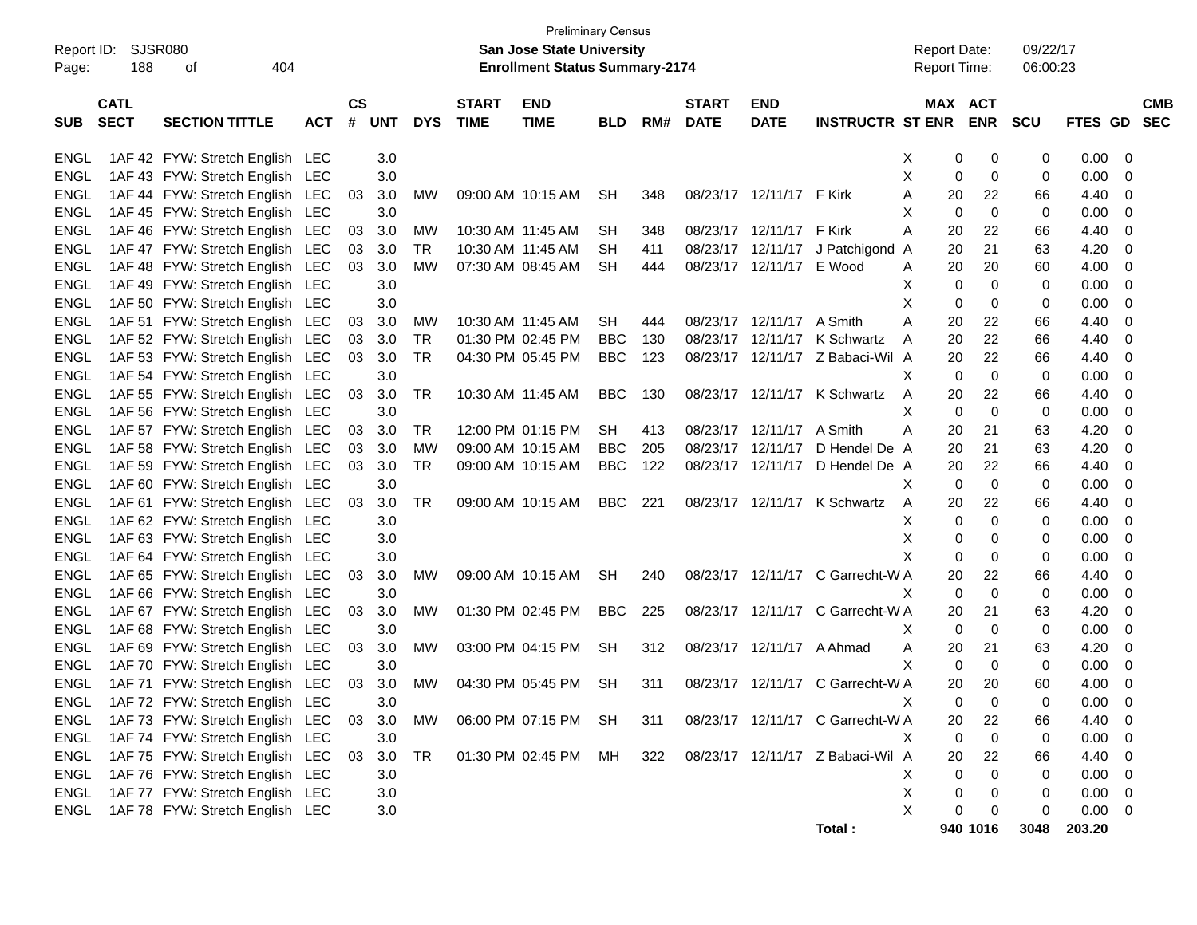Preliminary Census

**San Jose State University**

**Enrollment Status Summary-2174**

Report ID: SJSR080
Report Date: 09/22/17
Report Time: 06:00:23

| SUB | CATL SECT | SECTION TITTLE | ACT | CS # | UNT | DYS | START TIME | END TIME | BLD | RM# | START DATE | END DATE | INSTRUCTR | ST | MAX ENR | ACT ENR | SCU | FTES | GD | CMB SEC |
|---|---|---|---|---|---|---|---|---|---|---|---|---|---|---|---|---|---|---|---|---|
| ENGL | 1AF 42 | FYW: Stretch English | LEC | | 3.0 | | | | | | | | | X | 0 | 0 | 0 | 0.00 | 0 | |
| ENGL | 1AF 43 | FYW: Stretch English | LEC | | 3.0 | | | | | | | | | X | 0 | 0 | 0 | 0.00 | 0 | |
| ENGL | 1AF 44 | FYW: Stretch English | LEC | 03 | 3.0 | MW | 09:00 AM | 10:15 AM | SH | 348 | 08/23/17 | 12/11/17 | F Kirk | A | 20 | 22 | 66 | 4.40 | 0 | |
| ENGL | 1AF 45 | FYW: Stretch English | LEC | | 3.0 | | | | | | | | | X | 0 | 0 | 0 | 0.00 | 0 | |
| ENGL | 1AF 46 | FYW: Stretch English | LEC | 03 | 3.0 | MW | 10:30 AM | 11:45 AM | SH | 348 | 08/23/17 | 12/11/17 | F Kirk | A | 20 | 22 | 66 | 4.40 | 0 | |
| ENGL | 1AF 47 | FYW: Stretch English | LEC | 03 | 3.0 | TR | 10:30 AM | 11:45 AM | SH | 411 | 08/23/17 | 12/11/17 | J Patchigond | A | 20 | 21 | 63 | 4.20 | 0 | |
| ENGL | 1AF 48 | FYW: Stretch English | LEC | 03 | 3.0 | MW | 07:30 AM | 08:45 AM | SH | 444 | 08/23/17 | 12/11/17 | E Wood | A | 20 | 20 | 60 | 4.00 | 0 | |
| ENGL | 1AF 49 | FYW: Stretch English | LEC | | 3.0 | | | | | | | | | X | 0 | 0 | 0 | 0.00 | 0 | |
| ENGL | 1AF 50 | FYW: Stretch English | LEC | | 3.0 | | | | | | | | | X | 0 | 0 | 0 | 0.00 | 0 | |
| ENGL | 1AF 51 | FYW: Stretch English | LEC | 03 | 3.0 | MW | 10:30 AM | 11:45 AM | SH | 444 | 08/23/17 | 12/11/17 | A Smith | A | 20 | 22 | 66 | 4.40 | 0 | |
| ENGL | 1AF 52 | FYW: Stretch English | LEC | 03 | 3.0 | TR | 01:30 PM | 02:45 PM | BBC | 130 | 08/23/17 | 12/11/17 | K Schwartz | A | 20 | 22 | 66 | 4.40 | 0 | |
| ENGL | 1AF 53 | FYW: Stretch English | LEC | 03 | 3.0 | TR | 04:30 PM | 05:45 PM | BBC | 123 | 08/23/17 | 12/11/17 | Z Babaci-Wil | A | 20 | 22 | 66 | 4.40 | 0 | |
| ENGL | 1AF 54 | FYW: Stretch English | LEC | | 3.0 | | | | | | | | | X | 0 | 0 | 0 | 0.00 | 0 | |
| ENGL | 1AF 55 | FYW: Stretch English | LEC | 03 | 3.0 | TR | 10:30 AM | 11:45 AM | BBC | 130 | 08/23/17 | 12/11/17 | K Schwartz | A | 20 | 22 | 66 | 4.40 | 0 | |
| ENGL | 1AF 56 | FYW: Stretch English | LEC | | 3.0 | | | | | | | | | X | 0 | 0 | 0 | 0.00 | 0 | |
| ENGL | 1AF 57 | FYW: Stretch English | LEC | 03 | 3.0 | TR | 12:00 PM | 01:15 PM | SH | 413 | 08/23/17 | 12/11/17 | A Smith | A | 20 | 21 | 63 | 4.20 | 0 | |
| ENGL | 1AF 58 | FYW: Stretch English | LEC | 03 | 3.0 | MW | 09:00 AM | 10:15 AM | BBC | 205 | 08/23/17 | 12/11/17 | D Hendel De | A | 20 | 21 | 63 | 4.20 | 0 | |
| ENGL | 1AF 59 | FYW: Stretch English | LEC | 03 | 3.0 | TR | 09:00 AM | 10:15 AM | BBC | 122 | 08/23/17 | 12/11/17 | D Hendel De | A | 20 | 22 | 66 | 4.40 | 0 | |
| ENGL | 1AF 60 | FYW: Stretch English | LEC | | 3.0 | | | | | | | | | X | 0 | 0 | 0 | 0.00 | 0 | |
| ENGL | 1AF 61 | FYW: Stretch English | LEC | 03 | 3.0 | TR | 09:00 AM | 10:15 AM | BBC | 221 | 08/23/17 | 12/11/17 | K Schwartz | A | 20 | 22 | 66 | 4.40 | 0 | |
| ENGL | 1AF 62 | FYW: Stretch English | LEC | | 3.0 | | | | | | | | | X | 0 | 0 | 0 | 0.00 | 0 | |
| ENGL | 1AF 63 | FYW: Stretch English | LEC | | 3.0 | | | | | | | | | X | 0 | 0 | 0 | 0.00 | 0 | |
| ENGL | 1AF 64 | FYW: Stretch English | LEC | | 3.0 | | | | | | | | | X | 0 | 0 | 0 | 0.00 | 0 | |
| ENGL | 1AF 65 | FYW: Stretch English | LEC | 03 | 3.0 | MW | 09:00 AM | 10:15 AM | SH | 240 | 08/23/17 | 12/11/17 | C Garrecht-W | A | 20 | 22 | 66 | 4.40 | 0 | |
| ENGL | 1AF 66 | FYW: Stretch English | LEC | | 3.0 | | | | | | | | | X | 0 | 0 | 0 | 0.00 | 0 | |
| ENGL | 1AF 67 | FYW: Stretch English | LEC | 03 | 3.0 | MW | 01:30 PM | 02:45 PM | BBC | 225 | 08/23/17 | 12/11/17 | C Garrecht-W | A | 20 | 21 | 63 | 4.20 | 0 | |
| ENGL | 1AF 68 | FYW: Stretch English | LEC | | 3.0 | | | | | | | | | X | 0 | 0 | 0 | 0.00 | 0 | |
| ENGL | 1AF 69 | FYW: Stretch English | LEC | 03 | 3.0 | MW | 03:00 PM | 04:15 PM | SH | 312 | 08/23/17 | 12/11/17 | A Ahmad | A | 20 | 21 | 63 | 4.20 | 0 | |
| ENGL | 1AF 70 | FYW: Stretch English | LEC | | 3.0 | | | | | | | | | X | 0 | 0 | 0 | 0.00 | 0 | |
| ENGL | 1AF 71 | FYW: Stretch English | LEC | 03 | 3.0 | MW | 04:30 PM | 05:45 PM | SH | 311 | 08/23/17 | 12/11/17 | C Garrecht-W | A | 20 | 20 | 60 | 4.00 | 0 | |
| ENGL | 1AF 72 | FYW: Stretch English | LEC | | 3.0 | | | | | | | | | X | 0 | 0 | 0 | 0.00 | 0 | |
| ENGL | 1AF 73 | FYW: Stretch English | LEC | 03 | 3.0 | MW | 06:00 PM | 07:15 PM | SH | 311 | 08/23/17 | 12/11/17 | C Garrecht-W | A | 20 | 22 | 66 | 4.40 | 0 | |
| ENGL | 1AF 74 | FYW: Stretch English | LEC | | 3.0 | | | | | | | | | X | 0 | 0 | 0 | 0.00 | 0 | |
| ENGL | 1AF 75 | FYW: Stretch English | LEC | 03 | 3.0 | TR | 01:30 PM | 02:45 PM | MH | 322 | 08/23/17 | 12/11/17 | Z Babaci-Wil | A | 20 | 22 | 66 | 4.40 | 0 | |
| ENGL | 1AF 76 | FYW: Stretch English | LEC | | 3.0 | | | | | | | | | X | 0 | 0 | 0 | 0.00 | 0 | |
| ENGL | 1AF 77 | FYW: Stretch English | LEC | | 3.0 | | | | | | | | | X | 0 | 0 | 0 | 0.00 | 0 | |
| ENGL | 1AF 78 | FYW: Stretch English | LEC | | 3.0 | | | | | | | | | X | 0 | 0 | 0 | 0.00 | 0 | |
| | | | | | | | | | | | | | **Total :** | | **940** | **1016** | **3048** | **203.20** | | |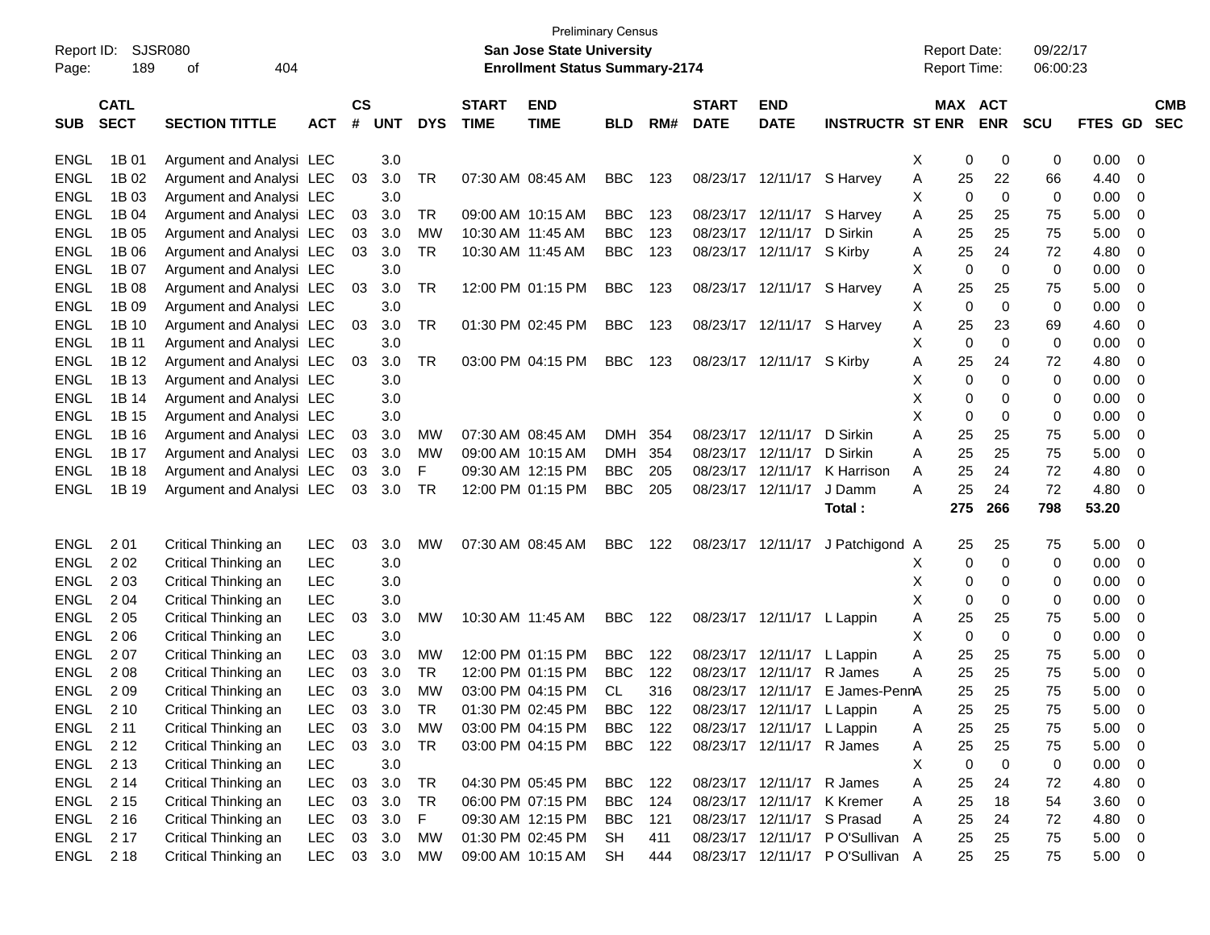Preliminary Census

Report ID: SJSR080 **San Jose State University** Report Date: 09/22/17

Page: 189 of 404 **Enrollment Status Summary-2174** Report Time: 06:00:23

| SUB | CATL SECT | SECTION TITTLE | ACT | CS # | UNT | DYS | START TIME | END TIME | BLD | RM# | START DATE | END DATE | INSTRUCTR | ST | MAX ENR | ACT ENR | SCU | FTES | GD | CMB SEC |
|---|---|---|---|---|---|---|---|---|---|---|---|---|---|---|---|---|---|---|---|---|
| ENGL | 1B 01 | Argument and Analysi | LEC | | 3.0 | | | | | | | | | X | 0 | 0 | 0 | 0.00 | 0 | |
| ENGL | 1B 02 | Argument and Analysi | LEC | 03 | 3.0 | TR | 07:30 AM | 08:45 AM | BBC | 123 | 08/23/17 | 12/11/17 | S Harvey | A | 25 | 22 | 66 | 4.40 | 0 | |
| ENGL | 1B 03 | Argument and Analysi | LEC | | 3.0 | | | | | | | | | X | 0 | 0 | 0 | 0.00 | 0 | |
| ENGL | 1B 04 | Argument and Analysi | LEC | 03 | 3.0 | TR | 09:00 AM | 10:15 AM | BBC | 123 | 08/23/17 | 12/11/17 | S Harvey | A | 25 | 25 | 75 | 5.00 | 0 | |
| ENGL | 1B 05 | Argument and Analysi | LEC | 03 | 3.0 | MW | 10:30 AM | 11:45 AM | BBC | 123 | 08/23/17 | 12/11/17 | D Sirkin | A | 25 | 25 | 75 | 5.00 | 0 | |
| ENGL | 1B 06 | Argument and Analysi | LEC | 03 | 3.0 | TR | 10:30 AM | 11:45 AM | BBC | 123 | 08/23/17 | 12/11/17 | S Kirby | A | 25 | 24 | 72 | 4.80 | 0 | |
| ENGL | 1B 07 | Argument and Analysi | LEC | | 3.0 | | | | | | | | | X | 0 | 0 | 0 | 0.00 | 0 | |
| ENGL | 1B 08 | Argument and Analysi | LEC | 03 | 3.0 | TR | 12:00 PM | 01:15 PM | BBC | 123 | 08/23/17 | 12/11/17 | S Harvey | A | 25 | 25 | 75 | 5.00 | 0 | |
| ENGL | 1B 09 | Argument and Analysi | LEC | | 3.0 | | | | | | | | | X | 0 | 0 | 0 | 0.00 | 0 | |
| ENGL | 1B 10 | Argument and Analysi | LEC | 03 | 3.0 | TR | 01:30 PM | 02:45 PM | BBC | 123 | 08/23/17 | 12/11/17 | S Harvey | A | 25 | 23 | 69 | 4.60 | 0 | |
| ENGL | 1B 11 | Argument and Analysi | LEC | | 3.0 | | | | | | | | | X | 0 | 0 | 0 | 0.00 | 0 | |
| ENGL | 1B 12 | Argument and Analysi | LEC | 03 | 3.0 | TR | 03:00 PM | 04:15 PM | BBC | 123 | 08/23/17 | 12/11/17 | S Kirby | A | 25 | 24 | 72 | 4.80 | 0 | |
| ENGL | 1B 13 | Argument and Analysi | LEC | | 3.0 | | | | | | | | | X | 0 | 0 | 0 | 0.00 | 0 | |
| ENGL | 1B 14 | Argument and Analysi | LEC | | 3.0 | | | | | | | | | X | 0 | 0 | 0 | 0.00 | 0 | |
| ENGL | 1B 15 | Argument and Analysi | LEC | | 3.0 | | | | | | | | | X | 0 | 0 | 0 | 0.00 | 0 | |
| ENGL | 1B 16 | Argument and Analysi | LEC | 03 | 3.0 | MW | 07:30 AM | 08:45 AM | DMH | 354 | 08/23/17 | 12/11/17 | D Sirkin | A | 25 | 25 | 75 | 5.00 | 0 | |
| ENGL | 1B 17 | Argument and Analysi | LEC | 03 | 3.0 | MW | 09:00 AM | 10:15 AM | DMH | 354 | 08/23/17 | 12/11/17 | D Sirkin | A | 25 | 25 | 75 | 5.00 | 0 | |
| ENGL | 1B 18 | Argument and Analysi | LEC | 03 | 3.0 | F | 09:30 AM | 12:15 PM | BBC | 205 | 08/23/17 | 12/11/17 | K Harrison | A | 25 | 24 | 72 | 4.80 | 0 | |
| ENGL | 1B 19 | Argument and Analysi | LEC | 03 | 3.0 | TR | 12:00 PM | 01:15 PM | BBC | 205 | 08/23/17 | 12/11/17 | J Damm | A | 25 | 24 | 72 | 4.80 | 0 | |
| | | | | | | | | | | | | | **Total :** | | **275** | **266** | **798** | **53.20** | | |
| ENGL | 2 01 | Critical Thinking an | LEC | 03 | 3.0 | MW | 07:30 AM | 08:45 AM | BBC | 122 | 08/23/17 | 12/11/17 | J Patchigond | A | 25 | 25 | 75 | 5.00 | 0 | |
| ENGL | 2 02 | Critical Thinking an | LEC | | 3.0 | | | | | | | | | X | 0 | 0 | 0 | 0.00 | 0 | |
| ENGL | 2 03 | Critical Thinking an | LEC | | 3.0 | | | | | | | | | X | 0 | 0 | 0 | 0.00 | 0 | |
| ENGL | 2 04 | Critical Thinking an | LEC | | 3.0 | | | | | | | | | X | 0 | 0 | 0 | 0.00 | 0 | |
| ENGL | 2 05 | Critical Thinking an | LEC | 03 | 3.0 | MW | 10:30 AM | 11:45 AM | BBC | 122 | 08/23/17 | 12/11/17 | L Lappin | A | 25 | 25 | 75 | 5.00 | 0 | |
| ENGL | 2 06 | Critical Thinking an | LEC | | 3.0 | | | | | | | | | X | 0 | 0 | 0 | 0.00 | 0 | |
| ENGL | 2 07 | Critical Thinking an | LEC | 03 | 3.0 | MW | 12:00 PM | 01:15 PM | BBC | 122 | 08/23/17 | 12/11/17 | L Lappin | A | 25 | 25 | 75 | 5.00 | 0 | |
| ENGL | 2 08 | Critical Thinking an | LEC | 03 | 3.0 | TR | 12:00 PM | 01:15 PM | BBC | 122 | 08/23/17 | 12/11/17 | R James | A | 25 | 25 | 75 | 5.00 | 0 | |
| ENGL | 2 09 | Critical Thinking an | LEC | 03 | 3.0 | MW | 03:00 PM | 04:15 PM | CL | 316 | 08/23/17 | 12/11/17 | E James-Penn | A | 25 | 25 | 75 | 5.00 | 0 | |
| ENGL | 2 10 | Critical Thinking an | LEC | 03 | 3.0 | TR | 01:30 PM | 02:45 PM | BBC | 122 | 08/23/17 | 12/11/17 | L Lappin | A | 25 | 25 | 75 | 5.00 | 0 | |
| ENGL | 2 11 | Critical Thinking an | LEC | 03 | 3.0 | MW | 03:00 PM | 04:15 PM | BBC | 122 | 08/23/17 | 12/11/17 | L Lappin | A | 25 | 25 | 75 | 5.00 | 0 | |
| ENGL | 2 12 | Critical Thinking an | LEC | 03 | 3.0 | TR | 03:00 PM | 04:15 PM | BBC | 122 | 08/23/17 | 12/11/17 | R James | A | 25 | 25 | 75 | 5.00 | 0 | |
| ENGL | 2 13 | Critical Thinking an | LEC | | 3.0 | | | | | | | | | X | 0 | 0 | 0 | 0.00 | 0 | |
| ENGL | 2 14 | Critical Thinking an | LEC | 03 | 3.0 | TR | 04:30 PM | 05:45 PM | BBC | 122 | 08/23/17 | 12/11/17 | R James | A | 25 | 24 | 72 | 4.80 | 0 | |
| ENGL | 2 15 | Critical Thinking an | LEC | 03 | 3.0 | TR | 06:00 PM | 07:15 PM | BBC | 124 | 08/23/17 | 12/11/17 | K Kremer | A | 25 | 18 | 54 | 3.60 | 0 | |
| ENGL | 2 16 | Critical Thinking an | LEC | 03 | 3.0 | F | 09:30 AM | 12:15 PM | BBC | 121 | 08/23/17 | 12/11/17 | S Prasad | A | 25 | 24 | 72 | 4.80 | 0 | |
| ENGL | 2 17 | Critical Thinking an | LEC | 03 | 3.0 | MW | 01:30 PM | 02:45 PM | SH | 411 | 08/23/17 | 12/11/17 | P O'Sullivan | A | 25 | 25 | 75 | 5.00 | 0 | |
| ENGL | 2 18 | Critical Thinking an | LEC | 03 | 3.0 | MW | 09:00 AM | 10:15 AM | SH | 444 | 08/23/17 | 12/11/17 | P O'Sullivan | A | 25 | 25 | 75 | 5.00 | 0 | |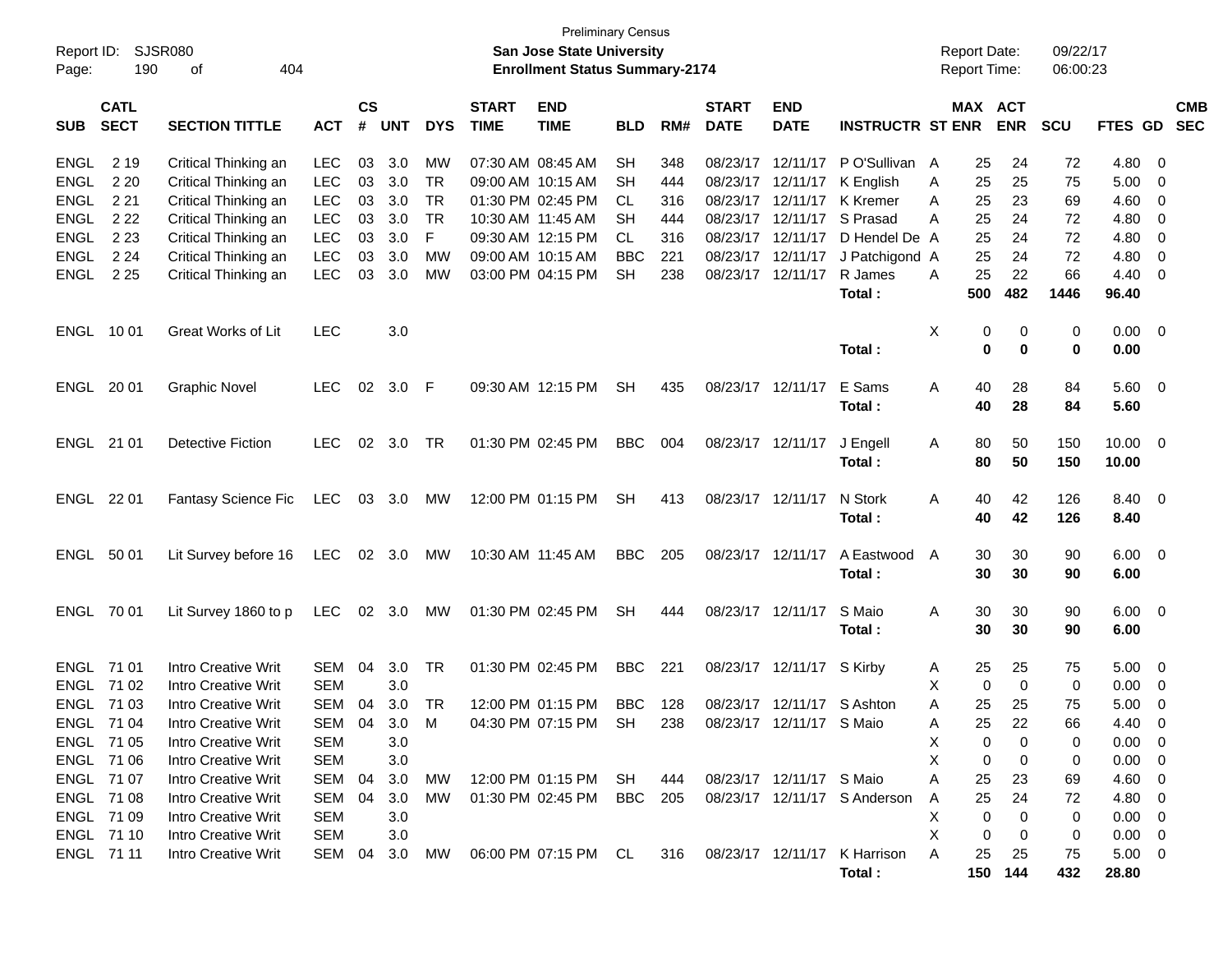Preliminary Census
**San Jose State University**
**Enrollment Status Summary-2174**

Report ID: SJSR080
Report Date: 09/22/17
Report Time: 06:00:23

| SUB | CATL SECT | SECTION TITTLE | ACT | CS # | UNT | DYS | START TIME | END TIME | BLD | RM# | START DATE | END DATE | INSTRUCTR | ST | MAX ENR | ACT ENR | SCU | FTES | GD | CMB SEC |
|---|---|---|---|---|---|---|---|---|---|---|---|---|---|---|---|---|---|---|---|---|
| ENGL | 2 19 | Critical Thinking an | LEC | 03 | 3.0 | MW | 07:30 AM | 08:45 AM | SH | 348 | 08/23/17 | 12/11/17 | P O'Sullivan | A | 25 | 24 | 72 | 4.80 | 0 | |
| ENGL | 2 20 | Critical Thinking an | LEC | 03 | 3.0 | TR | 09:00 AM | 10:15 AM | SH | 444 | 08/23/17 | 12/11/17 | K English | A | 25 | 25 | 75 | 5.00 | 0 | |
| ENGL | 2 21 | Critical Thinking an | LEC | 03 | 3.0 | TR | 01:30 PM | 02:45 PM | CL | 316 | 08/23/17 | 12/11/17 | K Kremer | A | 25 | 23 | 69 | 4.60 | 0 | |
| ENGL | 2 22 | Critical Thinking an | LEC | 03 | 3.0 | TR | 10:30 AM | 11:45 AM | SH | 444 | 08/23/17 | 12/11/17 | S Prasad | A | 25 | 24 | 72 | 4.80 | 0 | |
| ENGL | 2 23 | Critical Thinking an | LEC | 03 | 3.0 | F | 09:30 AM | 12:15 PM | CL | 316 | 08/23/17 | 12/11/17 | D Hendel De | A | 25 | 24 | 72 | 4.80 | 0 | |
| ENGL | 2 24 | Critical Thinking an | LEC | 03 | 3.0 | MW | 09:00 AM | 10:15 AM | BBC | 221 | 08/23/17 | 12/11/17 | J Patchigond | A | 25 | 24 | 72 | 4.80 | 0 | |
| ENGL | 2 25 | Critical Thinking an | LEC | 03 | 3.0 | MW | 03:00 PM | 04:15 PM | SH | 238 | 08/23/17 | 12/11/17 | R James | A | 25 | 22 | 66 | 4.40 | 0 | |
| | | | | | | | | | | | | | **Total :** | | **500** | **482** | **1446** | **96.40** | | |
| ENGL | 10 01 | Great Works of Lit | LEC | | 3.0 | | | | | | | | | X | 0 | 0 | 0 | 0.00 | 0 | |
| | | | | | | | | | | | | | **Total :** | | **0** | **0** | **0** | **0.00** | | |
| ENGL | 20 01 | Graphic Novel | LEC | 02 | 3.0 | F | 09:30 AM | 12:15 PM | SH | 435 | 08/23/17 | 12/11/17 | E Sams | A | 40 | 28 | 84 | 5.60 | 0 | |
| | | | | | | | | | | | | | **Total :** | | **40** | **28** | **84** | **5.60** | | |
| ENGL | 21 01 | Detective Fiction | LEC | 02 | 3.0 | TR | 01:30 PM | 02:45 PM | BBC | 004 | 08/23/17 | 12/11/17 | J Engell | A | 80 | 50 | 150 | 10.00 | 0 | |
| | | | | | | | | | | | | | **Total :** | | **80** | **50** | **150** | **10.00** | | |
| ENGL | 22 01 | Fantasy Science Fic | LEC | 03 | 3.0 | MW | 12:00 PM | 01:15 PM | SH | 413 | 08/23/17 | 12/11/17 | N Stork | A | 40 | 42 | 126 | 8.40 | 0 | |
| | | | | | | | | | | | | | **Total :** | | **40** | **42** | **126** | **8.40** | | |
| ENGL | 50 01 | Lit Survey before 16 | LEC | 02 | 3.0 | MW | 10:30 AM | 11:45 AM | BBC | 205 | 08/23/17 | 12/11/17 | A Eastwood | A | 30 | 30 | 90 | 6.00 | 0 | |
| | | | | | | | | | | | | | **Total :** | | **30** | **30** | **90** | **6.00** | | |
| ENGL | 70 01 | Lit Survey 1860 to p | LEC | 02 | 3.0 | MW | 01:30 PM | 02:45 PM | SH | 444 | 08/23/17 | 12/11/17 | S Maio | A | 30 | 30 | 90 | 6.00 | 0 | |
| | | | | | | | | | | | | | **Total :** | | **30** | **30** | **90** | **6.00** | | |
| ENGL | 71 01 | Intro Creative Writ | SEM | 04 | 3.0 | TR | 01:30 PM | 02:45 PM | BBC | 221 | 08/23/17 | 12/11/17 | S Kirby | A | 25 | 25 | 75 | 5.00 | 0 | |
| ENGL | 71 02 | Intro Creative Writ | SEM | | 3.0 | | | | | | | | | X | 0 | 0 | 0 | 0.00 | 0 | |
| ENGL | 71 03 | Intro Creative Writ | SEM | 04 | 3.0 | TR | 12:00 PM | 01:15 PM | BBC | 128 | 08/23/17 | 12/11/17 | S Ashton | A | 25 | 25 | 75 | 5.00 | 0 | |
| ENGL | 71 04 | Intro Creative Writ | SEM | 04 | 3.0 | M | 04:30 PM | 07:15 PM | SH | 238 | 08/23/17 | 12/11/17 | S Maio | A | 25 | 22 | 66 | 4.40 | 0 | |
| ENGL | 71 05 | Intro Creative Writ | SEM | | 3.0 | | | | | | | | | X | 0 | 0 | 0 | 0.00 | 0 | |
| ENGL | 71 06 | Intro Creative Writ | SEM | | 3.0 | | | | | | | | | X | 0 | 0 | 0 | 0.00 | 0 | |
| ENGL | 71 07 | Intro Creative Writ | SEM | 04 | 3.0 | MW | 12:00 PM | 01:15 PM | SH | 444 | 08/23/17 | 12/11/17 | S Maio | A | 25 | 23 | 69 | 4.60 | 0 | |
| ENGL | 71 08 | Intro Creative Writ | SEM | 04 | 3.0 | MW | 01:30 PM | 02:45 PM | BBC | 205 | 08/23/17 | 12/11/17 | S Anderson | A | 25 | 24 | 72 | 4.80 | 0 | |
| ENGL | 71 09 | Intro Creative Writ | SEM | | 3.0 | | | | | | | | | X | 0 | 0 | 0 | 0.00 | 0 | |
| ENGL | 71 10 | Intro Creative Writ | SEM | | 3.0 | | | | | | | | | X | 0 | 0 | 0 | 0.00 | 0 | |
| ENGL | 71 11 | Intro Creative Writ | SEM | 04 | 3.0 | MW | 06:00 PM | 07:15 PM | CL | 316 | 08/23/17 | 12/11/17 | K Harrison | A | 25 | 25 | 75 | 5.00 | 0 | |
| | | | | | | | | | | | | | **Total :** | | **150** | **144** | **432** | **28.80** | | |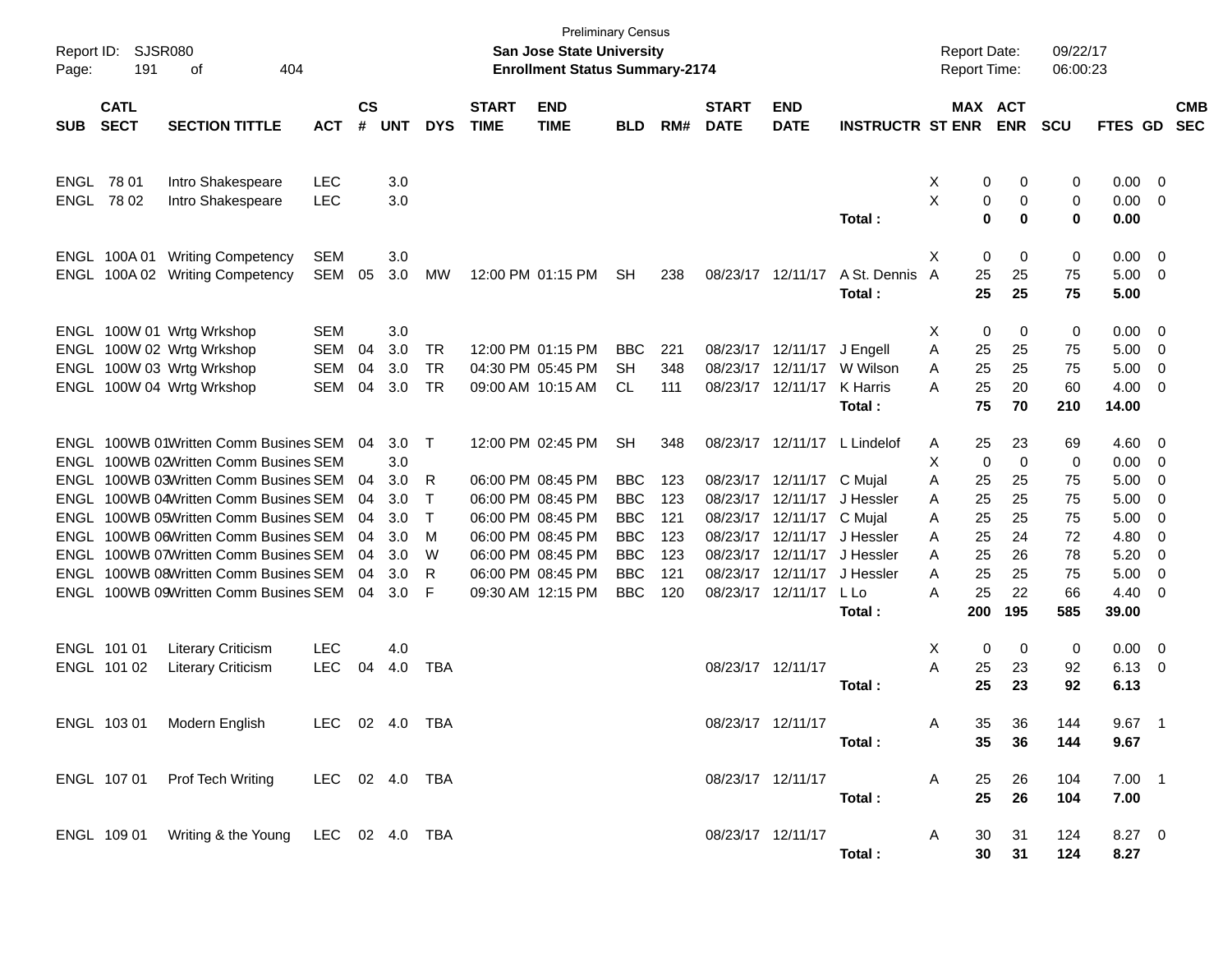Preliminary Census

**San Jose State University**

**Enrollment Status Summary-2174**

Report ID: SJSR080

Report Date: 09/22/17
Report Time: 06:00:23

| SUB | CATL SECT | SECTION TITTLE | ACT | CS # | UNT | DYS | START TIME | END TIME | BLD | RM# | START DATE | END DATE | INSTRUCTR | ST | MAX ENR | ACT ENR | SCU | FTES | GD | CMB SEC |
|---|---|---|---|---|---|---|---|---|---|---|---|---|---|---|---|---|---|---|---|---|
| ENGL | 78 01 | Intro Shakespeare | LEC | | 3.0 | | | | | | | | | X | 0 | 0 | 0 | 0.00 | 0 | |
| ENGL | 78 02 | Intro Shakespeare | LEC | | 3.0 | | | | | | | | | X | 0 | 0 | 0 | 0.00 | 0 | |
| | | | | | | | | | | | | | **Total :** | | **0** | **0** | **0** | **0.00** | | |
| ENGL | 100A 01 | Writing Competency | SEM | | 3.0 | | | | | | | | | X | 0 | 0 | 0 | 0.00 | 0 | |
| ENGL | 100A 02 | Writing Competency | SEM | 05 | 3.0 | MW | 12:00 PM | 01:15 PM | SH | 238 | 08/23/17 | 12/11/17 | A St. Dennis | A | 25 | 25 | 75 | 5.00 | 0 | |
| | | | | | | | | | | | | | **Total :** | | **25** | **25** | **75** | **5.00** | | |
| ENGL | 100W 01 | Wrtg Wrkshop | SEM | | 3.0 | | | | | | | | | X | 0 | 0 | 0 | 0.00 | 0 | |
| ENGL | 100W 02 | Wrtg Wrkshop | SEM | 04 | 3.0 | TR | 12:00 PM | 01:15 PM | BBC | 221 | 08/23/17 | 12/11/17 | J Engell | A | 25 | 25 | 75 | 5.00 | 0 | |
| ENGL | 100W 03 | Wrtg Wrkshop | SEM | 04 | 3.0 | TR | 04:30 PM | 05:45 PM | SH | 348 | 08/23/17 | 12/11/17 | W Wilson | A | 25 | 25 | 75 | 5.00 | 0 | |
| ENGL | 100W 04 | Wrtg Wrkshop | SEM | 04 | 3.0 | TR | 09:00 AM | 10:15 AM | CL | 111 | 08/23/17 | 12/11/17 | K Harris | A | 25 | 20 | 60 | 4.00 | 0 | |
| | | | | | | | | | | | | | **Total :** | | **75** | **70** | **210** | **14.00** | | |
| ENGL | 100WB 01 | Written Comm Busines | SEM | 04 | 3.0 | T | 12:00 PM | 02:45 PM | SH | 348 | 08/23/17 | 12/11/17 | L Lindelof | A | 25 | 23 | 69 | 4.60 | 0 | |
| ENGL | 100WB 02 | Written Comm Busines | SEM | | 3.0 | | | | | | | | | X | 0 | 0 | 0 | 0.00 | 0 | |
| ENGL | 100WB 03 | Written Comm Busines | SEM | 04 | 3.0 | R | 06:00 PM | 08:45 PM | BBC | 123 | 08/23/17 | 12/11/17 | C Mujal | A | 25 | 25 | 75 | 5.00 | 0 | |
| ENGL | 100WB 04 | Written Comm Busines | SEM | 04 | 3.0 | T | 06:00 PM | 08:45 PM | BBC | 123 | 08/23/17 | 12/11/17 | J Hessler | A | 25 | 25 | 75 | 5.00 | 0 | |
| ENGL | 100WB 05 | Written Comm Busines | SEM | 04 | 3.0 | T | 06:00 PM | 08:45 PM | BBC | 121 | 08/23/17 | 12/11/17 | C Mujal | A | 25 | 25 | 75 | 5.00 | 0 | |
| ENGL | 100WB 06 | Written Comm Busines | SEM | 04 | 3.0 | M | 06:00 PM | 08:45 PM | BBC | 123 | 08/23/17 | 12/11/17 | J Hessler | A | 25 | 24 | 72 | 4.80 | 0 | |
| ENGL | 100WB 07 | Written Comm Busines | SEM | 04 | 3.0 | W | 06:00 PM | 08:45 PM | BBC | 123 | 08/23/17 | 12/11/17 | J Hessler | A | 25 | 26 | 78 | 5.20 | 0 | |
| ENGL | 100WB 08 | Written Comm Busines | SEM | 04 | 3.0 | R | 06:00 PM | 08:45 PM | BBC | 121 | 08/23/17 | 12/11/17 | J Hessler | A | 25 | 25 | 75 | 5.00 | 0 | |
| ENGL | 100WB 09 | Written Comm Busines | SEM | 04 | 3.0 | F | 09:30 AM | 12:15 PM | BBC | 120 | 08/23/17 | 12/11/17 | L Lo | A | 25 | 22 | 66 | 4.40 | 0 | |
| | | | | | | | | | | | | | **Total :** | | **200** | **195** | **585** | **39.00** | | |
| ENGL | 101 01 | Literary Criticism | LEC | | 4.0 | | | | | | | | | X | 0 | 0 | 0 | 0.00 | 0 | |
| ENGL | 101 02 | Literary Criticism | LEC | 04 | 4.0 | TBA | | | | | 08/23/17 | 12/11/17 | | A | 25 | 23 | 92 | 6.13 | 0 | |
| | | | | | | | | | | | | | **Total :** | | **25** | **23** | **92** | **6.13** | | |
| ENGL | 103 01 | Modern English | LEC | 02 | 4.0 | TBA | | | | | 08/23/17 | 12/11/17 | | A | 35 | 36 | 144 | 9.67 | 1 | |
| | | | | | | | | | | | | | **Total :** | | **35** | **36** | **144** | **9.67** | | |
| ENGL | 107 01 | Prof Tech Writing | LEC | 02 | 4.0 | TBA | | | | | 08/23/17 | 12/11/17 | | A | 25 | 26 | 104 | 7.00 | 1 | |
| | | | | | | | | | | | | | **Total :** | | **25** | **26** | **104** | **7.00** | | |
| ENGL | 109 01 | Writing & the Young | LEC | 02 | 4.0 | TBA | | | | | 08/23/17 | 12/11/17 | | A | 30 | 31 | 124 | 8.27 | 0 | |
| | | | | | | | | | | | | | **Total :** | | **30** | **31** | **124** | **8.27** | | |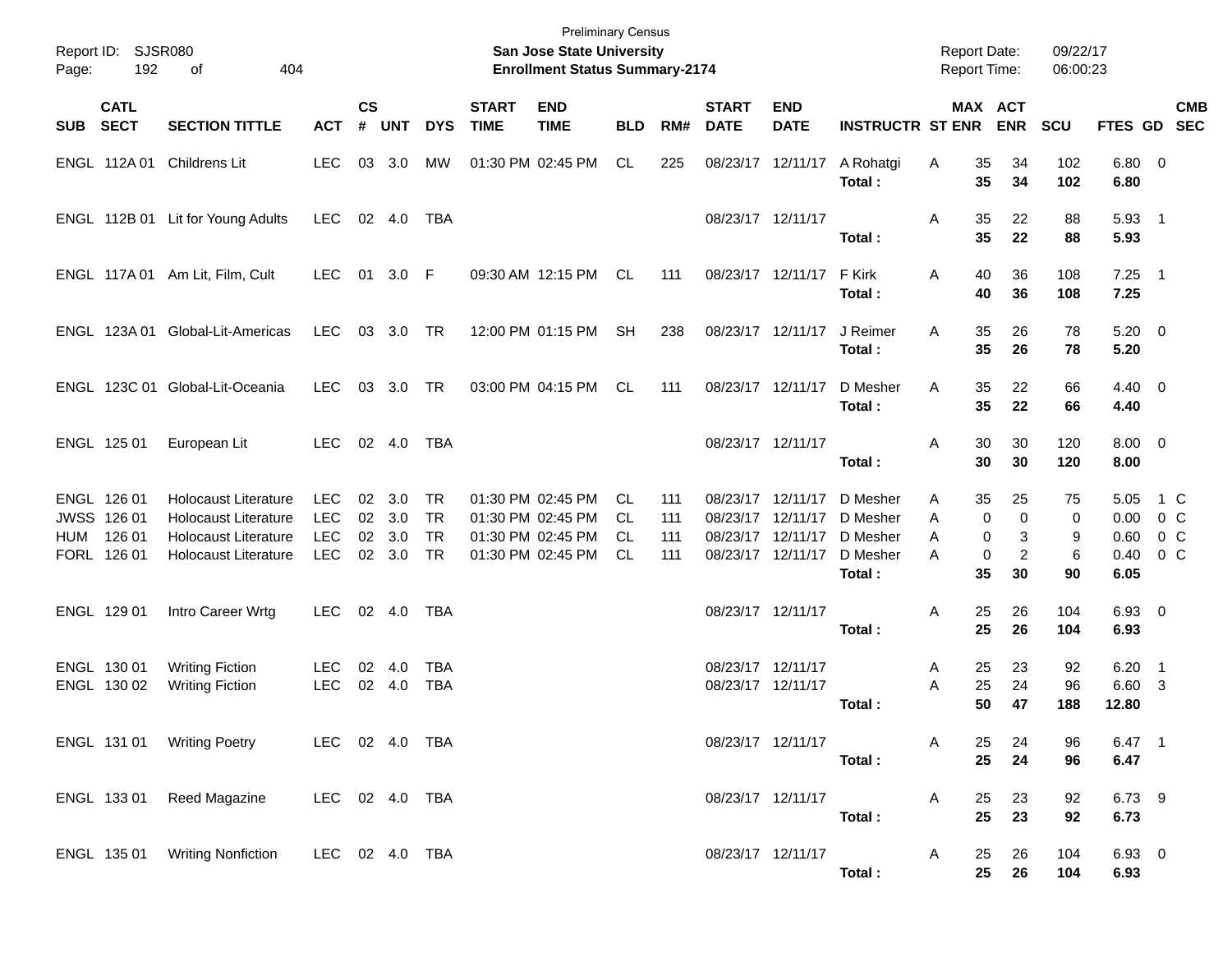Preliminary Census

Report ID: SJSR080

**San Jose State University**

**Enrollment Status Summary-2174**

Report Date: 09/22/17
Report Time: 06:00:23

| SUB | CATL SECT | SECTION TITTLE | ACT | CS # | UNT | DYS | START TIME | END TIME | BLD | RM# | START DATE | END DATE | INSTRUCTR | ST | MAX ENR | ACT ENR | SCU | FTES | GD | CMB SEC |
|---|---|---|---|---|---|---|---|---|---|---|---|---|---|---|---|---|---|---|---|---|
| ENGL | 112A 01 | Childrens Lit | LEC | 03 | 3.0 | MW | 01:30 PM | 02:45 PM | CL | 225 | 08/23/17 | 12/11/17 | A Rohatgi | A | 35 | 34 | 102 | 6.80 | 0 | |
| | | | | | | | | | | | | | **Total :** | | **35** | **34** | **102** | **6.80** | | |
| ENGL | 112B 01 | Lit for Young Adults | LEC | 02 | 4.0 | TBA | | | | | 08/23/17 | 12/11/17 | | A | 35 | 22 | 88 | 5.93 | 1 | |
| | | | | | | | | | | | | | **Total :** | | **35** | **22** | **88** | **5.93** | | |
| ENGL | 117A 01 | Am Lit, Film, Cult | LEC | 01 | 3.0 | F | 09:30 AM | 12:15 PM | CL | 111 | 08/23/17 | 12/11/17 | F Kirk | A | 40 | 36 | 108 | 7.25 | 1 | |
| | | | | | | | | | | | | | **Total :** | | **40** | **36** | **108** | **7.25** | | |
| ENGL | 123A 01 | Global-Lit-Americas | LEC | 03 | 3.0 | TR | 12:00 PM | 01:15 PM | SH | 238 | 08/23/17 | 12/11/17 | J Reimer | A | 35 | 26 | 78 | 5.20 | 0 | |
| | | | | | | | | | | | | | **Total :** | | **35** | **26** | **78** | **5.20** | | |
| ENGL | 123C 01 | Global-Lit-Oceania | LEC | 03 | 3.0 | TR | 03:00 PM | 04:15 PM | CL | 111 | 08/23/17 | 12/11/17 | D Mesher | A | 35 | 22 | 66 | 4.40 | 0 | |
| | | | | | | | | | | | | | **Total :** | | **35** | **22** | **66** | **4.40** | | |
| ENGL | 125 01 | European Lit | LEC | 02 | 4.0 | TBA | | | | | 08/23/17 | 12/11/17 | | A | 30 | 30 | 120 | 8.00 | 0 | |
| | | | | | | | | | | | | | **Total :** | | **30** | **30** | **120** | **8.00** | | |
| ENGL | 126 01 | Holocaust Literature | LEC | 02 | 3.0 | TR | 01:30 PM | 02:45 PM | CL | 111 | 08/23/17 | 12/11/17 | D Mesher | A | 35 | 25 | 75 | 5.05 | 1 | C |
| JWSS | 126 01 | Holocaust Literature | LEC | 02 | 3.0 | TR | 01:30 PM | 02:45 PM | CL | 111 | 08/23/17 | 12/11/17 | D Mesher | A | 0 | 0 | 0 | 0.00 | 0 | C |
| HUM | 126 01 | Holocaust Literature | LEC | 02 | 3.0 | TR | 01:30 PM | 02:45 PM | CL | 111 | 08/23/17 | 12/11/17 | D Mesher | A | 0 | 3 | 9 | 0.60 | 0 | C |
| FORL | 126 01 | Holocaust Literature | LEC | 02 | 3.0 | TR | 01:30 PM | 02:45 PM | CL | 111 | 08/23/17 | 12/11/17 | D Mesher | A | 0 | 2 | 6 | 0.40 | 0 | C |
| | | | | | | | | | | | | | **Total :** | | **35** | **30** | **90** | **6.05** | | |
| ENGL | 129 01 | Intro Career Wrtg | LEC | 02 | 4.0 | TBA | | | | | 08/23/17 | 12/11/17 | | A | 25 | 26 | 104 | 6.93 | 0 | |
| | | | | | | | | | | | | | **Total :** | | **25** | **26** | **104** | **6.93** | | |
| ENGL | 130 01 | Writing Fiction | LEC | 02 | 4.0 | TBA | | | | | 08/23/17 | 12/11/17 | | A | 25 | 23 | 92 | 6.20 | 1 | |
| ENGL | 130 02 | Writing Fiction | LEC | 02 | 4.0 | TBA | | | | | 08/23/17 | 12/11/17 | | A | 25 | 24 | 96 | 6.60 | 3 | |
| | | | | | | | | | | | | | **Total :** | | **50** | **47** | **188** | **12.80** | | |
| ENGL | 131 01 | Writing Poetry | LEC | 02 | 4.0 | TBA | | | | | 08/23/17 | 12/11/17 | | A | 25 | 24 | 96 | 6.47 | 1 | |
| | | | | | | | | | | | | | **Total :** | | **25** | **24** | **96** | **6.47** | | |
| ENGL | 133 01 | Reed Magazine | LEC | 02 | 4.0 | TBA | | | | | 08/23/17 | 12/11/17 | | A | 25 | 23 | 92 | 6.73 | 9 | |
| | | | | | | | | | | | | | **Total :** | | **25** | **23** | **92** | **6.73** | | |
| ENGL | 135 01 | Writing Nonfiction | LEC | 02 | 4.0 | TBA | | | | | 08/23/17 | 12/11/17 | | A | 25 | 26 | 104 | 6.93 | 0 | |
| | | | | | | | | | | | | | **Total :** | | **25** | **26** | **104** | **6.93** | | |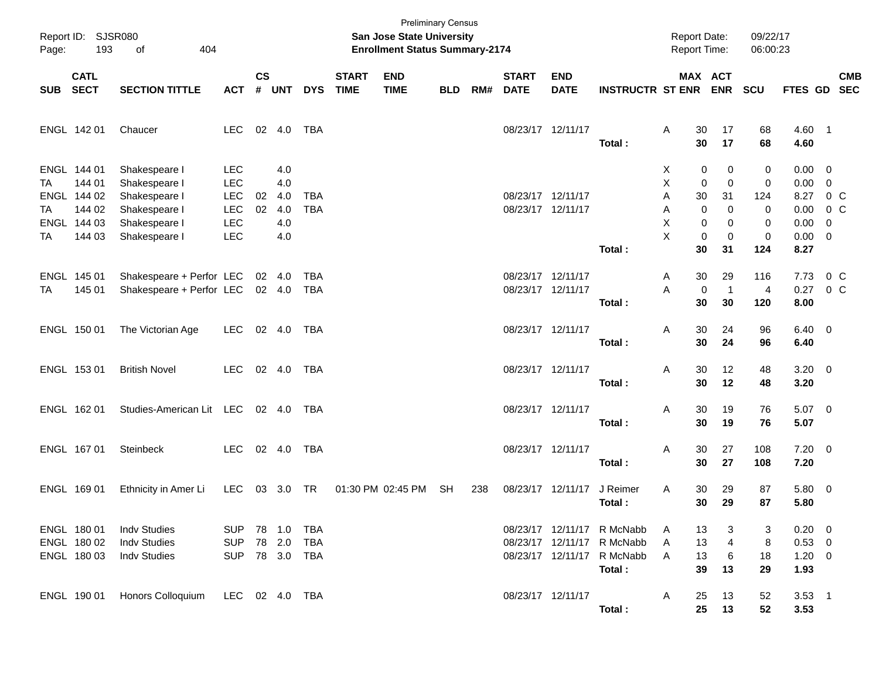Preliminary Census

**San Jose State University**

**Enrollment Status Summary-2174**

Report ID: SJSR080 | Report Date: 09/22/17 | Report Time: 06:00:23

| SUB | CATL SECT | SECTION TITTLE | ACT | CS # | UNT | DYS | START TIME | END TIME | BLD | RM# | START DATE | END DATE | INSTRUCTR | ST | MAX ENR | ACT ENR | SCU | FTES | GD | CMB SEC |
|---|---|---|---|---|---|---|---|---|---|---|---|---|---|---|---|---|---|---|---|---|
| ENGL | 142 01 | Chaucer | LEC | 02 | 4.0 | TBA | | | | | 08/23/17 | 12/11/17 | | A | 30 | 17 | 68 | 4.60 | 1 | |
| | | | | | | | | | | | | | **Total :** | | **30** | **17** | **68** | **4.60** | | |
| ENGL | 144 01 | Shakespeare I | LEC | | 4.0 | | | | | | | | | X | 0 | 0 | 0 | 0.00 | 0 | |
| TA | 144 01 | Shakespeare I | LEC | | 4.0 | | | | | | | | | X | 0 | 0 | 0 | 0.00 | 0 | |
| ENGL | 144 02 | Shakespeare I | LEC | 02 | 4.0 | TBA | | | | | 08/23/17 | 12/11/17 | | A | 30 | 31 | 124 | 8.27 | 0 | C |
| TA | 144 02 | Shakespeare I | LEC | 02 | 4.0 | TBA | | | | | 08/23/17 | 12/11/17 | | A | 0 | 0 | 0 | 0.00 | 0 | C |
| ENGL | 144 03 | Shakespeare I | LEC | | 4.0 | | | | | | | | | X | 0 | 0 | 0 | 0.00 | 0 | |
| TA | 144 03 | Shakespeare I | LEC | | 4.0 | | | | | | | | | X | 0 | 0 | 0 | 0.00 | 0 | |
| | | | | | | | | | | | | | **Total :** | | **30** | **31** | **124** | **8.27** | | |
| ENGL | 145 01 | Shakespeare + Perfor | LEC | 02 | 4.0 | TBA | | | | | 08/23/17 | 12/11/17 | | A | 30 | 29 | 116 | 7.73 | 0 | C |
| TA | 145 01 | Shakespeare + Perfor | LEC | 02 | 4.0 | TBA | | | | | 08/23/17 | 12/11/17 | | A | 0 | 1 | 4 | 0.27 | 0 | C |
| | | | | | | | | | | | | | **Total :** | | **30** | **30** | **120** | **8.00** | | |
| ENGL | 150 01 | The Victorian Age | LEC | 02 | 4.0 | TBA | | | | | 08/23/17 | 12/11/17 | | A | 30 | 24 | 96 | 6.40 | 0 | |
| | | | | | | | | | | | | | **Total :** | | **30** | **24** | **96** | **6.40** | | |
| ENGL | 153 01 | British Novel | LEC | 02 | 4.0 | TBA | | | | | 08/23/17 | 12/11/17 | | A | 30 | 12 | 48 | 3.20 | 0 | |
| | | | | | | | | | | | | | **Total :** | | **30** | **12** | **48** | **3.20** | | |
| ENGL | 162 01 | Studies-American Lit | LEC | 02 | 4.0 | TBA | | | | | 08/23/17 | 12/11/17 | | A | 30 | 19 | 76 | 5.07 | 0 | |
| | | | | | | | | | | | | | **Total :** | | **30** | **19** | **76** | **5.07** | | |
| ENGL | 167 01 | Steinbeck | LEC | 02 | 4.0 | TBA | | | | | 08/23/17 | 12/11/17 | | A | 30 | 27 | 108 | 7.20 | 0 | |
| | | | | | | | | | | | | | **Total :** | | **30** | **27** | **108** | **7.20** | | |
| ENGL | 169 01 | Ethnicity in Amer Li | LEC | 03 | 3.0 | TR | 01:30 PM | 02:45 PM | SH | 238 | 08/23/17 | 12/11/17 | J Reimer | A | 30 | 29 | 87 | 5.80 | 0 | |
| | | | | | | | | | | | | | **Total :** | | **30** | **29** | **87** | **5.80** | | |
| ENGL | 180 01 | Indv Studies | SUP | 78 | 1.0 | TBA | | | | | 08/23/17 | 12/11/17 | R McNabb | A | 13 | 3 | 3 | 0.20 | 0 | |
| ENGL | 180 02 | Indv Studies | SUP | 78 | 2.0 | TBA | | | | | 08/23/17 | 12/11/17 | R McNabb | A | 13 | 4 | 8 | 0.53 | 0 | |
| ENGL | 180 03 | Indv Studies | SUP | 78 | 3.0 | TBA | | | | | 08/23/17 | 12/11/17 | R McNabb | A | 13 | 6 | 18 | 1.20 | 0 | |
| | | | | | | | | | | | | | **Total :** | | **39** | **13** | **29** | **1.93** | | |
| ENGL | 190 01 | Honors Colloquium | LEC | 02 | 4.0 | TBA | | | | | 08/23/17 | 12/11/17 | | A | 25 | 13 | 52 | 3.53 | 1 | |
| | | | | | | | | | | | | | **Total :** | | **25** | **13** | **52** | **3.53** | | |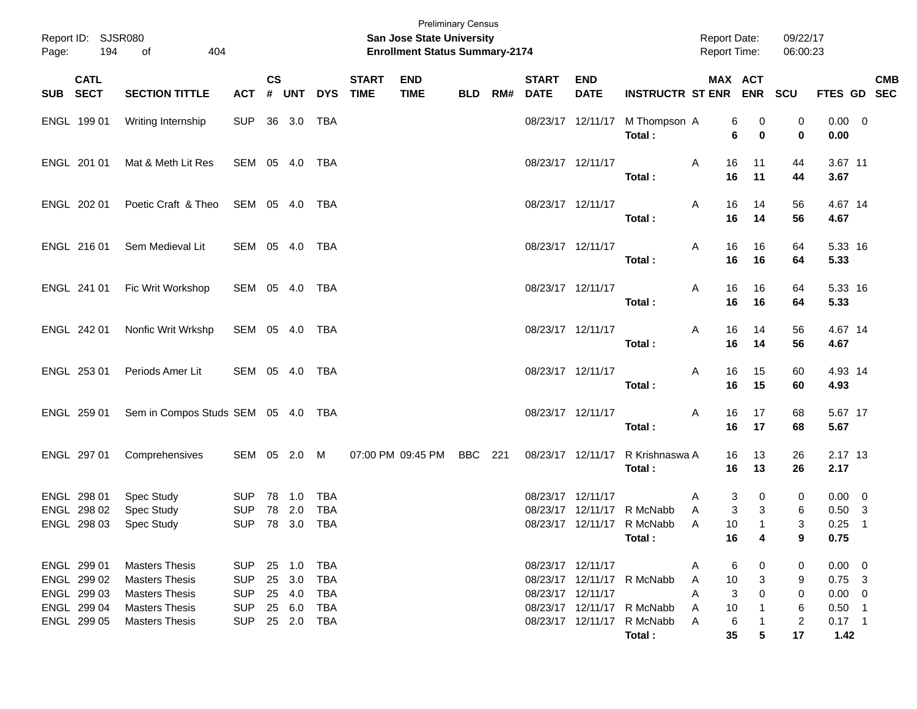Preliminary Census

Report ID: SJSR080

**San Jose State University**

**Enrollment Status Summary-2174**

Report Date: 09/22/17

Report Time: 06:00:23

| SUB | CATL SECT | SECTION TITTLE | ACT | CS # | UNT | DYS | START TIME | END TIME | BLD | RM# | START DATE | END DATE | INSTRUCTR | ST | MAX ENR | ACT ENR | SCU | FTES | GD | CMB SEC |
|---|---|---|---|---|---|---|---|---|---|---|---|---|---|---|---|---|---|---|---|---|
| ENGL | 199 01 | Writing Internship | SUP | 36 | 3.0 | TBA | | | | | 08/23/17 | 12/11/17 | M Thompson | A | 6 | 0 | 0 | 0.00 | 0 | |
| | | | | | | | | | | | | | **Total :** | | **6** | **0** | **0** | **0.00** | | |
| ENGL | 201 01 | Mat & Meth Lit Res | SEM | 05 | 4.0 | TBA | | | | | 08/23/17 | 12/11/17 | | A | 16 | 11 | 44 | 3.67 | 11 | |
| | | | | | | | | | | | | | **Total :** | | **16** | **11** | **44** | **3.67** | | |
| ENGL | 202 01 | Poetic Craft & Theo | SEM | 05 | 4.0 | TBA | | | | | 08/23/17 | 12/11/17 | | A | 16 | 14 | 56 | 4.67 | 14 | |
| | | | | | | | | | | | | | **Total :** | | **16** | **14** | **56** | **4.67** | | |
| ENGL | 216 01 | Sem Medieval Lit | SEM | 05 | 4.0 | TBA | | | | | 08/23/17 | 12/11/17 | | A | 16 | 16 | 64 | 5.33 | 16 | |
| | | | | | | | | | | | | | **Total :** | | **16** | **16** | **64** | **5.33** | | |
| ENGL | 241 01 | Fic Writ Workshop | SEM | 05 | 4.0 | TBA | | | | | 08/23/17 | 12/11/17 | | A | 16 | 16 | 64 | 5.33 | 16 | |
| | | | | | | | | | | | | | **Total :** | | **16** | **16** | **64** | **5.33** | | |
| ENGL | 242 01 | Nonfic Writ Wrkshp | SEM | 05 | 4.0 | TBA | | | | | 08/23/17 | 12/11/17 | | A | 16 | 14 | 56 | 4.67 | 14 | |
| | | | | | | | | | | | | | **Total :** | | **16** | **14** | **56** | **4.67** | | |
| ENGL | 253 01 | Periods Amer Lit | SEM | 05 | 4.0 | TBA | | | | | 08/23/17 | 12/11/17 | | A | 16 | 15 | 60 | 4.93 | 14 | |
| | | | | | | | | | | | | | **Total :** | | **16** | **15** | **60** | **4.93** | | |
| ENGL | 259 01 | Sem in Compos Studs | SEM | 05 | 4.0 | TBA | | | | | 08/23/17 | 12/11/17 | | A | 16 | 17 | 68 | 5.67 | 17 | |
| | | | | | | | | | | | | | **Total :** | | **16** | **17** | **68** | **5.67** | | |
| ENGL | 297 01 | Comprehensives | SEM | 05 | 2.0 | M | 07:00 PM | 09:45 PM | BBC | 221 | 08/23/17 | 12/11/17 | R Krishnaswa | A | 16 | 13 | 26 | 2.17 | 13 | |
| | | | | | | | | | | | | | **Total :** | | **16** | **13** | **26** | **2.17** | | |
| ENGL | 298 01 | Spec Study | SUP | 78 | 1.0 | TBA | | | | | 08/23/17 | 12/11/17 | | A | 3 | 0 | 0 | 0.00 | 0 | |
| ENGL | 298 02 | Spec Study | SUP | 78 | 2.0 | TBA | | | | | 08/23/17 | 12/11/17 | R McNabb | A | 3 | 3 | 6 | 0.50 | 3 | |
| ENGL | 298 03 | Spec Study | SUP | 78 | 3.0 | TBA | | | | | 08/23/17 | 12/11/17 | R McNabb | A | 10 | 1 | 3 | 0.25 | 1 | |
| | | | | | | | | | | | | | **Total :** | | **16** | **4** | **9** | **0.75** | | |
| ENGL | 299 01 | Masters Thesis | SUP | 25 | 1.0 | TBA | | | | | 08/23/17 | 12/11/17 | | A | 6 | 0 | 0 | 0.00 | 0 | |
| ENGL | 299 02 | Masters Thesis | SUP | 25 | 3.0 | TBA | | | | | 08/23/17 | 12/11/17 | R McNabb | A | 10 | 3 | 9 | 0.75 | 3 | |
| ENGL | 299 03 | Masters Thesis | SUP | 25 | 4.0 | TBA | | | | | 08/23/17 | 12/11/17 | | A | 3 | 0 | 0 | 0.00 | 0 | |
| ENGL | 299 04 | Masters Thesis | SUP | 25 | 6.0 | TBA | | | | | 08/23/17 | 12/11/17 | R McNabb | A | 10 | 1 | 6 | 0.50 | 1 | |
| ENGL | 299 05 | Masters Thesis | SUP | 25 | 2.0 | TBA | | | | | 08/23/17 | 12/11/17 | R McNabb | A | 6 | 1 | 2 | 0.17 | 1 | |
| | | | | | | | | | | | | | **Total :** | | **35** | **5** | **17** | **1.42** | | |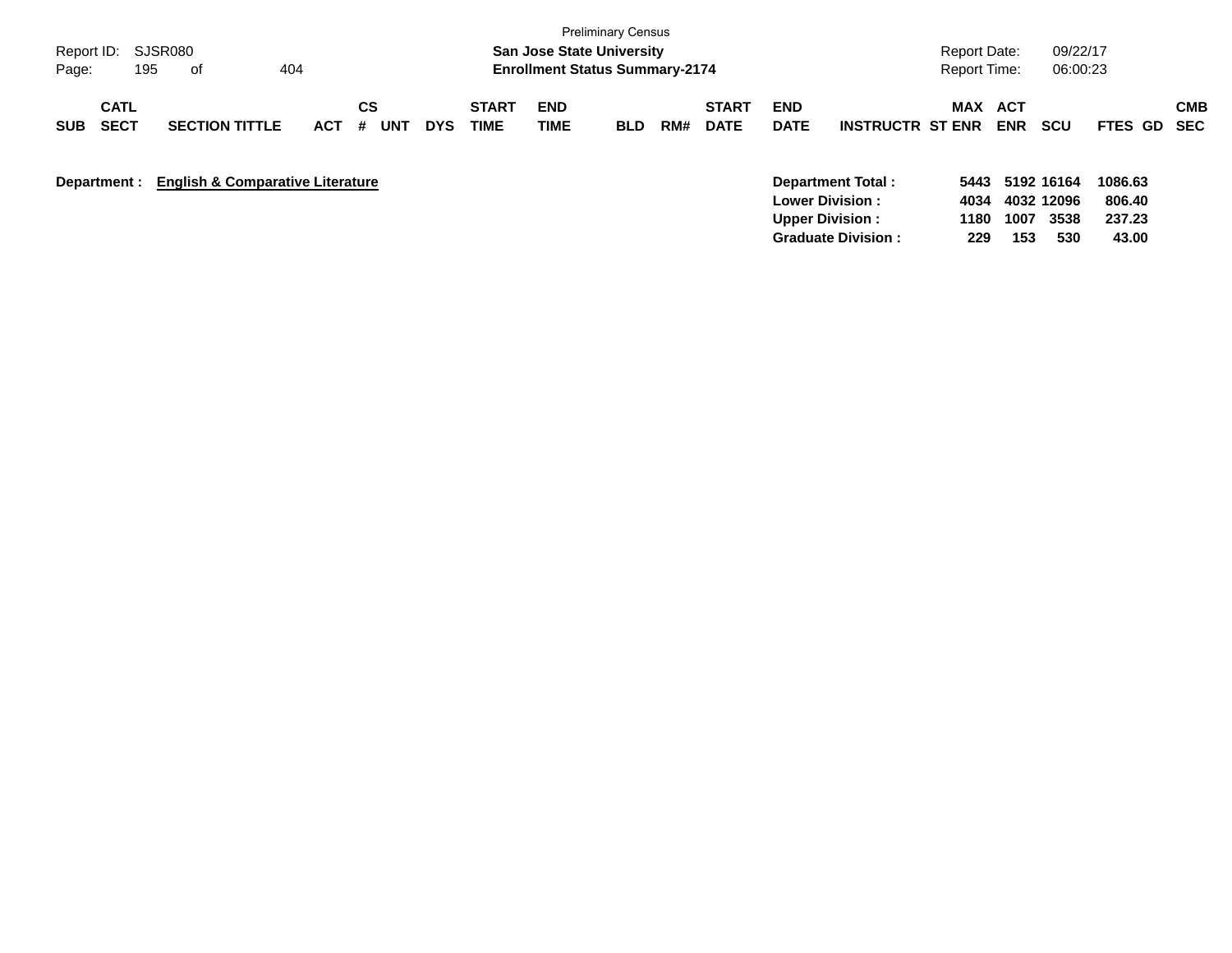Preliminary Census

**San Jose State University**

**Enrollment Status Summary-2174**

Report ID: SJSR080

Report Date: 09/22/17

Report Time: 06:00:23

| SUB | CATL SECT | SECTION TITTLE | ACT | CS # | UNT | DYS | START TIME | END TIME | BLD | RM# | START DATE | END DATE | INSTRUCTR | MAX ST ENR | ACT ENR | SCU | FTES | GD | CMB SEC |
|---|---|---|---|---|---|---|---|---|---|---|---|---|---|---|---|---|---|---|---|

**Department : English & Comparative Literature**

| | MAX ST ENR | ACT ENR | SCU | FTES |
|---|---|---|---|---|
| **Department Total :** | **5443** | **5192** | **16164** | **1086.63** |
| **Lower Division :** | **4034** | **4032** | **12096** | **806.40** |
| **Upper Division :** | **1180** | **1007** | **3538** | **237.23** |
| **Graduate Division :** | **229** | **153** | **530** | **43.00** |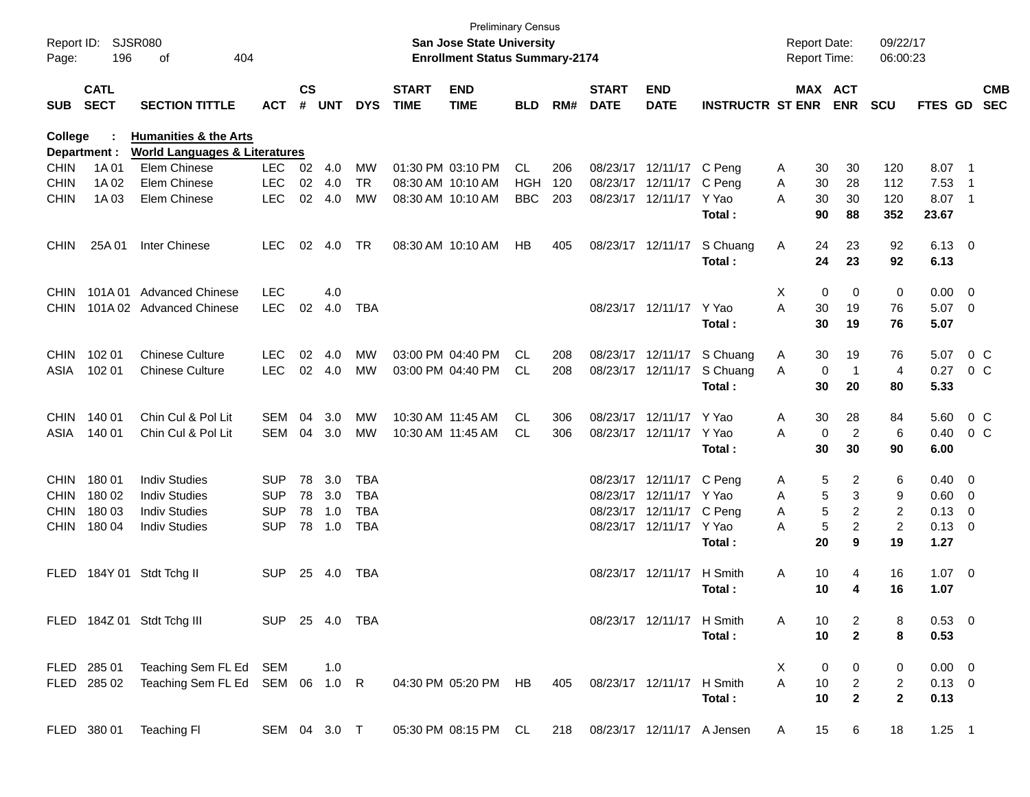Preliminary Census

**San Jose State University**
**Enrollment Status Summary-2174**

Report ID: SJSR080
Report Date: 09/22/17
Report Time: 06:00:23

**College : Humanities & the Arts**
**Department : World Languages & Literatures**

| SUB | CATL SECT | SECTION TITTLE | ACT | CS # | UNT | DYS | START TIME | END TIME | BLD | RM# | START DATE | END DATE | INSTRUCTR | ST | MAX ENR | ACT ENR | SCU | FTES | GD | CMB SEC |
|---|---|---|---|---|---|---|---|---|---|---|---|---|---|---|---|---|---|---|---|---|
| CHIN | 1A 01 | Elem Chinese | LEC | 02 | 4.0 | MW | 01:30 PM | 03:10 PM | CL | 206 | 08/23/17 | 12/11/17 | C Peng | A | 30 | 30 | 120 | 8.07 | 1 | |
| CHIN | 1A 02 | Elem Chinese | LEC | 02 | 4.0 | TR | 08:30 AM | 10:10 AM | HGH | 120 | 08/23/17 | 12/11/17 | C Peng | A | 30 | 28 | 112 | 7.53 | 1 | |
| CHIN | 1A 03 | Elem Chinese | LEC | 02 | 4.0 | MW | 08:30 AM | 10:10 AM | BBC | 203 | 08/23/17 | 12/11/17 | Y Yao | A | 30 | 30 | 120 | 8.07 | 1 | |
| | | | | | | | | | | | | | **Total :** | | **90** | **88** | **352** | **23.67** | | |
| CHIN | 25A 01 | Inter Chinese | LEC | 02 | 4.0 | TR | 08:30 AM | 10:10 AM | HB | 405 | 08/23/17 | 12/11/17 | S Chuang | A | 24 | 23 | 92 | 6.13 | 0 | |
| | | | | | | | | | | | | | **Total :** | | **24** | **23** | **92** | **6.13** | | |
| CHIN | 101A 01 | Advanced Chinese | LEC | | 4.0 | | | | | | | | | X | 0 | 0 | 0 | 0.00 | 0 | |
| CHIN | 101A 02 | Advanced Chinese | LEC | 02 | 4.0 | TBA | | | | | 08/23/17 | 12/11/17 | Y Yao | A | 30 | 19 | 76 | 5.07 | 0 | |
| | | | | | | | | | | | | | **Total :** | | **30** | **19** | **76** | **5.07** | | |
| CHIN | 102 01 | Chinese Culture | LEC | 02 | 4.0 | MW | 03:00 PM | 04:40 PM | CL | 208 | 08/23/17 | 12/11/17 | S Chuang | A | 30 | 19 | 76 | 5.07 | 0 | C |
| ASIA | 102 01 | Chinese Culture | LEC | 02 | 4.0 | MW | 03:00 PM | 04:40 PM | CL | 208 | 08/23/17 | 12/11/17 | S Chuang | A | 0 | 1 | 4 | 0.27 | 0 | C |
| | | | | | | | | | | | | | **Total :** | | **30** | **20** | **80** | **5.33** | | |
| CHIN | 140 01 | Chin Cul & Pol Lit | SEM | 04 | 3.0 | MW | 10:30 AM | 11:45 AM | CL | 306 | 08/23/17 | 12/11/17 | Y Yao | A | 30 | 28 | 84 | 5.60 | 0 | C |
| ASIA | 140 01 | Chin Cul & Pol Lit | SEM | 04 | 3.0 | MW | 10:30 AM | 11:45 AM | CL | 306 | 08/23/17 | 12/11/17 | Y Yao | A | 0 | 2 | 6 | 0.40 | 0 | C |
| | | | | | | | | | | | | | **Total :** | | **30** | **30** | **90** | **6.00** | | |
| CHIN | 180 01 | Indiv Studies | SUP | 78 | 3.0 | TBA | | | | | 08/23/17 | 12/11/17 | C Peng | A | 5 | 2 | 6 | 0.40 | 0 | |
| CHIN | 180 02 | Indiv Studies | SUP | 78 | 3.0 | TBA | | | | | 08/23/17 | 12/11/17 | Y Yao | A | 5 | 3 | 9 | 0.60 | 0 | |
| CHIN | 180 03 | Indiv Studies | SUP | 78 | 1.0 | TBA | | | | | 08/23/17 | 12/11/17 | C Peng | A | 5 | 2 | 2 | 0.13 | 0 | |
| CHIN | 180 04 | Indiv Studies | SUP | 78 | 1.0 | TBA | | | | | 08/23/17 | 12/11/17 | Y Yao | A | 5 | 2 | 2 | 0.13 | 0 | |
| | | | | | | | | | | | | | **Total :** | | **20** | **9** | **19** | **1.27** | | |
| FLED | 184Y 01 | Stdt Tchg II | SUP | 25 | 4.0 | TBA | | | | | 08/23/17 | 12/11/17 | H Smith | A | 10 | 4 | 16 | 1.07 | 0 | |
| | | | | | | | | | | | | | **Total :** | | **10** | **4** | **16** | **1.07** | | |
| FLED | 184Z 01 | Stdt Tchg III | SUP | 25 | 4.0 | TBA | | | | | 08/23/17 | 12/11/17 | H Smith | A | 10 | 2 | 8 | 0.53 | 0 | |
| | | | | | | | | | | | | | **Total :** | | **10** | **2** | **8** | **0.53** | | |
| FLED | 285 01 | Teaching Sem FL Ed | SEM | | 1.0 | | | | | | | | | X | 0 | 0 | 0 | 0.00 | 0 | |
| FLED | 285 02 | Teaching Sem FL Ed | SEM | 06 | 1.0 | R | 04:30 PM | 05:20 PM | HB | 405 | 08/23/17 | 12/11/17 | H Smith | A | 10 | 2 | 2 | 0.13 | 0 | |
| | | | | | | | | | | | | | **Total :** | | **10** | **2** | **2** | **0.13** | | |
| FLED | 380 01 | Teaching Fl | SEM | 04 | 3.0 | T | 05:30 PM | 08:15 PM | CL | 218 | 08/23/17 | 12/11/17 | A Jensen | A | 15 | 6 | 18 | 1.25 | 1 | |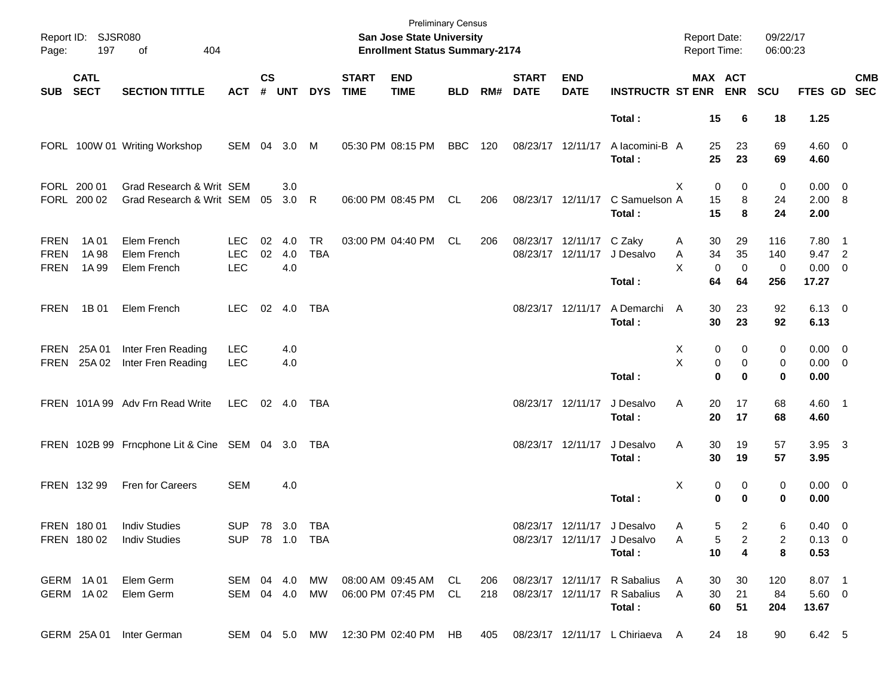Preliminary Census
**San Jose State University**
**Enrollment Status Summary-2174**

Report ID: SJSR080 | Report Date: 09/22/17 | Report Time: 06:00:23

| SUB | CATL SECT | SECTION TITTLE | ACT | CS # | UNT | DYS | START TIME | END TIME | BLD | RM# | START DATE | END DATE | INSTRUCTR | ST | MAX ENR | ACT ENR | SCU | FTES | GD | CMB SEC |
|---|---|---|---|---|---|---|---|---|---|---|---|---|---|---|---|---|---|---|---|---|
| | | | | | | | | | | | | | **Total :** | | **15** | **6** | **18** | **1.25** | | |
| FORL | 100W 01 | Writing Workshop | SEM | 04 | 3.0 | M | 05:30 PM | 08:15 PM | BBC | 120 | 08/23/17 | 12/11/17 | A Iacomini-B | A | 25 | 23 | 69 | 4.60 | 0 | |
| | | | | | | | | | | | | | **Total :** | | **25** | **23** | **69** | **4.60** | | |
| FORL | 200 01 | Grad Research & Writ | SEM | | 3.0 | | | | | | | | | X | 0 | 0 | 0 | 0.00 | 0 | |
| FORL | 200 02 | Grad Research & Writ | SEM | 05 | 3.0 | R | 06:00 PM | 08:45 PM | CL | 206 | 08/23/17 | 12/11/17 | C Samuelson | A | 15 | 8 | 24 | 2.00 | 8 | |
| | | | | | | | | | | | | | **Total :** | | **15** | **8** | **24** | **2.00** | | |
| FREN | 1A 01 | Elem French | LEC | 02 | 4.0 | TR | 03:00 PM | 04:40 PM | CL | 206 | 08/23/17 | 12/11/17 | C Zaky | A | 30 | 29 | 116 | 7.80 | 1 | |
| FREN | 1A 98 | Elem French | LEC | 02 | 4.0 | TBA | | | | | 08/23/17 | 12/11/17 | J Desalvo | A | 34 | 35 | 140 | 9.47 | 2 | |
| FREN | 1A 99 | Elem French | LEC | | 4.0 | | | | | | | | | X | 0 | 0 | 0 | 0.00 | 0 | |
| | | | | | | | | | | | | | **Total :** | | **64** | **64** | **256** | **17.27** | | |
| FREN | 1B 01 | Elem French | LEC | 02 | 4.0 | TBA | | | | | 08/23/17 | 12/11/17 | A Demarchi | A | 30 | 23 | 92 | 6.13 | 0 | |
| | | | | | | | | | | | | | **Total :** | | **30** | **23** | **92** | **6.13** | | |
| FREN | 25A 01 | Inter Fren Reading | LEC | | 4.0 | | | | | | | | | X | 0 | 0 | 0 | 0.00 | 0 | |
| FREN | 25A 02 | Inter Fren Reading | LEC | | 4.0 | | | | | | | | | X | 0 | 0 | 0 | 0.00 | 0 | |
| | | | | | | | | | | | | | **Total :** | | **0** | **0** | **0** | **0.00** | | |
| FREN | 101A 99 | Adv Frn Read Write | LEC | 02 | 4.0 | TBA | | | | | 08/23/17 | 12/11/17 | J Desalvo | A | 20 | 17 | 68 | 4.60 | 1 | |
| | | | | | | | | | | | | | **Total :** | | **20** | **17** | **68** | **4.60** | | |
| FREN | 102B 99 | Frncphone Lit & Cine | SEM | 04 | 3.0 | TBA | | | | | 08/23/17 | 12/11/17 | J Desalvo | A | 30 | 19 | 57 | 3.95 | 3 | |
| | | | | | | | | | | | | | **Total :** | | **30** | **19** | **57** | **3.95** | | |
| FREN | 132 99 | Fren for Careers | SEM | | 4.0 | | | | | | | | | X | 0 | 0 | 0 | 0.00 | 0 | |
| | | | | | | | | | | | | | **Total :** | | **0** | **0** | **0** | **0.00** | | |
| FREN | 180 01 | Indiv Studies | SUP | 78 | 3.0 | TBA | | | | | 08/23/17 | 12/11/17 | J Desalvo | A | 5 | 2 | 6 | 0.40 | 0 | |
| FREN | 180 02 | Indiv Studies | SUP | 78 | 1.0 | TBA | | | | | 08/23/17 | 12/11/17 | J Desalvo | A | 5 | 2 | 2 | 0.13 | 0 | |
| | | | | | | | | | | | | | **Total :** | | **10** | **4** | **8** | **0.53** | | |
| GERM | 1A 01 | Elem Germ | SEM | 04 | 4.0 | MW | 08:00 AM | 09:45 AM | CL | 206 | 08/23/17 | 12/11/17 | R Sabalius | A | 30 | 30 | 120 | 8.07 | 1 | |
| GERM | 1A 02 | Elem Germ | SEM | 04 | 4.0 | MW | 06:00 PM | 07:45 PM | CL | 218 | 08/23/17 | 12/11/17 | R Sabalius | A | 30 | 21 | 84 | 5.60 | 0 | |
| | | | | | | | | | | | | | **Total :** | | **60** | **51** | **204** | **13.67** | | |
| GERM | 25A 01 | Inter German | SEM | 04 | 5.0 | MW | 12:30 PM | 02:40 PM | HB | 405 | 08/23/17 | 12/11/17 | L Chiriaeva | A | 24 | 18 | 90 | 6.42 | 5 | |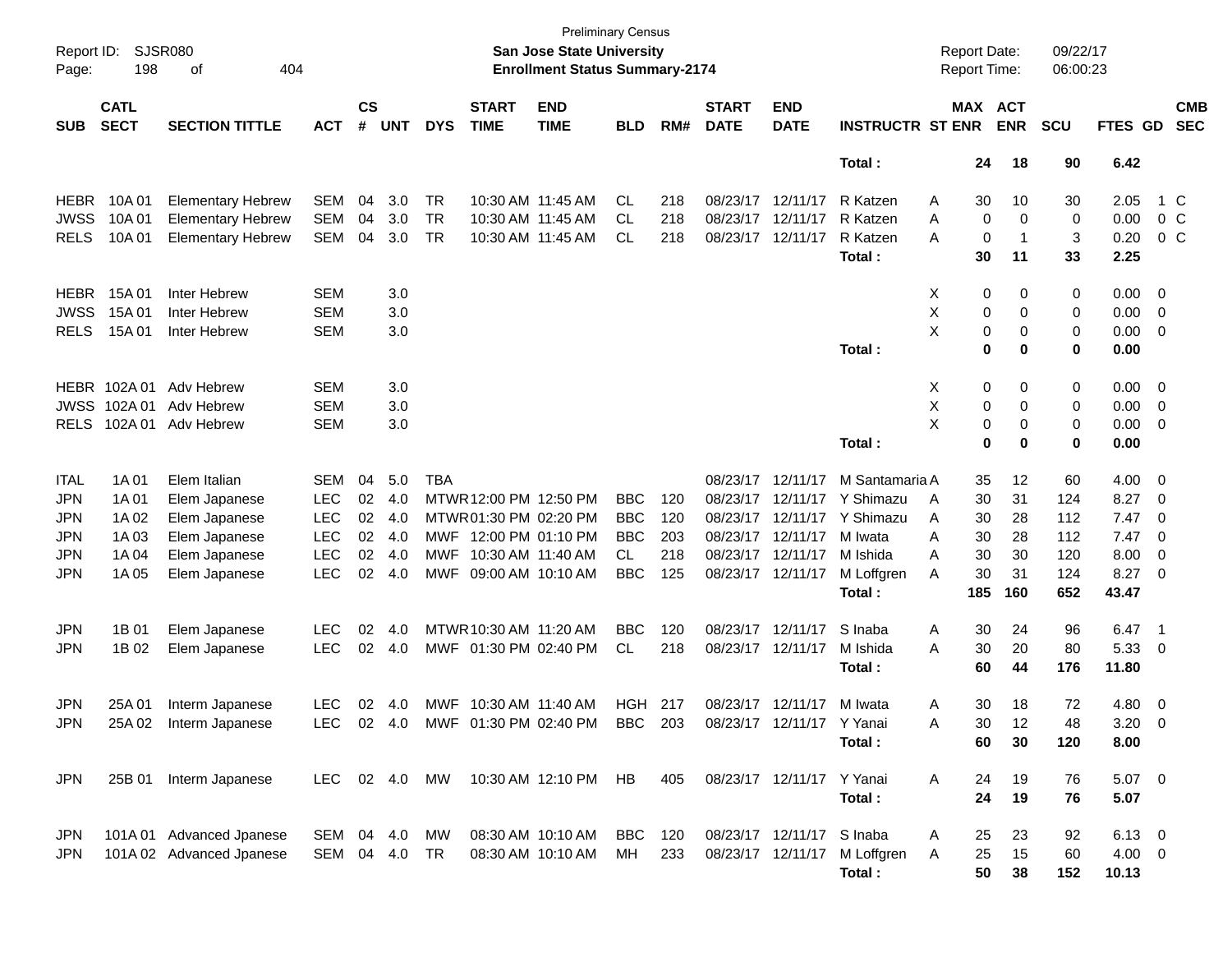Preliminary Census

Report ID: SJSR080

**San Jose State University**

**Enrollment Status Summary-2174**

Report Date: 09/22/17

Report Time: 06:00:23

| SUB | CATL SECT | SECTION TITTLE | ACT | CS # | UNT | DYS | START TIME | END TIME | BLD | RM# | START DATE | END DATE | INSTRUCTR | ST | MAX ENR | ACT ENR | SCU | FTES | GD | CMB SEC |
|---|---|---|---|---|---|---|---|---|---|---|---|---|---|---|---|---|---|---|---|---|
| | | | | | | | | | | | | | **Total :** | | **24** | **18** | **90** | **6.42** | | |
| HEBR | 10A 01 | Elementary Hebrew | SEM | 04 | 3.0 | TR | 10:30 AM | 11:45 AM | CL | 218 | 08/23/17 | 12/11/17 | R Katzen | A | 30 | 10 | 30 | 2.05 | 1 | C |
| JWSS | 10A 01 | Elementary Hebrew | SEM | 04 | 3.0 | TR | 10:30 AM | 11:45 AM | CL | 218 | 08/23/17 | 12/11/17 | R Katzen | A | 0 | 0 | 0 | 0.00 | 0 | C |
| RELS | 10A 01 | Elementary Hebrew | SEM | 04 | 3.0 | TR | 10:30 AM | 11:45 AM | CL | 218 | 08/23/17 | 12/11/17 | R Katzen | A | 0 | 1 | 3 | 0.20 | 0 | C |
| | | | | | | | | | | | | | **Total :** | | **30** | **11** | **33** | **2.25** | | |
| HEBR | 15A 01 | Inter Hebrew | SEM | | 3.0 | | | | | | | | | X | 0 | 0 | 0 | 0.00 | 0 | |
| JWSS | 15A 01 | Inter Hebrew | SEM | | 3.0 | | | | | | | | | X | 0 | 0 | 0 | 0.00 | 0 | |
| RELS | 15A 01 | Inter Hebrew | SEM | | 3.0 | | | | | | | | | X | 0 | 0 | 0 | 0.00 | 0 | |
| | | | | | | | | | | | | | **Total :** | | **0** | **0** | **0** | **0.00** | | |
| HEBR | 102A 01 | Adv Hebrew | SEM | | 3.0 | | | | | | | | | X | 0 | 0 | 0 | 0.00 | 0 | |
| JWSS | 102A 01 | Adv Hebrew | SEM | | 3.0 | | | | | | | | | X | 0 | 0 | 0 | 0.00 | 0 | |
| RELS | 102A 01 | Adv Hebrew | SEM | | 3.0 | | | | | | | | | X | 0 | 0 | 0 | 0.00 | 0 | |
| | | | | | | | | | | | | | **Total :** | | **0** | **0** | **0** | **0.00** | | |
| ITAL | 1A 01 | Elem Italian | SEM | 04 | 5.0 | TBA | | | | | 08/23/17 | 12/11/17 | M Santamaria | A | 35 | 12 | 60 | 4.00 | 0 | |
| JPN | 1A 01 | Elem Japanese | LEC | 02 | 4.0 | MTWR | 12:00 PM | 12:50 PM | BBC | 120 | 08/23/17 | 12/11/17 | Y Shimazu | A | 30 | 31 | 124 | 8.27 | 0 | |
| JPN | 1A 02 | Elem Japanese | LEC | 02 | 4.0 | MTWR | 01:30 PM | 02:20 PM | BBC | 120 | 08/23/17 | 12/11/17 | Y Shimazu | A | 30 | 28 | 112 | 7.47 | 0 | |
| JPN | 1A 03 | Elem Japanese | LEC | 02 | 4.0 | MWF | 12:00 PM | 01:10 PM | BBC | 203 | 08/23/17 | 12/11/17 | M Iwata | A | 30 | 28 | 112 | 7.47 | 0 | |
| JPN | 1A 04 | Elem Japanese | LEC | 02 | 4.0 | MWF | 10:30 AM | 11:40 AM | CL | 218 | 08/23/17 | 12/11/17 | M Ishida | A | 30 | 30 | 120 | 8.00 | 0 | |
| JPN | 1A 05 | Elem Japanese | LEC | 02 | 4.0 | MWF | 09:00 AM | 10:10 AM | BBC | 125 | 08/23/17 | 12/11/17 | M Loffgren | A | 30 | 31 | 124 | 8.27 | 0 | |
| | | | | | | | | | | | | | **Total :** | | **185** | **160** | **652** | **43.47** | | |
| JPN | 1B 01 | Elem Japanese | LEC | 02 | 4.0 | MTWR | 10:30 AM | 11:20 AM | BBC | 120 | 08/23/17 | 12/11/17 | S Inaba | A | 30 | 24 | 96 | 6.47 | 1 | |
| JPN | 1B 02 | Elem Japanese | LEC | 02 | 4.0 | MWF | 01:30 PM | 02:40 PM | CL | 218 | 08/23/17 | 12/11/17 | M Ishida | A | 30 | 20 | 80 | 5.33 | 0 | |
| | | | | | | | | | | | | | **Total :** | | **60** | **44** | **176** | **11.80** | | |
| JPN | 25A 01 | Interm Japanese | LEC | 02 | 4.0 | MWF | 10:30 AM | 11:40 AM | HGH | 217 | 08/23/17 | 12/11/17 | M Iwata | A | 30 | 18 | 72 | 4.80 | 0 | |
| JPN | 25A 02 | Interm Japanese | LEC | 02 | 4.0 | MWF | 01:30 PM | 02:40 PM | BBC | 203 | 08/23/17 | 12/11/17 | Y Yanai | A | 30 | 12 | 48 | 3.20 | 0 | |
| | | | | | | | | | | | | | **Total :** | | **60** | **30** | **120** | **8.00** | | |
| JPN | 25B 01 | Interm Japanese | LEC | 02 | 4.0 | MW | 10:30 AM | 12:10 PM | HB | 405 | 08/23/17 | 12/11/17 | Y Yanai | A | 24 | 19 | 76 | 5.07 | 0 | |
| | | | | | | | | | | | | | **Total :** | | **24** | **19** | **76** | **5.07** | | |
| JPN | 101A 01 | Advanced Jpanese | SEM | 04 | 4.0 | MW | 08:30 AM | 10:10 AM | BBC | 120 | 08/23/17 | 12/11/17 | S Inaba | A | 25 | 23 | 92 | 6.13 | 0 | |
| JPN | 101A 02 | Advanced Jpanese | SEM | 04 | 4.0 | TR | 08:30 AM | 10:10 AM | MH | 233 | 08/23/17 | 12/11/17 | M Loffgren | A | 25 | 15 | 60 | 4.00 | 0 | |
| | | | | | | | | | | | | | **Total :** | | **50** | **38** | **152** | **10.13** | | |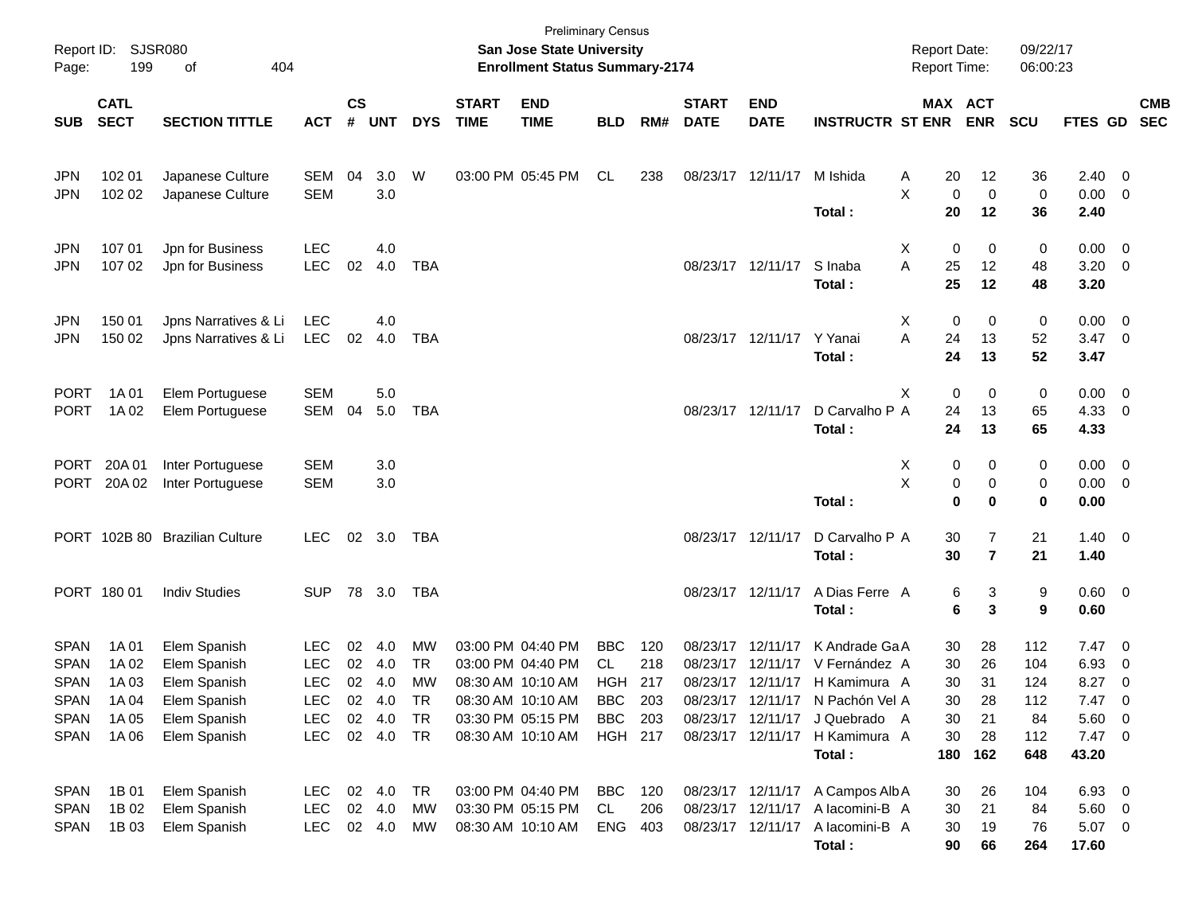Preliminary Census
**San Jose State University**
**Enrollment Status Summary-2174**

Report ID: SJSR080
Report Date: 09/22/17
Report Time: 06:00:23

| SUB | CATL SECT | SECTION TITTLE | ACT | CS # | UNT | DYS | START TIME | END TIME | BLD | RM# | START DATE | END DATE | INSTRUCTR | ST | MAX ENR | ACT ENR | SCU | FTES | GD | CMB SEC |
|---|---|---|---|---|---|---|---|---|---|---|---|---|---|---|---|---|---|---|---|---|
| JPN | 102 01 | Japanese Culture | SEM | 04 | 3.0 | W | 03:00 PM | 05:45 PM | CL | 238 | 08/23/17 | 12/11/17 | M Ishida | A | 20 | 12 | 36 | 2.40 | 0 | |
| JPN | 102 02 | Japanese Culture | SEM | | 3.0 | | | | | | | | | X | 0 | 0 | 0 | 0.00 | 0 | |
| | | | | | | | | | | | | | **Total :** | | **20** | **12** | **36** | **2.40** | | |
| JPN | 107 01 | Jpn for Business | LEC | | 4.0 | | | | | | | | | X | 0 | 0 | 0 | 0.00 | 0 | |
| JPN | 107 02 | Jpn for Business | LEC | 02 | 4.0 | TBA | | | | | 08/23/17 | 12/11/17 | S Inaba | A | 25 | 12 | 48 | 3.20 | 0 | |
| | | | | | | | | | | | | | **Total :** | | **25** | **12** | **48** | **3.20** | | |
| JPN | 150 01 | Jpns Narratives & Li | LEC | | 4.0 | | | | | | | | | X | 0 | 0 | 0 | 0.00 | 0 | |
| JPN | 150 02 | Jpns Narratives & Li | LEC | 02 | 4.0 | TBA | | | | | 08/23/17 | 12/11/17 | Y Yanai | A | 24 | 13 | 52 | 3.47 | 0 | |
| | | | | | | | | | | | | | **Total :** | | **24** | **13** | **52** | **3.47** | | |
| PORT | 1A 01 | Elem Portuguese | SEM | | 5.0 | | | | | | | | | X | 0 | 0 | 0 | 0.00 | 0 | |
| PORT | 1A 02 | Elem Portuguese | SEM | 04 | 5.0 | TBA | | | | | 08/23/17 | 12/11/17 | D Carvalho P | A | 24 | 13 | 65 | 4.33 | 0 | |
| | | | | | | | | | | | | | **Total :** | | **24** | **13** | **65** | **4.33** | | |
| PORT | 20A 01 | Inter Portuguese | SEM | | 3.0 | | | | | | | | | X | 0 | 0 | 0 | 0.00 | 0 | |
| PORT | 20A 02 | Inter Portuguese | SEM | | 3.0 | | | | | | | | | X | 0 | 0 | 0 | 0.00 | 0 | |
| | | | | | | | | | | | | | **Total :** | | **0** | **0** | **0** | **0.00** | | |
| PORT | 102B 80 | Brazilian Culture | LEC | 02 | 3.0 | TBA | | | | | 08/23/17 | 12/11/17 | D Carvalho P | A | 30 | 7 | 21 | 1.40 | 0 | |
| | | | | | | | | | | | | | **Total :** | | **30** | **7** | **21** | **1.40** | | |
| PORT | 180 01 | Indiv Studies | SUP | 78 | 3.0 | TBA | | | | | 08/23/17 | 12/11/17 | A Dias Ferre | A | 6 | 3 | 9 | 0.60 | 0 | |
| | | | | | | | | | | | | | **Total :** | | **6** | **3** | **9** | **0.60** | | |
| SPAN | 1A 01 | Elem Spanish | LEC | 02 | 4.0 | MW | 03:00 PM | 04:40 PM | BBC | 120 | 08/23/17 | 12/11/17 | K Andrade Ga | A | 30 | 28 | 112 | 7.47 | 0 | |
| SPAN | 1A 02 | Elem Spanish | LEC | 02 | 4.0 | TR | 03:00 PM | 04:40 PM | CL | 218 | 08/23/17 | 12/11/17 | V Fernández | A | 30 | 26 | 104 | 6.93 | 0 | |
| SPAN | 1A 03 | Elem Spanish | LEC | 02 | 4.0 | MW | 08:30 AM | 10:10 AM | HGH | 217 | 08/23/17 | 12/11/17 | H Kamimura | A | 30 | 31 | 124 | 8.27 | 0 | |
| SPAN | 1A 04 | Elem Spanish | LEC | 02 | 4.0 | TR | 08:30 AM | 10:10 AM | BBC | 203 | 08/23/17 | 12/11/17 | N Pachón Vel | A | 30 | 28 | 112 | 7.47 | 0 | |
| SPAN | 1A 05 | Elem Spanish | LEC | 02 | 4.0 | TR | 03:30 PM | 05:15 PM | BBC | 203 | 08/23/17 | 12/11/17 | J Quebrado | A | 30 | 21 | 84 | 5.60 | 0 | |
| SPAN | 1A 06 | Elem Spanish | LEC | 02 | 4.0 | TR | 08:30 AM | 10:10 AM | HGH | 217 | 08/23/17 | 12/11/17 | H Kamimura | A | 30 | 28 | 112 | 7.47 | 0 | |
| | | | | | | | | | | | | | **Total :** | | **180** | **162** | **648** | **43.20** | | |
| SPAN | 1B 01 | Elem Spanish | LEC | 02 | 4.0 | TR | 03:00 PM | 04:40 PM | BBC | 120 | 08/23/17 | 12/11/17 | A Campos Alb | A | 30 | 26 | 104 | 6.93 | 0 | |
| SPAN | 1B 02 | Elem Spanish | LEC | 02 | 4.0 | MW | 03:30 PM | 05:15 PM | CL | 206 | 08/23/17 | 12/11/17 | A Iacomini-B | A | 30 | 21 | 84 | 5.60 | 0 | |
| SPAN | 1B 03 | Elem Spanish | LEC | 02 | 4.0 | MW | 08:30 AM | 10:10 AM | ENG | 403 | 08/23/17 | 12/11/17 | A Iacomini-B | A | 30 | 19 | 76 | 5.07 | 0 | |
| | | | | | | | | | | | | | **Total :** | | **90** | **66** | **264** | **17.60** | | |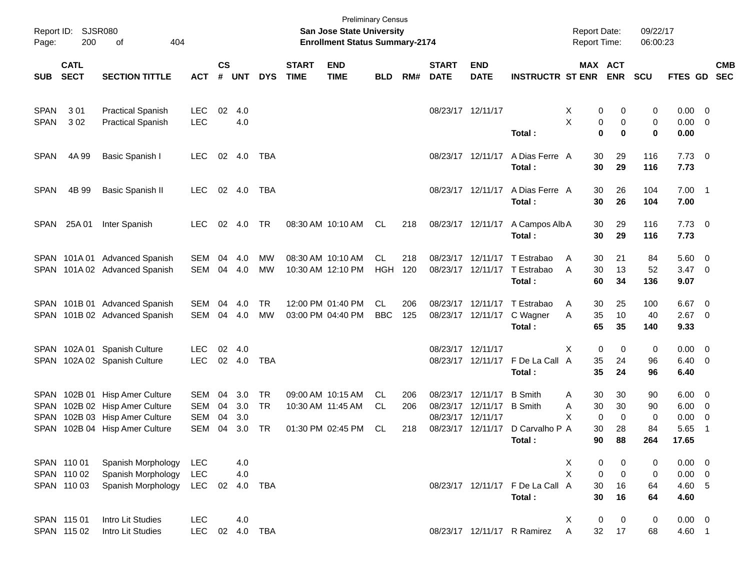Preliminary Census

**San Jose State University**

**Enrollment Status Summary-2174**

Report ID: SJSR080

Report Date: 09/22/17

Report Time: 06:00:23

| SUB | CATL SECT | SECTION TITTLE | ACT | CS # | UNT | DYS | START TIME | END TIME | BLD | RM# | START DATE | END DATE | INSTRUCTR | ST | MAX ENR | ACT ENR | SCU | FTES | GD | CMB SEC |
|---|---|---|---|---|---|---|---|---|---|---|---|---|---|---|---|---|---|---|---|---|
| SPAN | 3 01 | Practical Spanish | LEC | 02 | 4.0 | | | | | | 08/23/17 | 12/11/17 | | X | 0 | 0 | 0 | 0.00 | 0 | |
| SPAN | 3 02 | Practical Spanish | LEC | | 4.0 | | | | | | | | | X | 0 | 0 | 0 | 0.00 | 0 | |
| | | | | | | | | | | | | | **Total :** | | **0** | **0** | **0** | **0.00** | | |
| SPAN | 4A 99 | Basic Spanish I | LEC | 02 | 4.0 | TBA | | | | | 08/23/17 | 12/11/17 | A Dias Ferre | A | 30 | 29 | 116 | 7.73 | 0 | |
| | | | | | | | | | | | | | **Total :** | | **30** | **29** | **116** | **7.73** | | |
| SPAN | 4B 99 | Basic Spanish II | LEC | 02 | 4.0 | TBA | | | | | 08/23/17 | 12/11/17 | A Dias Ferre | A | 30 | 26 | 104 | 7.00 | 1 | |
| | | | | | | | | | | | | | **Total :** | | **30** | **26** | **104** | **7.00** | | |
| SPAN | 25A 01 | Inter Spanish | LEC | 02 | 4.0 | TR | 08:30 AM | 10:10 AM | CL | 218 | 08/23/17 | 12/11/17 | A Campos Alb | A | 30 | 29 | 116 | 7.73 | 0 | |
| | | | | | | | | | | | | | **Total :** | | **30** | **29** | **116** | **7.73** | | |
| SPAN | 101A 01 | Advanced Spanish | SEM | 04 | 4.0 | MW | 08:30 AM | 10:10 AM | CL | 218 | 08/23/17 | 12/11/17 | T Estrabao | A | 30 | 21 | 84 | 5.60 | 0 | |
| SPAN | 101A 02 | Advanced Spanish | SEM | 04 | 4.0 | MW | 10:30 AM | 12:10 PM | HGH | 120 | 08/23/17 | 12/11/17 | T Estrabao | A | 30 | 13 | 52 | 3.47 | 0 | |
| | | | | | | | | | | | | | **Total :** | | **60** | **34** | **136** | **9.07** | | |
| SPAN | 101B 01 | Advanced Spanish | SEM | 04 | 4.0 | TR | 12:00 PM | 01:40 PM | CL | 206 | 08/23/17 | 12/11/17 | T Estrabao | A | 30 | 25 | 100 | 6.67 | 0 | |
| SPAN | 101B 02 | Advanced Spanish | SEM | 04 | 4.0 | MW | 03:00 PM | 04:40 PM | BBC | 125 | 08/23/17 | 12/11/17 | C Wagner | A | 35 | 10 | 40 | 2.67 | 0 | |
| | | | | | | | | | | | | | **Total :** | | **65** | **35** | **140** | **9.33** | | |
| SPAN | 102A 01 | Spanish Culture | LEC | 02 | 4.0 | | | | | | 08/23/17 | 12/11/17 | | X | 0 | 0 | 0 | 0.00 | 0 | |
| SPAN | 102A 02 | Spanish Culture | LEC | 02 | 4.0 | TBA | | | | | 08/23/17 | 12/11/17 | F De La Call | A | 35 | 24 | 96 | 6.40 | 0 | |
| | | | | | | | | | | | | | **Total :** | | **35** | **24** | **96** | **6.40** | | |
| SPAN | 102B 01 | Hisp Amer Culture | SEM | 04 | 3.0 | TR | 09:00 AM | 10:15 AM | CL | 206 | 08/23/17 | 12/11/17 | B Smith | A | 30 | 30 | 90 | 6.00 | 0 | |
| SPAN | 102B 02 | Hisp Amer Culture | SEM | 04 | 3.0 | TR | 10:30 AM | 11:45 AM | CL | 206 | 08/23/17 | 12/11/17 | B Smith | A | 30 | 30 | 90 | 6.00 | 0 | |
| SPAN | 102B 03 | Hisp Amer Culture | SEM | 04 | 3.0 | | | | | | 08/23/17 | 12/11/17 | | X | 0 | 0 | 0 | 0.00 | 0 | |
| SPAN | 102B 04 | Hisp Amer Culture | SEM | 04 | 3.0 | TR | 01:30 PM | 02:45 PM | CL | 218 | 08/23/17 | 12/11/17 | D Carvalho P | A | 30 | 28 | 84 | 5.65 | 1 | |
| | | | | | | | | | | | | | **Total :** | | **90** | **88** | **264** | **17.65** | | |
| SPAN | 110 01 | Spanish Morphology | LEC | | 4.0 | | | | | | | | | X | 0 | 0 | 0 | 0.00 | 0 | |
| SPAN | 110 02 | Spanish Morphology | LEC | | 4.0 | | | | | | | | | X | 0 | 0 | 0 | 0.00 | 0 | |
| SPAN | 110 03 | Spanish Morphology | LEC | 02 | 4.0 | TBA | | | | | 08/23/17 | 12/11/17 | F De La Call | A | 30 | 16 | 64 | 4.60 | 5 | |
| | | | | | | | | | | | | | **Total :** | | **30** | **16** | **64** | **4.60** | | |
| SPAN | 115 01 | Intro Lit Studies | LEC | | 4.0 | | | | | | | | | X | 0 | 0 | 0 | 0.00 | 0 | |
| SPAN | 115 02 | Intro Lit Studies | LEC | 02 | 4.0 | TBA | | | | | 08/23/17 | 12/11/17 | R Ramirez | A | 32 | 17 | 68 | 4.60 | 1 | |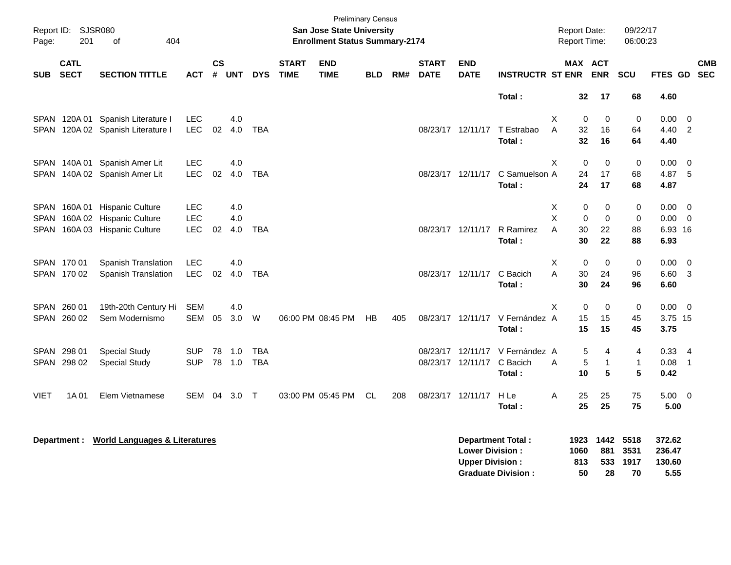Preliminary Census

**San Jose State University**

**Enrollment Status Summary-2174**

Report ID: SJSR080

Report Date: 09/22/17

Report Time: 06:00:23

| SUB | CATL SECT | SECTION TITTLE | ACT | CS # | UNT | DYS | START TIME | END TIME | BLD | RM# | START DATE | END DATE | INSTRUCTR | ST | MAX ENR | ACT ENR | SCU | FTES | GD | CMB SEC |
|---|---|---|---|---|---|---|---|---|---|---|---|---|---|---|---|---|---|---|---|---|
| | | | | | | | | | | | | | **Total :** | | **32** | **17** | **68** | **4.60** | | |
| SPAN | 120A 01 | Spanish Literature I | LEC | | 4.0 | | | | | | | | | X | 0 | 0 | 0 | 0.00 | 0 | |
| SPAN | 120A 02 | Spanish Literature I | LEC | 02 | 4.0 | TBA | | | | | 08/23/17 | 12/11/17 | T Estrabao | A | 32 | 16 | 64 | 4.40 | 2 | |
| | | | | | | | | | | | | | **Total :** | | **32** | **16** | **64** | **4.40** | | |
| SPAN | 140A 01 | Spanish Amer Lit | LEC | | 4.0 | | | | | | | | | X | 0 | 0 | 0 | 0.00 | 0 | |
| SPAN | 140A 02 | Spanish Amer Lit | LEC | 02 | 4.0 | TBA | | | | | 08/23/17 | 12/11/17 | C Samuelson | A | 24 | 17 | 68 | 4.87 | 5 | |
| | | | | | | | | | | | | | **Total :** | | **24** | **17** | **68** | **4.87** | | |
| SPAN | 160A 01 | Hispanic Culture | LEC | | 4.0 | | | | | | | | | X | 0 | 0 | 0 | 0.00 | 0 | |
| SPAN | 160A 02 | Hispanic Culture | LEC | | 4.0 | | | | | | | | | X | 0 | 0 | 0 | 0.00 | 0 | |
| SPAN | 160A 03 | Hispanic Culture | LEC | 02 | 4.0 | TBA | | | | | 08/23/17 | 12/11/17 | R Ramirez | A | 30 | 22 | 88 | 6.93 | 16 | |
| | | | | | | | | | | | | | **Total :** | | **30** | **22** | **88** | **6.93** | | |
| SPAN | 170 01 | Spanish Translation | LEC | | 4.0 | | | | | | | | | X | 0 | 0 | 0 | 0.00 | 0 | |
| SPAN | 170 02 | Spanish Translation | LEC | 02 | 4.0 | TBA | | | | | 08/23/17 | 12/11/17 | C Bacich | A | 30 | 24 | 96 | 6.60 | 3 | |
| | | | | | | | | | | | | | **Total :** | | **30** | **24** | **96** | **6.60** | | |
| SPAN | 260 01 | 19th-20th Century Hi | SEM | | 4.0 | | | | | | | | | X | 0 | 0 | 0 | 0.00 | 0 | |
| SPAN | 260 02 | Sem Modernismo | SEM | 05 | 3.0 | W | 06:00 PM | 08:45 PM | HB | 405 | 08/23/17 | 12/11/17 | V Fernández | A | 15 | 15 | 45 | 3.75 | 15 | |
| | | | | | | | | | | | | | **Total :** | | **15** | **15** | **45** | **3.75** | | |
| SPAN | 298 01 | Special Study | SUP | 78 | 1.0 | TBA | | | | | 08/23/17 | 12/11/17 | V Fernández | A | 5 | 4 | 4 | 0.33 | 4 | |
| SPAN | 298 02 | Special Study | SUP | 78 | 1.0 | TBA | | | | | 08/23/17 | 12/11/17 | C Bacich | A | 5 | 1 | 1 | 0.08 | 1 | |
| | | | | | | | | | | | | | **Total :** | | **10** | **5** | **5** | **0.42** | | |
| VIET | 1A 01 | Elem Vietnamese | SEM | 04 | 3.0 | T | 03:00 PM | 05:45 PM | CL | 208 | 08/23/17 | 12/11/17 | H Le | A | 25 | 25 | 75 | 5.00 | 0 | |
| | | | | | | | | | | | | | **Total :** | | **25** | **25** | **75** | **5.00** | | |

**Department : World Languages & Literatures**

| | MAX ENR | ACT ENR | SCU | FTES |
|---|---|---|---|---|
| **Department Total :** | **1923** | **1442** | **5518** | **372.62** |
| **Lower Division :** | **1060** | **881** | **3531** | **236.47** |
| **Upper Division :** | **813** | **533** | **1917** | **130.60** |
| **Graduate Division :** | **50** | **28** | **70** | **5.55** |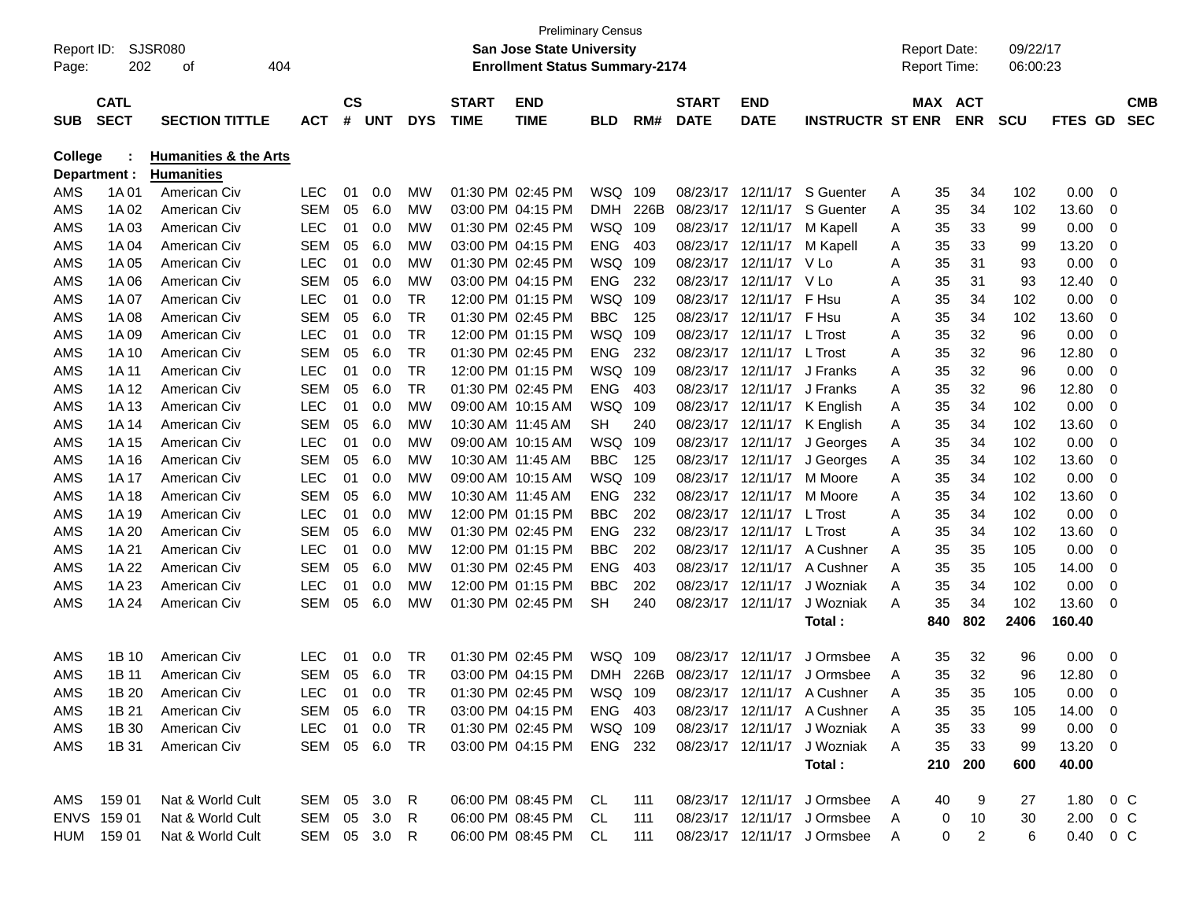Preliminary Census

Report ID: SJSR080 — **San Jose State University** — Report Date: 09/22/17

**Enrollment Status Summary-2174** — Report Time: 06:00:23

**College : Humanities & the Arts**

**Department : Humanities**

| SUB | CATL SECT | SECTION TITTLE | ACT | CS # | UNT | DYS | START TIME | END TIME | BLD | RM# | START DATE | END DATE | INSTRUCTR | ST | MAX ENR | ACT ENR | SCU | FTES | GD | CMB SEC |
|---|---|---|---|---|---|---|---|---|---|---|---|---|---|---|---|---|---|---|---|---|
| AMS | 1A 01 | American Civ | LEC | 01 | 0.0 | MW | 01:30 PM | 02:45 PM | WSQ | 109 | 08/23/17 | 12/11/17 | S Guenter | A | 35 | 34 | 102 | 0.00 | 0 | |
| AMS | 1A 02 | American Civ | SEM | 05 | 6.0 | MW | 03:00 PM | 04:15 PM | DMH | 226B | 08/23/17 | 12/11/17 | S Guenter | A | 35 | 34 | 102 | 13.60 | 0 | |
| AMS | 1A 03 | American Civ | LEC | 01 | 0.0 | MW | 01:30 PM | 02:45 PM | WSQ | 109 | 08/23/17 | 12/11/17 | M Kapell | A | 35 | 33 | 99 | 0.00 | 0 | |
| AMS | 1A 04 | American Civ | SEM | 05 | 6.0 | MW | 03:00 PM | 04:15 PM | ENG | 403 | 08/23/17 | 12/11/17 | M Kapell | A | 35 | 33 | 99 | 13.20 | 0 | |
| AMS | 1A 05 | American Civ | LEC | 01 | 0.0 | MW | 01:30 PM | 02:45 PM | WSQ | 109 | 08/23/17 | 12/11/17 | V Lo | A | 35 | 31 | 93 | 0.00 | 0 | |
| AMS | 1A 06 | American Civ | SEM | 05 | 6.0 | MW | 03:00 PM | 04:15 PM | ENG | 232 | 08/23/17 | 12/11/17 | V Lo | A | 35 | 31 | 93 | 12.40 | 0 | |
| AMS | 1A 07 | American Civ | LEC | 01 | 0.0 | TR | 12:00 PM | 01:15 PM | WSQ | 109 | 08/23/17 | 12/11/17 | F Hsu | A | 35 | 34 | 102 | 0.00 | 0 | |
| AMS | 1A 08 | American Civ | SEM | 05 | 6.0 | TR | 01:30 PM | 02:45 PM | BBC | 125 | 08/23/17 | 12/11/17 | F Hsu | A | 35 | 34 | 102 | 13.60 | 0 | |
| AMS | 1A 09 | American Civ | LEC | 01 | 0.0 | TR | 12:00 PM | 01:15 PM | WSQ | 109 | 08/23/17 | 12/11/17 | L Trost | A | 35 | 32 | 96 | 0.00 | 0 | |
| AMS | 1A 10 | American Civ | SEM | 05 | 6.0 | TR | 01:30 PM | 02:45 PM | ENG | 232 | 08/23/17 | 12/11/17 | L Trost | A | 35 | 32 | 96 | 12.80 | 0 | |
| AMS | 1A 11 | American Civ | LEC | 01 | 0.0 | TR | 12:00 PM | 01:15 PM | WSQ | 109 | 08/23/17 | 12/11/17 | J Franks | A | 35 | 32 | 96 | 0.00 | 0 | |
| AMS | 1A 12 | American Civ | SEM | 05 | 6.0 | TR | 01:30 PM | 02:45 PM | ENG | 403 | 08/23/17 | 12/11/17 | J Franks | A | 35 | 32 | 96 | 12.80 | 0 | |
| AMS | 1A 13 | American Civ | LEC | 01 | 0.0 | MW | 09:00 AM | 10:15 AM | WSQ | 109 | 08/23/17 | 12/11/17 | K English | A | 35 | 34 | 102 | 0.00 | 0 | |
| AMS | 1A 14 | American Civ | SEM | 05 | 6.0 | MW | 10:30 AM | 11:45 AM | SH | 240 | 08/23/17 | 12/11/17 | K English | A | 35 | 34 | 102 | 13.60 | 0 | |
| AMS | 1A 15 | American Civ | LEC | 01 | 0.0 | MW | 09:00 AM | 10:15 AM | WSQ | 109 | 08/23/17 | 12/11/17 | J Georges | A | 35 | 34 | 102 | 0.00 | 0 | |
| AMS | 1A 16 | American Civ | SEM | 05 | 6.0 | MW | 10:30 AM | 11:45 AM | BBC | 125 | 08/23/17 | 12/11/17 | J Georges | A | 35 | 34 | 102 | 13.60 | 0 | |
| AMS | 1A 17 | American Civ | LEC | 01 | 0.0 | MW | 09:00 AM | 10:15 AM | WSQ | 109 | 08/23/17 | 12/11/17 | M Moore | A | 35 | 34 | 102 | 0.00 | 0 | |
| AMS | 1A 18 | American Civ | SEM | 05 | 6.0 | MW | 10:30 AM | 11:45 AM | ENG | 232 | 08/23/17 | 12/11/17 | M Moore | A | 35 | 34 | 102 | 13.60 | 0 | |
| AMS | 1A 19 | American Civ | LEC | 01 | 0.0 | MW | 12:00 PM | 01:15 PM | BBC | 202 | 08/23/17 | 12/11/17 | L Trost | A | 35 | 34 | 102 | 0.00 | 0 | |
| AMS | 1A 20 | American Civ | SEM | 05 | 6.0 | MW | 01:30 PM | 02:45 PM | ENG | 232 | 08/23/17 | 12/11/17 | L Trost | A | 35 | 34 | 102 | 13.60 | 0 | |
| AMS | 1A 21 | American Civ | LEC | 01 | 0.0 | MW | 12:00 PM | 01:15 PM | BBC | 202 | 08/23/17 | 12/11/17 | A Cushner | A | 35 | 35 | 105 | 0.00 | 0 | |
| AMS | 1A 22 | American Civ | SEM | 05 | 6.0 | MW | 01:30 PM | 02:45 PM | ENG | 403 | 08/23/17 | 12/11/17 | A Cushner | A | 35 | 35 | 105 | 14.00 | 0 | |
| AMS | 1A 23 | American Civ | LEC | 01 | 0.0 | MW | 12:00 PM | 01:15 PM | BBC | 202 | 08/23/17 | 12/11/17 | J Wozniak | A | 35 | 34 | 102 | 0.00 | 0 | |
| AMS | 1A 24 | American Civ | SEM | 05 | 6.0 | MW | 01:30 PM | 02:45 PM | SH | 240 | 08/23/17 | 12/11/17 | J Wozniak | A | 35 | 34 | 102 | 13.60 | 0 | |
| | | | | | | | | | | | | | **Total :** | | **840** | **802** | **2406** | **160.40** | | |
| AMS | 1B 10 | American Civ | LEC | 01 | 0.0 | TR | 01:30 PM | 02:45 PM | WSQ | 109 | 08/23/17 | 12/11/17 | J Ormsbee | A | 35 | 32 | 96 | 0.00 | 0 | |
| AMS | 1B 11 | American Civ | SEM | 05 | 6.0 | TR | 03:00 PM | 04:15 PM | DMH | 226B | 08/23/17 | 12/11/17 | J Ormsbee | A | 35 | 32 | 96 | 12.80 | 0 | |
| AMS | 1B 20 | American Civ | LEC | 01 | 0.0 | TR | 01:30 PM | 02:45 PM | WSQ | 109 | 08/23/17 | 12/11/17 | A Cushner | A | 35 | 35 | 105 | 0.00 | 0 | |
| AMS | 1B 21 | American Civ | SEM | 05 | 6.0 | TR | 03:00 PM | 04:15 PM | ENG | 403 | 08/23/17 | 12/11/17 | A Cushner | A | 35 | 35 | 105 | 14.00 | 0 | |
| AMS | 1B 30 | American Civ | LEC | 01 | 0.0 | TR | 01:30 PM | 02:45 PM | WSQ | 109 | 08/23/17 | 12/11/17 | J Wozniak | A | 35 | 33 | 99 | 0.00 | 0 | |
| AMS | 1B 31 | American Civ | SEM | 05 | 6.0 | TR | 03:00 PM | 04:15 PM | ENG | 232 | 08/23/17 | 12/11/17 | J Wozniak | A | 35 | 33 | 99 | 13.20 | 0 | |
| | | | | | | | | | | | | | **Total :** | | **210** | **200** | **600** | **40.00** | | |
| AMS | 159 01 | Nat & World Cult | SEM | 05 | 3.0 | R | 06:00 PM | 08:45 PM | CL | 111 | 08/23/17 | 12/11/17 | J Ormsbee | A | 40 | 9 | 27 | 1.80 | 0 | C |
| ENVS | 159 01 | Nat & World Cult | SEM | 05 | 3.0 | R | 06:00 PM | 08:45 PM | CL | 111 | 08/23/17 | 12/11/17 | J Ormsbee | A | 0 | 10 | 30 | 2.00 | 0 | C |
| HUM | 159 01 | Nat & World Cult | SEM | 05 | 3.0 | R | 06:00 PM | 08:45 PM | CL | 111 | 08/23/17 | 12/11/17 | J Ormsbee | A | 0 | 2 | 6 | 0.40 | 0 | C |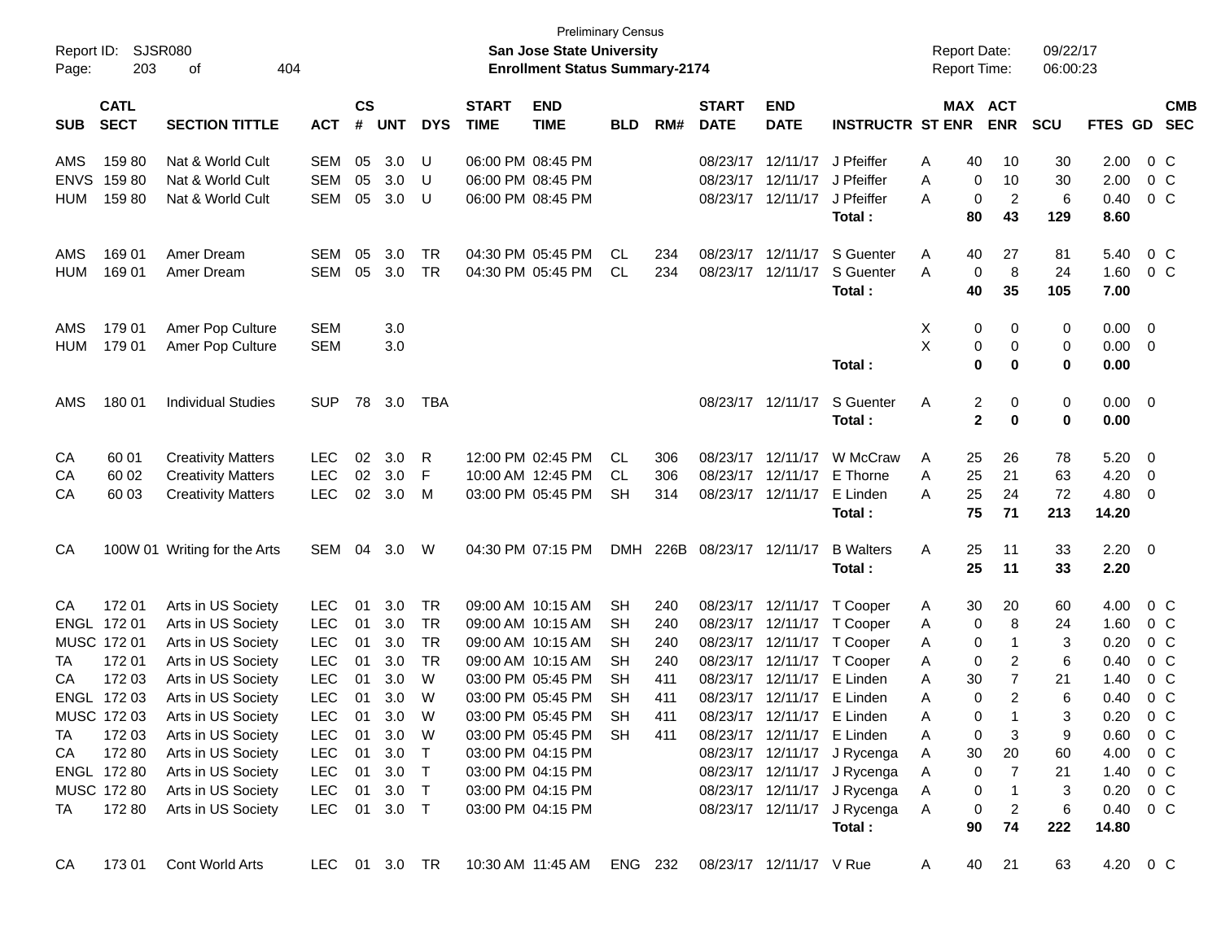Preliminary Census

Report ID: SJSR080 | **San Jose State University** | Report Date: 09/22/17
Page: 203 of 404 | **Enrollment Status Summary-2174** | Report Time: 06:00:23

| SUB | CATL SECT | SECTION TITTLE | ACT | CS # | UNT | DYS | START TIME | END TIME | BLD | RM# | START DATE | END DATE | INSTRUCTR | ST | MAX ENR | ACT ENR | SCU | FTES | GD | CMB SEC |
|---|---|---|---|---|---|---|---|---|---|---|---|---|---|---|---|---|---|---|---|---|
| AMS | 159 80 | Nat & World Cult | SEM | 05 | 3.0 | U | 06:00 PM | 08:45 PM | | | 08/23/17 | 12/11/17 | J Pfeiffer | A | 40 | 10 | 30 | 2.00 | 0 | C |
| ENVS | 159 80 | Nat & World Cult | SEM | 05 | 3.0 | U | 06:00 PM | 08:45 PM | | | 08/23/17 | 12/11/17 | J Pfeiffer | A | 0 | 10 | 30 | 2.00 | 0 | C |
| HUM | 159 80 | Nat & World Cult | SEM | 05 | 3.0 | U | 06:00 PM | 08:45 PM | | | 08/23/17 | 12/11/17 | J Pfeiffer | A | 0 | 2 | 6 | 0.40 | 0 | C |
| | | | | | | | | | | | | | **Total :** | | **80** | **43** | **129** | **8.60** | | |
| AMS | 169 01 | Amer Dream | SEM | 05 | 3.0 | TR | 04:30 PM | 05:45 PM | CL | 234 | 08/23/17 | 12/11/17 | S Guenter | A | 40 | 27 | 81 | 5.40 | 0 | C |
| HUM | 169 01 | Amer Dream | SEM | 05 | 3.0 | TR | 04:30 PM | 05:45 PM | CL | 234 | 08/23/17 | 12/11/17 | S Guenter | A | 0 | 8 | 24 | 1.60 | 0 | C |
| | | | | | | | | | | | | | **Total :** | | **40** | **35** | **105** | **7.00** | | |
| AMS | 179 01 | Amer Pop Culture | SEM | | 3.0 | | | | | | | | | X | 0 | 0 | 0 | 0.00 | 0 | |
| HUM | 179 01 | Amer Pop Culture | SEM | | 3.0 | | | | | | | | | X | 0 | 0 | 0 | 0.00 | 0 | |
| | | | | | | | | | | | | | **Total :** | | **0** | **0** | **0** | **0.00** | | |
| AMS | 180 01 | Individual Studies | SUP | 78 | 3.0 | TBA | | | | | 08/23/17 | 12/11/17 | S Guenter | A | 2 | 0 | 0 | 0.00 | 0 | |
| | | | | | | | | | | | | | **Total :** | | **2** | **0** | **0** | **0.00** | | |
| CA | 60 01 | Creativity Matters | LEC | 02 | 3.0 | R | 12:00 PM | 02:45 PM | CL | 306 | 08/23/17 | 12/11/17 | W McCraw | A | 25 | 26 | 78 | 5.20 | 0 | |
| CA | 60 02 | Creativity Matters | LEC | 02 | 3.0 | F | 10:00 AM | 12:45 PM | CL | 306 | 08/23/17 | 12/11/17 | E Thorne | A | 25 | 21 | 63 | 4.20 | 0 | |
| CA | 60 03 | Creativity Matters | LEC | 02 | 3.0 | M | 03:00 PM | 05:45 PM | SH | 314 | 08/23/17 | 12/11/17 | E Linden | A | 25 | 24 | 72 | 4.80 | 0 | |
| | | | | | | | | | | | | | **Total :** | | **75** | **71** | **213** | **14.20** | | |
| CA | 100W 01 | Writing for the Arts | SEM | 04 | 3.0 | W | 04:30 PM | 07:15 PM | DMH | 226B | 08/23/17 | 12/11/17 | B Walters | A | 25 | 11 | 33 | 2.20 | 0 | |
| | | | | | | | | | | | | | **Total :** | | **25** | **11** | **33** | **2.20** | | |
| CA | 172 01 | Arts in US Society | LEC | 01 | 3.0 | TR | 09:00 AM | 10:15 AM | SH | 240 | 08/23/17 | 12/11/17 | T Cooper | A | 30 | 20 | 60 | 4.00 | 0 | C |
| ENGL | 172 01 | Arts in US Society | LEC | 01 | 3.0 | TR | 09:00 AM | 10:15 AM | SH | 240 | 08/23/17 | 12/11/17 | T Cooper | A | 0 | 8 | 24 | 1.60 | 0 | C |
| MUSC | 172 01 | Arts in US Society | LEC | 01 | 3.0 | TR | 09:00 AM | 10:15 AM | SH | 240 | 08/23/17 | 12/11/17 | T Cooper | A | 0 | 1 | 3 | 0.20 | 0 | C |
| TA | 172 01 | Arts in US Society | LEC | 01 | 3.0 | TR | 09:00 AM | 10:15 AM | SH | 240 | 08/23/17 | 12/11/17 | T Cooper | A | 0 | 2 | 6 | 0.40 | 0 | C |
| CA | 172 03 | Arts in US Society | LEC | 01 | 3.0 | W | 03:00 PM | 05:45 PM | SH | 411 | 08/23/17 | 12/11/17 | E Linden | A | 30 | 7 | 21 | 1.40 | 0 | C |
| ENGL | 172 03 | Arts in US Society | LEC | 01 | 3.0 | W | 03:00 PM | 05:45 PM | SH | 411 | 08/23/17 | 12/11/17 | E Linden | A | 0 | 2 | 6 | 0.40 | 0 | C |
| MUSC | 172 03 | Arts in US Society | LEC | 01 | 3.0 | W | 03:00 PM | 05:45 PM | SH | 411 | 08/23/17 | 12/11/17 | E Linden | A | 0 | 1 | 3 | 0.20 | 0 | C |
| TA | 172 03 | Arts in US Society | LEC | 01 | 3.0 | W | 03:00 PM | 05:45 PM | SH | 411 | 08/23/17 | 12/11/17 | E Linden | A | 0 | 3 | 9 | 0.60 | 0 | C |
| CA | 172 80 | Arts in US Society | LEC | 01 | 3.0 | T | 03:00 PM | 04:15 PM | | | 08/23/17 | 12/11/17 | J Rycenga | A | 30 | 20 | 60 | 4.00 | 0 | C |
| ENGL | 172 80 | Arts in US Society | LEC | 01 | 3.0 | T | 03:00 PM | 04:15 PM | | | 08/23/17 | 12/11/17 | J Rycenga | A | 0 | 7 | 21 | 1.40 | 0 | C |
| MUSC | 172 80 | Arts in US Society | LEC | 01 | 3.0 | T | 03:00 PM | 04:15 PM | | | 08/23/17 | 12/11/17 | J Rycenga | A | 0 | 1 | 3 | 0.20 | 0 | C |
| TA | 172 80 | Arts in US Society | LEC | 01 | 3.0 | T | 03:00 PM | 04:15 PM | | | 08/23/17 | 12/11/17 | J Rycenga | A | 0 | 2 | 6 | 0.40 | 0 | C |
| | | | | | | | | | | | | | **Total :** | | **90** | **74** | **222** | **14.80** | | |
| CA | 173 01 | Cont World Arts | LEC | 01 | 3.0 | TR | 10:30 AM | 11:45 AM | ENG | 232 | 08/23/17 | 12/11/17 | V Rue | A | 40 | 21 | 63 | 4.20 | 0 | C |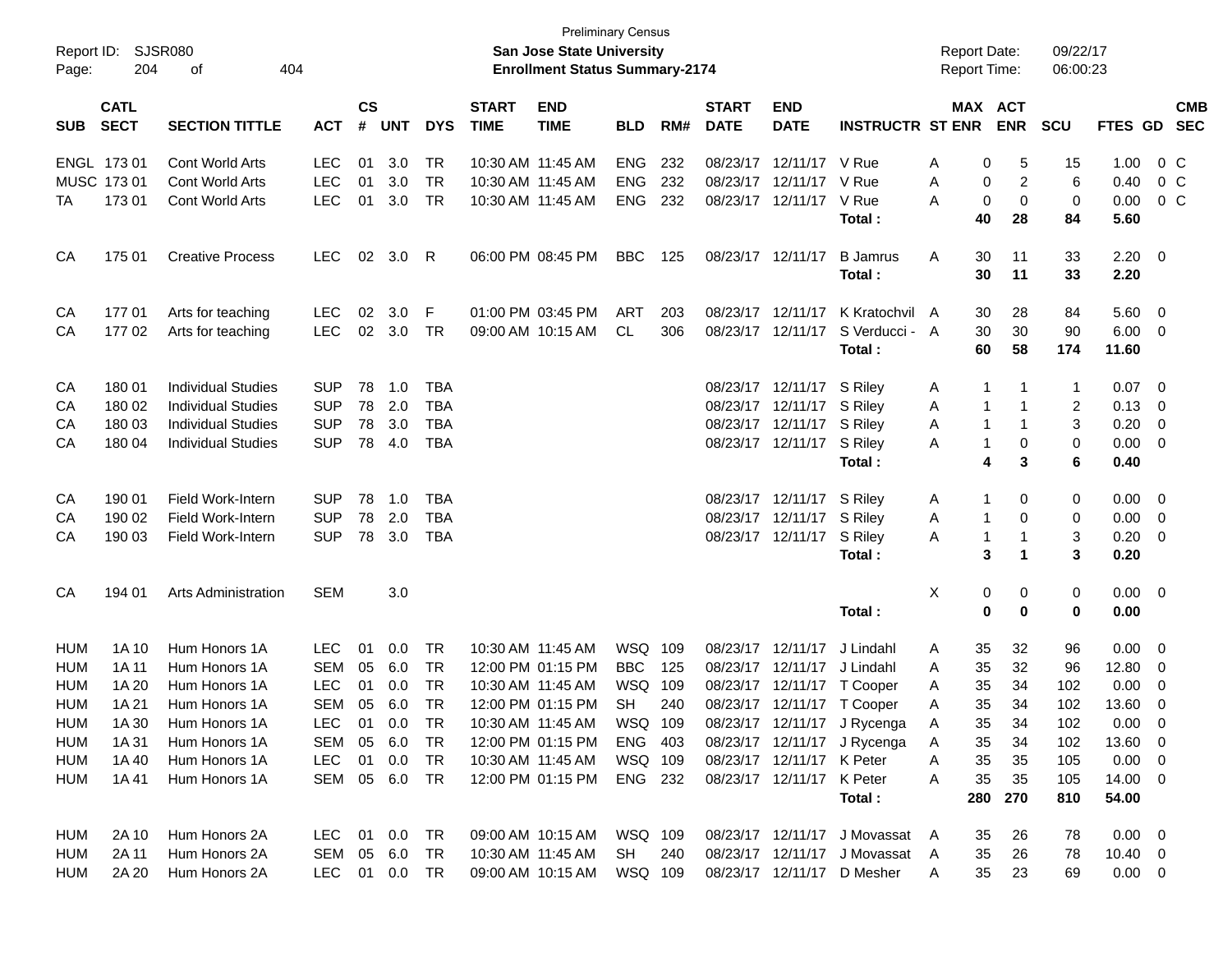Preliminary Census

**San Jose State University**

**Enrollment Status Summary-2174**

Report ID: SJSR080

Report Date: 09/22/17

Report Time: 06:00:23

| SUB | CATL SECT | SECTION TITTLE | ACT | CS # | UNT | DYS | START TIME | END TIME | BLD | RM# | START DATE | END DATE | INSTRUCTR | ST | MAX ENR | ACT ENR | SCU | FTES | GD | CMB SEC |
|---|---|---|---|---|---|---|---|---|---|---|---|---|---|---|---|---|---|---|---|---|
| ENGL | 173 01 | Cont World Arts | LEC | 01 | 3.0 | TR | 10:30 AM | 11:45 AM | ENG | 232 | 08/23/17 | 12/11/17 | V Rue | A | 0 | 5 | 15 | 1.00 | 0 | C |
| MUSC | 173 01 | Cont World Arts | LEC | 01 | 3.0 | TR | 10:30 AM | 11:45 AM | ENG | 232 | 08/23/17 | 12/11/17 | V Rue | A | 0 | 2 | 6 | 0.40 | 0 | C |
| TA | 173 01 | Cont World Arts | LEC | 01 | 3.0 | TR | 10:30 AM | 11:45 AM | ENG | 232 | 08/23/17 | 12/11/17 | V Rue | A | 0 | 0 | 0 | 0.00 | 0 | C |
| | | | | | | | | | | | | | **Total :** | | **40** | **28** | **84** | **5.60** | | |
| CA | 175 01 | Creative Process | LEC | 02 | 3.0 | R | 06:00 PM | 08:45 PM | BBC | 125 | 08/23/17 | 12/11/17 | B Jamrus | A | 30 | 11 | 33 | 2.20 | 0 | |
| | | | | | | | | | | | | | **Total :** | | **30** | **11** | **33** | **2.20** | | |
| CA | 177 01 | Arts for teaching | LEC | 02 | 3.0 | F | 01:00 PM | 03:45 PM | ART | 203 | 08/23/17 | 12/11/17 | K Kratochvil | A | 30 | 28 | 84 | 5.60 | 0 | |
| CA | 177 02 | Arts for teaching | LEC | 02 | 3.0 | TR | 09:00 AM | 10:15 AM | CL | 306 | 08/23/17 | 12/11/17 | S Verducci - | A | 30 | 30 | 90 | 6.00 | 0 | |
| | | | | | | | | | | | | | **Total :** | | **60** | **58** | **174** | **11.60** | | |
| CA | 180 01 | Individual Studies | SUP | 78 | 1.0 | TBA | | | | | 08/23/17 | 12/11/17 | S Riley | A | 1 | 1 | 1 | 0.07 | 0 | |
| CA | 180 02 | Individual Studies | SUP | 78 | 2.0 | TBA | | | | | 08/23/17 | 12/11/17 | S Riley | A | 1 | 1 | 2 | 0.13 | 0 | |
| CA | 180 03 | Individual Studies | SUP | 78 | 3.0 | TBA | | | | | 08/23/17 | 12/11/17 | S Riley | A | 1 | 1 | 3 | 0.20 | 0 | |
| CA | 180 04 | Individual Studies | SUP | 78 | 4.0 | TBA | | | | | 08/23/17 | 12/11/17 | S Riley | A | 1 | 0 | 0 | 0.00 | 0 | |
| | | | | | | | | | | | | | **Total :** | | **4** | **3** | **6** | **0.40** | | |
| CA | 190 01 | Field Work-Intern | SUP | 78 | 1.0 | TBA | | | | | 08/23/17 | 12/11/17 | S Riley | A | 1 | 0 | 0 | 0.00 | 0 | |
| CA | 190 02 | Field Work-Intern | SUP | 78 | 2.0 | TBA | | | | | 08/23/17 | 12/11/17 | S Riley | A | 1 | 0 | 0 | 0.00 | 0 | |
| CA | 190 03 | Field Work-Intern | SUP | 78 | 3.0 | TBA | | | | | 08/23/17 | 12/11/17 | S Riley | A | 1 | 1 | 3 | 0.20 | 0 | |
| | | | | | | | | | | | | | **Total :** | | **3** | **1** | **3** | **0.20** | | |
| CA | 194 01 | Arts Administration | SEM | | 3.0 | | | | | | | | | X | 0 | 0 | 0 | 0.00 | 0 | |
| | | | | | | | | | | | | | **Total :** | | **0** | **0** | **0** | **0.00** | | |
| HUM | 1A 10 | Hum Honors 1A | LEC | 01 | 0.0 | TR | 10:30 AM | 11:45 AM | WSQ | 109 | 08/23/17 | 12/11/17 | J Lindahl | A | 35 | 32 | 96 | 0.00 | 0 | |
| HUM | 1A 11 | Hum Honors 1A | SEM | 05 | 6.0 | TR | 12:00 PM | 01:15 PM | BBC | 125 | 08/23/17 | 12/11/17 | J Lindahl | A | 35 | 32 | 96 | 12.80 | 0 | |
| HUM | 1A 20 | Hum Honors 1A | LEC | 01 | 0.0 | TR | 10:30 AM | 11:45 AM | WSQ | 109 | 08/23/17 | 12/11/17 | T Cooper | A | 35 | 34 | 102 | 0.00 | 0 | |
| HUM | 1A 21 | Hum Honors 1A | SEM | 05 | 6.0 | TR | 12:00 PM | 01:15 PM | SH | 240 | 08/23/17 | 12/11/17 | T Cooper | A | 35 | 34 | 102 | 13.60 | 0 | |
| HUM | 1A 30 | Hum Honors 1A | LEC | 01 | 0.0 | TR | 10:30 AM | 11:45 AM | WSQ | 109 | 08/23/17 | 12/11/17 | J Rycenga | A | 35 | 34 | 102 | 0.00 | 0 | |
| HUM | 1A 31 | Hum Honors 1A | SEM | 05 | 6.0 | TR | 12:00 PM | 01:15 PM | ENG | 403 | 08/23/17 | 12/11/17 | J Rycenga | A | 35 | 34 | 102 | 13.60 | 0 | |
| HUM | 1A 40 | Hum Honors 1A | LEC | 01 | 0.0 | TR | 10:30 AM | 11:45 AM | WSQ | 109 | 08/23/17 | 12/11/17 | K Peter | A | 35 | 35 | 105 | 0.00 | 0 | |
| HUM | 1A 41 | Hum Honors 1A | SEM | 05 | 6.0 | TR | 12:00 PM | 01:15 PM | ENG | 232 | 08/23/17 | 12/11/17 | K Peter | A | 35 | 35 | 105 | 14.00 | 0 | |
| | | | | | | | | | | | | | **Total :** | | **280** | **270** | **810** | **54.00** | | |
| HUM | 2A 10 | Hum Honors 2A | LEC | 01 | 0.0 | TR | 09:00 AM | 10:15 AM | WSQ | 109 | 08/23/17 | 12/11/17 | J Movassat | A | 35 | 26 | 78 | 0.00 | 0 | |
| HUM | 2A 11 | Hum Honors 2A | SEM | 05 | 6.0 | TR | 10:30 AM | 11:45 AM | SH | 240 | 08/23/17 | 12/11/17 | J Movassat | A | 35 | 26 | 78 | 10.40 | 0 | |
| HUM | 2A 20 | Hum Honors 2A | LEC | 01 | 0.0 | TR | 09:00 AM | 10:15 AM | WSQ | 109 | 08/23/17 | 12/11/17 | D Mesher | A | 35 | 23 | 69 | 0.00 | 0 | |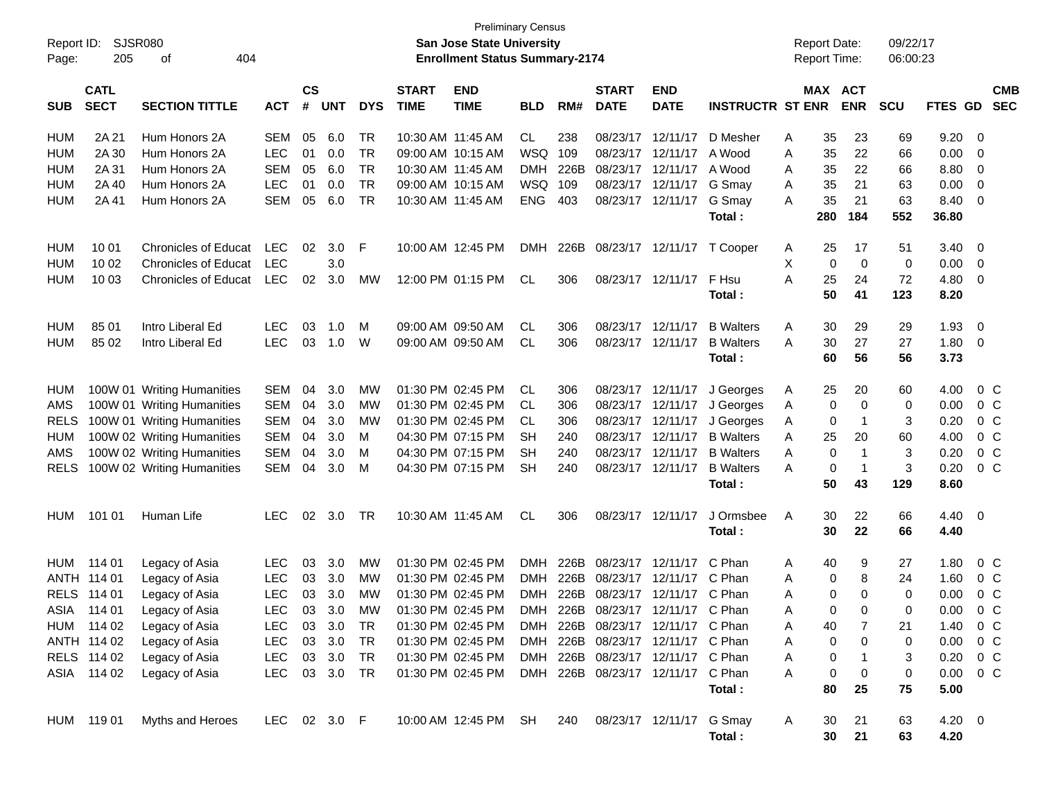Preliminary Census

Report ID: SJSR080 | **San Jose State University** | Report Date: 09/22/17
Page: 205 of 404 | **Enrollment Status Summary-2174** | Report Time: 06:00:23

| SUB | CATL SECT | SECTION TITTLE | ACT | CS # | UNT | DYS | START TIME | END TIME | BLD | RM# | START DATE | END DATE | INSTRUCTR | ST | MAX ENR | ACT ENR | SCU | FTES | GD | CMB SEC |
|---|---|---|---|---|---|---|---|---|---|---|---|---|---|---|---|---|---|---|---|---|
| HUM | 2A 21 | Hum Honors 2A | SEM | 05 | 6.0 | TR | 10:30 AM | 11:45 AM | CL | 238 | 08/23/17 | 12/11/17 | D Mesher | A | 35 | 23 | 69 | 9.20 | 0 | |
| HUM | 2A 30 | Hum Honors 2A | LEC | 01 | 0.0 | TR | 09:00 AM | 10:15 AM | WSQ | 109 | 08/23/17 | 12/11/17 | A Wood | A | 35 | 22 | 66 | 0.00 | 0 | |
| HUM | 2A 31 | Hum Honors 2A | SEM | 05 | 6.0 | TR | 10:30 AM | 11:45 AM | DMH | 226B | 08/23/17 | 12/11/17 | A Wood | A | 35 | 22 | 66 | 8.80 | 0 | |
| HUM | 2A 40 | Hum Honors 2A | LEC | 01 | 0.0 | TR | 09:00 AM | 10:15 AM | WSQ | 109 | 08/23/17 | 12/11/17 | G Smay | A | 35 | 21 | 63 | 0.00 | 0 | |
| HUM | 2A 41 | Hum Honors 2A | SEM | 05 | 6.0 | TR | 10:30 AM | 11:45 AM | ENG | 403 | 08/23/17 | 12/11/17 | G Smay | A | 35 | 21 | 63 | 8.40 | 0 | |
| | | | | | | | | | | | | | **Total :** | | **280** | **184** | **552** | **36.80** | | |
| HUM | 10 01 | Chronicles of Educat | LEC | 02 | 3.0 | F | 10:00 AM | 12:45 PM | DMH | 226B | 08/23/17 | 12/11/17 | T Cooper | A | 25 | 17 | 51 | 3.40 | 0 | |
| HUM | 10 02 | Chronicles of Educat | LEC | | 3.0 | | | | | | | | | X | 0 | 0 | 0 | 0.00 | 0 | |
| HUM | 10 03 | Chronicles of Educat | LEC | 02 | 3.0 | MW | 12:00 PM | 01:15 PM | CL | 306 | 08/23/17 | 12/11/17 | F Hsu | A | 25 | 24 | 72 | 4.80 | 0 | |
| | | | | | | | | | | | | | **Total :** | | **50** | **41** | **123** | **8.20** | | |
| HUM | 85 01 | Intro Liberal Ed | LEC | 03 | 1.0 | M | 09:00 AM | 09:50 AM | CL | 306 | 08/23/17 | 12/11/17 | B Walters | A | 30 | 29 | 29 | 1.93 | 0 | |
| HUM | 85 02 | Intro Liberal Ed | LEC | 03 | 1.0 | W | 09:00 AM | 09:50 AM | CL | 306 | 08/23/17 | 12/11/17 | B Walters | A | 30 | 27 | 27 | 1.80 | 0 | |
| | | | | | | | | | | | | | **Total :** | | **60** | **56** | **56** | **3.73** | | |
| HUM | 100W 01 | Writing Humanities | SEM | 04 | 3.0 | MW | 01:30 PM | 02:45 PM | CL | 306 | 08/23/17 | 12/11/17 | J Georges | A | 25 | 20 | 60 | 4.00 | 0 | C |
| AMS | 100W 01 | Writing Humanities | SEM | 04 | 3.0 | MW | 01:30 PM | 02:45 PM | CL | 306 | 08/23/17 | 12/11/17 | J Georges | A | 0 | 0 | 0 | 0.00 | 0 | C |
| RELS | 100W 01 | Writing Humanities | SEM | 04 | 3.0 | MW | 01:30 PM | 02:45 PM | CL | 306 | 08/23/17 | 12/11/17 | J Georges | A | 0 | 1 | 3 | 0.20 | 0 | C |
| HUM | 100W 02 | Writing Humanities | SEM | 04 | 3.0 | M | 04:30 PM | 07:15 PM | SH | 240 | 08/23/17 | 12/11/17 | B Walters | A | 25 | 20 | 60 | 4.00 | 0 | C |
| AMS | 100W 02 | Writing Humanities | SEM | 04 | 3.0 | M | 04:30 PM | 07:15 PM | SH | 240 | 08/23/17 | 12/11/17 | B Walters | A | 0 | 1 | 3 | 0.20 | 0 | C |
| RELS | 100W 02 | Writing Humanities | SEM | 04 | 3.0 | M | 04:30 PM | 07:15 PM | SH | 240 | 08/23/17 | 12/11/17 | B Walters | A | 0 | 1 | 3 | 0.20 | 0 | C |
| | | | | | | | | | | | | | **Total :** | | **50** | **43** | **129** | **8.60** | | |
| HUM | 101 01 | Human Life | LEC | 02 | 3.0 | TR | 10:30 AM | 11:45 AM | CL | 306 | 08/23/17 | 12/11/17 | J Ormsbee | A | 30 | 22 | 66 | 4.40 | 0 | |
| | | | | | | | | | | | | | **Total :** | | **30** | **22** | **66** | **4.40** | | |
| HUM | 114 01 | Legacy of Asia | LEC | 03 | 3.0 | MW | 01:30 PM | 02:45 PM | DMH | 226B | 08/23/17 | 12/11/17 | C Phan | A | 40 | 9 | 27 | 1.80 | 0 | C |
| ANTH | 114 01 | Legacy of Asia | LEC | 03 | 3.0 | MW | 01:30 PM | 02:45 PM | DMH | 226B | 08/23/17 | 12/11/17 | C Phan | A | 0 | 8 | 24 | 1.60 | 0 | C |
| RELS | 114 01 | Legacy of Asia | LEC | 03 | 3.0 | MW | 01:30 PM | 02:45 PM | DMH | 226B | 08/23/17 | 12/11/17 | C Phan | A | 0 | 0 | 0 | 0.00 | 0 | C |
| ASIA | 114 01 | Legacy of Asia | LEC | 03 | 3.0 | MW | 01:30 PM | 02:45 PM | DMH | 226B | 08/23/17 | 12/11/17 | C Phan | A | 0 | 0 | 0 | 0.00 | 0 | C |
| HUM | 114 02 | Legacy of Asia | LEC | 03 | 3.0 | TR | 01:30 PM | 02:45 PM | DMH | 226B | 08/23/17 | 12/11/17 | C Phan | A | 40 | 7 | 21 | 1.40 | 0 | C |
| ANTH | 114 02 | Legacy of Asia | LEC | 03 | 3.0 | TR | 01:30 PM | 02:45 PM | DMH | 226B | 08/23/17 | 12/11/17 | C Phan | A | 0 | 0 | 0 | 0.00 | 0 | C |
| RELS | 114 02 | Legacy of Asia | LEC | 03 | 3.0 | TR | 01:30 PM | 02:45 PM | DMH | 226B | 08/23/17 | 12/11/17 | C Phan | A | 0 | 1 | 3 | 0.20 | 0 | C |
| ASIA | 114 02 | Legacy of Asia | LEC | 03 | 3.0 | TR | 01:30 PM | 02:45 PM | DMH | 226B | 08/23/17 | 12/11/17 | C Phan | A | 0 | 0 | 0 | 0.00 | 0 | C |
| | | | | | | | | | | | | | **Total :** | | **80** | **25** | **75** | **5.00** | | |
| HUM | 119 01 | Myths and Heroes | LEC | 02 | 3.0 | F | 10:00 AM | 12:45 PM | SH | 240 | 08/23/17 | 12/11/17 | G Smay | A | 30 | 21 | 63 | 4.20 | 0 | |
| | | | | | | | | | | | | | **Total :** | | **30** | **21** | **63** | **4.20** | | |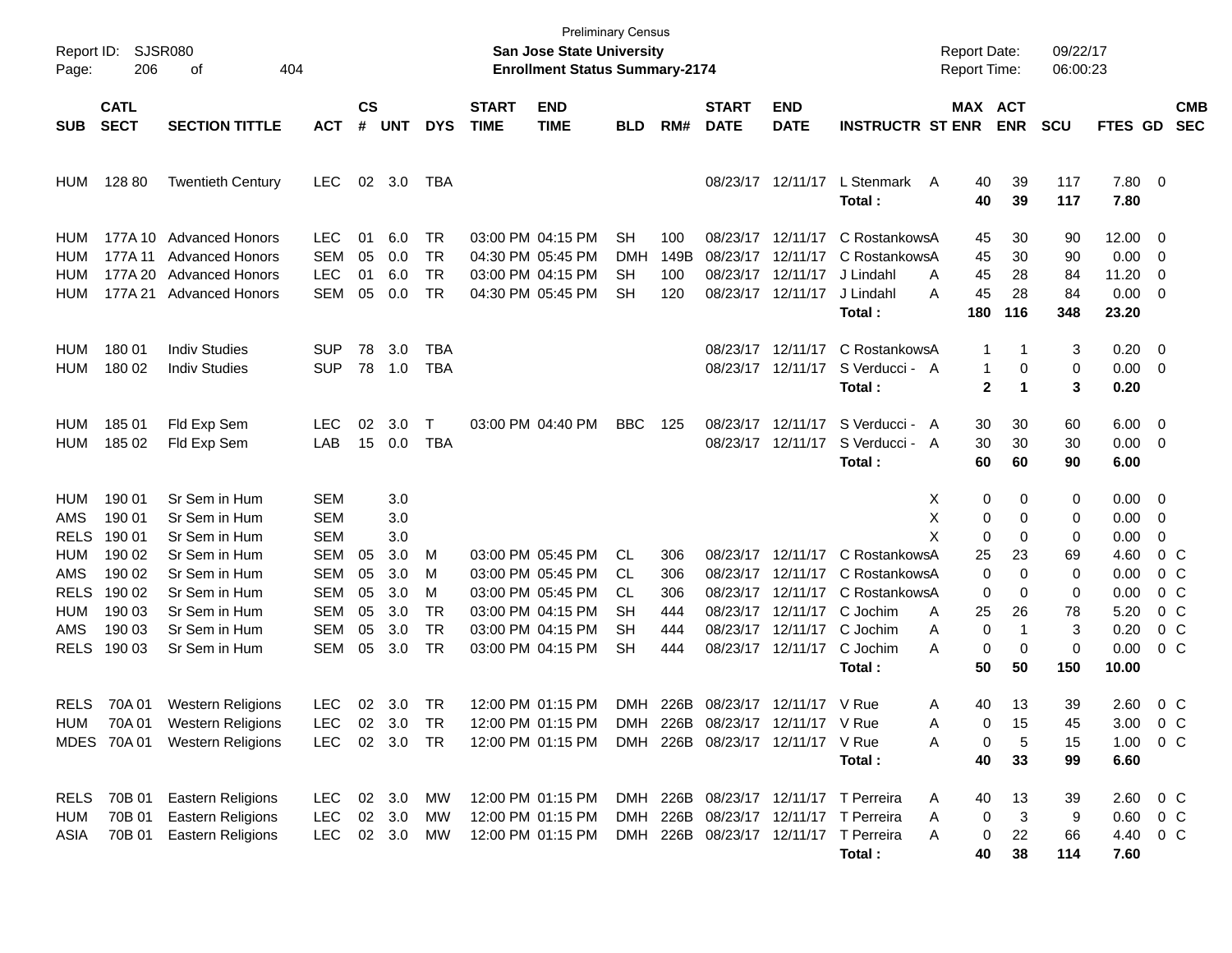Preliminary Census

**San Jose State University**

**Enrollment Status Summary-2174**

Report ID: SJSR080

Report Date: 09/22/17

Report Time: 06:00:23

| SUB | CATL SECT | SECTION TITTLE | ACT | CS # | UNT | DYS | START TIME | END TIME | BLD | RM# | START DATE | END DATE | INSTRUCTR | ST | MAX ENR | ACT ENR | SCU | FTES | GD | CMB SEC |
|---|---|---|---|---|---|---|---|---|---|---|---|---|---|---|---|---|---|---|---|---|
| HUM | 128 80 | Twentieth Century | LEC | 02 | 3.0 | TBA | | | | | 08/23/17 | 12/11/17 | L Stenmark | A | 40 | 39 | 117 | 7.80 | 0 | |
| | | | | | | | | | | | | | **Total :** | | **40** | **39** | **117** | **7.80** | | |
| HUM | 177A 10 | Advanced Honors | LEC | 01 | 6.0 | TR | 03:00 PM | 04:15 PM | SH | 100 | 08/23/17 | 12/11/17 | C Rostankows | A | 45 | 30 | 90 | 12.00 | 0 | |
| HUM | 177A 11 | Advanced Honors | SEM | 05 | 0.0 | TR | 04:30 PM | 05:45 PM | DMH | 149B | 08/23/17 | 12/11/17 | C Rostankows | A | 45 | 30 | 90 | 0.00 | 0 | |
| HUM | 177A 20 | Advanced Honors | LEC | 01 | 6.0 | TR | 03:00 PM | 04:15 PM | SH | 100 | 08/23/17 | 12/11/17 | J Lindahl | A | 45 | 28 | 84 | 11.20 | 0 | |
| HUM | 177A 21 | Advanced Honors | SEM | 05 | 0.0 | TR | 04:30 PM | 05:45 PM | SH | 120 | 08/23/17 | 12/11/17 | J Lindahl | A | 45 | 28 | 84 | 0.00 | 0 | |
| | | | | | | | | | | | | | **Total :** | | **180** | **116** | **348** | **23.20** | | |
| HUM | 180 01 | Indiv Studies | SUP | 78 | 3.0 | TBA | | | | | 08/23/17 | 12/11/17 | C Rostankows | A | 1 | 1 | 3 | 0.20 | 0 | |
| HUM | 180 02 | Indiv Studies | SUP | 78 | 1.0 | TBA | | | | | 08/23/17 | 12/11/17 | S Verducci - | A | 1 | 0 | 0 | 0.00 | 0 | |
| | | | | | | | | | | | | | **Total :** | | **2** | **1** | **3** | **0.20** | | |
| HUM | 185 01 | Fld Exp Sem | LEC | 02 | 3.0 | T | 03:00 PM | 04:40 PM | BBC | 125 | 08/23/17 | 12/11/17 | S Verducci - | A | 30 | 30 | 60 | 6.00 | 0 | |
| HUM | 185 02 | Fld Exp Sem | LAB | 15 | 0.0 | TBA | | | | | 08/23/17 | 12/11/17 | S Verducci - | A | 30 | 30 | 30 | 0.00 | 0 | |
| | | | | | | | | | | | | | **Total :** | | **60** | **60** | **90** | **6.00** | | |
| HUM | 190 01 | Sr Sem in Hum | SEM | | 3.0 | | | | | | | | | X | 0 | 0 | 0 | 0.00 | 0 | |
| AMS | 190 01 | Sr Sem in Hum | SEM | | 3.0 | | | | | | | | | X | 0 | 0 | 0 | 0.00 | 0 | |
| RELS | 190 01 | Sr Sem in Hum | SEM | | 3.0 | | | | | | | | | X | 0 | 0 | 0 | 0.00 | 0 | |
| HUM | 190 02 | Sr Sem in Hum | SEM | 05 | 3.0 | M | 03:00 PM | 05:45 PM | CL | 306 | 08/23/17 | 12/11/17 | C Rostankows | A | 25 | 23 | 69 | 4.60 | 0 | C |
| AMS | 190 02 | Sr Sem in Hum | SEM | 05 | 3.0 | M | 03:00 PM | 05:45 PM | CL | 306 | 08/23/17 | 12/11/17 | C Rostankows | A | 0 | 0 | 0 | 0.00 | 0 | C |
| RELS | 190 02 | Sr Sem in Hum | SEM | 05 | 3.0 | M | 03:00 PM | 05:45 PM | CL | 306 | 08/23/17 | 12/11/17 | C Rostankows | A | 0 | 0 | 0 | 0.00 | 0 | C |
| HUM | 190 03 | Sr Sem in Hum | SEM | 05 | 3.0 | TR | 03:00 PM | 04:15 PM | SH | 444 | 08/23/17 | 12/11/17 | C Jochim | A | 25 | 26 | 78 | 5.20 | 0 | C |
| AMS | 190 03 | Sr Sem in Hum | SEM | 05 | 3.0 | TR | 03:00 PM | 04:15 PM | SH | 444 | 08/23/17 | 12/11/17 | C Jochim | A | 0 | 1 | 3 | 0.20 | 0 | C |
| RELS | 190 03 | Sr Sem in Hum | SEM | 05 | 3.0 | TR | 03:00 PM | 04:15 PM | SH | 444 | 08/23/17 | 12/11/17 | C Jochim | A | 0 | 0 | 0 | 0.00 | 0 | C |
| | | | | | | | | | | | | | **Total :** | | **50** | **50** | **150** | **10.00** | | |
| RELS | 70A 01 | Western Religions | LEC | 02 | 3.0 | TR | 12:00 PM | 01:15 PM | DMH | 226B | 08/23/17 | 12/11/17 | V Rue | A | 40 | 13 | 39 | 2.60 | 0 | C |
| HUM | 70A 01 | Western Religions | LEC | 02 | 3.0 | TR | 12:00 PM | 01:15 PM | DMH | 226B | 08/23/17 | 12/11/17 | V Rue | A | 0 | 15 | 45 | 3.00 | 0 | C |
| MDES | 70A 01 | Western Religions | LEC | 02 | 3.0 | TR | 12:00 PM | 01:15 PM | DMH | 226B | 08/23/17 | 12/11/17 | V Rue | A | 0 | 5 | 15 | 1.00 | 0 | C |
| | | | | | | | | | | | | | **Total :** | | **40** | **33** | **99** | **6.60** | | |
| RELS | 70B 01 | Eastern Religions | LEC | 02 | 3.0 | MW | 12:00 PM | 01:15 PM | DMH | 226B | 08/23/17 | 12/11/17 | T Perreira | A | 40 | 13 | 39 | 2.60 | 0 | C |
| HUM | 70B 01 | Eastern Religions | LEC | 02 | 3.0 | MW | 12:00 PM | 01:15 PM | DMH | 226B | 08/23/17 | 12/11/17 | T Perreira | A | 0 | 3 | 9 | 0.60 | 0 | C |
| ASIA | 70B 01 | Eastern Religions | LEC | 02 | 3.0 | MW | 12:00 PM | 01:15 PM | DMH | 226B | 08/23/17 | 12/11/17 | T Perreira | A | 0 | 22 | 66 | 4.40 | 0 | C |
| | | | | | | | | | | | | | **Total :** | | **40** | **38** | **114** | **7.60** | | |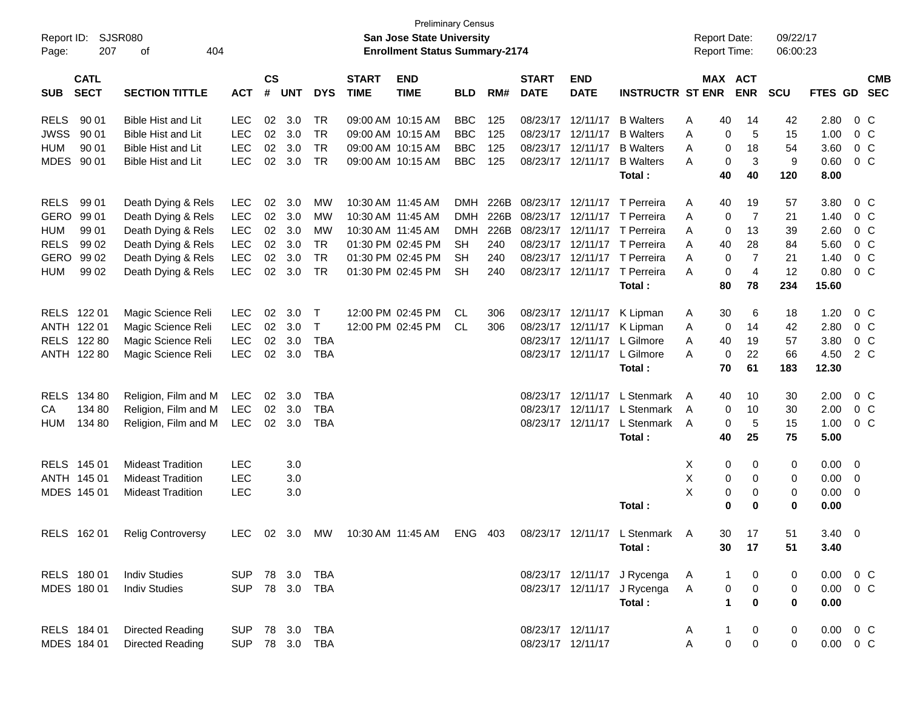Preliminary Census

Report ID: SJSR080

**San Jose State University**

**Enrollment Status Summary-2174**

Report Date: 09/22/17

Report Time: 06:00:23

| SUB | CATL SECT | SECTION TITTLE | ACT | CS # | UNT | DYS | START TIME | END TIME | BLD | RM# | START DATE | END DATE | INSTRUCTR | ST | MAX ENR | ACT ENR | SCU | FTES | GD | CMB SEC |
|---|---|---|---|---|---|---|---|---|---|---|---|---|---|---|---|---|---|---|---|---|
| RELS | 90 01 | Bible Hist and Lit | LEC | 02 | 3.0 | TR | 09:00 AM | 10:15 AM | BBC | 125 | 08/23/17 | 12/11/17 | B Walters | A | 40 | 14 | 42 | 2.80 | 0 | C |
| JWSS | 90 01 | Bible Hist and Lit | LEC | 02 | 3.0 | TR | 09:00 AM | 10:15 AM | BBC | 125 | 08/23/17 | 12/11/17 | B Walters | A | 0 | 5 | 15 | 1.00 | 0 | C |
| HUM | 90 01 | Bible Hist and Lit | LEC | 02 | 3.0 | TR | 09:00 AM | 10:15 AM | BBC | 125 | 08/23/17 | 12/11/17 | B Walters | A | 0 | 18 | 54 | 3.60 | 0 | C |
| MDES | 90 01 | Bible Hist and Lit | LEC | 02 | 3.0 | TR | 09:00 AM | 10:15 AM | BBC | 125 | 08/23/17 | 12/11/17 | B Walters | A | 0 | 3 | 9 | 0.60 | 0 | C |
| | | | | | | | | | | | | | **Total :** | | **40** | **40** | **120** | **8.00** | | |
| RELS | 99 01 | Death Dying & Rels | LEC | 02 | 3.0 | MW | 10:30 AM | 11:45 AM | DMH | 226B | 08/23/17 | 12/11/17 | T Perreira | A | 40 | 19 | 57 | 3.80 | 0 | C |
| GERO | 99 01 | Death Dying & Rels | LEC | 02 | 3.0 | MW | 10:30 AM | 11:45 AM | DMH | 226B | 08/23/17 | 12/11/17 | T Perreira | A | 0 | 7 | 21 | 1.40 | 0 | C |
| HUM | 99 01 | Death Dying & Rels | LEC | 02 | 3.0 | MW | 10:30 AM | 11:45 AM | DMH | 226B | 08/23/17 | 12/11/17 | T Perreira | A | 0 | 13 | 39 | 2.60 | 0 | C |
| RELS | 99 02 | Death Dying & Rels | LEC | 02 | 3.0 | TR | 01:30 PM | 02:45 PM | SH | 240 | 08/23/17 | 12/11/17 | T Perreira | A | 40 | 28 | 84 | 5.60 | 0 | C |
| GERO | 99 02 | Death Dying & Rels | LEC | 02 | 3.0 | TR | 01:30 PM | 02:45 PM | SH | 240 | 08/23/17 | 12/11/17 | T Perreira | A | 0 | 7 | 21 | 1.40 | 0 | C |
| HUM | 99 02 | Death Dying & Rels | LEC | 02 | 3.0 | TR | 01:30 PM | 02:45 PM | SH | 240 | 08/23/17 | 12/11/17 | T Perreira | A | 0 | 4 | 12 | 0.80 | 0 | C |
| | | | | | | | | | | | | | **Total :** | | **80** | **78** | **234** | **15.60** | | |
| RELS | 122 01 | Magic Science Reli | LEC | 02 | 3.0 | T | 12:00 PM | 02:45 PM | CL | 306 | 08/23/17 | 12/11/17 | K Lipman | A | 30 | 6 | 18 | 1.20 | 0 | C |
| ANTH | 122 01 | Magic Science Reli | LEC | 02 | 3.0 | T | 12:00 PM | 02:45 PM | CL | 306 | 08/23/17 | 12/11/17 | K Lipman | A | 0 | 14 | 42 | 2.80 | 0 | C |
| RELS | 122 80 | Magic Science Reli | LEC | 02 | 3.0 | TBA | | | | | 08/23/17 | 12/11/17 | L Gilmore | A | 40 | 19 | 57 | 3.80 | 0 | C |
| ANTH | 122 80 | Magic Science Reli | LEC | 02 | 3.0 | TBA | | | | | 08/23/17 | 12/11/17 | L Gilmore | A | 0 | 22 | 66 | 4.50 | 2 | C |
| | | | | | | | | | | | | | **Total :** | | **70** | **61** | **183** | **12.30** | | |
| RELS | 134 80 | Religion, Film and M | LEC | 02 | 3.0 | TBA | | | | | 08/23/17 | 12/11/17 | L Stenmark | A | 40 | 10 | 30 | 2.00 | 0 | C |
| CA | 134 80 | Religion, Film and M | LEC | 02 | 3.0 | TBA | | | | | 08/23/17 | 12/11/17 | L Stenmark | A | 0 | 10 | 30 | 2.00 | 0 | C |
| HUM | 134 80 | Religion, Film and M | LEC | 02 | 3.0 | TBA | | | | | 08/23/17 | 12/11/17 | L Stenmark | A | 0 | 5 | 15 | 1.00 | 0 | C |
| | | | | | | | | | | | | | **Total :** | | **40** | **25** | **75** | **5.00** | | |
| RELS | 145 01 | Mideast Tradition | LEC | | 3.0 | | | | | | | | | X | 0 | 0 | 0 | 0.00 | 0 | |
| ANTH | 145 01 | Mideast Tradition | LEC | | 3.0 | | | | | | | | | X | 0 | 0 | 0 | 0.00 | 0 | |
| MDES | 145 01 | Mideast Tradition | LEC | | 3.0 | | | | | | | | | X | 0 | 0 | 0 | 0.00 | 0 | |
| | | | | | | | | | | | | | **Total :** | | **0** | **0** | **0** | **0.00** | | |
| RELS | 162 01 | Relig Controversy | LEC | 02 | 3.0 | MW | 10:30 AM | 11:45 AM | ENG | 403 | 08/23/17 | 12/11/17 | L Stenmark | A | 30 | 17 | 51 | 3.40 | 0 | |
| | | | | | | | | | | | | | **Total :** | | **30** | **17** | **51** | **3.40** | | |
| RELS | 180 01 | Indiv Studies | SUP | 78 | 3.0 | TBA | | | | | 08/23/17 | 12/11/17 | J Rycenga | A | 1 | 0 | 0 | 0.00 | 0 | C |
| MDES | 180 01 | Indiv Studies | SUP | 78 | 3.0 | TBA | | | | | 08/23/17 | 12/11/17 | J Rycenga | A | 0 | 0 | 0 | 0.00 | 0 | C |
| | | | | | | | | | | | | | **Total :** | | **1** | **0** | **0** | **0.00** | | |
| RELS | 184 01 | Directed Reading | SUP | 78 | 3.0 | TBA | | | | | 08/23/17 | 12/11/17 | | A | 1 | 0 | 0 | 0.00 | 0 | C |
| MDES | 184 01 | Directed Reading | SUP | 78 | 3.0 | TBA | | | | | 08/23/17 | 12/11/17 | | A | 0 | 0 | 0 | 0.00 | 0 | C |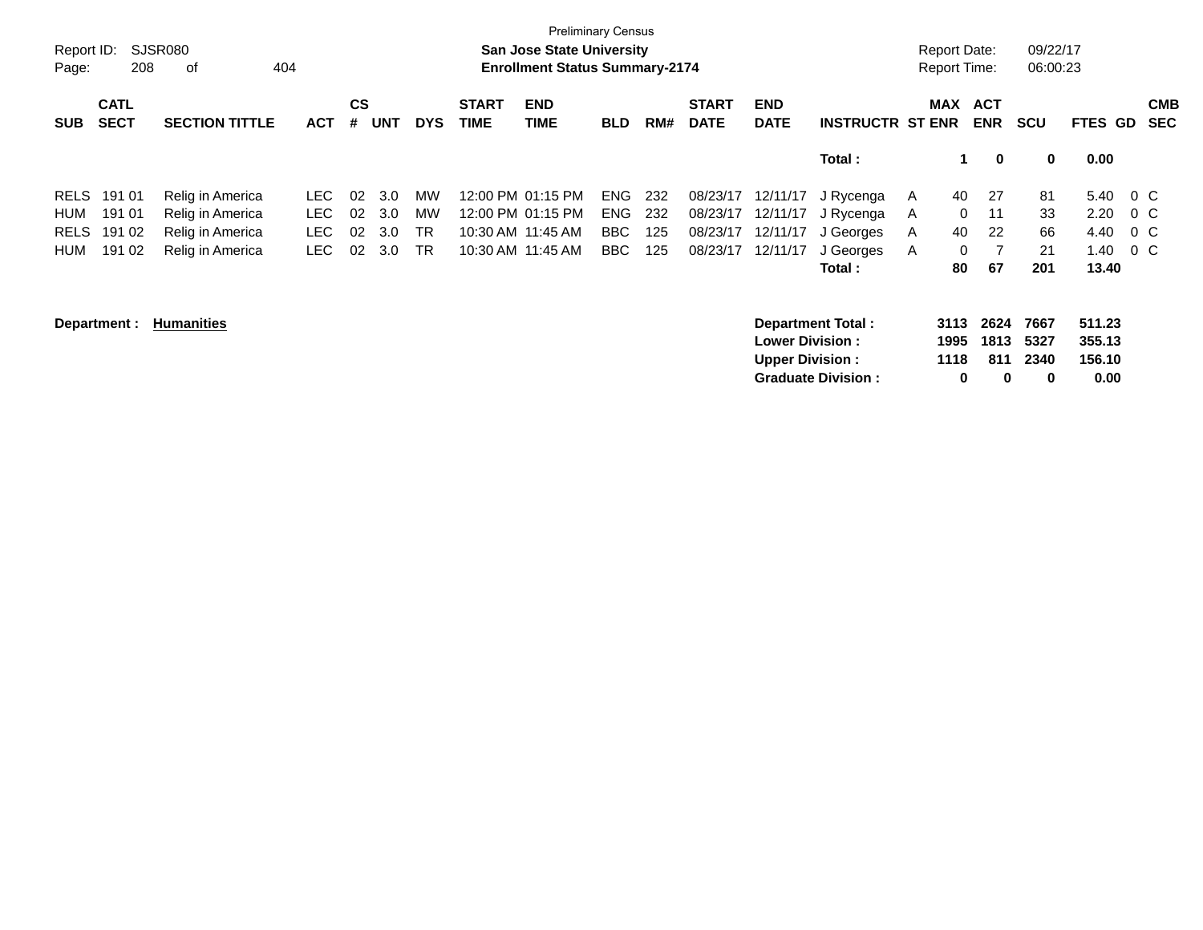Preliminary Census

Report ID: SJSR080

**San Jose State University**
**Enrollment Status Summary-2174**

Report Date: 09/22/17
Report Time: 06:00:23

| SUB | CATL SECT | SECTION TITTLE | ACT | CS # | UNT | DYS | START TIME | END TIME | BLD | RM# | START DATE | END DATE | INSTRUCTR | ST | MAX ENR | ACT ENR | SCU | FTES | GD | CMB SEC |
|---|---|---|---|---|---|---|---|---|---|---|---|---|---|---|---|---|---|---|---|---|
| | | | | | | | | | | | | | **Total :** | | **1** | **0** | **0** | **0.00** | | |
| RELS | 191 01 | Relig in America | LEC | 02 | 3.0 | MW | 12:00 PM | 01:15 PM | ENG | 232 | 08/23/17 | 12/11/17 | J Rycenga | A | 40 | 27 | 81 | 5.40 | 0 | C |
| HUM | 191 01 | Relig in America | LEC | 02 | 3.0 | MW | 12:00 PM | 01:15 PM | ENG | 232 | 08/23/17 | 12/11/17 | J Rycenga | A | 0 | 11 | 33 | 2.20 | 0 | C |
| RELS | 191 02 | Relig in America | LEC | 02 | 3.0 | TR | 10:30 AM | 11:45 AM | BBC | 125 | 08/23/17 | 12/11/17 | J Georges | A | 40 | 22 | 66 | 4.40 | 0 | C |
| HUM | 191 02 | Relig in America | LEC | 02 | 3.0 | TR | 10:30 AM | 11:45 AM | BBC | 125 | 08/23/17 | 12/11/17 | J Georges | A | 0 | 7 | 21 | 1.40 | 0 | C |
| | | | | | | | | | | | | | **Total :** | | **80** | **67** | **201** | **13.40** | | |

**Department :** **Humanities**

| | MAX ENR | ACT ENR | SCU | FTES |
|---|---|---|---|---|
| **Department Total :** | **3113** | **2624** | **7667** | **511.23** |
| **Lower Division :** | **1995** | **1813** | **5327** | **355.13** |
| **Upper Division :** | **1118** | **811** | **2340** | **156.10** |
| **Graduate Division :** | **0** | **0** | **0** | **0.00** |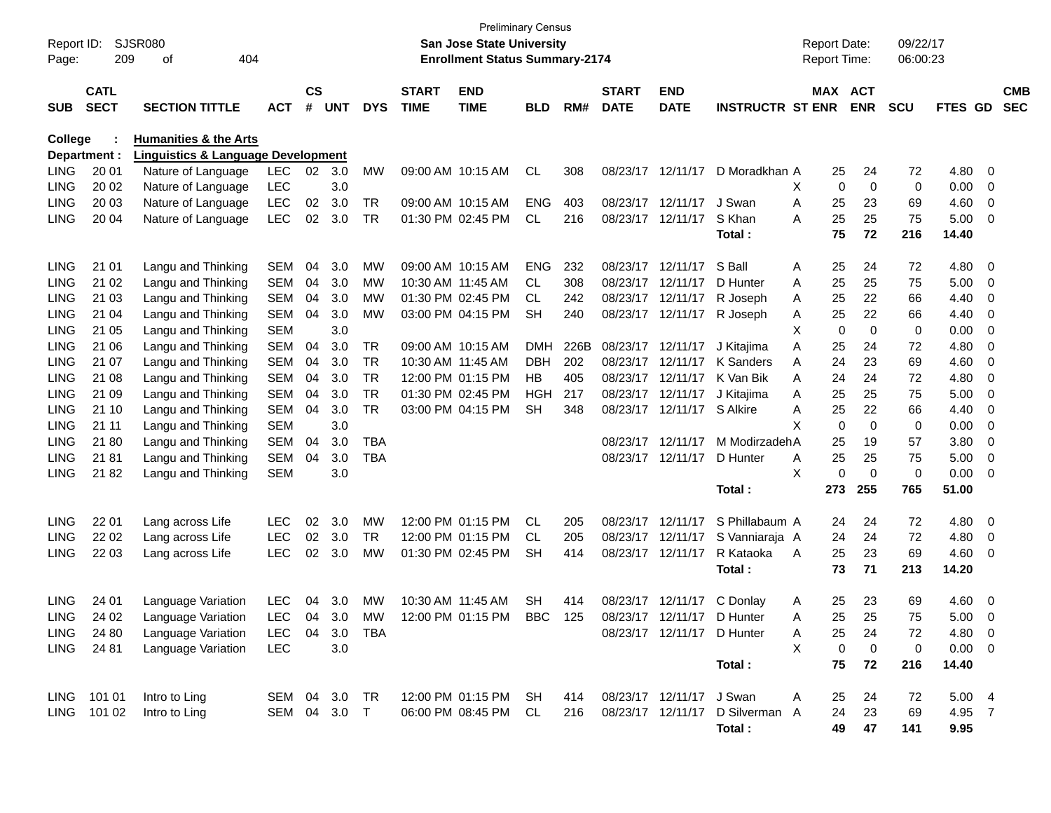Preliminary Census

Report ID: SJSR080
Page: 209 of 404

**San Jose State University**
**Enrollment Status Summary-2174**

Report Date: 09/22/17
Report Time: 06:00:23

**College : Humanities & the Arts**
**Department : Linguistics & Language Development**

| SUB | CATL SECT | SECTION TITTLE | ACT | CS # | UNT | DYS | START TIME | END TIME | BLD | RM# | START DATE | END DATE | INSTRUCTR | ST | MAX ENR | ACT ENR | SCU | FTES | GD | CMB SEC |
|---|---|---|---|---|---|---|---|---|---|---|---|---|---|---|---|---|---|---|---|---|
| LING | 20 01 | Nature of Language | LEC | 02 | 3.0 | MW | 09:00 AM | 10:15 AM | CL | 308 | 08/23/17 | 12/11/17 | D Moradkhan | A | 25 | 24 | 72 | 4.80 | 0 | |
| LING | 20 02 | Nature of Language | LEC | | 3.0 | | | | | | | | | X | 0 | 0 | 0 | 0.00 | 0 | |
| LING | 20 03 | Nature of Language | LEC | 02 | 3.0 | TR | 09:00 AM | 10:15 AM | ENG | 403 | 08/23/17 | 12/11/17 | J Swan | A | 25 | 23 | 69 | 4.60 | 0 | |
| LING | 20 04 | Nature of Language | LEC | 02 | 3.0 | TR | 01:30 PM | 02:45 PM | CL | 216 | 08/23/17 | 12/11/17 | S Khan | A | 25 | 25 | 75 | 5.00 | 0 | |
| | | | | | | | | | | | | | **Total :** | | **75** | **72** | **216** | **14.40** | | |
| LING | 21 01 | Langu and Thinking | SEM | 04 | 3.0 | MW | 09:00 AM | 10:15 AM | ENG | 232 | 08/23/17 | 12/11/17 | S Ball | A | 25 | 24 | 72 | 4.80 | 0 | |
| LING | 21 02 | Langu and Thinking | SEM | 04 | 3.0 | MW | 10:30 AM | 11:45 AM | CL | 308 | 08/23/17 | 12/11/17 | D Hunter | A | 25 | 25 | 75 | 5.00 | 0 | |
| LING | 21 03 | Langu and Thinking | SEM | 04 | 3.0 | MW | 01:30 PM | 02:45 PM | CL | 242 | 08/23/17 | 12/11/17 | R Joseph | A | 25 | 22 | 66 | 4.40 | 0 | |
| LING | 21 04 | Langu and Thinking | SEM | 04 | 3.0 | MW | 03:00 PM | 04:15 PM | SH | 240 | 08/23/17 | 12/11/17 | R Joseph | A | 25 | 22 | 66 | 4.40 | 0 | |
| LING | 21 05 | Langu and Thinking | SEM | | 3.0 | | | | | | | | | X | 0 | 0 | 0 | 0.00 | 0 | |
| LING | 21 06 | Langu and Thinking | SEM | 04 | 3.0 | TR | 09:00 AM | 10:15 AM | DMH | 226B | 08/23/17 | 12/11/17 | J Kitajima | A | 25 | 24 | 72 | 4.80 | 0 | |
| LING | 21 07 | Langu and Thinking | SEM | 04 | 3.0 | TR | 10:30 AM | 11:45 AM | DBH | 202 | 08/23/17 | 12/11/17 | K Sanders | A | 24 | 23 | 69 | 4.60 | 0 | |
| LING | 21 08 | Langu and Thinking | SEM | 04 | 3.0 | TR | 12:00 PM | 01:15 PM | HB | 405 | 08/23/17 | 12/11/17 | K Van Bik | A | 24 | 24 | 72 | 4.80 | 0 | |
| LING | 21 09 | Langu and Thinking | SEM | 04 | 3.0 | TR | 01:30 PM | 02:45 PM | HGH | 217 | 08/23/17 | 12/11/17 | J Kitajima | A | 25 | 25 | 75 | 5.00 | 0 | |
| LING | 21 10 | Langu and Thinking | SEM | 04 | 3.0 | TR | 03:00 PM | 04:15 PM | SH | 348 | 08/23/17 | 12/11/17 | S Alkire | A | 25 | 22 | 66 | 4.40 | 0 | |
| LING | 21 11 | Langu and Thinking | SEM | | 3.0 | | | | | | | | | X | 0 | 0 | 0 | 0.00 | 0 | |
| LING | 21 80 | Langu and Thinking | SEM | 04 | 3.0 | TBA | | | | | 08/23/17 | 12/11/17 | M Modirzadeh | A | 25 | 19 | 57 | 3.80 | 0 | |
| LING | 21 81 | Langu and Thinking | SEM | 04 | 3.0 | TBA | | | | | 08/23/17 | 12/11/17 | D Hunter | A | 25 | 25 | 75 | 5.00 | 0 | |
| LING | 21 82 | Langu and Thinking | SEM | | 3.0 | | | | | | | | | X | 0 | 0 | 0 | 0.00 | 0 | |
| | | | | | | | | | | | | | **Total :** | | **273** | **255** | **765** | **51.00** | | |
| LING | 22 01 | Lang across Life | LEC | 02 | 3.0 | MW | 12:00 PM | 01:15 PM | CL | 205 | 08/23/17 | 12/11/17 | S Phillabaum | A | 24 | 24 | 72 | 4.80 | 0 | |
| LING | 22 02 | Lang across Life | LEC | 02 | 3.0 | TR | 12:00 PM | 01:15 PM | CL | 205 | 08/23/17 | 12/11/17 | S Vanniaraja | A | 24 | 24 | 72 | 4.80 | 0 | |
| LING | 22 03 | Lang across Life | LEC | 02 | 3.0 | MW | 01:30 PM | 02:45 PM | SH | 414 | 08/23/17 | 12/11/17 | R Kataoka | A | 25 | 23 | 69 | 4.60 | 0 | |
| | | | | | | | | | | | | | **Total :** | | **73** | **71** | **213** | **14.20** | | |
| LING | 24 01 | Language Variation | LEC | 04 | 3.0 | MW | 10:30 AM | 11:45 AM | SH | 414 | 08/23/17 | 12/11/17 | C Donlay | A | 25 | 23 | 69 | 4.60 | 0 | |
| LING | 24 02 | Language Variation | LEC | 04 | 3.0 | MW | 12:00 PM | 01:15 PM | BBC | 125 | 08/23/17 | 12/11/17 | D Hunter | A | 25 | 25 | 75 | 5.00 | 0 | |
| LING | 24 80 | Language Variation | LEC | 04 | 3.0 | TBA | | | | | 08/23/17 | 12/11/17 | D Hunter | A | 25 | 24 | 72 | 4.80 | 0 | |
| LING | 24 81 | Language Variation | LEC | | 3.0 | | | | | | | | | X | 0 | 0 | 0 | 0.00 | 0 | |
| | | | | | | | | | | | | | **Total :** | | **75** | **72** | **216** | **14.40** | | |
| LING | 101 01 | Intro to Ling | SEM | 04 | 3.0 | TR | 12:00 PM | 01:15 PM | SH | 414 | 08/23/17 | 12/11/17 | J Swan | A | 25 | 24 | 72 | 5.00 | 4 | |
| LING | 101 02 | Intro to Ling | SEM | 04 | 3.0 | T | 06:00 PM | 08:45 PM | CL | 216 | 08/23/17 | 12/11/17 | D Silverman | A | 24 | 23 | 69 | 4.95 | 7 | |
| | | | | | | | | | | | | | **Total :** | | **49** | **47** | **141** | **9.95** | | |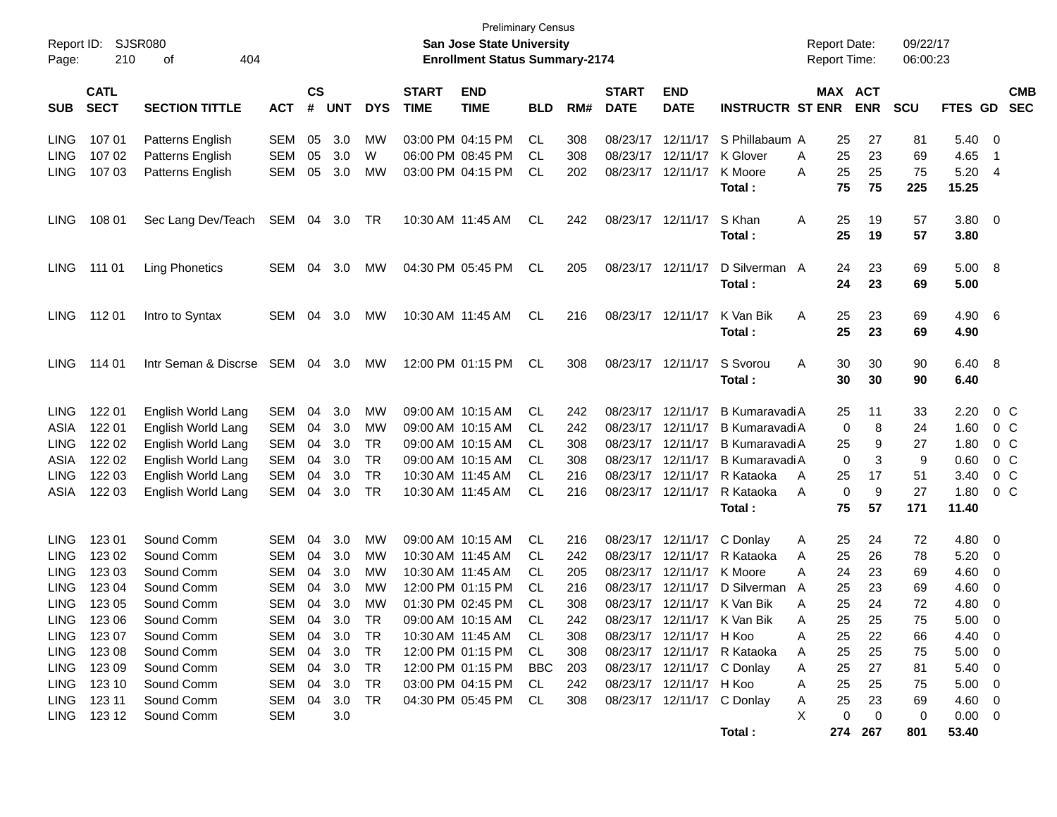Preliminary Census

Report ID: SJSR080 **San Jose State University** Report Date: 09/22/17
Page: 210 of 404 **Enrollment Status Summary-2174** Report Time: 06:00:23

| SUB | CATL SECT | SECTION TITTLE | ACT | CS # | UNT | DYS | START TIME | END TIME | BLD | RM# | START DATE | END DATE | INSTRUCTR | ST | MAX ENR | ACT ENR | SCU | FTES | GD | CMB SEC |
|---|---|---|---|---|---|---|---|---|---|---|---|---|---|---|---|---|---|---|---|---|
| LING | 107 01 | Patterns English | SEM | 05 | 3.0 | MW | 03:00 PM | 04:15 PM | CL | 308 | 08/23/17 | 12/11/17 | S Phillabaum | A | 25 | 27 | 81 | 5.40 | 0 | |
| LING | 107 02 | Patterns English | SEM | 05 | 3.0 | W | 06:00 PM | 08:45 PM | CL | 308 | 08/23/17 | 12/11/17 | K Glover | A | 25 | 23 | 69 | 4.65 | 1 | |
| LING | 107 03 | Patterns English | SEM | 05 | 3.0 | MW | 03:00 PM | 04:15 PM | CL | 202 | 08/23/17 | 12/11/17 | K Moore | A | 25 | 25 | 75 | 5.20 | 4 | |
| | | | | | | | | | | | | | **Total :** | | **75** | **75** | **225** | **15.25** | | |
| LING | 108 01 | Sec Lang Dev/Teach | SEM | 04 | 3.0 | TR | 10:30 AM | 11:45 AM | CL | 242 | 08/23/17 | 12/11/17 | S Khan | A | 25 | 19 | 57 | 3.80 | 0 | |
| | | | | | | | | | | | | | **Total :** | | **25** | **19** | **57** | **3.80** | | |
| LING | 111 01 | Ling Phonetics | SEM | 04 | 3.0 | MW | 04:30 PM | 05:45 PM | CL | 205 | 08/23/17 | 12/11/17 | D Silverman | A | 24 | 23 | 69 | 5.00 | 8 | |
| | | | | | | | | | | | | | **Total :** | | **24** | **23** | **69** | **5.00** | | |
| LING | 112 01 | Intro to Syntax | SEM | 04 | 3.0 | MW | 10:30 AM | 11:45 AM | CL | 216 | 08/23/17 | 12/11/17 | K Van Bik | A | 25 | 23 | 69 | 4.90 | 6 | |
| | | | | | | | | | | | | | **Total :** | | **25** | **23** | **69** | **4.90** | | |
| LING | 114 01 | Intr Seman & Discrse | SEM | 04 | 3.0 | MW | 12:00 PM | 01:15 PM | CL | 308 | 08/23/17 | 12/11/17 | S Svorou | A | 30 | 30 | 90 | 6.40 | 8 | |
| | | | | | | | | | | | | | **Total :** | | **30** | **30** | **90** | **6.40** | | |
| LING | 122 01 | English World Lang | SEM | 04 | 3.0 | MW | 09:00 AM | 10:15 AM | CL | 242 | 08/23/17 | 12/11/17 | B Kumaravadi | A | 25 | 11 | 33 | 2.20 | 0 | C |
| ASIA | 122 01 | English World Lang | SEM | 04 | 3.0 | MW | 09:00 AM | 10:15 AM | CL | 242 | 08/23/17 | 12/11/17 | B Kumaravadi | A | 0 | 8 | 24 | 1.60 | 0 | C |
| LING | 122 02 | English World Lang | SEM | 04 | 3.0 | TR | 09:00 AM | 10:15 AM | CL | 308 | 08/23/17 | 12/11/17 | B Kumaravadi | A | 25 | 9 | 27 | 1.80 | 0 | C |
| ASIA | 122 02 | English World Lang | SEM | 04 | 3.0 | TR | 09:00 AM | 10:15 AM | CL | 308 | 08/23/17 | 12/11/17 | B Kumaravadi | A | 0 | 3 | 9 | 0.60 | 0 | C |
| LING | 122 03 | English World Lang | SEM | 04 | 3.0 | TR | 10:30 AM | 11:45 AM | CL | 216 | 08/23/17 | 12/11/17 | R Kataoka | A | 25 | 17 | 51 | 3.40 | 0 | C |
| ASIA | 122 03 | English World Lang | SEM | 04 | 3.0 | TR | 10:30 AM | 11:45 AM | CL | 216 | 08/23/17 | 12/11/17 | R Kataoka | A | 0 | 9 | 27 | 1.80 | 0 | C |
| | | | | | | | | | | | | | **Total :** | | **75** | **57** | **171** | **11.40** | | |
| LING | 123 01 | Sound Comm | SEM | 04 | 3.0 | MW | 09:00 AM | 10:15 AM | CL | 216 | 08/23/17 | 12/11/17 | C Donlay | A | 25 | 24 | 72 | 4.80 | 0 | |
| LING | 123 02 | Sound Comm | SEM | 04 | 3.0 | MW | 10:30 AM | 11:45 AM | CL | 242 | 08/23/17 | 12/11/17 | R Kataoka | A | 25 | 26 | 78 | 5.20 | 0 | |
| LING | 123 03 | Sound Comm | SEM | 04 | 3.0 | MW | 10:30 AM | 11:45 AM | CL | 205 | 08/23/17 | 12/11/17 | K Moore | A | 24 | 23 | 69 | 4.60 | 0 | |
| LING | 123 04 | Sound Comm | SEM | 04 | 3.0 | MW | 12:00 PM | 01:15 PM | CL | 216 | 08/23/17 | 12/11/17 | D Silverman | A | 25 | 23 | 69 | 4.60 | 0 | |
| LING | 123 05 | Sound Comm | SEM | 04 | 3.0 | MW | 01:30 PM | 02:45 PM | CL | 308 | 08/23/17 | 12/11/17 | K Van Bik | A | 25 | 24 | 72 | 4.80 | 0 | |
| LING | 123 06 | Sound Comm | SEM | 04 | 3.0 | TR | 09:00 AM | 10:15 AM | CL | 242 | 08/23/17 | 12/11/17 | K Van Bik | A | 25 | 25 | 75 | 5.00 | 0 | |
| LING | 123 07 | Sound Comm | SEM | 04 | 3.0 | TR | 10:30 AM | 11:45 AM | CL | 308 | 08/23/17 | 12/11/17 | H Koo | A | 25 | 22 | 66 | 4.40 | 0 | |
| LING | 123 08 | Sound Comm | SEM | 04 | 3.0 | TR | 12:00 PM | 01:15 PM | CL | 308 | 08/23/17 | 12/11/17 | R Kataoka | A | 25 | 25 | 75 | 5.00 | 0 | |
| LING | 123 09 | Sound Comm | SEM | 04 | 3.0 | TR | 12:00 PM | 01:15 PM | BBC | 203 | 08/23/17 | 12/11/17 | C Donlay | A | 25 | 27 | 81 | 5.40 | 0 | |
| LING | 123 10 | Sound Comm | SEM | 04 | 3.0 | TR | 03:00 PM | 04:15 PM | CL | 242 | 08/23/17 | 12/11/17 | H Koo | A | 25 | 25 | 75 | 5.00 | 0 | |
| LING | 123 11 | Sound Comm | SEM | 04 | 3.0 | TR | 04:30 PM | 05:45 PM | CL | 308 | 08/23/17 | 12/11/17 | C Donlay | A | 25 | 23 | 69 | 4.60 | 0 | |
| LING | 123 12 | Sound Comm | SEM | | 3.0 | | | | | | | | | X | 0 | 0 | 0 | 0.00 | 0 | |
| | | | | | | | | | | | | | **Total :** | | **274** | **267** | **801** | **53.40** | | |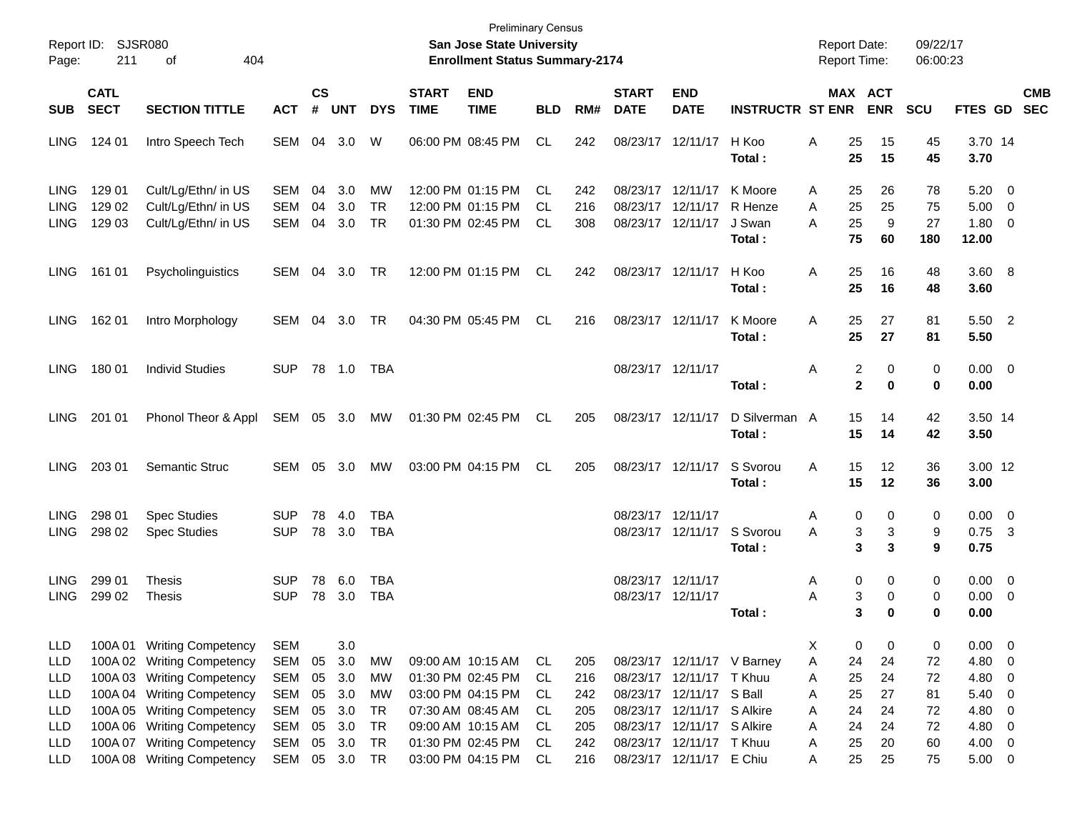Preliminary Census

Report ID: SJSR080
**San Jose State University**
**Enrollment Status Summary-2174**

Report Date: 09/22/17
Report Time: 06:00:23

| SUB | CATL SECT | SECTION TITTLE | ACT | CS # | UNT | DYS | START TIME | END TIME | BLD | RM# | START DATE | END DATE | INSTRUCTR | ST | MAX ENR | ACT ENR | SCU | FTES | GD | CMB SEC |
|---|---|---|---|---|---|---|---|---|---|---|---|---|---|---|---|---|---|---|---|---|
| LING | 124 01 | Intro Speech Tech | SEM | 04 | 3.0 | W | 06:00 PM | 08:45 PM | CL | 242 | 08/23/17 | 12/11/17 | H Koo | A | 25 | 15 | 45 | 3.70 | 14 | |
| | | | | | | | | | | | | | **Total :** | | **25** | **15** | **45** | **3.70** | | |
| LING | 129 01 | Cult/Lg/Ethn/ in US | SEM | 04 | 3.0 | MW | 12:00 PM | 01:15 PM | CL | 242 | 08/23/17 | 12/11/17 | K Moore | A | 25 | 26 | 78 | 5.20 | 0 | |
| LING | 129 02 | Cult/Lg/Ethn/ in US | SEM | 04 | 3.0 | TR | 12:00 PM | 01:15 PM | CL | 216 | 08/23/17 | 12/11/17 | R Henze | A | 25 | 25 | 75 | 5.00 | 0 | |
| LING | 129 03 | Cult/Lg/Ethn/ in US | SEM | 04 | 3.0 | TR | 01:30 PM | 02:45 PM | CL | 308 | 08/23/17 | 12/11/17 | J Swan | A | 25 | 9 | 27 | 1.80 | 0 | |
| | | | | | | | | | | | | | **Total :** | | **75** | **60** | **180** | **12.00** | | |
| LING | 161 01 | Psycholinguistics | SEM | 04 | 3.0 | TR | 12:00 PM | 01:15 PM | CL | 242 | 08/23/17 | 12/11/17 | H Koo | A | 25 | 16 | 48 | 3.60 | 8 | |
| | | | | | | | | | | | | | **Total :** | | **25** | **16** | **48** | **3.60** | | |
| LING | 162 01 | Intro Morphology | SEM | 04 | 3.0 | TR | 04:30 PM | 05:45 PM | CL | 216 | 08/23/17 | 12/11/17 | K Moore | A | 25 | 27 | 81 | 5.50 | 2 | |
| | | | | | | | | | | | | | **Total :** | | **25** | **27** | **81** | **5.50** | | |
| LING | 180 01 | Individ Studies | SUP | 78 | 1.0 | TBA | | | | | 08/23/17 | 12/11/17 | | A | 2 | 0 | 0 | 0.00 | 0 | |
| | | | | | | | | | | | | | **Total :** | | **2** | **0** | **0** | **0.00** | | |
| LING | 201 01 | Phonol Theor & Appl | SEM | 05 | 3.0 | MW | 01:30 PM | 02:45 PM | CL | 205 | 08/23/17 | 12/11/17 | D Silverman | A | 15 | 14 | 42 | 3.50 | 14 | |
| | | | | | | | | | | | | | **Total :** | | **15** | **14** | **42** | **3.50** | | |
| LING | 203 01 | Semantic Struc | SEM | 05 | 3.0 | MW | 03:00 PM | 04:15 PM | CL | 205 | 08/23/17 | 12/11/17 | S Svorou | A | 15 | 12 | 36 | 3.00 | 12 | |
| | | | | | | | | | | | | | **Total :** | | **15** | **12** | **36** | **3.00** | | |
| LING | 298 01 | Spec Studies | SUP | 78 | 4.0 | TBA | | | | | 08/23/17 | 12/11/17 | | A | 0 | 0 | 0 | 0.00 | 0 | |
| LING | 298 02 | Spec Studies | SUP | 78 | 3.0 | TBA | | | | | 08/23/17 | 12/11/17 | S Svorou | A | 3 | 3 | 9 | 0.75 | 3 | |
| | | | | | | | | | | | | | **Total :** | | **3** | **3** | **9** | **0.75** | | |
| LING | 299 01 | Thesis | SUP | 78 | 6.0 | TBA | | | | | 08/23/17 | 12/11/17 | | A | 0 | 0 | 0 | 0.00 | 0 | |
| LING | 299 02 | Thesis | SUP | 78 | 3.0 | TBA | | | | | 08/23/17 | 12/11/17 | | A | 3 | 0 | 0 | 0.00 | 0 | |
| | | | | | | | | | | | | | **Total :** | | **3** | **0** | **0** | **0.00** | | |
| LLD | 100A 01 | Writing Competency | SEM | | 3.0 | | | | | | | | | X | 0 | 0 | 0 | 0.00 | 0 | |
| LLD | 100A 02 | Writing Competency | SEM | 05 | 3.0 | MW | 09:00 AM | 10:15 AM | CL | 205 | 08/23/17 | 12/11/17 | V Barney | A | 24 | 24 | 72 | 4.80 | 0 | |
| LLD | 100A 03 | Writing Competency | SEM | 05 | 3.0 | MW | 01:30 PM | 02:45 PM | CL | 216 | 08/23/17 | 12/11/17 | T Khuu | A | 25 | 24 | 72 | 4.80 | 0 | |
| LLD | 100A 04 | Writing Competency | SEM | 05 | 3.0 | MW | 03:00 PM | 04:15 PM | CL | 242 | 08/23/17 | 12/11/17 | S Ball | A | 25 | 27 | 81 | 5.40 | 0 | |
| LLD | 100A 05 | Writing Competency | SEM | 05 | 3.0 | TR | 07:30 AM | 08:45 AM | CL | 205 | 08/23/17 | 12/11/17 | S Alkire | A | 24 | 24 | 72 | 4.80 | 0 | |
| LLD | 100A 06 | Writing Competency | SEM | 05 | 3.0 | TR | 09:00 AM | 10:15 AM | CL | 205 | 08/23/17 | 12/11/17 | S Alkire | A | 24 | 24 | 72 | 4.80 | 0 | |
| LLD | 100A 07 | Writing Competency | SEM | 05 | 3.0 | TR | 01:30 PM | 02:45 PM | CL | 242 | 08/23/17 | 12/11/17 | T Khuu | A | 25 | 20 | 60 | 4.00 | 0 | |
| LLD | 100A 08 | Writing Competency | SEM | 05 | 3.0 | TR | 03:00 PM | 04:15 PM | CL | 216 | 08/23/17 | 12/11/17 | E Chiu | A | 25 | 25 | 75 | 5.00 | 0 | |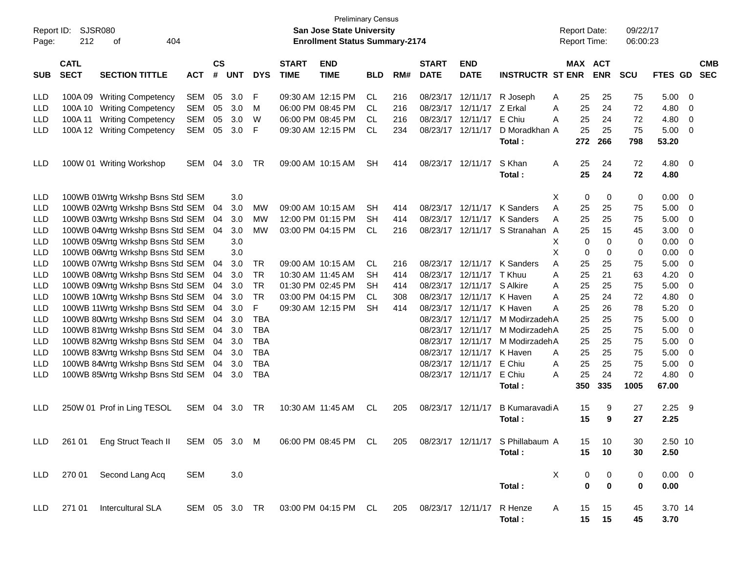Preliminary Census

Report ID: SJSR080
Page: 212 of 404

**San Jose State University**
**Enrollment Status Summary-2174**

Report Date: 09/22/17
Report Time: 06:00:23

| SUB | CATL SECT | SECTION TITTLE | ACT | CS # | UNT | DYS | START TIME | END TIME | BLD | RM# | START DATE | END DATE | INSTRUCTR | ST | MAX ENR | ACT ENR | SCU | FTES | GD | CMB SEC |
|---|---|---|---|---|---|---|---|---|---|---|---|---|---|---|---|---|---|---|---|---|
| LLD | 100A 09 | Writing Competency | SEM | 05 | 3.0 | F | 09:30 AM | 12:15 PM | CL | 216 | 08/23/17 | 12/11/17 | R Joseph | A | 25 | 25 | 75 | 5.00 | 0 | |
| LLD | 100A 10 | Writing Competency | SEM | 05 | 3.0 | M | 06:00 PM | 08:45 PM | CL | 216 | 08/23/17 | 12/11/17 | Z Erkal | A | 25 | 24 | 72 | 4.80 | 0 | |
| LLD | 100A 11 | Writing Competency | SEM | 05 | 3.0 | W | 06:00 PM | 08:45 PM | CL | 216 | 08/23/17 | 12/11/17 | E Chiu | A | 25 | 24 | 72 | 4.80 | 0 | |
| LLD | 100A 12 | Writing Competency | SEM | 05 | 3.0 | F | 09:30 AM | 12:15 PM | CL | 234 | 08/23/17 | 12/11/17 | D Moradkhan | A | 25 | 25 | 75 | 5.00 | 0 | |
| | | | | | | | | | | | | | **Total :** | | **272** | **266** | **798** | **53.20** | | |
| LLD | 100W 01 | Writing Workshop | SEM | 04 | 3.0 | TR | 09:00 AM | 10:15 AM | SH | 414 | 08/23/17 | 12/11/17 | S Khan | A | 25 | 24 | 72 | 4.80 | 0 | |
| | | | | | | | | | | | | | **Total :** | | **25** | **24** | **72** | **4.80** | | |
| LLD | 100WB 01 | Wrtg Wrkshp Bsns Std | SEM | | 3.0 | | | | | | | | | X | 0 | 0 | 0 | 0.00 | 0 | |
| LLD | 100WB 02 | Wrtg Wrkshp Bsns Std | SEM | 04 | 3.0 | MW | 09:00 AM | 10:15 AM | SH | 414 | 08/23/17 | 12/11/17 | K Sanders | A | 25 | 25 | 75 | 5.00 | 0 | |
| LLD | 100WB 03 | Wrtg Wrkshp Bsns Std | SEM | 04 | 3.0 | MW | 12:00 PM | 01:15 PM | SH | 414 | 08/23/17 | 12/11/17 | K Sanders | A | 25 | 25 | 75 | 5.00 | 0 | |
| LLD | 100WB 04 | Wrtg Wrkshp Bsns Std | SEM | 04 | 3.0 | MW | 03:00 PM | 04:15 PM | CL | 216 | 08/23/17 | 12/11/17 | S Stranahan | A | 25 | 15 | 45 | 3.00 | 0 | |
| LLD | 100WB 05 | Wrtg Wrkshp Bsns Std | SEM | | 3.0 | | | | | | | | | X | 0 | 0 | 0 | 0.00 | 0 | |
| LLD | 100WB 06 | Wrtg Wrkshp Bsns Std | SEM | | 3.0 | | | | | | | | | X | 0 | 0 | 0 | 0.00 | 0 | |
| LLD | 100WB 07 | Wrtg Wrkshp Bsns Std | SEM | 04 | 3.0 | TR | 09:00 AM | 10:15 AM | CL | 216 | 08/23/17 | 12/11/17 | K Sanders | A | 25 | 25 | 75 | 5.00 | 0 | |
| LLD | 100WB 08 | Wrtg Wrkshp Bsns Std | SEM | 04 | 3.0 | TR | 10:30 AM | 11:45 AM | SH | 414 | 08/23/17 | 12/11/17 | T Khuu | A | 25 | 21 | 63 | 4.20 | 0 | |
| LLD | 100WB 09 | Wrtg Wrkshp Bsns Std | SEM | 04 | 3.0 | TR | 01:30 PM | 02:45 PM | SH | 414 | 08/23/17 | 12/11/17 | S Alkire | A | 25 | 25 | 75 | 5.00 | 0 | |
| LLD | 100WB 10 | Wrtg Wrkshp Bsns Std | SEM | 04 | 3.0 | TR | 03:00 PM | 04:15 PM | CL | 308 | 08/23/17 | 12/11/17 | K Haven | A | 25 | 24 | 72 | 4.80 | 0 | |
| LLD | 100WB 11 | Wrtg Wrkshp Bsns Std | SEM | 04 | 3.0 | F | 09:30 AM | 12:15 PM | SH | 414 | 08/23/17 | 12/11/17 | K Haven | A | 25 | 26 | 78 | 5.20 | 0 | |
| LLD | 100WB 80 | Wrtg Wrkshp Bsns Std | SEM | 04 | 3.0 | TBA | | | | | 08/23/17 | 12/11/17 | M Modirzadeh | A | 25 | 25 | 75 | 5.00 | 0 | |
| LLD | 100WB 81 | Wrtg Wrkshp Bsns Std | SEM | 04 | 3.0 | TBA | | | | | 08/23/17 | 12/11/17 | M Modirzadeh | A | 25 | 25 | 75 | 5.00 | 0 | |
| LLD | 100WB 82 | Wrtg Wrkshp Bsns Std | SEM | 04 | 3.0 | TBA | | | | | 08/23/17 | 12/11/17 | M Modirzadeh | A | 25 | 25 | 75 | 5.00 | 0 | |
| LLD | 100WB 83 | Wrtg Wrkshp Bsns Std | SEM | 04 | 3.0 | TBA | | | | | 08/23/17 | 12/11/17 | K Haven | A | 25 | 25 | 75 | 5.00 | 0 | |
| LLD | 100WB 84 | Wrtg Wrkshp Bsns Std | SEM | 04 | 3.0 | TBA | | | | | 08/23/17 | 12/11/17 | E Chiu | A | 25 | 25 | 75 | 5.00 | 0 | |
| LLD | 100WB 85 | Wrtg Wrkshp Bsns Std | SEM | 04 | 3.0 | TBA | | | | | 08/23/17 | 12/11/17 | E Chiu | A | 25 | 24 | 72 | 4.80 | 0 | |
| | | | | | | | | | | | | | **Total :** | | **350** | **335** | **1005** | **67.00** | | |
| LLD | 250W 01 | Prof in Ling TESOL | SEM | 04 | 3.0 | TR | 10:30 AM | 11:45 AM | CL | 205 | 08/23/17 | 12/11/17 | B Kumaravadi | A | 15 | 9 | 27 | 2.25 | 9 | |
| | | | | | | | | | | | | | **Total :** | | **15** | **9** | **27** | **2.25** | | |
| LLD | 261 01 | Eng Struct Teach II | SEM | 05 | 3.0 | M | 06:00 PM | 08:45 PM | CL | 205 | 08/23/17 | 12/11/17 | S Phillabaum | A | 15 | 10 | 30 | 2.50 | 10 | |
| | | | | | | | | | | | | | **Total :** | | **15** | **10** | **30** | **2.50** | | |
| LLD | 270 01 | Second Lang Acq | SEM | | 3.0 | | | | | | | | | X | 0 | 0 | 0 | 0.00 | 0 | |
| | | | | | | | | | | | | | **Total :** | | **0** | **0** | **0** | **0.00** | | |
| LLD | 271 01 | Intercultural SLA | SEM | 05 | 3.0 | TR | 03:00 PM | 04:15 PM | CL | 205 | 08/23/17 | 12/11/17 | R Henze | A | 15 | 15 | 45 | 3.70 | 14 | |
| | | | | | | | | | | | | | **Total :** | | **15** | **15** | **45** | **3.70** | | |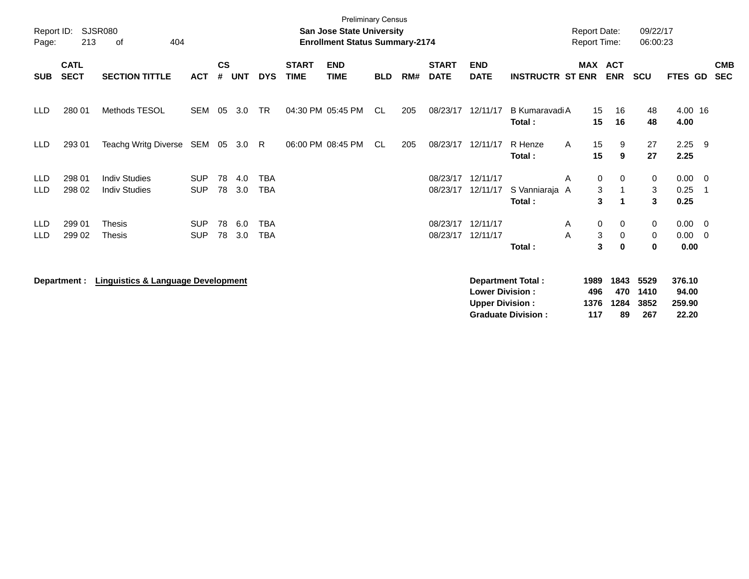Preliminary Census

Report ID: SJSR080 | **San Jose State University** | Report Date: 09/22/17
Page: 213 of 404 | **Enrollment Status Summary-2174** | Report Time: 06:00:23

| SUB | CATL SECT | SECTION TITTLE | ACT | CS # | UNT | DYS | START TIME | END TIME | BLD | RM# | START DATE | END DATE | INSTRUCTR | ST | MAX ENR | ACT ENR | SCU | FTES | GD | CMB SEC |
|---|---|---|---|---|---|---|---|---|---|---|---|---|---|---|---|---|---|---|---|---|
| LLD | 280 01 | Methods TESOL | SEM | 05 | 3.0 | TR | 04:30 PM | 05:45 PM | CL | 205 | 08/23/17 | 12/11/17 | B Kumaravadi | A | 15 | 16 | 48 | 4.00 | 16 | |
| | | | | | | | | | | | | | **Total :** | | **15** | **16** | **48** | **4.00** | | |
| LLD | 293 01 | Teachg Writg Diverse | SEM | 05 | 3.0 | R | 06:00 PM | 08:45 PM | CL | 205 | 08/23/17 | 12/11/17 | R Henze | A | 15 | 9 | 27 | 2.25 | 9 | |
| | | | | | | | | | | | | | **Total :** | | **15** | **9** | **27** | **2.25** | | |
| LLD | 298 01 | Indiv Studies | SUP | 78 | 4.0 | TBA | | | | | 08/23/17 | 12/11/17 | | A | 0 | 0 | 0 | 0.00 | 0 | |
| LLD | 298 02 | Indiv Studies | SUP | 78 | 3.0 | TBA | | | | | 08/23/17 | 12/11/17 | S Vanniaraja | A | 3 | 1 | 3 | 0.25 | 1 | |
| | | | | | | | | | | | | | **Total :** | | **3** | **1** | **3** | **0.25** | | |
| LLD | 299 01 | Thesis | SUP | 78 | 6.0 | TBA | | | | | 08/23/17 | 12/11/17 | | A | 0 | 0 | 0 | 0.00 | 0 | |
| LLD | 299 02 | Thesis | SUP | 78 | 3.0 | TBA | | | | | 08/23/17 | 12/11/17 | | A | 3 | 0 | 0 | 0.00 | 0 | |
| | | | | | | | | | | | | | **Total :** | | **3** | **0** | **0** | **0.00** | | |

**Department : Linguistics & Language Development**

| | MAX ENR | ACT ENR | SCU | FTES |
|---|---|---|---|---|
| **Department Total :** | **1989** | **1843** | **5529** | **376.10** |
| **Lower Division :** | **496** | **470** | **1410** | **94.00** |
| **Upper Division :** | **1376** | **1284** | **3852** | **259.90** |
| **Graduate Division :** | **117** | **89** | **267** | **22.20** |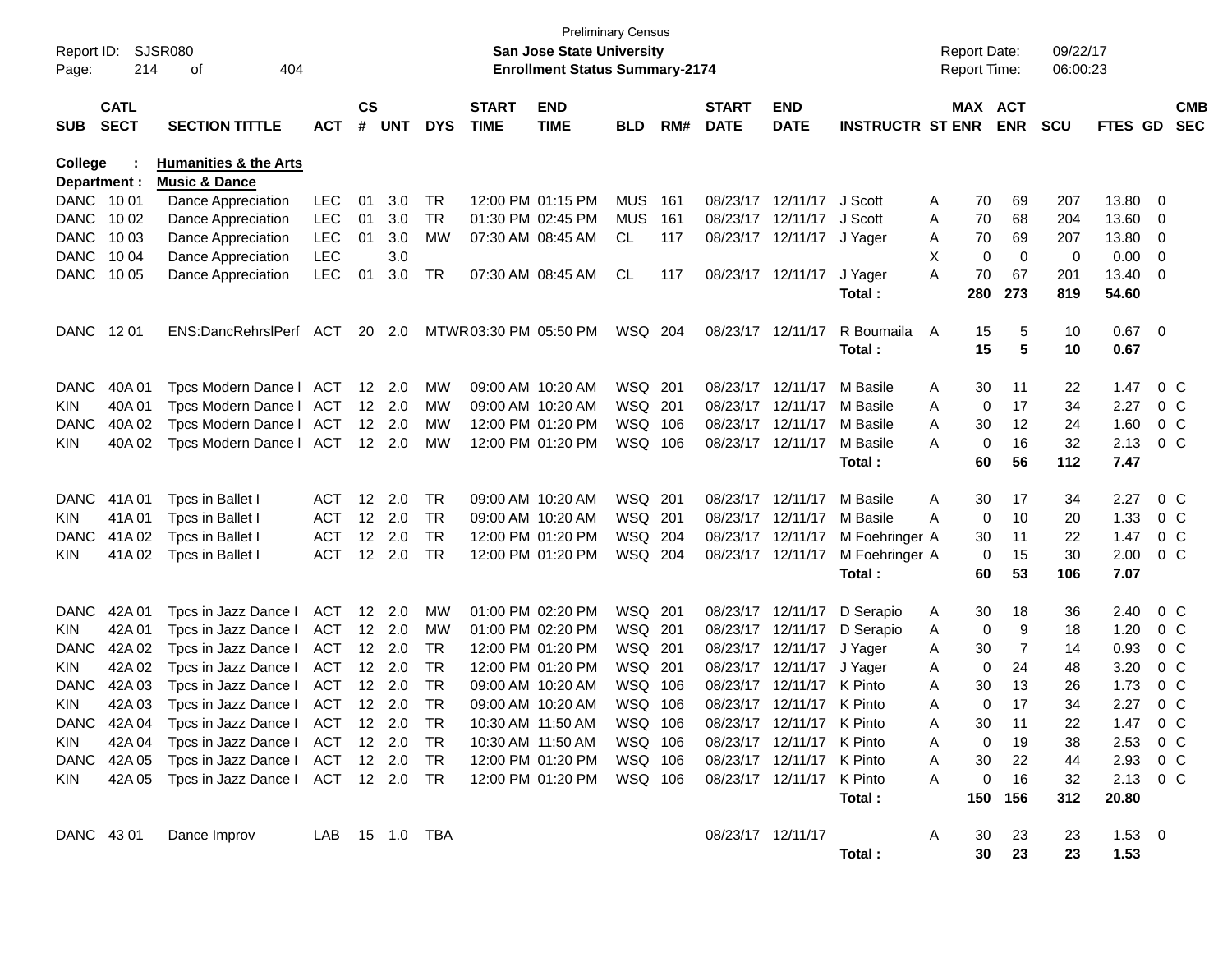Preliminary Census

Report ID: SJSR080

**San Jose State University**

**Enrollment Status Summary-2174**

Report Date: 09/22/17
Report Time: 06:00:23

**College : Humanities & the Arts**
**Department : Music & Dance**

| SUB | CATL SECT | SECTION TITTLE | ACT | CS # | UNT | DYS | START TIME | END TIME | BLD | RM# | START DATE | END DATE | INSTRUCTR | ST | MAX ENR | ACT ENR | SCU | FTES | GD | CMB SEC |
|---|---|---|---|---|---|---|---|---|---|---|---|---|---|---|---|---|---|---|---|---|
| DANC | 10 01 | Dance Appreciation | LEC | 01 | 3.0 | TR | 12:00 PM | 01:15 PM | MUS | 161 | 08/23/17 | 12/11/17 | J Scott | A | 70 | 69 | 207 | 13.80 | 0 | |
| DANC | 10 02 | Dance Appreciation | LEC | 01 | 3.0 | TR | 01:30 PM | 02:45 PM | MUS | 161 | 08/23/17 | 12/11/17 | J Scott | A | 70 | 68 | 204 | 13.60 | 0 | |
| DANC | 10 03 | Dance Appreciation | LEC | 01 | 3.0 | MW | 07:30 AM | 08:45 AM | CL | 117 | 08/23/17 | 12/11/17 | J Yager | A | 70 | 69 | 207 | 13.80 | 0 | |
| DANC | 10 04 | Dance Appreciation | LEC | | 3.0 | | | | | | | | | X | 0 | 0 | 0 | 0.00 | 0 | |
| DANC | 10 05 | Dance Appreciation | LEC | 01 | 3.0 | TR | 07:30 AM | 08:45 AM | CL | 117 | 08/23/17 | 12/11/17 | J Yager | A | 70 | 67 | 201 | 13.40 | 0 | |
| | | | | | | | | | | | | | **Total :** | | **280** | **273** | **819** | **54.60** | | |
| DANC | 12 01 | ENS:DancRehrslPerf | ACT | 20 | 2.0 | MTWR | 03:30 PM | 05:50 PM | WSQ | 204 | 08/23/17 | 12/11/17 | R Boumaila | A | 15 | 5 | 10 | 0.67 | 0 | |
| | | | | | | | | | | | | | **Total :** | | **15** | **5** | **10** | **0.67** | | |
| DANC | 40A 01 | Tpcs Modern Dance I | ACT | 12 | 2.0 | MW | 09:00 AM | 10:20 AM | WSQ | 201 | 08/23/17 | 12/11/17 | M Basile | A | 30 | 11 | 22 | 1.47 | 0 | C |
| KIN | 40A 01 | Tpcs Modern Dance I | ACT | 12 | 2.0 | MW | 09:00 AM | 10:20 AM | WSQ | 201 | 08/23/17 | 12/11/17 | M Basile | A | 0 | 17 | 34 | 2.27 | 0 | C |
| DANC | 40A 02 | Tpcs Modern Dance I | ACT | 12 | 2.0 | MW | 12:00 PM | 01:20 PM | WSQ | 106 | 08/23/17 | 12/11/17 | M Basile | A | 30 | 12 | 24 | 1.60 | 0 | C |
| KIN | 40A 02 | Tpcs Modern Dance I | ACT | 12 | 2.0 | MW | 12:00 PM | 01:20 PM | WSQ | 106 | 08/23/17 | 12/11/17 | M Basile | A | 0 | 16 | 32 | 2.13 | 0 | C |
| | | | | | | | | | | | | | **Total :** | | **60** | **56** | **112** | **7.47** | | |
| DANC | 41A 01 | Tpcs in Ballet I | ACT | 12 | 2.0 | TR | 09:00 AM | 10:20 AM | WSQ | 201 | 08/23/17 | 12/11/17 | M Basile | A | 30 | 17 | 34 | 2.27 | 0 | C |
| KIN | 41A 01 | Tpcs in Ballet I | ACT | 12 | 2.0 | TR | 09:00 AM | 10:20 AM | WSQ | 201 | 08/23/17 | 12/11/17 | M Basile | A | 0 | 10 | 20 | 1.33 | 0 | C |
| DANC | 41A 02 | Tpcs in Ballet I | ACT | 12 | 2.0 | TR | 12:00 PM | 01:20 PM | WSQ | 204 | 08/23/17 | 12/11/17 | M Foehringer | A | 30 | 11 | 22 | 1.47 | 0 | C |
| KIN | 41A 02 | Tpcs in Ballet I | ACT | 12 | 2.0 | TR | 12:00 PM | 01:20 PM | WSQ | 204 | 08/23/17 | 12/11/17 | M Foehringer | A | 0 | 15 | 30 | 2.00 | 0 | C |
| | | | | | | | | | | | | | **Total :** | | **60** | **53** | **106** | **7.07** | | |
| DANC | 42A 01 | Tpcs in Jazz Dance I | ACT | 12 | 2.0 | MW | 01:00 PM | 02:20 PM | WSQ | 201 | 08/23/17 | 12/11/17 | D Serapio | A | 30 | 18 | 36 | 2.40 | 0 | C |
| KIN | 42A 01 | Tpcs in Jazz Dance I | ACT | 12 | 2.0 | MW | 01:00 PM | 02:20 PM | WSQ | 201 | 08/23/17 | 12/11/17 | D Serapio | A | 0 | 9 | 18 | 1.20 | 0 | C |
| DANC | 42A 02 | Tpcs in Jazz Dance I | ACT | 12 | 2.0 | TR | 12:00 PM | 01:20 PM | WSQ | 201 | 08/23/17 | 12/11/17 | J Yager | A | 30 | 7 | 14 | 0.93 | 0 | C |
| KIN | 42A 02 | Tpcs in Jazz Dance I | ACT | 12 | 2.0 | TR | 12:00 PM | 01:20 PM | WSQ | 201 | 08/23/17 | 12/11/17 | J Yager | A | 0 | 24 | 48 | 3.20 | 0 | C |
| DANC | 42A 03 | Tpcs in Jazz Dance I | ACT | 12 | 2.0 | TR | 09:00 AM | 10:20 AM | WSQ | 106 | 08/23/17 | 12/11/17 | K Pinto | A | 30 | 13 | 26 | 1.73 | 0 | C |
| KIN | 42A 03 | Tpcs in Jazz Dance I | ACT | 12 | 2.0 | TR | 09:00 AM | 10:20 AM | WSQ | 106 | 08/23/17 | 12/11/17 | K Pinto | A | 0 | 17 | 34 | 2.27 | 0 | C |
| DANC | 42A 04 | Tpcs in Jazz Dance I | ACT | 12 | 2.0 | TR | 10:30 AM | 11:50 AM | WSQ | 106 | 08/23/17 | 12/11/17 | K Pinto | A | 30 | 11 | 22 | 1.47 | 0 | C |
| KIN | 42A 04 | Tpcs in Jazz Dance I | ACT | 12 | 2.0 | TR | 10:30 AM | 11:50 AM | WSQ | 106 | 08/23/17 | 12/11/17 | K Pinto | A | 0 | 19 | 38 | 2.53 | 0 | C |
| DANC | 42A 05 | Tpcs in Jazz Dance I | ACT | 12 | 2.0 | TR | 12:00 PM | 01:20 PM | WSQ | 106 | 08/23/17 | 12/11/17 | K Pinto | A | 30 | 22 | 44 | 2.93 | 0 | C |
| KIN | 42A 05 | Tpcs in Jazz Dance I | ACT | 12 | 2.0 | TR | 12:00 PM | 01:20 PM | WSQ | 106 | 08/23/17 | 12/11/17 | K Pinto | A | 0 | 16 | 32 | 2.13 | 0 | C |
| | | | | | | | | | | | | | **Total :** | | **150** | **156** | **312** | **20.80** | | |
| DANC | 43 01 | Dance Improv | LAB | 15 | 1.0 | TBA | | | | | 08/23/17 | 12/11/17 | | A | 30 | 23 | 23 | 1.53 | 0 | |
| | | | | | | | | | | | | | **Total :** | | **30** | **23** | **23** | **1.53** | | |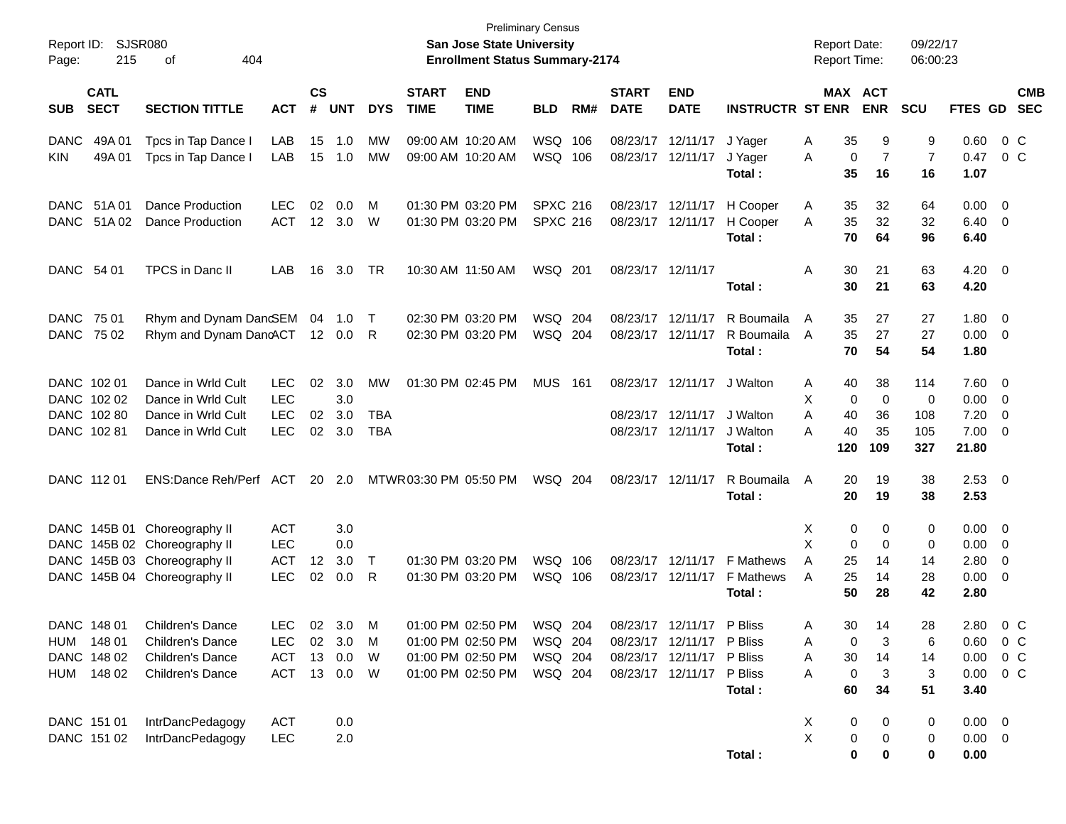Preliminary Census

**San Jose State University**

**Enrollment Status Summary-2174**

Report ID: SJSR080

Report Date: 09/22/17

Report Time: 06:00:23

| SUB | CATL SECT | SECTION TITTLE | ACT | CS # | UNT | DYS | START TIME | END TIME | BLD | RM# | START DATE | END DATE | INSTRUCTR | ST | MAX ENR | ACT ENR | SCU | FTES | GD | CMB SEC |
|---|---|---|---|---|---|---|---|---|---|---|---|---|---|---|---|---|---|---|---|---|
| DANC | 49A 01 | Tpcs in Tap Dance I | LAB | 15 | 1.0 | MW | 09:00 AM | 10:20 AM | WSQ | 106 | 08/23/17 | 12/11/17 | J Yager | A | 35 | 9 | 9 | 0.60 | 0 | C |
| KIN | 49A 01 | Tpcs in Tap Dance I | LAB | 15 | 1.0 | MW | 09:00 AM | 10:20 AM | WSQ | 106 | 08/23/17 | 12/11/17 | J Yager | A | 0 | 7 | 7 | 0.47 | 0 | C |
| | | | | | | | | | | | | | **Total :** | | **35** | **16** | **16** | **1.07** | | |
| DANC | 51A 01 | Dance Production | LEC | 02 | 0.0 | M | 01:30 PM | 03:20 PM | SPXC | 216 | 08/23/17 | 12/11/17 | H Cooper | A | 35 | 32 | 64 | 0.00 | 0 | |
| DANC | 51A 02 | Dance Production | ACT | 12 | 3.0 | W | 01:30 PM | 03:20 PM | SPXC | 216 | 08/23/17 | 12/11/17 | H Cooper | A | 35 | 32 | 32 | 6.40 | 0 | |
| | | | | | | | | | | | | | **Total :** | | **70** | **64** | **96** | **6.40** | | |
| DANC | 54 01 | TPCS in Danc II | LAB | 16 | 3.0 | TR | 10:30 AM | 11:50 AM | WSQ | 201 | 08/23/17 | 12/11/17 | | A | 30 | 21 | 63 | 4.20 | 0 | |
| | | | | | | | | | | | | | **Total :** | | **30** | **21** | **63** | **4.20** | | |
| DANC | 75 01 | Rhym and Dynam Danc | SEM | 04 | 1.0 | T | 02:30 PM | 03:20 PM | WSQ | 204 | 08/23/17 | 12/11/17 | R Boumaila | A | 35 | 27 | 27 | 1.80 | 0 | |
| DANC | 75 02 | Rhym and Dynam Danc | ACT | 12 | 0.0 | R | 02:30 PM | 03:20 PM | WSQ | 204 | 08/23/17 | 12/11/17 | R Boumaila | A | 35 | 27 | 27 | 0.00 | 0 | |
| | | | | | | | | | | | | | **Total :** | | **70** | **54** | **54** | **1.80** | | |
| DANC | 102 01 | Dance in Wrld Cult | LEC | 02 | 3.0 | MW | 01:30 PM | 02:45 PM | MUS | 161 | 08/23/17 | 12/11/17 | J Walton | A | 40 | 38 | 114 | 7.60 | 0 | |
| DANC | 102 02 | Dance in Wrld Cult | LEC | | 3.0 | | | | | | | | | X | 0 | 0 | 0 | 0.00 | 0 | |
| DANC | 102 80 | Dance in Wrld Cult | LEC | 02 | 3.0 | TBA | | | | | 08/23/17 | 12/11/17 | J Walton | A | 40 | 36 | 108 | 7.20 | 0 | |
| DANC | 102 81 | Dance in Wrld Cult | LEC | 02 | 3.0 | TBA | | | | | 08/23/17 | 12/11/17 | J Walton | A | 40 | 35 | 105 | 7.00 | 0 | |
| | | | | | | | | | | | | | **Total :** | | **120** | **109** | **327** | **21.80** | | |
| DANC | 112 01 | ENS:Dance Reh/Perf | ACT | 20 | 2.0 | MTWR | 03:30 PM | 05:50 PM | WSQ | 204 | 08/23/17 | 12/11/17 | R Boumaila | A | 20 | 19 | 38 | 2.53 | 0 | |
| | | | | | | | | | | | | | **Total :** | | **20** | **19** | **38** | **2.53** | | |
| DANC | 145B 01 | Choreography II | ACT | | 3.0 | | | | | | | | | X | 0 | 0 | 0 | 0.00 | 0 | |
| DANC | 145B 02 | Choreography II | LEC | | 0.0 | | | | | | | | | X | 0 | 0 | 0 | 0.00 | 0 | |
| DANC | 145B 03 | Choreography II | ACT | 12 | 3.0 | T | 01:30 PM | 03:20 PM | WSQ | 106 | 08/23/17 | 12/11/17 | F Mathews | A | 25 | 14 | 14 | 2.80 | 0 | |
| DANC | 145B 04 | Choreography II | LEC | 02 | 0.0 | R | 01:30 PM | 03:20 PM | WSQ | 106 | 08/23/17 | 12/11/17 | F Mathews | A | 25 | 14 | 28 | 0.00 | 0 | |
| | | | | | | | | | | | | | **Total :** | | **50** | **28** | **42** | **2.80** | | |
| DANC | 148 01 | Children's Dance | LEC | 02 | 3.0 | M | 01:00 PM | 02:50 PM | WSQ | 204 | 08/23/17 | 12/11/17 | P Bliss | A | 30 | 14 | 28 | 2.80 | 0 | C |
| HUM | 148 01 | Children's Dance | LEC | 02 | 3.0 | M | 01:00 PM | 02:50 PM | WSQ | 204 | 08/23/17 | 12/11/17 | P Bliss | A | 0 | 3 | 6 | 0.60 | 0 | C |
| DANC | 148 02 | Children's Dance | ACT | 13 | 0.0 | W | 01:00 PM | 02:50 PM | WSQ | 204 | 08/23/17 | 12/11/17 | P Bliss | A | 30 | 14 | 14 | 0.00 | 0 | C |
| HUM | 148 02 | Children's Dance | ACT | 13 | 0.0 | W | 01:00 PM | 02:50 PM | WSQ | 204 | 08/23/17 | 12/11/17 | P Bliss | A | 0 | 3 | 3 | 0.00 | 0 | C |
| | | | | | | | | | | | | | **Total :** | | **60** | **34** | **51** | **3.40** | | |
| DANC | 151 01 | IntrDancPedagogy | ACT | | 0.0 | | | | | | | | | X | 0 | 0 | 0 | 0.00 | 0 | |
| DANC | 151 02 | IntrDancPedagogy | LEC | | 2.0 | | | | | | | | | X | 0 | 0 | 0 | 0.00 | 0 | |
| | | | | | | | | | | | | | **Total :** | | **0** | **0** | **0** | **0.00** | | |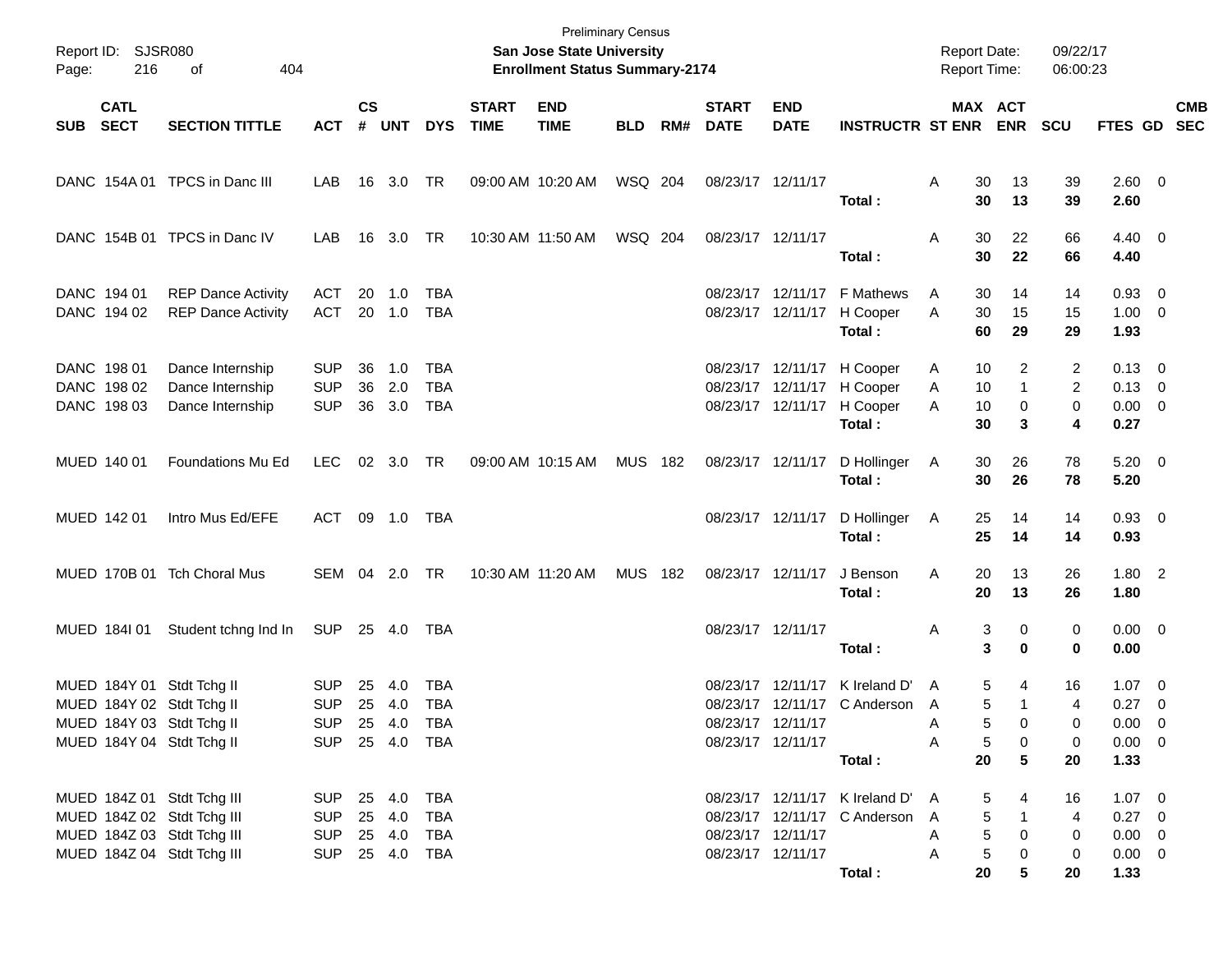Preliminary Census

**San Jose State University**

**Enrollment Status Summary-2174**

Report ID: SJSR080

Report Date: 09/22/17

Report Time: 06:00:23

| SUB | CATL SECT | SECTION TITTLE | ACT | CS # | UNT | DYS | START TIME | END TIME | BLD | RM# | START DATE | END DATE | INSTRUCTR | ST | MAX ENR | ACT ENR | SCU | FTES | GD | CMB SEC |
|---|---|---|---|---|---|---|---|---|---|---|---|---|---|---|---|---|---|---|---|---|
| DANC | 154A 01 | TPCS in Danc III | LAB | 16 | 3.0 | TR | 09:00 AM | 10:20 AM | WSQ | 204 | 08/23/17 | 12/11/17 | | A | 30 | 13 | 39 | 2.60 | 0 | |
| | | | | | | | | | | | | | **Total :** | | **30** | **13** | **39** | **2.60** | | |
| DANC | 154B 01 | TPCS in Danc IV | LAB | 16 | 3.0 | TR | 10:30 AM | 11:50 AM | WSQ | 204 | 08/23/17 | 12/11/17 | | A | 30 | 22 | 66 | 4.40 | 0 | |
| | | | | | | | | | | | | | **Total :** | | **30** | **22** | **66** | **4.40** | | |
| DANC | 194 01 | REP Dance Activity | ACT | 20 | 1.0 | TBA | | | | | 08/23/17 | 12/11/17 | F Mathews | A | 30 | 14 | 14 | 0.93 | 0 | |
| DANC | 194 02 | REP Dance Activity | ACT | 20 | 1.0 | TBA | | | | | 08/23/17 | 12/11/17 | H Cooper | A | 30 | 15 | 15 | 1.00 | 0 | |
| | | | | | | | | | | | | | **Total :** | | **60** | **29** | **29** | **1.93** | | |
| DANC | 198 01 | Dance Internship | SUP | 36 | 1.0 | TBA | | | | | 08/23/17 | 12/11/17 | H Cooper | A | 10 | 2 | 2 | 0.13 | 0 | |
| DANC | 198 02 | Dance Internship | SUP | 36 | 2.0 | TBA | | | | | 08/23/17 | 12/11/17 | H Cooper | A | 10 | 1 | 2 | 0.13 | 0 | |
| DANC | 198 03 | Dance Internship | SUP | 36 | 3.0 | TBA | | | | | 08/23/17 | 12/11/17 | H Cooper | A | 10 | 0 | 0 | 0.00 | 0 | |
| | | | | | | | | | | | | | **Total :** | | **30** | **3** | **4** | **0.27** | | |
| MUED | 140 01 | Foundations Mu Ed | LEC | 02 | 3.0 | TR | 09:00 AM | 10:15 AM | MUS | 182 | 08/23/17 | 12/11/17 | D Hollinger | A | 30 | 26 | 78 | 5.20 | 0 | |
| | | | | | | | | | | | | | **Total :** | | **30** | **26** | **78** | **5.20** | | |
| MUED | 142 01 | Intro Mus Ed/EFE | ACT | 09 | 1.0 | TBA | | | | | 08/23/17 | 12/11/17 | D Hollinger | A | 25 | 14 | 14 | 0.93 | 0 | |
| | | | | | | | | | | | | | **Total :** | | **25** | **14** | **14** | **0.93** | | |
| MUED | 170B 01 | Tch Choral Mus | SEM | 04 | 2.0 | TR | 10:30 AM | 11:20 AM | MUS | 182 | 08/23/17 | 12/11/17 | J Benson | A | 20 | 13 | 26 | 1.80 | 2 | |
| | | | | | | | | | | | | | **Total :** | | **20** | **13** | **26** | **1.80** | | |
| MUED | 184I 01 | Student tchng Ind In | SUP | 25 | 4.0 | TBA | | | | | 08/23/17 | 12/11/17 | | A | 3 | 0 | 0 | 0.00 | 0 | |
| | | | | | | | | | | | | | **Total :** | | **3** | **0** | **0** | **0.00** | | |
| MUED | 184Y 01 | Stdt Tchg II | SUP | 25 | 4.0 | TBA | | | | | 08/23/17 | 12/11/17 | K Ireland D' | A | 5 | 4 | 16 | 1.07 | 0 | |
| MUED | 184Y 02 | Stdt Tchg II | SUP | 25 | 4.0 | TBA | | | | | 08/23/17 | 12/11/17 | C Anderson | A | 5 | 1 | 4 | 0.27 | 0 | |
| MUED | 184Y 03 | Stdt Tchg II | SUP | 25 | 4.0 | TBA | | | | | 08/23/17 | 12/11/17 | | A | 5 | 0 | 0 | 0.00 | 0 | |
| MUED | 184Y 04 | Stdt Tchg II | SUP | 25 | 4.0 | TBA | | | | | 08/23/17 | 12/11/17 | | A | 5 | 0 | 0 | 0.00 | 0 | |
| | | | | | | | | | | | | | **Total :** | | **20** | **5** | **20** | **1.33** | | |
| MUED | 184Z 01 | Stdt Tchg III | SUP | 25 | 4.0 | TBA | | | | | 08/23/17 | 12/11/17 | K Ireland D' | A | 5 | 4 | 16 | 1.07 | 0 | |
| MUED | 184Z 02 | Stdt Tchg III | SUP | 25 | 4.0 | TBA | | | | | 08/23/17 | 12/11/17 | C Anderson | A | 5 | 1 | 4 | 0.27 | 0 | |
| MUED | 184Z 03 | Stdt Tchg III | SUP | 25 | 4.0 | TBA | | | | | 08/23/17 | 12/11/17 | | A | 5 | 0 | 0 | 0.00 | 0 | |
| MUED | 184Z 04 | Stdt Tchg III | SUP | 25 | 4.0 | TBA | | | | | 08/23/17 | 12/11/17 | | A | 5 | 0 | 0 | 0.00 | 0 | |
| | | | | | | | | | | | | | **Total :** | | **20** | **5** | **20** | **1.33** | | |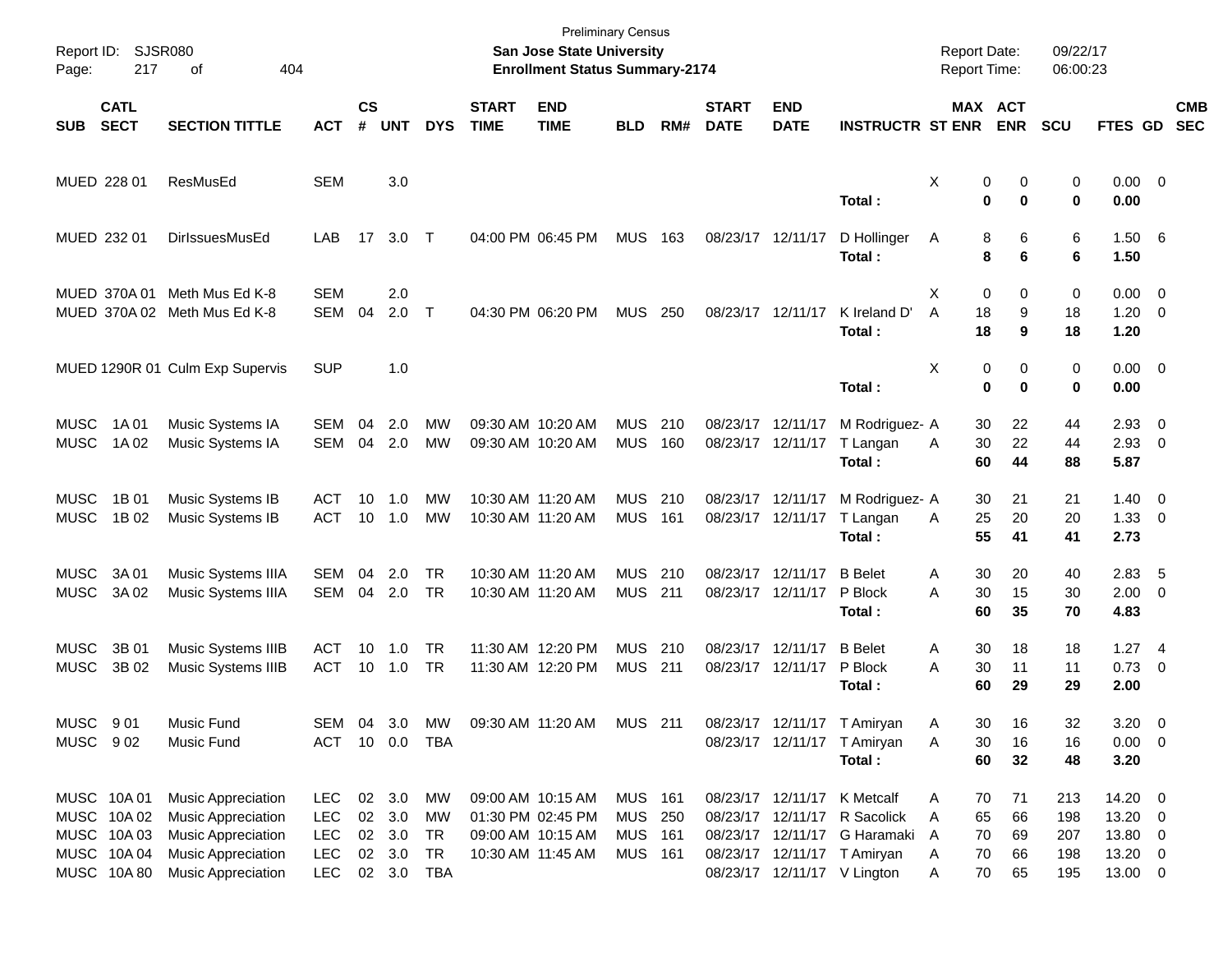Preliminary Census

**San Jose State University**

**Enrollment Status Summary-2174**

Report ID: SJSR080

Report Date: 09/22/17

Report Time: 06:00:23

| SUB | CATL SECT | SECTION TITTLE | ACT | CS # | UNT | DYS | START TIME | END TIME | BLD | RM# | START DATE | END DATE | INSTRUCTR | ST | MAX ENR | ACT ENR | SCU | FTES | GD | CMB SEC |
|---|---|---|---|---|---|---|---|---|---|---|---|---|---|---|---|---|---|---|---|---|
| MUED | 228 01 | ResMusEd | SEM | | 3.0 | | | | | | | | | X | 0 | 0 | 0 | 0.00 | 0 | |
| | | | | | | | | | | | | | **Total :** | | **0** | **0** | **0** | **0.00** | | |
| MUED | 232 01 | DirIssuesMusEd | LAB | 17 | 3.0 | T | 04:00 PM | 06:45 PM | MUS | 163 | 08/23/17 | 12/11/17 | D Hollinger | A | 8 | 6 | 6 | 1.50 | 6 | |
| | | | | | | | | | | | | | **Total :** | | **8** | **6** | **6** | **1.50** | | |
| MUED | 370A 01 | Meth Mus Ed K-8 | SEM | | 2.0 | | | | | | | | | X | 0 | 0 | 0 | 0.00 | 0 | |
| MUED | 370A 02 | Meth Mus Ed K-8 | SEM | 04 | 2.0 | T | 04:30 PM | 06:20 PM | MUS | 250 | 08/23/17 | 12/11/17 | K Ireland D' | A | 18 | 9 | 18 | 1.20 | 0 | |
| | | | | | | | | | | | | | **Total :** | | **18** | **9** | **18** | **1.20** | | |
| MUED | 1290R 01 | Culm Exp Supervis | SUP | | 1.0 | | | | | | | | | X | 0 | 0 | 0 | 0.00 | 0 | |
| | | | | | | | | | | | | | **Total :** | | **0** | **0** | **0** | **0.00** | | |
| MUSC | 1A 01 | Music Systems IA | SEM | 04 | 2.0 | MW | 09:30 AM | 10:20 AM | MUS | 210 | 08/23/17 | 12/11/17 | M Rodriguez- | A | 30 | 22 | 44 | 2.93 | 0 | |
| MUSC | 1A 02 | Music Systems IA | SEM | 04 | 2.0 | MW | 09:30 AM | 10:20 AM | MUS | 160 | 08/23/17 | 12/11/17 | T Langan | A | 30 | 22 | 44 | 2.93 | 0 | |
| | | | | | | | | | | | | | **Total :** | | **60** | **44** | **88** | **5.87** | | |
| MUSC | 1B 01 | Music Systems IB | ACT | 10 | 1.0 | MW | 10:30 AM | 11:20 AM | MUS | 210 | 08/23/17 | 12/11/17 | M Rodriguez- | A | 30 | 21 | 21 | 1.40 | 0 | |
| MUSC | 1B 02 | Music Systems IB | ACT | 10 | 1.0 | MW | 10:30 AM | 11:20 AM | MUS | 161 | 08/23/17 | 12/11/17 | T Langan | A | 25 | 20 | 20 | 1.33 | 0 | |
| | | | | | | | | | | | | | **Total :** | | **55** | **41** | **41** | **2.73** | | |
| MUSC | 3A 01 | Music Systems IIIA | SEM | 04 | 2.0 | TR | 10:30 AM | 11:20 AM | MUS | 210 | 08/23/17 | 12/11/17 | B Belet | A | 30 | 20 | 40 | 2.83 | 5 | |
| MUSC | 3A 02 | Music Systems IIIA | SEM | 04 | 2.0 | TR | 10:30 AM | 11:20 AM | MUS | 211 | 08/23/17 | 12/11/17 | P Block | A | 30 | 15 | 30 | 2.00 | 0 | |
| | | | | | | | | | | | | | **Total :** | | **60** | **35** | **70** | **4.83** | | |
| MUSC | 3B 01 | Music Systems IIIB | ACT | 10 | 1.0 | TR | 11:30 AM | 12:20 PM | MUS | 210 | 08/23/17 | 12/11/17 | B Belet | A | 30 | 18 | 18 | 1.27 | 4 | |
| MUSC | 3B 02 | Music Systems IIIB | ACT | 10 | 1.0 | TR | 11:30 AM | 12:20 PM | MUS | 211 | 08/23/17 | 12/11/17 | P Block | A | 30 | 11 | 11 | 0.73 | 0 | |
| | | | | | | | | | | | | | **Total :** | | **60** | **29** | **29** | **2.00** | | |
| MUSC | 9 01 | Music Fund | SEM | 04 | 3.0 | MW | 09:30 AM | 11:20 AM | MUS | 211 | 08/23/17 | 12/11/17 | T Amiryan | A | 30 | 16 | 32 | 3.20 | 0 | |
| MUSC | 9 02 | Music Fund | ACT | 10 | 0.0 | TBA | | | | | 08/23/17 | 12/11/17 | T Amiryan | A | 30 | 16 | 16 | 0.00 | 0 | |
| | | | | | | | | | | | | | **Total :** | | **60** | **32** | **48** | **3.20** | | |
| MUSC | 10A 01 | Music Appreciation | LEC | 02 | 3.0 | MW | 09:00 AM | 10:15 AM | MUS | 161 | 08/23/17 | 12/11/17 | K Metcalf | A | 70 | 71 | 213 | 14.20 | 0 | |
| MUSC | 10A 02 | Music Appreciation | LEC | 02 | 3.0 | MW | 01:30 PM | 02:45 PM | MUS | 250 | 08/23/17 | 12/11/17 | R Sacolick | A | 65 | 66 | 198 | 13.20 | 0 | |
| MUSC | 10A 03 | Music Appreciation | LEC | 02 | 3.0 | TR | 09:00 AM | 10:15 AM | MUS | 161 | 08/23/17 | 12/11/17 | G Haramaki | A | 70 | 69 | 207 | 13.80 | 0 | |
| MUSC | 10A 04 | Music Appreciation | LEC | 02 | 3.0 | TR | 10:30 AM | 11:45 AM | MUS | 161 | 08/23/17 | 12/11/17 | T Amiryan | A | 70 | 66 | 198 | 13.20 | 0 | |
| MUSC | 10A 80 | Music Appreciation | LEC | 02 | 3.0 | TBA | | | | | 08/23/17 | 12/11/17 | V Lington | A | 70 | 65 | 195 | 13.00 | 0 | |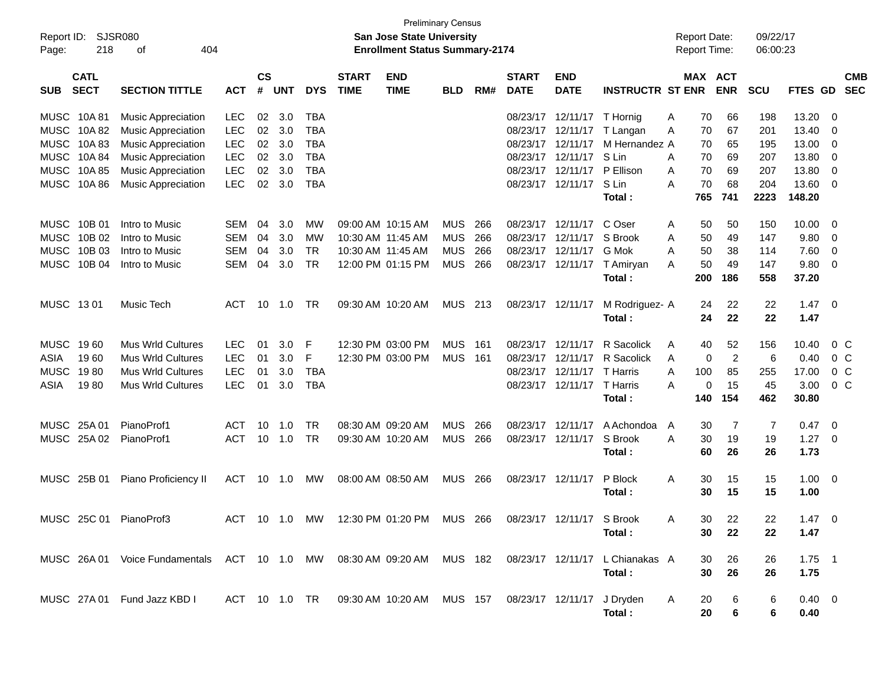Preliminary Census

Report ID: SJSR080 **San Jose State University** Report Date: 09/22/17

**Enrollment Status Summary-2174** Report Time: 06:00:23

| SUB | CATL SECT | SECTION TITTLE | ACT | CS # | UNT | DYS | START TIME | END TIME | BLD | RM# | START DATE | END DATE | INSTRUCTR | ST | MAX ENR | ACT ENR | SCU | FTES | GD | CMB SEC |
|---|---|---|---|---|---|---|---|---|---|---|---|---|---|---|---|---|---|---|---|---|
| MUSC | 10A 81 | Music Appreciation | LEC | 02 | 3.0 | TBA | | | | | 08/23/17 | 12/11/17 | T Hornig | A | 70 | 66 | 198 | 13.20 | 0 | |
| MUSC | 10A 82 | Music Appreciation | LEC | 02 | 3.0 | TBA | | | | | 08/23/17 | 12/11/17 | T Langan | A | 70 | 67 | 201 | 13.40 | 0 | |
| MUSC | 10A 83 | Music Appreciation | LEC | 02 | 3.0 | TBA | | | | | 08/23/17 | 12/11/17 | M Hernandez | A | 70 | 65 | 195 | 13.00 | 0 | |
| MUSC | 10A 84 | Music Appreciation | LEC | 02 | 3.0 | TBA | | | | | 08/23/17 | 12/11/17 | S Lin | A | 70 | 69 | 207 | 13.80 | 0 | |
| MUSC | 10A 85 | Music Appreciation | LEC | 02 | 3.0 | TBA | | | | | 08/23/17 | 12/11/17 | P Ellison | A | 70 | 69 | 207 | 13.80 | 0 | |
| MUSC | 10A 86 | Music Appreciation | LEC | 02 | 3.0 | TBA | | | | | 08/23/17 | 12/11/17 | S Lin | A | 70 | 68 | 204 | 13.60 | 0 | |
| | | | | | | | | | | | | | **Total :** | | **765** | **741** | **2223** | **148.20** | | |
| MUSC | 10B 01 | Intro to Music | SEM | 04 | 3.0 | MW | 09:00 AM | 10:15 AM | MUS | 266 | 08/23/17 | 12/11/17 | C Oser | A | 50 | 50 | 150 | 10.00 | 0 | |
| MUSC | 10B 02 | Intro to Music | SEM | 04 | 3.0 | MW | 10:30 AM | 11:45 AM | MUS | 266 | 08/23/17 | 12/11/17 | S Brook | A | 50 | 49 | 147 | 9.80 | 0 | |
| MUSC | 10B 03 | Intro to Music | SEM | 04 | 3.0 | TR | 10:30 AM | 11:45 AM | MUS | 266 | 08/23/17 | 12/11/17 | G Mok | A | 50 | 38 | 114 | 7.60 | 0 | |
| MUSC | 10B 04 | Intro to Music | SEM | 04 | 3.0 | TR | 12:00 PM | 01:15 PM | MUS | 266 | 08/23/17 | 12/11/17 | T Amiryan | A | 50 | 49 | 147 | 9.80 | 0 | |
| | | | | | | | | | | | | | **Total :** | | **200** | **186** | **558** | **37.20** | | |
| MUSC | 13 01 | Music Tech | ACT | 10 | 1.0 | TR | 09:30 AM | 10:20 AM | MUS | 213 | 08/23/17 | 12/11/17 | M Rodriguez- | A | 24 | 22 | 22 | 1.47 | 0 | |
| | | | | | | | | | | | | | **Total :** | | **24** | **22** | **22** | **1.47** | | |
| MUSC | 19 60 | Mus Wrld Cultures | LEC | 01 | 3.0 | F | 12:30 PM | 03:00 PM | MUS | 161 | 08/23/17 | 12/11/17 | R Sacolick | A | 40 | 52 | 156 | 10.40 | 0 | C |
| ASIA | 19 60 | Mus Wrld Cultures | LEC | 01 | 3.0 | F | 12:30 PM | 03:00 PM | MUS | 161 | 08/23/17 | 12/11/17 | R Sacolick | A | 0 | 2 | 6 | 0.40 | 0 | C |
| MUSC | 19 80 | Mus Wrld Cultures | LEC | 01 | 3.0 | TBA | | | | | 08/23/17 | 12/11/17 | T Harris | A | 100 | 85 | 255 | 17.00 | 0 | C |
| ASIA | 19 80 | Mus Wrld Cultures | LEC | 01 | 3.0 | TBA | | | | | 08/23/17 | 12/11/17 | T Harris | A | 0 | 15 | 45 | 3.00 | 0 | C |
| | | | | | | | | | | | | | **Total :** | | **140** | **154** | **462** | **30.80** | | |
| MUSC | 25A 01 | PianoProf1 | ACT | 10 | 1.0 | TR | 08:30 AM | 09:20 AM | MUS | 266 | 08/23/17 | 12/11/17 | A Achondoa | A | 30 | 7 | 7 | 0.47 | 0 | |
| MUSC | 25A 02 | PianoProf1 | ACT | 10 | 1.0 | TR | 09:30 AM | 10:20 AM | MUS | 266 | 08/23/17 | 12/11/17 | S Brook | A | 30 | 19 | 19 | 1.27 | 0 | |
| | | | | | | | | | | | | | **Total :** | | **60** | **26** | **26** | **1.73** | | |
| MUSC | 25B 01 | Piano Proficiency II | ACT | 10 | 1.0 | MW | 08:00 AM | 08:50 AM | MUS | 266 | 08/23/17 | 12/11/17 | P Block | A | 30 | 15 | 15 | 1.00 | 0 | |
| | | | | | | | | | | | | | **Total :** | | **30** | **15** | **15** | **1.00** | | |
| MUSC | 25C 01 | PianoProf3 | ACT | 10 | 1.0 | MW | 12:30 PM | 01:20 PM | MUS | 266 | 08/23/17 | 12/11/17 | S Brook | A | 30 | 22 | 22 | 1.47 | 0 | |
| | | | | | | | | | | | | | **Total :** | | **30** | **22** | **22** | **1.47** | | |
| MUSC | 26A 01 | Voice Fundamentals | ACT | 10 | 1.0 | MW | 08:30 AM | 09:20 AM | MUS | 182 | 08/23/17 | 12/11/17 | L Chianakas | A | 30 | 26 | 26 | 1.75 | 1 | |
| | | | | | | | | | | | | | **Total :** | | **30** | **26** | **26** | **1.75** | | |
| MUSC | 27A 01 | Fund Jazz KBD I | ACT | 10 | 1.0 | TR | 09:30 AM | 10:20 AM | MUS | 157 | 08/23/17 | 12/11/17 | J Dryden | A | 20 | 6 | 6 | 0.40 | 0 | |
| | | | | | | | | | | | | | **Total :** | | **20** | **6** | **6** | **0.40** | | |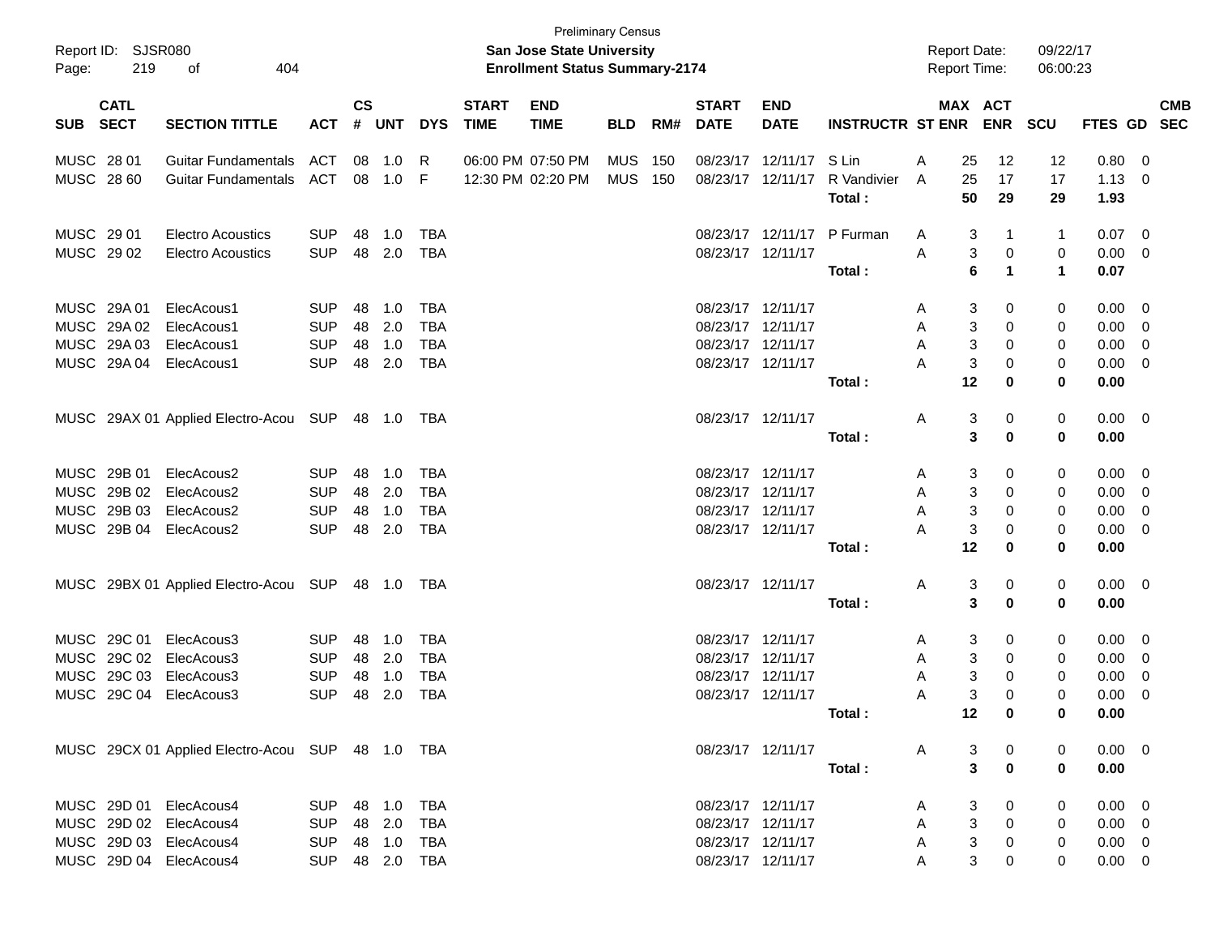Preliminary Census

Report ID: SJSR080

**San Jose State University**

**Enrollment Status Summary-2174**

Report Date: 09/22/17

Report Time: 06:00:23

| SUB | CATL SECT | SECTION TITTLE | ACT | CS # | UNT | DYS | START TIME | END TIME | BLD | RM# | START DATE | END DATE | INSTRUCTR | ST | MAX ENR | ACT ENR | SCU | FTES | GD | CMB SEC |
|---|---|---|---|---|---|---|---|---|---|---|---|---|---|---|---|---|---|---|---|---|
| MUSC | 28 01 | Guitar Fundamentals | ACT | 08 | 1.0 | R | 06:00 PM | 07:50 PM | MUS | 150 | 08/23/17 | 12/11/17 | S Lin | A | 25 | 12 | 12 | 0.80 | 0 | |
| MUSC | 28 60 | Guitar Fundamentals | ACT | 08 | 1.0 | F | 12:30 PM | 02:20 PM | MUS | 150 | 08/23/17 | 12/11/17 | R Vandivier | A | 25 | 17 | 17 | 1.13 | 0 | |
| | | | | | | | | | | | | | **Total :** | | **50** | **29** | **29** | **1.93** | | |
| MUSC | 29 01 | Electro Acoustics | SUP | 48 | 1.0 | TBA | | | | | 08/23/17 | 12/11/17 | P Furman | A | 3 | 1 | 1 | 0.07 | 0 | |
| MUSC | 29 02 | Electro Acoustics | SUP | 48 | 2.0 | TBA | | | | | 08/23/17 | 12/11/17 | | A | 3 | 0 | 0 | 0.00 | 0 | |
| | | | | | | | | | | | | | **Total :** | | **6** | **1** | **1** | **0.07** | | |
| MUSC | 29A 01 | ElecAcous1 | SUP | 48 | 1.0 | TBA | | | | | 08/23/17 | 12/11/17 | | A | 3 | 0 | 0 | 0.00 | 0 | |
| MUSC | 29A 02 | ElecAcous1 | SUP | 48 | 2.0 | TBA | | | | | 08/23/17 | 12/11/17 | | A | 3 | 0 | 0 | 0.00 | 0 | |
| MUSC | 29A 03 | ElecAcous1 | SUP | 48 | 1.0 | TBA | | | | | 08/23/17 | 12/11/17 | | A | 3 | 0 | 0 | 0.00 | 0 | |
| MUSC | 29A 04 | ElecAcous1 | SUP | 48 | 2.0 | TBA | | | | | 08/23/17 | 12/11/17 | | A | 3 | 0 | 0 | 0.00 | 0 | |
| | | | | | | | | | | | | | **Total :** | | **12** | **0** | **0** | **0.00** | | |
| MUSC | 29AX 01 | Applied Electro-Acou | SUP | 48 | 1.0 | TBA | | | | | 08/23/17 | 12/11/17 | | A | 3 | 0 | 0 | 0.00 | 0 | |
| | | | | | | | | | | | | | **Total :** | | **3** | **0** | **0** | **0.00** | | |
| MUSC | 29B 01 | ElecAcous2 | SUP | 48 | 1.0 | TBA | | | | | 08/23/17 | 12/11/17 | | A | 3 | 0 | 0 | 0.00 | 0 | |
| MUSC | 29B 02 | ElecAcous2 | SUP | 48 | 2.0 | TBA | | | | | 08/23/17 | 12/11/17 | | A | 3 | 0 | 0 | 0.00 | 0 | |
| MUSC | 29B 03 | ElecAcous2 | SUP | 48 | 1.0 | TBA | | | | | 08/23/17 | 12/11/17 | | A | 3 | 0 | 0 | 0.00 | 0 | |
| MUSC | 29B 04 | ElecAcous2 | SUP | 48 | 2.0 | TBA | | | | | 08/23/17 | 12/11/17 | | A | 3 | 0 | 0 | 0.00 | 0 | |
| | | | | | | | | | | | | | **Total :** | | **12** | **0** | **0** | **0.00** | | |
| MUSC | 29BX 01 | Applied Electro-Acou | SUP | 48 | 1.0 | TBA | | | | | 08/23/17 | 12/11/17 | | A | 3 | 0 | 0 | 0.00 | 0 | |
| | | | | | | | | | | | | | **Total :** | | **3** | **0** | **0** | **0.00** | | |
| MUSC | 29C 01 | ElecAcous3 | SUP | 48 | 1.0 | TBA | | | | | 08/23/17 | 12/11/17 | | A | 3 | 0 | 0 | 0.00 | 0 | |
| MUSC | 29C 02 | ElecAcous3 | SUP | 48 | 2.0 | TBA | | | | | 08/23/17 | 12/11/17 | | A | 3 | 0 | 0 | 0.00 | 0 | |
| MUSC | 29C 03 | ElecAcous3 | SUP | 48 | 1.0 | TBA | | | | | 08/23/17 | 12/11/17 | | A | 3 | 0 | 0 | 0.00 | 0 | |
| MUSC | 29C 04 | ElecAcous3 | SUP | 48 | 2.0 | TBA | | | | | 08/23/17 | 12/11/17 | | A | 3 | 0 | 0 | 0.00 | 0 | |
| | | | | | | | | | | | | | **Total :** | | **12** | **0** | **0** | **0.00** | | |
| MUSC | 29CX 01 | Applied Electro-Acou | SUP | 48 | 1.0 | TBA | | | | | 08/23/17 | 12/11/17 | | A | 3 | 0 | 0 | 0.00 | 0 | |
| | | | | | | | | | | | | | **Total :** | | **3** | **0** | **0** | **0.00** | | |
| MUSC | 29D 01 | ElecAcous4 | SUP | 48 | 1.0 | TBA | | | | | 08/23/17 | 12/11/17 | | A | 3 | 0 | 0 | 0.00 | 0 | |
| MUSC | 29D 02 | ElecAcous4 | SUP | 48 | 2.0 | TBA | | | | | 08/23/17 | 12/11/17 | | A | 3 | 0 | 0 | 0.00 | 0 | |
| MUSC | 29D 03 | ElecAcous4 | SUP | 48 | 1.0 | TBA | | | | | 08/23/17 | 12/11/17 | | A | 3 | 0 | 0 | 0.00 | 0 | |
| MUSC | 29D 04 | ElecAcous4 | SUP | 48 | 2.0 | TBA | | | | | 08/23/17 | 12/11/17 | | A | 3 | 0 | 0 | 0.00 | 0 | |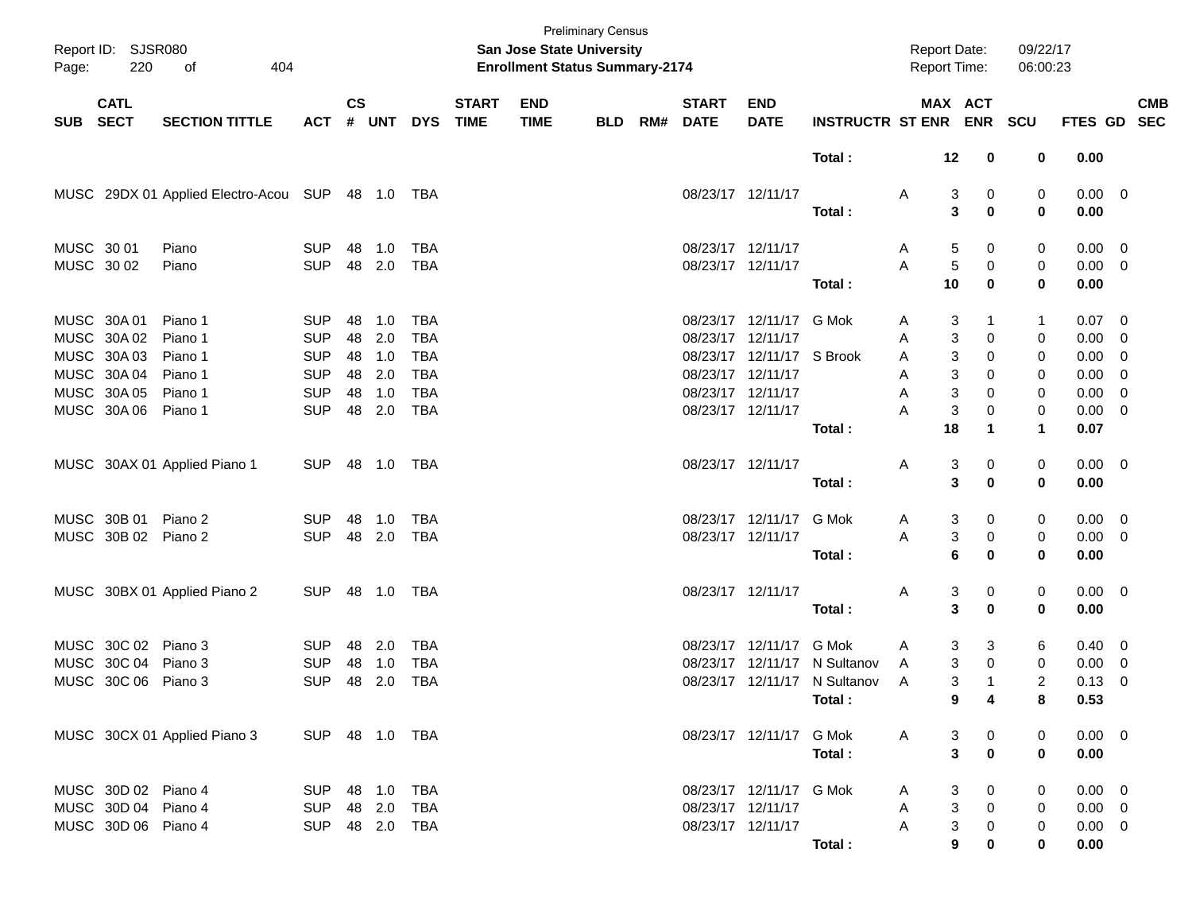Preliminary Census

Report ID: SJSR080

**San Jose State University**

**Enrollment Status Summary-2174**

Report Date: 09/22/17
Report Time: 06:00:23

| SUB | CATL SECT | SECTION TITTLE | ACT | CS # | UNT | DYS | START TIME | END TIME | BLD | RM# | START DATE | END DATE | INSTRUCTR | ST | MAX ENR | ACT ENR | SCU | FTES | GD | CMB SEC |
|---|---|---|---|---|---|---|---|---|---|---|---|---|---|---|---|---|---|---|---|---|
| | | | | | | | | | | | | | **Total :** | | **12** | **0** | **0** | **0.00** | | |
| MUSC | 29DX 01 | Applied Electro-Acou | SUP | 48 | 1.0 | TBA | | | | | 08/23/17 | 12/11/17 | | A | 3 | 0 | 0 | 0.00 | 0 | |
| | | | | | | | | | | | | | **Total :** | | **3** | **0** | **0** | **0.00** | | |
| MUSC | 30 01 | Piano | SUP | 48 | 1.0 | TBA | | | | | 08/23/17 | 12/11/17 | | A | 5 | 0 | 0 | 0.00 | 0 | |
| MUSC | 30 02 | Piano | SUP | 48 | 2.0 | TBA | | | | | 08/23/17 | 12/11/17 | | A | 5 | 0 | 0 | 0.00 | 0 | |
| | | | | | | | | | | | | | **Total :** | | **10** | **0** | **0** | **0.00** | | |
| MUSC | 30A 01 | Piano 1 | SUP | 48 | 1.0 | TBA | | | | | 08/23/17 | 12/11/17 | G Mok | A | 3 | 1 | 1 | 0.07 | 0 | |
| MUSC | 30A 02 | Piano 1 | SUP | 48 | 2.0 | TBA | | | | | 08/23/17 | 12/11/17 | | A | 3 | 0 | 0 | 0.00 | 0 | |
| MUSC | 30A 03 | Piano 1 | SUP | 48 | 1.0 | TBA | | | | | 08/23/17 | 12/11/17 | S Brook | A | 3 | 0 | 0 | 0.00 | 0 | |
| MUSC | 30A 04 | Piano 1 | SUP | 48 | 2.0 | TBA | | | | | 08/23/17 | 12/11/17 | | A | 3 | 0 | 0 | 0.00 | 0 | |
| MUSC | 30A 05 | Piano 1 | SUP | 48 | 1.0 | TBA | | | | | 08/23/17 | 12/11/17 | | A | 3 | 0 | 0 | 0.00 | 0 | |
| MUSC | 30A 06 | Piano 1 | SUP | 48 | 2.0 | TBA | | | | | 08/23/17 | 12/11/17 | | A | 3 | 0 | 0 | 0.00 | 0 | |
| | | | | | | | | | | | | | **Total :** | | **18** | **1** | **1** | **0.07** | | |
| MUSC | 30AX 01 | Applied Piano 1 | SUP | 48 | 1.0 | TBA | | | | | 08/23/17 | 12/11/17 | | A | 3 | 0 | 0 | 0.00 | 0 | |
| | | | | | | | | | | | | | **Total :** | | **3** | **0** | **0** | **0.00** | | |
| MUSC | 30B 01 | Piano 2 | SUP | 48 | 1.0 | TBA | | | | | 08/23/17 | 12/11/17 | G Mok | A | 3 | 0 | 0 | 0.00 | 0 | |
| MUSC | 30B 02 | Piano 2 | SUP | 48 | 2.0 | TBA | | | | | 08/23/17 | 12/11/17 | | A | 3 | 0 | 0 | 0.00 | 0 | |
| | | | | | | | | | | | | | **Total :** | | **6** | **0** | **0** | **0.00** | | |
| MUSC | 30BX 01 | Applied Piano 2 | SUP | 48 | 1.0 | TBA | | | | | 08/23/17 | 12/11/17 | | A | 3 | 0 | 0 | 0.00 | 0 | |
| | | | | | | | | | | | | | **Total :** | | **3** | **0** | **0** | **0.00** | | |
| MUSC | 30C 02 | Piano 3 | SUP | 48 | 2.0 | TBA | | | | | 08/23/17 | 12/11/17 | G Mok | A | 3 | 3 | 6 | 0.40 | 0 | |
| MUSC | 30C 04 | Piano 3 | SUP | 48 | 1.0 | TBA | | | | | 08/23/17 | 12/11/17 | N Sultanov | A | 3 | 0 | 0 | 0.00 | 0 | |
| MUSC | 30C 06 | Piano 3 | SUP | 48 | 2.0 | TBA | | | | | 08/23/17 | 12/11/17 | N Sultanov | A | 3 | 1 | 2 | 0.13 | 0 | |
| | | | | | | | | | | | | | **Total :** | | **9** | **4** | **8** | **0.53** | | |
| MUSC | 30CX 01 | Applied Piano 3 | SUP | 48 | 1.0 | TBA | | | | | 08/23/17 | 12/11/17 | G Mok | A | 3 | 0 | 0 | 0.00 | 0 | |
| | | | | | | | | | | | | | **Total :** | | **3** | **0** | **0** | **0.00** | | |
| MUSC | 30D 02 | Piano 4 | SUP | 48 | 1.0 | TBA | | | | | 08/23/17 | 12/11/17 | G Mok | A | 3 | 0 | 0 | 0.00 | 0 | |
| MUSC | 30D 04 | Piano 4 | SUP | 48 | 2.0 | TBA | | | | | 08/23/17 | 12/11/17 | | A | 3 | 0 | 0 | 0.00 | 0 | |
| MUSC | 30D 06 | Piano 4 | SUP | 48 | 2.0 | TBA | | | | | 08/23/17 | 12/11/17 | | A | 3 | 0 | 0 | 0.00 | 0 | |
| | | | | | | | | | | | | | **Total :** | | **9** | **0** | **0** | **0.00** | | |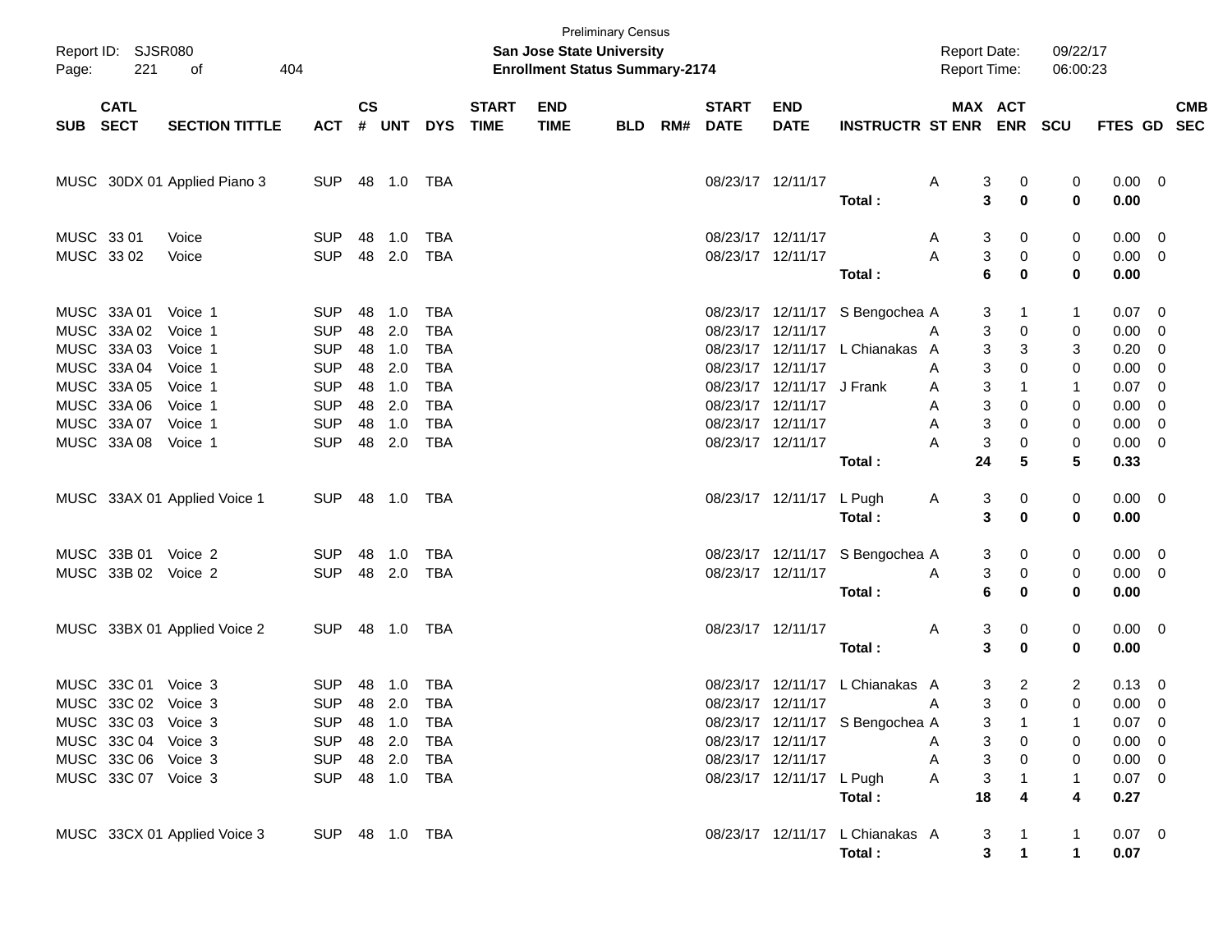Preliminary Census
**San Jose State University**
**Enrollment Status Summary-2174**

Report ID: SJSR080
Report Date: 09/22/17
Report Time: 06:00:23

| SUB | CATL SECT | SECTION TITTLE | ACT | CS # | UNT | DYS | START TIME | END TIME | BLD | RM# | START DATE | END DATE | INSTRUCTR | ST | MAX ENR | ACT ENR | SCU | FTES | GD | CMB SEC |
|---|---|---|---|---|---|---|---|---|---|---|---|---|---|---|---|---|---|---|---|---|
| MUSC | 30DX 01 | Applied Piano 3 | SUP | 48 | 1.0 | TBA | | | | | 08/23/17 | 12/11/17 | | A | 3 | 0 | 0 | 0.00 | 0 | |
| | | | | | | | | | | | | | **Total :** | | **3** | **0** | **0** | **0.00** | | |
| MUSC | 33 01 | Voice | SUP | 48 | 1.0 | TBA | | | | | 08/23/17 | 12/11/17 | | A | 3 | 0 | 0 | 0.00 | 0 | |
| MUSC | 33 02 | Voice | SUP | 48 | 2.0 | TBA | | | | | 08/23/17 | 12/11/17 | | A | 3 | 0 | 0 | 0.00 | 0 | |
| | | | | | | | | | | | | | **Total :** | | **6** | **0** | **0** | **0.00** | | |
| MUSC | 33A 01 | Voice 1 | SUP | 48 | 1.0 | TBA | | | | | 08/23/17 | 12/11/17 | S Bengochea | A | 3 | 1 | 1 | 0.07 | 0 | |
| MUSC | 33A 02 | Voice 1 | SUP | 48 | 2.0 | TBA | | | | | 08/23/17 | 12/11/17 | | A | 3 | 0 | 0 | 0.00 | 0 | |
| MUSC | 33A 03 | Voice 1 | SUP | 48 | 1.0 | TBA | | | | | 08/23/17 | 12/11/17 | L Chianakas | A | 3 | 3 | 3 | 0.20 | 0 | |
| MUSC | 33A 04 | Voice 1 | SUP | 48 | 2.0 | TBA | | | | | 08/23/17 | 12/11/17 | | A | 3 | 0 | 0 | 0.00 | 0 | |
| MUSC | 33A 05 | Voice 1 | SUP | 48 | 1.0 | TBA | | | | | 08/23/17 | 12/11/17 | J Frank | A | 3 | 1 | 1 | 0.07 | 0 | |
| MUSC | 33A 06 | Voice 1 | SUP | 48 | 2.0 | TBA | | | | | 08/23/17 | 12/11/17 | | A | 3 | 0 | 0 | 0.00 | 0 | |
| MUSC | 33A 07 | Voice 1 | SUP | 48 | 1.0 | TBA | | | | | 08/23/17 | 12/11/17 | | A | 3 | 0 | 0 | 0.00 | 0 | |
| MUSC | 33A 08 | Voice 1 | SUP | 48 | 2.0 | TBA | | | | | 08/23/17 | 12/11/17 | | A | 3 | 0 | 0 | 0.00 | 0 | |
| | | | | | | | | | | | | | **Total :** | | **24** | **5** | **5** | **0.33** | | |
| MUSC | 33AX 01 | Applied Voice 1 | SUP | 48 | 1.0 | TBA | | | | | 08/23/17 | 12/11/17 | L Pugh | A | 3 | 0 | 0 | 0.00 | 0 | |
| | | | | | | | | | | | | | **Total :** | | **3** | **0** | **0** | **0.00** | | |
| MUSC | 33B 01 | Voice 2 | SUP | 48 | 1.0 | TBA | | | | | 08/23/17 | 12/11/17 | S Bengochea | A | 3 | 0 | 0 | 0.00 | 0 | |
| MUSC | 33B 02 | Voice 2 | SUP | 48 | 2.0 | TBA | | | | | 08/23/17 | 12/11/17 | | A | 3 | 0 | 0 | 0.00 | 0 | |
| | | | | | | | | | | | | | **Total :** | | **6** | **0** | **0** | **0.00** | | |
| MUSC | 33BX 01 | Applied Voice 2 | SUP | 48 | 1.0 | TBA | | | | | 08/23/17 | 12/11/17 | | A | 3 | 0 | 0 | 0.00 | 0 | |
| | | | | | | | | | | | | | **Total :** | | **3** | **0** | **0** | **0.00** | | |
| MUSC | 33C 01 | Voice 3 | SUP | 48 | 1.0 | TBA | | | | | 08/23/17 | 12/11/17 | L Chianakas | A | 3 | 2 | 2 | 0.13 | 0 | |
| MUSC | 33C 02 | Voice 3 | SUP | 48 | 2.0 | TBA | | | | | 08/23/17 | 12/11/17 | | A | 3 | 0 | 0 | 0.00 | 0 | |
| MUSC | 33C 03 | Voice 3 | SUP | 48 | 1.0 | TBA | | | | | 08/23/17 | 12/11/17 | S Bengochea | A | 3 | 1 | 1 | 0.07 | 0 | |
| MUSC | 33C 04 | Voice 3 | SUP | 48 | 2.0 | TBA | | | | | 08/23/17 | 12/11/17 | | A | 3 | 0 | 0 | 0.00 | 0 | |
| MUSC | 33C 06 | Voice 3 | SUP | 48 | 2.0 | TBA | | | | | 08/23/17 | 12/11/17 | | A | 3 | 0 | 0 | 0.00 | 0 | |
| MUSC | 33C 07 | Voice 3 | SUP | 48 | 1.0 | TBA | | | | | 08/23/17 | 12/11/17 | L Pugh | A | 3 | 1 | 1 | 0.07 | 0 | |
| | | | | | | | | | | | | | **Total :** | | **18** | **4** | **4** | **0.27** | | |
| MUSC | 33CX 01 | Applied Voice 3 | SUP | 48 | 1.0 | TBA | | | | | 08/23/17 | 12/11/17 | L Chianakas | A | 3 | 1 | 1 | 0.07 | 0 | |
| | | | | | | | | | | | | | **Total :** | | **3** | **1** | **1** | **0.07** | | |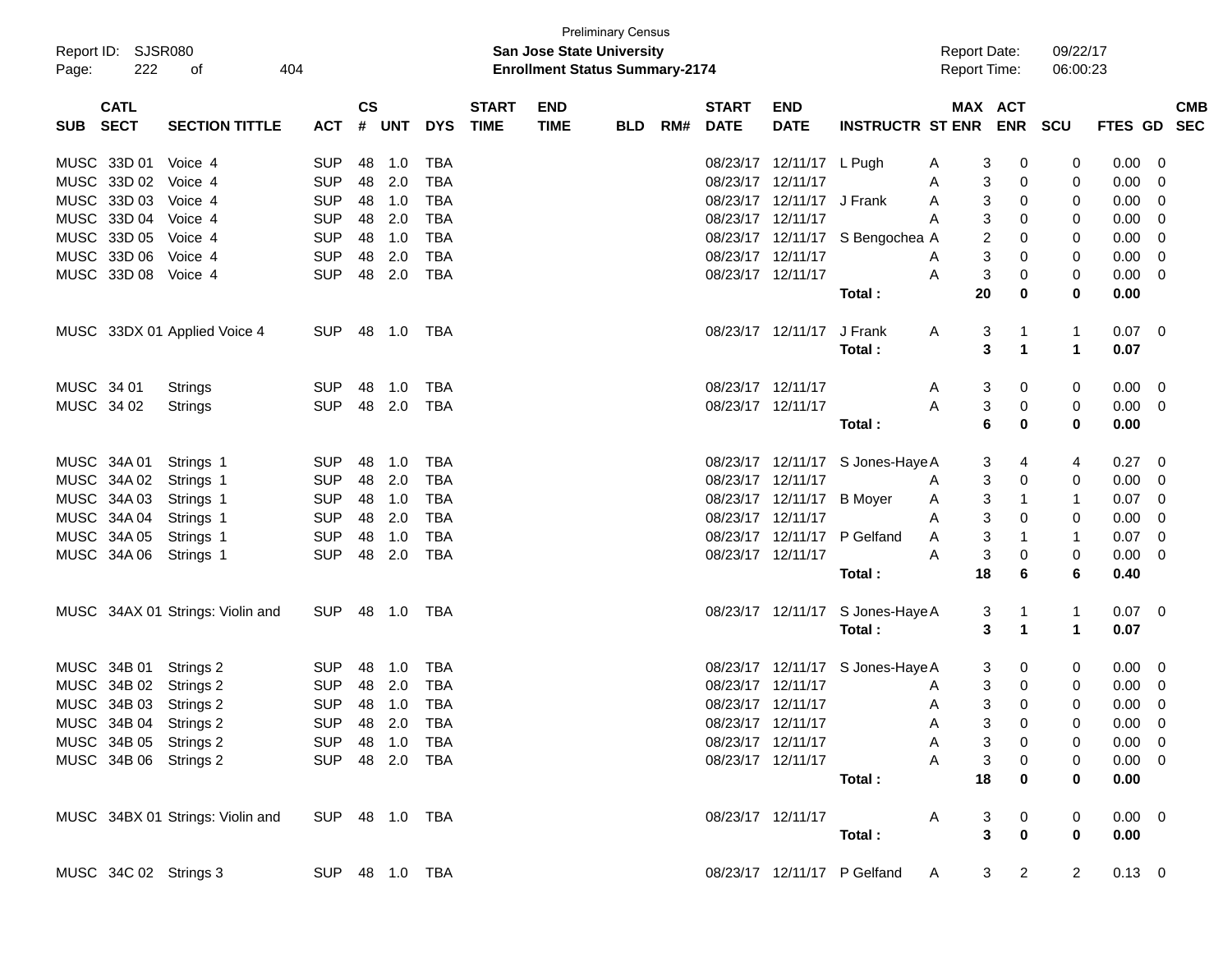Preliminary Census

Report ID: SJSR080

**San Jose State University**

**Enrollment Status Summary-2174**

Report Date: 09/22/17

Report Time: 06:00:23

| SUB | CATL SECT | SECTION TITTLE | ACT | CS # | UNT | DYS | START TIME | END TIME | BLD | RM# | START DATE | END DATE | INSTRUCTR | ST | MAX ENR | ACT ENR | SCU | FTES | GD | CMB SEC |
|---|---|---|---|---|---|---|---|---|---|---|---|---|---|---|---|---|---|---|---|---|
| MUSC | 33D 01 | Voice 4 | SUP | 48 | 1.0 | TBA | | | | | 08/23/17 | 12/11/17 | L Pugh | A | 3 | 0 | 0 | 0.00 | 0 | |
| MUSC | 33D 02 | Voice 4 | SUP | 48 | 2.0 | TBA | | | | | 08/23/17 | 12/11/17 | | A | 3 | 0 | 0 | 0.00 | 0 | |
| MUSC | 33D 03 | Voice 4 | SUP | 48 | 1.0 | TBA | | | | | 08/23/17 | 12/11/17 | J Frank | A | 3 | 0 | 0 | 0.00 | 0 | |
| MUSC | 33D 04 | Voice 4 | SUP | 48 | 2.0 | TBA | | | | | 08/23/17 | 12/11/17 | | A | 3 | 0 | 0 | 0.00 | 0 | |
| MUSC | 33D 05 | Voice 4 | SUP | 48 | 1.0 | TBA | | | | | 08/23/17 | 12/11/17 | S Bengochea | A | 2 | 0 | 0 | 0.00 | 0 | |
| MUSC | 33D 06 | Voice 4 | SUP | 48 | 2.0 | TBA | | | | | 08/23/17 | 12/11/17 | | A | 3 | 0 | 0 | 0.00 | 0 | |
| MUSC | 33D 08 | Voice 4 | SUP | 48 | 2.0 | TBA | | | | | 08/23/17 | 12/11/17 | | A | 3 | 0 | 0 | 0.00 | 0 | |
| | | | | | | | | | | | | | **Total :** | | **20** | **0** | **0** | **0.00** | | |
| MUSC | 33DX 01 | Applied Voice 4 | SUP | 48 | 1.0 | TBA | | | | | 08/23/17 | 12/11/17 | J Frank | A | 3 | 1 | 1 | 0.07 | 0 | |
| | | | | | | | | | | | | | **Total :** | | **3** | **1** | **1** | **0.07** | | |
| MUSC | 34 01 | Strings | SUP | 48 | 1.0 | TBA | | | | | 08/23/17 | 12/11/17 | | A | 3 | 0 | 0 | 0.00 | 0 | |
| MUSC | 34 02 | Strings | SUP | 48 | 2.0 | TBA | | | | | 08/23/17 | 12/11/17 | | A | 3 | 0 | 0 | 0.00 | 0 | |
| | | | | | | | | | | | | | **Total :** | | **6** | **0** | **0** | **0.00** | | |
| MUSC | 34A 01 | Strings 1 | SUP | 48 | 1.0 | TBA | | | | | 08/23/17 | 12/11/17 | S Jones-Haye | A | 3 | 4 | 4 | 0.27 | 0 | |
| MUSC | 34A 02 | Strings 1 | SUP | 48 | 2.0 | TBA | | | | | 08/23/17 | 12/11/17 | | A | 3 | 0 | 0 | 0.00 | 0 | |
| MUSC | 34A 03 | Strings 1 | SUP | 48 | 1.0 | TBA | | | | | 08/23/17 | 12/11/17 | B Moyer | A | 3 | 1 | 1 | 0.07 | 0 | |
| MUSC | 34A 04 | Strings 1 | SUP | 48 | 2.0 | TBA | | | | | 08/23/17 | 12/11/17 | | A | 3 | 0 | 0 | 0.00 | 0 | |
| MUSC | 34A 05 | Strings 1 | SUP | 48 | 1.0 | TBA | | | | | 08/23/17 | 12/11/17 | P Gelfand | A | 3 | 1 | 1 | 0.07 | 0 | |
| MUSC | 34A 06 | Strings 1 | SUP | 48 | 2.0 | TBA | | | | | 08/23/17 | 12/11/17 | | A | 3 | 0 | 0 | 0.00 | 0 | |
| | | | | | | | | | | | | | **Total :** | | **18** | **6** | **6** | **0.40** | | |
| MUSC | 34AX 01 | Strings: Violin and | SUP | 48 | 1.0 | TBA | | | | | 08/23/17 | 12/11/17 | S Jones-Haye | A | 3 | 1 | 1 | 0.07 | 0 | |
| | | | | | | | | | | | | | **Total :** | | **3** | **1** | **1** | **0.07** | | |
| MUSC | 34B 01 | Strings 2 | SUP | 48 | 1.0 | TBA | | | | | 08/23/17 | 12/11/17 | S Jones-Haye | A | 3 | 0 | 0 | 0.00 | 0 | |
| MUSC | 34B 02 | Strings 2 | SUP | 48 | 2.0 | TBA | | | | | 08/23/17 | 12/11/17 | | A | 3 | 0 | 0 | 0.00 | 0 | |
| MUSC | 34B 03 | Strings 2 | SUP | 48 | 1.0 | TBA | | | | | 08/23/17 | 12/11/17 | | A | 3 | 0 | 0 | 0.00 | 0 | |
| MUSC | 34B 04 | Strings 2 | SUP | 48 | 2.0 | TBA | | | | | 08/23/17 | 12/11/17 | | A | 3 | 0 | 0 | 0.00 | 0 | |
| MUSC | 34B 05 | Strings 2 | SUP | 48 | 1.0 | TBA | | | | | 08/23/17 | 12/11/17 | | A | 3 | 0 | 0 | 0.00 | 0 | |
| MUSC | 34B 06 | Strings 2 | SUP | 48 | 2.0 | TBA | | | | | 08/23/17 | 12/11/17 | | A | 3 | 0 | 0 | 0.00 | 0 | |
| | | | | | | | | | | | | | **Total :** | | **18** | **0** | **0** | **0.00** | | |
| MUSC | 34BX 01 | Strings: Violin and | SUP | 48 | 1.0 | TBA | | | | | 08/23/17 | 12/11/17 | | A | 3 | 0 | 0 | 0.00 | 0 | |
| | | | | | | | | | | | | | **Total :** | | **3** | **0** | **0** | **0.00** | | |
| MUSC | 34C 02 | Strings 3 | SUP | 48 | 1.0 | TBA | | | | | 08/23/17 | 12/11/17 | P Gelfand | A | 3 | 2 | 2 | 0.13 | 0 | |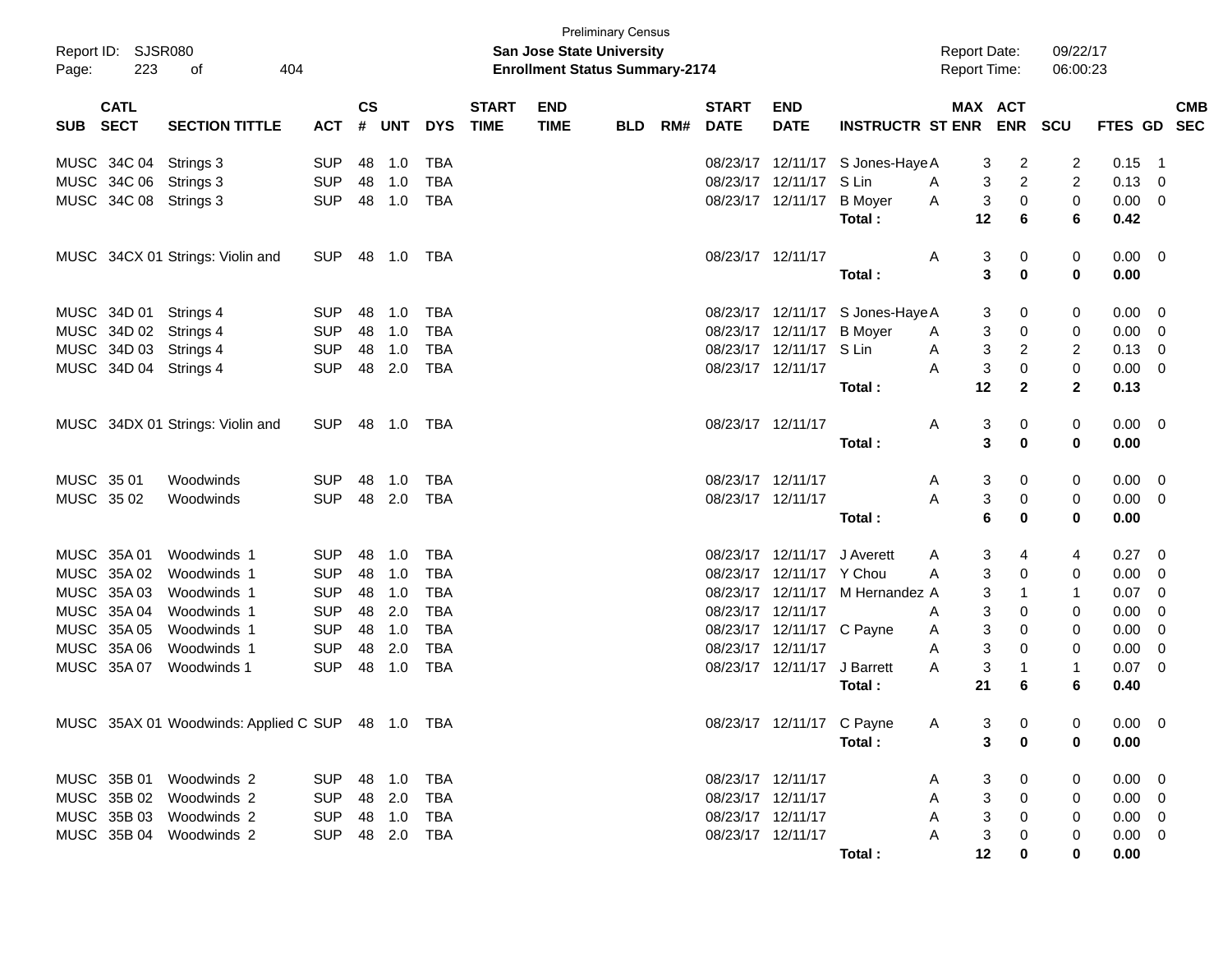Preliminary Census

Report ID: SJSR080
**San Jose State University**
**Enrollment Status Summary-2174**
Report Date: 09/22/17
Report Time: 06:00:23

| SUB | CATL SECT | SECTION TITTLE | ACT | CS # | UNT | DYS | START TIME | END TIME | BLD | RM# | START DATE | END DATE | INSTRUCTR | ST | MAX ENR | ACT ENR | SCU | FTES | GD | CMB SEC |
|---|---|---|---|---|---|---|---|---|---|---|---|---|---|---|---|---|---|---|---|---|
| MUSC | 34C 04 | Strings 3 | SUP | 48 | 1.0 | TBA | | | | | 08/23/17 | 12/11/17 | S Jones-Haye | A | 3 | 2 | 2 | 0.15 | 1 | |
| MUSC | 34C 06 | Strings 3 | SUP | 48 | 1.0 | TBA | | | | | 08/23/17 | 12/11/17 | S Lin | A | 3 | 2 | 2 | 0.13 | 0 | |
| MUSC | 34C 08 | Strings 3 | SUP | 48 | 1.0 | TBA | | | | | 08/23/17 | 12/11/17 | B Moyer | A | 3 | 0 | 0 | 0.00 | 0 | |
| | | | | | | | | | | | | | **Total :** | | **12** | **6** | **6** | **0.42** | | |
| MUSC | 34CX 01 | Strings: Violin and | SUP | 48 | 1.0 | TBA | | | | | 08/23/17 | 12/11/17 | | A | 3 | 0 | 0 | 0.00 | 0 | |
| | | | | | | | | | | | | | **Total :** | | **3** | **0** | **0** | **0.00** | | |
| MUSC | 34D 01 | Strings 4 | SUP | 48 | 1.0 | TBA | | | | | 08/23/17 | 12/11/17 | S Jones-Haye | A | 3 | 0 | 0 | 0.00 | 0 | |
| MUSC | 34D 02 | Strings 4 | SUP | 48 | 1.0 | TBA | | | | | 08/23/17 | 12/11/17 | B Moyer | A | 3 | 0 | 0 | 0.00 | 0 | |
| MUSC | 34D 03 | Strings 4 | SUP | 48 | 1.0 | TBA | | | | | 08/23/17 | 12/11/17 | S Lin | A | 3 | 2 | 2 | 0.13 | 0 | |
| MUSC | 34D 04 | Strings 4 | SUP | 48 | 2.0 | TBA | | | | | 08/23/17 | 12/11/17 | | A | 3 | 0 | 0 | 0.00 | 0 | |
| | | | | | | | | | | | | | **Total :** | | **12** | **2** | **2** | **0.13** | | |
| MUSC | 34DX 01 | Strings: Violin and | SUP | 48 | 1.0 | TBA | | | | | 08/23/17 | 12/11/17 | | A | 3 | 0 | 0 | 0.00 | 0 | |
| | | | | | | | | | | | | | **Total :** | | **3** | **0** | **0** | **0.00** | | |
| MUSC | 35 01 | Woodwinds | SUP | 48 | 1.0 | TBA | | | | | 08/23/17 | 12/11/17 | | A | 3 | 0 | 0 | 0.00 | 0 | |
| MUSC | 35 02 | Woodwinds | SUP | 48 | 2.0 | TBA | | | | | 08/23/17 | 12/11/17 | | A | 3 | 0 | 0 | 0.00 | 0 | |
| | | | | | | | | | | | | | **Total :** | | **6** | **0** | **0** | **0.00** | | |
| MUSC | 35A 01 | Woodwinds 1 | SUP | 48 | 1.0 | TBA | | | | | 08/23/17 | 12/11/17 | J Averett | A | 3 | 4 | 4 | 0.27 | 0 | |
| MUSC | 35A 02 | Woodwinds 1 | SUP | 48 | 1.0 | TBA | | | | | 08/23/17 | 12/11/17 | Y Chou | A | 3 | 0 | 0 | 0.00 | 0 | |
| MUSC | 35A 03 | Woodwinds 1 | SUP | 48 | 1.0 | TBA | | | | | 08/23/17 | 12/11/17 | M Hernandez | A | 3 | 1 | 1 | 0.07 | 0 | |
| MUSC | 35A 04 | Woodwinds 1 | SUP | 48 | 2.0 | TBA | | | | | 08/23/17 | 12/11/17 | | A | 3 | 0 | 0 | 0.00 | 0 | |
| MUSC | 35A 05 | Woodwinds 1 | SUP | 48 | 1.0 | TBA | | | | | 08/23/17 | 12/11/17 | C Payne | A | 3 | 0 | 0 | 0.00 | 0 | |
| MUSC | 35A 06 | Woodwinds 1 | SUP | 48 | 2.0 | TBA | | | | | 08/23/17 | 12/11/17 | | A | 3 | 0 | 0 | 0.00 | 0 | |
| MUSC | 35A 07 | Woodwinds 1 | SUP | 48 | 1.0 | TBA | | | | | 08/23/17 | 12/11/17 | J Barrett | A | 3 | 1 | 1 | 0.07 | 0 | |
| | | | | | | | | | | | | | **Total :** | | **21** | **6** | **6** | **0.40** | | |
| MUSC | 35AX 01 | Woodwinds: Applied C | SUP | 48 | 1.0 | TBA | | | | | 08/23/17 | 12/11/17 | C Payne | A | 3 | 0 | 0 | 0.00 | 0 | |
| | | | | | | | | | | | | | **Total :** | | **3** | **0** | **0** | **0.00** | | |
| MUSC | 35B 01 | Woodwinds 2 | SUP | 48 | 1.0 | TBA | | | | | 08/23/17 | 12/11/17 | | A | 3 | 0 | 0 | 0.00 | 0 | |
| MUSC | 35B 02 | Woodwinds 2 | SUP | 48 | 2.0 | TBA | | | | | 08/23/17 | 12/11/17 | | A | 3 | 0 | 0 | 0.00 | 0 | |
| MUSC | 35B 03 | Woodwinds 2 | SUP | 48 | 1.0 | TBA | | | | | 08/23/17 | 12/11/17 | | A | 3 | 0 | 0 | 0.00 | 0 | |
| MUSC | 35B 04 | Woodwinds 2 | SUP | 48 | 2.0 | TBA | | | | | 08/23/17 | 12/11/17 | | A | 3 | 0 | 0 | 0.00 | 0 | |
| | | | | | | | | | | | | | **Total :** | | **12** | **0** | **0** | **0.00** | | |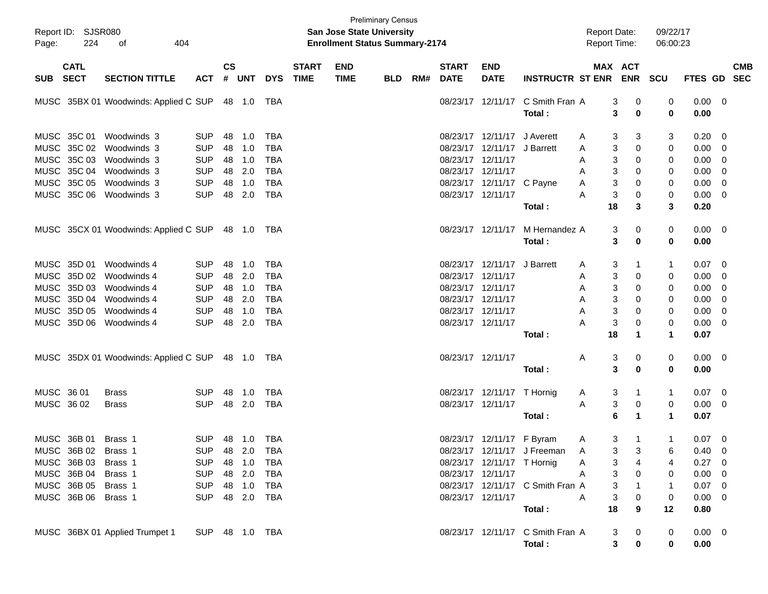Preliminary Census
Report ID: SJSR080
**San Jose State University**
**Enrollment Status Summary-2174**
Report Date: 09/22/17
Report Time: 06:00:23

| SUB | CATL SECT | SECTION TITTLE | ACT | CS # | UNT | DYS | START TIME | END TIME | BLD | RM# | START DATE | END DATE | INSTRUCTR | ST | MAX ENR | ACT ENR | SCU | FTES | GD | CMB SEC |
|---|---|---|---|---|---|---|---|---|---|---|---|---|---|---|---|---|---|---|---|---|
| MUSC | 35BX 01 | Woodwinds: Applied C | SUP | 48 | 1.0 | TBA | | | | | 08/23/17 | 12/11/17 | C Smith Fran | A | 3 | 0 | 0 | 0.00 | 0 | |
| | | | | | | | | | | | | | **Total :** | | **3** | **0** | **0** | **0.00** | | |
| MUSC | 35C 01 | Woodwinds 3 | SUP | 48 | 1.0 | TBA | | | | | 08/23/17 | 12/11/17 | J Averett | A | 3 | 3 | 3 | 0.20 | 0 | |
| MUSC | 35C 02 | Woodwinds 3 | SUP | 48 | 1.0 | TBA | | | | | 08/23/17 | 12/11/17 | J Barrett | A | 3 | 0 | 0 | 0.00 | 0 | |
| MUSC | 35C 03 | Woodwinds 3 | SUP | 48 | 1.0 | TBA | | | | | 08/23/17 | 12/11/17 | | A | 3 | 0 | 0 | 0.00 | 0 | |
| MUSC | 35C 04 | Woodwinds 3 | SUP | 48 | 2.0 | TBA | | | | | 08/23/17 | 12/11/17 | | A | 3 | 0 | 0 | 0.00 | 0 | |
| MUSC | 35C 05 | Woodwinds 3 | SUP | 48 | 1.0 | TBA | | | | | 08/23/17 | 12/11/17 | C Payne | A | 3 | 0 | 0 | 0.00 | 0 | |
| MUSC | 35C 06 | Woodwinds 3 | SUP | 48 | 2.0 | TBA | | | | | 08/23/17 | 12/11/17 | | A | 3 | 0 | 0 | 0.00 | 0 | |
| | | | | | | | | | | | | | **Total :** | | **18** | **3** | **3** | **0.20** | | |
| MUSC | 35CX 01 | Woodwinds: Applied C | SUP | 48 | 1.0 | TBA | | | | | 08/23/17 | 12/11/17 | M Hernandez | A | 3 | 0 | 0 | 0.00 | 0 | |
| | | | | | | | | | | | | | **Total :** | | **3** | **0** | **0** | **0.00** | | |
| MUSC | 35D 01 | Woodwinds 4 | SUP | 48 | 1.0 | TBA | | | | | 08/23/17 | 12/11/17 | J Barrett | A | 3 | 1 | 1 | 0.07 | 0 | |
| MUSC | 35D 02 | Woodwinds 4 | SUP | 48 | 2.0 | TBA | | | | | 08/23/17 | 12/11/17 | | A | 3 | 0 | 0 | 0.00 | 0 | |
| MUSC | 35D 03 | Woodwinds 4 | SUP | 48 | 1.0 | TBA | | | | | 08/23/17 | 12/11/17 | | A | 3 | 0 | 0 | 0.00 | 0 | |
| MUSC | 35D 04 | Woodwinds 4 | SUP | 48 | 2.0 | TBA | | | | | 08/23/17 | 12/11/17 | | A | 3 | 0 | 0 | 0.00 | 0 | |
| MUSC | 35D 05 | Woodwinds 4 | SUP | 48 | 1.0 | TBA | | | | | 08/23/17 | 12/11/17 | | A | 3 | 0 | 0 | 0.00 | 0 | |
| MUSC | 35D 06 | Woodwinds 4 | SUP | 48 | 2.0 | TBA | | | | | 08/23/17 | 12/11/17 | | A | 3 | 0 | 0 | 0.00 | 0 | |
| | | | | | | | | | | | | | **Total :** | | **18** | **1** | **1** | **0.07** | | |
| MUSC | 35DX 01 | Woodwinds: Applied C | SUP | 48 | 1.0 | TBA | | | | | 08/23/17 | 12/11/17 | | A | 3 | 0 | 0 | 0.00 | 0 | |
| | | | | | | | | | | | | | **Total :** | | **3** | **0** | **0** | **0.00** | | |
| MUSC | 36 01 | Brass | SUP | 48 | 1.0 | TBA | | | | | 08/23/17 | 12/11/17 | T Hornig | A | 3 | 1 | 1 | 0.07 | 0 | |
| MUSC | 36 02 | Brass | SUP | 48 | 2.0 | TBA | | | | | 08/23/17 | 12/11/17 | | A | 3 | 0 | 0 | 0.00 | 0 | |
| | | | | | | | | | | | | | **Total :** | | **6** | **1** | **1** | **0.07** | | |
| MUSC | 36B 01 | Brass 1 | SUP | 48 | 1.0 | TBA | | | | | 08/23/17 | 12/11/17 | F Byram | A | 3 | 1 | 1 | 0.07 | 0 | |
| MUSC | 36B 02 | Brass 1 | SUP | 48 | 2.0 | TBA | | | | | 08/23/17 | 12/11/17 | J Freeman | A | 3 | 3 | 6 | 0.40 | 0 | |
| MUSC | 36B 03 | Brass 1 | SUP | 48 | 1.0 | TBA | | | | | 08/23/17 | 12/11/17 | T Hornig | A | 3 | 4 | 4 | 0.27 | 0 | |
| MUSC | 36B 04 | Brass 1 | SUP | 48 | 2.0 | TBA | | | | | 08/23/17 | 12/11/17 | | A | 3 | 0 | 0 | 0.00 | 0 | |
| MUSC | 36B 05 | Brass 1 | SUP | 48 | 1.0 | TBA | | | | | 08/23/17 | 12/11/17 | C Smith Fran | A | 3 | 1 | 1 | 0.07 | 0 | |
| MUSC | 36B 06 | Brass 1 | SUP | 48 | 2.0 | TBA | | | | | 08/23/17 | 12/11/17 | | A | 3 | 0 | 0 | 0.00 | 0 | |
| | | | | | | | | | | | | | **Total :** | | **18** | **9** | **12** | **0.80** | | |
| MUSC | 36BX 01 | Applied Trumpet 1 | SUP | 48 | 1.0 | TBA | | | | | 08/23/17 | 12/11/17 | C Smith Fran | A | 3 | 0 | 0 | 0.00 | 0 | |
| | | | | | | | | | | | | | **Total :** | | **3** | **0** | **0** | **0.00** | | |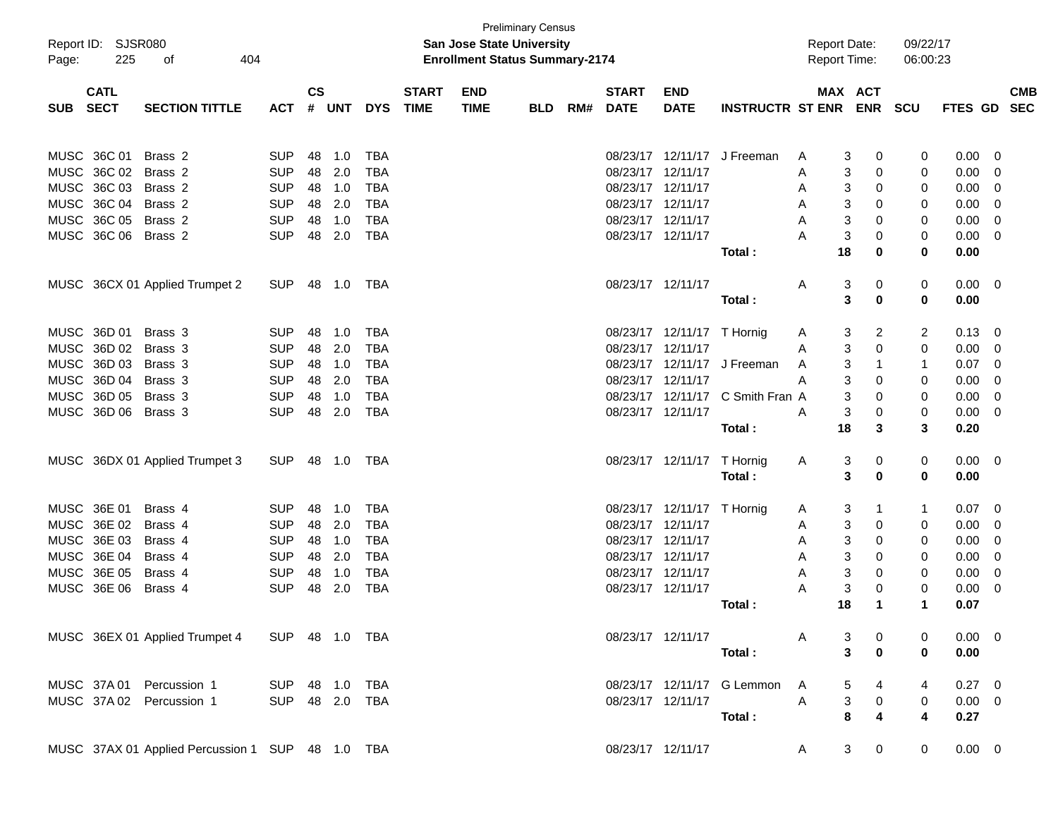Preliminary Census

Report ID: SJSR080
San Jose State University
Report Date: 09/22/17

Enrollment Status Summary-2174
Report Time: 06:00:23

| SUB | CATL SECT | SECTION TITTLE | ACT | CS # | UNT | DYS | START TIME | END TIME | BLD | RM# | START DATE | END DATE | INSTRUCTR | ST | MAX ENR | ACT ENR | SCU | FTES | GD | CMB SEC |
|---|---|---|---|---|---|---|---|---|---|---|---|---|---|---|---|---|---|---|---|---|
| MUSC | 36C 01 | Brass 2 | SUP | 48 | 1.0 | TBA | | | | | 08/23/17 | 12/11/17 | J Freeman | A | 3 | 0 | 0 | 0.00 | 0 | |
| MUSC | 36C 02 | Brass 2 | SUP | 48 | 2.0 | TBA | | | | | 08/23/17 | 12/11/17 | | A | 3 | 0 | 0 | 0.00 | 0 | |
| MUSC | 36C 03 | Brass 2 | SUP | 48 | 1.0 | TBA | | | | | 08/23/17 | 12/11/17 | | A | 3 | 0 | 0 | 0.00 | 0 | |
| MUSC | 36C 04 | Brass 2 | SUP | 48 | 2.0 | TBA | | | | | 08/23/17 | 12/11/17 | | A | 3 | 0 | 0 | 0.00 | 0 | |
| MUSC | 36C 05 | Brass 2 | SUP | 48 | 1.0 | TBA | | | | | 08/23/17 | 12/11/17 | | A | 3 | 0 | 0 | 0.00 | 0 | |
| MUSC | 36C 06 | Brass 2 | SUP | 48 | 2.0 | TBA | | | | | 08/23/17 | 12/11/17 | | A | 3 | 0 | 0 | 0.00 | 0 | |
| | | | | | | | | | | | | | **Total :** | | **18** | **0** | **0** | **0.00** | | |
| MUSC | 36CX 01 | Applied Trumpet 2 | SUP | 48 | 1.0 | TBA | | | | | 08/23/17 | 12/11/17 | | A | 3 | 0 | 0 | 0.00 | 0 | |
| | | | | | | | | | | | | | **Total :** | | **3** | **0** | **0** | **0.00** | | |
| MUSC | 36D 01 | Brass 3 | SUP | 48 | 1.0 | TBA | | | | | 08/23/17 | 12/11/17 | T Hornig | A | 3 | 2 | 2 | 0.13 | 0 | |
| MUSC | 36D 02 | Brass 3 | SUP | 48 | 2.0 | TBA | | | | | 08/23/17 | 12/11/17 | | A | 3 | 0 | 0 | 0.00 | 0 | |
| MUSC | 36D 03 | Brass 3 | SUP | 48 | 1.0 | TBA | | | | | 08/23/17 | 12/11/17 | J Freeman | A | 3 | 1 | 1 | 0.07 | 0 | |
| MUSC | 36D 04 | Brass 3 | SUP | 48 | 2.0 | TBA | | | | | 08/23/17 | 12/11/17 | | A | 3 | 0 | 0 | 0.00 | 0 | |
| MUSC | 36D 05 | Brass 3 | SUP | 48 | 1.0 | TBA | | | | | 08/23/17 | 12/11/17 | C Smith Fran | A | 3 | 0 | 0 | 0.00 | 0 | |
| MUSC | 36D 06 | Brass 3 | SUP | 48 | 2.0 | TBA | | | | | 08/23/17 | 12/11/17 | | A | 3 | 0 | 0 | 0.00 | 0 | |
| | | | | | | | | | | | | | **Total :** | | **18** | **3** | **3** | **0.20** | | |
| MUSC | 36DX 01 | Applied Trumpet 3 | SUP | 48 | 1.0 | TBA | | | | | 08/23/17 | 12/11/17 | T Hornig | A | 3 | 0 | 0 | 0.00 | 0 | |
| | | | | | | | | | | | | | **Total :** | | **3** | **0** | **0** | **0.00** | | |
| MUSC | 36E 01 | Brass 4 | SUP | 48 | 1.0 | TBA | | | | | 08/23/17 | 12/11/17 | T Hornig | A | 3 | 1 | 1 | 0.07 | 0 | |
| MUSC | 36E 02 | Brass 4 | SUP | 48 | 2.0 | TBA | | | | | 08/23/17 | 12/11/17 | | A | 3 | 0 | 0 | 0.00 | 0 | |
| MUSC | 36E 03 | Brass 4 | SUP | 48 | 1.0 | TBA | | | | | 08/23/17 | 12/11/17 | | A | 3 | 0 | 0 | 0.00 | 0 | |
| MUSC | 36E 04 | Brass 4 | SUP | 48 | 2.0 | TBA | | | | | 08/23/17 | 12/11/17 | | A | 3 | 0 | 0 | 0.00 | 0 | |
| MUSC | 36E 05 | Brass 4 | SUP | 48 | 1.0 | TBA | | | | | 08/23/17 | 12/11/17 | | A | 3 | 0 | 0 | 0.00 | 0 | |
| MUSC | 36E 06 | Brass 4 | SUP | 48 | 2.0 | TBA | | | | | 08/23/17 | 12/11/17 | | A | 3 | 0 | 0 | 0.00 | 0 | |
| | | | | | | | | | | | | | **Total :** | | **18** | **1** | **1** | **0.07** | | |
| MUSC | 36EX 01 | Applied Trumpet 4 | SUP | 48 | 1.0 | TBA | | | | | 08/23/17 | 12/11/17 | | A | 3 | 0 | 0 | 0.00 | 0 | |
| | | | | | | | | | | | | | **Total :** | | **3** | **0** | **0** | **0.00** | | |
| MUSC | 37A 01 | Percussion 1 | SUP | 48 | 1.0 | TBA | | | | | 08/23/17 | 12/11/17 | G Lemmon | A | 5 | 4 | 4 | 0.27 | 0 | |
| MUSC | 37A 02 | Percussion 1 | SUP | 48 | 2.0 | TBA | | | | | 08/23/17 | 12/11/17 | | A | 3 | 0 | 0 | 0.00 | 0 | |
| | | | | | | | | | | | | | **Total :** | | **8** | **4** | **4** | **0.27** | | |
| MUSC | 37AX 01 | Applied Percussion 1 | SUP | 48 | 1.0 | TBA | | | | | 08/23/17 | 12/11/17 | | A | 3 | 0 | 0 | 0.00 | 0 | |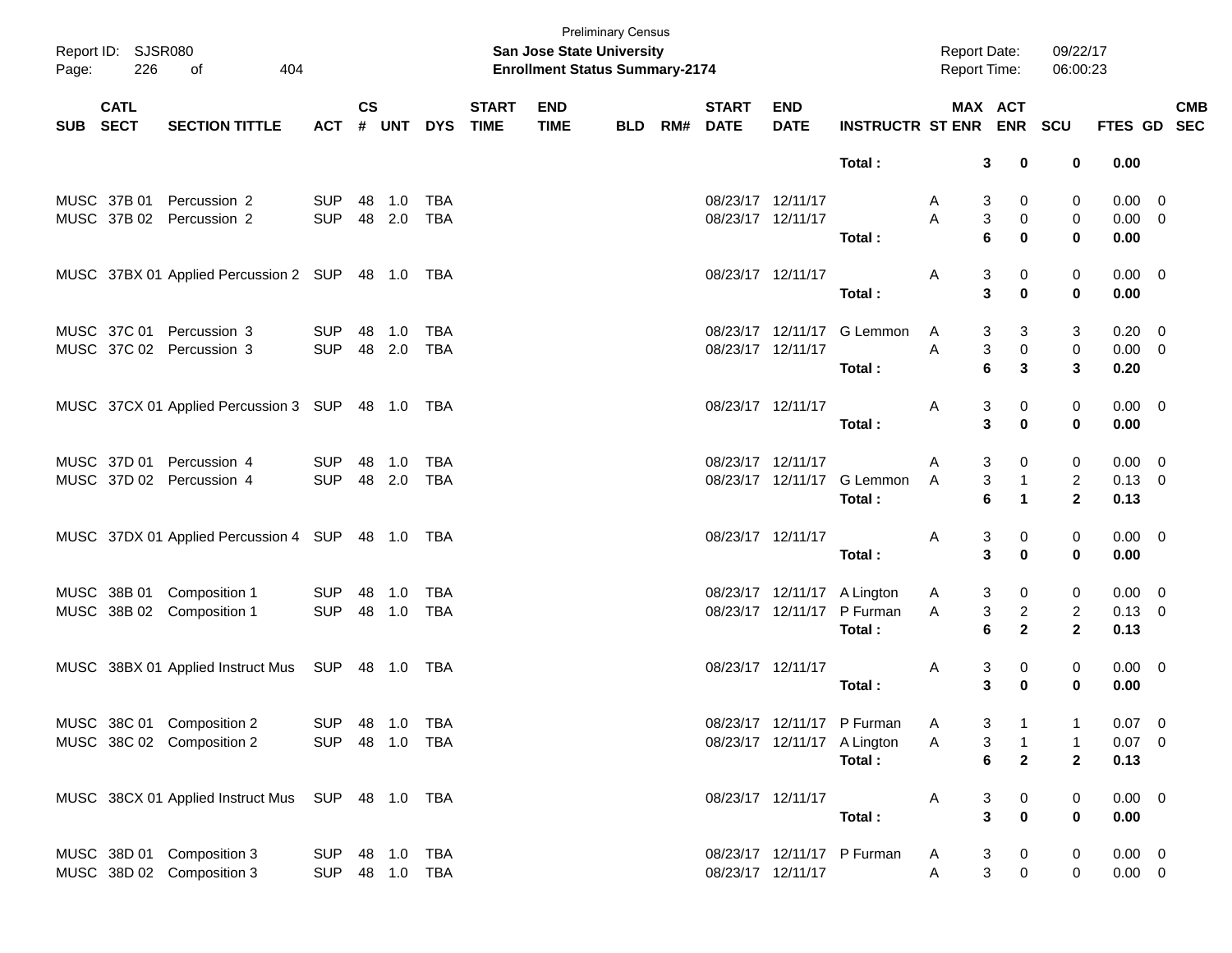Preliminary Census

**San Jose State University**
**Enrollment Status Summary-2174**

Report ID: SJSR080
Report Date: 09/22/17
Report Time: 06:00:23

| SUB | CATL SECT | SECTION TITTLE | ACT | CS # | UNT | DYS | START TIME | END TIME | BLD | RM# | START DATE | END DATE | INSTRUCTR | ST | MAX ENR | ACT ENR | SCU | FTES | GD | CMB SEC |
|---|---|---|---|---|---|---|---|---|---|---|---|---|---|---|---|---|---|---|---|---|
| | | | | | | | | | | | | | **Total :** | | **3** | **0** | **0** | **0.00** | | |
| MUSC | 37B 01 | Percussion 2 | SUP | 48 | 1.0 | TBA | | | | | 08/23/17 | 12/11/17 | | A | 3 | 0 | 0 | 0.00 | 0 | |
| MUSC | 37B 02 | Percussion 2 | SUP | 48 | 2.0 | TBA | | | | | 08/23/17 | 12/11/17 | | A | 3 | 0 | 0 | 0.00 | 0 | |
| | | | | | | | | | | | | | **Total :** | | **6** | **0** | **0** | **0.00** | | |
| MUSC | 37BX 01 | Applied Percussion 2 | SUP | 48 | 1.0 | TBA | | | | | 08/23/17 | 12/11/17 | | A | 3 | 0 | 0 | 0.00 | 0 | |
| | | | | | | | | | | | | | **Total :** | | **3** | **0** | **0** | **0.00** | | |
| MUSC | 37C 01 | Percussion 3 | SUP | 48 | 1.0 | TBA | | | | | 08/23/17 | 12/11/17 | G Lemmon | A | 3 | 3 | 3 | 0.20 | 0 | |
| MUSC | 37C 02 | Percussion 3 | SUP | 48 | 2.0 | TBA | | | | | 08/23/17 | 12/11/17 | | A | 3 | 0 | 0 | 0.00 | 0 | |
| | | | | | | | | | | | | | **Total :** | | **6** | **3** | **3** | **0.20** | | |
| MUSC | 37CX 01 | Applied Percussion 3 | SUP | 48 | 1.0 | TBA | | | | | 08/23/17 | 12/11/17 | | A | 3 | 0 | 0 | 0.00 | 0 | |
| | | | | | | | | | | | | | **Total :** | | **3** | **0** | **0** | **0.00** | | |
| MUSC | 37D 01 | Percussion 4 | SUP | 48 | 1.0 | TBA | | | | | 08/23/17 | 12/11/17 | | A | 3 | 0 | 0 | 0.00 | 0 | |
| MUSC | 37D 02 | Percussion 4 | SUP | 48 | 2.0 | TBA | | | | | 08/23/17 | 12/11/17 | G Lemmon | A | 3 | 1 | 2 | 0.13 | 0 | |
| | | | | | | | | | | | | | **Total :** | | **6** | **1** | **2** | **0.13** | | |
| MUSC | 37DX 01 | Applied Percussion 4 | SUP | 48 | 1.0 | TBA | | | | | 08/23/17 | 12/11/17 | | A | 3 | 0 | 0 | 0.00 | 0 | |
| | | | | | | | | | | | | | **Total :** | | **3** | **0** | **0** | **0.00** | | |
| MUSC | 38B 01 | Composition 1 | SUP | 48 | 1.0 | TBA | | | | | 08/23/17 | 12/11/17 | A Lington | A | 3 | 0 | 0 | 0.00 | 0 | |
| MUSC | 38B 02 | Composition 1 | SUP | 48 | 1.0 | TBA | | | | | 08/23/17 | 12/11/17 | P Furman | A | 3 | 2 | 2 | 0.13 | 0 | |
| | | | | | | | | | | | | | **Total :** | | **6** | **2** | **2** | **0.13** | | |
| MUSC | 38BX 01 | Applied Instruct Mus | SUP | 48 | 1.0 | TBA | | | | | 08/23/17 | 12/11/17 | | A | 3 | 0 | 0 | 0.00 | 0 | |
| | | | | | | | | | | | | | **Total :** | | **3** | **0** | **0** | **0.00** | | |
| MUSC | 38C 01 | Composition 2 | SUP | 48 | 1.0 | TBA | | | | | 08/23/17 | 12/11/17 | P Furman | A | 3 | 1 | 1 | 0.07 | 0 | |
| MUSC | 38C 02 | Composition 2 | SUP | 48 | 1.0 | TBA | | | | | 08/23/17 | 12/11/17 | A Lington | A | 3 | 1 | 1 | 0.07 | 0 | |
| | | | | | | | | | | | | | **Total :** | | **6** | **2** | **2** | **0.13** | | |
| MUSC | 38CX 01 | Applied Instruct Mus | SUP | 48 | 1.0 | TBA | | | | | 08/23/17 | 12/11/17 | | A | 3 | 0 | 0 | 0.00 | 0 | |
| | | | | | | | | | | | | | **Total :** | | **3** | **0** | **0** | **0.00** | | |
| MUSC | 38D 01 | Composition 3 | SUP | 48 | 1.0 | TBA | | | | | 08/23/17 | 12/11/17 | P Furman | A | 3 | 0 | 0 | 0.00 | 0 | |
| MUSC | 38D 02 | Composition 3 | SUP | 48 | 1.0 | TBA | | | | | 08/23/17 | 12/11/17 | | A | 3 | 0 | 0 | 0.00 | 0 | |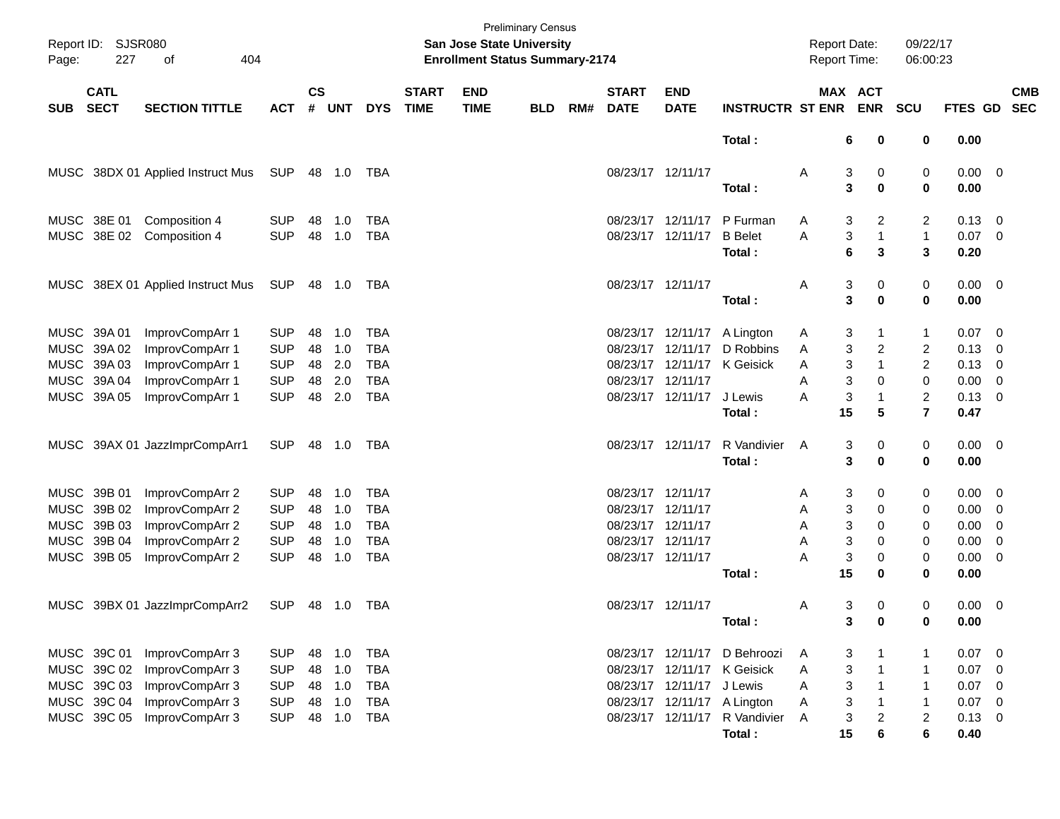Preliminary Census

Report ID: SJSR080

**San Jose State University**

**Enrollment Status Summary-2174**

Report Date: 09/22/17

Report Time: 06:00:23

| SUB | CATL SECT | SECTION TITTLE | ACT | CS # | UNT | DYS | START TIME | END TIME | BLD | RM# | START DATE | END DATE | INSTRUCTR | ST | MAX ENR | ACT ENR | SCU | FTES | GD | CMB SEC |
|---|---|---|---|---|---|---|---|---|---|---|---|---|---|---|---|---|---|---|---|---|
| | | | | | | | | | | | | | **Total :** | | **6** | **0** | **0** | **0.00** | | |
| MUSC | 38DX 01 | Applied Instruct Mus | SUP | 48 | 1.0 | TBA | | | | | 08/23/17 | 12/11/17 | | A | 3 | 0 | 0 | 0.00 | 0 | |
| | | | | | | | | | | | | | **Total :** | | **3** | **0** | **0** | **0.00** | | |
| MUSC | 38E 01 | Composition 4 | SUP | 48 | 1.0 | TBA | | | | | 08/23/17 | 12/11/17 | P Furman | A | 3 | 2 | 2 | 0.13 | 0 | |
| MUSC | 38E 02 | Composition 4 | SUP | 48 | 1.0 | TBA | | | | | 08/23/17 | 12/11/17 | B Belet | A | 3 | 1 | 1 | 0.07 | 0 | |
| | | | | | | | | | | | | | **Total :** | | **6** | **3** | **3** | **0.20** | | |
| MUSC | 38EX 01 | Applied Instruct Mus | SUP | 48 | 1.0 | TBA | | | | | 08/23/17 | 12/11/17 | | A | 3 | 0 | 0 | 0.00 | 0 | |
| | | | | | | | | | | | | | **Total :** | | **3** | **0** | **0** | **0.00** | | |
| MUSC | 39A 01 | ImprovCompArr 1 | SUP | 48 | 1.0 | TBA | | | | | 08/23/17 | 12/11/17 | A Lington | A | 3 | 1 | 1 | 0.07 | 0 | |
| MUSC | 39A 02 | ImprovCompArr 1 | SUP | 48 | 1.0 | TBA | | | | | 08/23/17 | 12/11/17 | D Robbins | A | 3 | 2 | 2 | 0.13 | 0 | |
| MUSC | 39A 03 | ImprovCompArr 1 | SUP | 48 | 2.0 | TBA | | | | | 08/23/17 | 12/11/17 | K Geisick | A | 3 | 1 | 2 | 0.13 | 0 | |
| MUSC | 39A 04 | ImprovCompArr 1 | SUP | 48 | 2.0 | TBA | | | | | 08/23/17 | 12/11/17 | | A | 3 | 0 | 0 | 0.00 | 0 | |
| MUSC | 39A 05 | ImprovCompArr 1 | SUP | 48 | 2.0 | TBA | | | | | 08/23/17 | 12/11/17 | J Lewis | A | 3 | 1 | 2 | 0.13 | 0 | |
| | | | | | | | | | | | | | **Total :** | | **15** | **5** | **7** | **0.47** | | |
| MUSC | 39AX 01 | JazzImprCompArr1 | SUP | 48 | 1.0 | TBA | | | | | 08/23/17 | 12/11/17 | R Vandivier | A | 3 | 0 | 0 | 0.00 | 0 | |
| | | | | | | | | | | | | | **Total :** | | **3** | **0** | **0** | **0.00** | | |
| MUSC | 39B 01 | ImprovCompArr 2 | SUP | 48 | 1.0 | TBA | | | | | 08/23/17 | 12/11/17 | | A | 3 | 0 | 0 | 0.00 | 0 | |
| MUSC | 39B 02 | ImprovCompArr 2 | SUP | 48 | 1.0 | TBA | | | | | 08/23/17 | 12/11/17 | | A | 3 | 0 | 0 | 0.00 | 0 | |
| MUSC | 39B 03 | ImprovCompArr 2 | SUP | 48 | 1.0 | TBA | | | | | 08/23/17 | 12/11/17 | | A | 3 | 0 | 0 | 0.00 | 0 | |
| MUSC | 39B 04 | ImprovCompArr 2 | SUP | 48 | 1.0 | TBA | | | | | 08/23/17 | 12/11/17 | | A | 3 | 0 | 0 | 0.00 | 0 | |
| MUSC | 39B 05 | ImprovCompArr 2 | SUP | 48 | 1.0 | TBA | | | | | 08/23/17 | 12/11/17 | | A | 3 | 0 | 0 | 0.00 | 0 | |
| | | | | | | | | | | | | | **Total :** | | **15** | **0** | **0** | **0.00** | | |
| MUSC | 39BX 01 | JazzImprCompArr2 | SUP | 48 | 1.0 | TBA | | | | | 08/23/17 | 12/11/17 | | A | 3 | 0 | 0 | 0.00 | 0 | |
| | | | | | | | | | | | | | **Total :** | | **3** | **0** | **0** | **0.00** | | |
| MUSC | 39C 01 | ImprovCompArr 3 | SUP | 48 | 1.0 | TBA | | | | | 08/23/17 | 12/11/17 | D Behroozi | A | 3 | 1 | 1 | 0.07 | 0 | |
| MUSC | 39C 02 | ImprovCompArr 3 | SUP | 48 | 1.0 | TBA | | | | | 08/23/17 | 12/11/17 | K Geisick | A | 3 | 1 | 1 | 0.07 | 0 | |
| MUSC | 39C 03 | ImprovCompArr 3 | SUP | 48 | 1.0 | TBA | | | | | 08/23/17 | 12/11/17 | J Lewis | A | 3 | 1 | 1 | 0.07 | 0 | |
| MUSC | 39C 04 | ImprovCompArr 3 | SUP | 48 | 1.0 | TBA | | | | | 08/23/17 | 12/11/17 | A Lington | A | 3 | 1 | 1 | 0.07 | 0 | |
| MUSC | 39C 05 | ImprovCompArr 3 | SUP | 48 | 1.0 | TBA | | | | | 08/23/17 | 12/11/17 | R Vandivier | A | 3 | 2 | 2 | 0.13 | 0 | |
| | | | | | | | | | | | | | **Total :** | | **15** | **6** | **6** | **0.40** | | |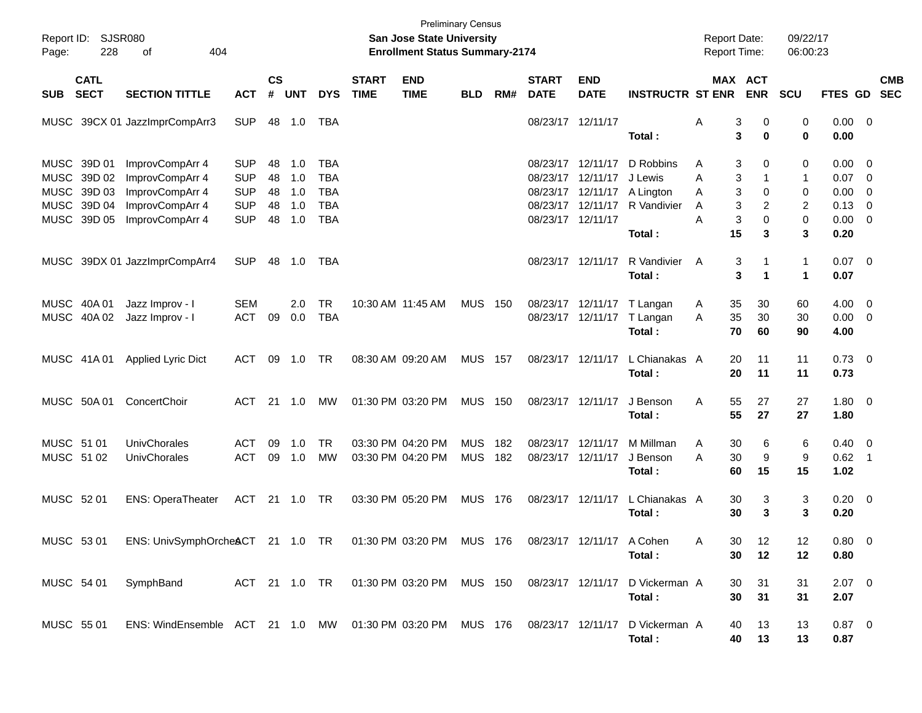Preliminary Census

**San Jose State University**

**Enrollment Status Summary-2174**

Report ID: SJSR080
Page: 228 of 404

Report Date: 09/22/17
Report Time: 06:00:23

| SUB | CATL SECT | SECTION TITTLE | ACT | CS # | UNT | DYS | START TIME | END TIME | BLD | RM# | START DATE | END DATE | INSTRUCTR | ST | MAX ENR | ACT ENR | SCU | FTES | GD | CMB SEC |
|---|---|---|---|---|---|---|---|---|---|---|---|---|---|---|---|---|---|---|---|---|
| MUSC | 39CX 01 | JazzImprCompArr3 | SUP | 48 | 1.0 | TBA | | | | | 08/23/17 | 12/11/17 | | A | 3 | 0 | 0 | 0.00 | 0 | |
| | | | | | | | | | | | | | **Total :** | | **3** | **0** | **0** | **0.00** | | |
| MUSC | 39D 01 | ImprovCompArr 4 | SUP | 48 | 1.0 | TBA | | | | | 08/23/17 | 12/11/17 | D Robbins | A | 3 | 0 | 0 | 0.00 | 0 | |
| MUSC | 39D 02 | ImprovCompArr 4 | SUP | 48 | 1.0 | TBA | | | | | 08/23/17 | 12/11/17 | J Lewis | A | 3 | 1 | 1 | 0.07 | 0 | |
| MUSC | 39D 03 | ImprovCompArr 4 | SUP | 48 | 1.0 | TBA | | | | | 08/23/17 | 12/11/17 | A Lington | A | 3 | 0 | 0 | 0.00 | 0 | |
| MUSC | 39D 04 | ImprovCompArr 4 | SUP | 48 | 1.0 | TBA | | | | | 08/23/17 | 12/11/17 | R Vandivier | A | 3 | 2 | 2 | 0.13 | 0 | |
| MUSC | 39D 05 | ImprovCompArr 4 | SUP | 48 | 1.0 | TBA | | | | | 08/23/17 | 12/11/17 | | A | 3 | 0 | 0 | 0.00 | 0 | |
| | | | | | | | | | | | | | **Total :** | | **15** | **3** | **3** | **0.20** | | |
| MUSC | 39DX 01 | JazzImprCompArr4 | SUP | 48 | 1.0 | TBA | | | | | 08/23/17 | 12/11/17 | R Vandivier | A | 3 | 1 | 1 | 0.07 | 0 | |
| | | | | | | | | | | | | | **Total :** | | **3** | **1** | **1** | **0.07** | | |
| MUSC | 40A 01 | Jazz Improv - I | SEM | | 2.0 | TR | 10:30 AM | 11:45 AM | MUS | 150 | 08/23/17 | 12/11/17 | T Langan | A | 35 | 30 | 60 | 4.00 | 0 | |
| MUSC | 40A 02 | Jazz Improv - I | ACT | 09 | 0.0 | TBA | | | | | 08/23/17 | 12/11/17 | T Langan | A | 35 | 30 | 30 | 0.00 | 0 | |
| | | | | | | | | | | | | | **Total :** | | **70** | **60** | **90** | **4.00** | | |
| MUSC | 41A 01 | Applied Lyric Dict | ACT | 09 | 1.0 | TR | 08:30 AM | 09:20 AM | MUS | 157 | 08/23/17 | 12/11/17 | L Chianakas | A | 20 | 11 | 11 | 0.73 | 0 | |
| | | | | | | | | | | | | | **Total :** | | **20** | **11** | **11** | **0.73** | | |
| MUSC | 50A 01 | ConcertChoir | ACT | 21 | 1.0 | MW | 01:30 PM | 03:20 PM | MUS | 150 | 08/23/17 | 12/11/17 | J Benson | A | 55 | 27 | 27 | 1.80 | 0 | |
| | | | | | | | | | | | | | **Total :** | | **55** | **27** | **27** | **1.80** | | |
| MUSC | 51 01 | UnivChorales | ACT | 09 | 1.0 | TR | 03:30 PM | 04:20 PM | MUS | 182 | 08/23/17 | 12/11/17 | M Millman | A | 30 | 6 | 6 | 0.40 | 0 | |
| MUSC | 51 02 | UnivChorales | ACT | 09 | 1.0 | MW | 03:30 PM | 04:20 PM | MUS | 182 | 08/23/17 | 12/11/17 | J Benson | A | 30 | 9 | 9 | 0.62 | 1 | |
| | | | | | | | | | | | | | **Total :** | | **60** | **15** | **15** | **1.02** | | |
| MUSC | 52 01 | ENS: OperaTheater | ACT | 21 | 1.0 | TR | 03:30 PM | 05:20 PM | MUS | 176 | 08/23/17 | 12/11/17 | L Chianakas | A | 30 | 3 | 3 | 0.20 | 0 | |
| | | | | | | | | | | | | | **Total :** | | **30** | **3** | **3** | **0.20** | | |
| MUSC | 53 01 | ENS: UnivSymphOrches | ACT | 21 | 1.0 | TR | 01:30 PM | 03:20 PM | MUS | 176 | 08/23/17 | 12/11/17 | A Cohen | A | 30 | 12 | 12 | 0.80 | 0 | |
| | | | | | | | | | | | | | **Total :** | | **30** | **12** | **12** | **0.80** | | |
| MUSC | 54 01 | SymphBand | ACT | 21 | 1.0 | TR | 01:30 PM | 03:20 PM | MUS | 150 | 08/23/17 | 12/11/17 | D Vickerman | A | 30 | 31 | 31 | 2.07 | 0 | |
| | | | | | | | | | | | | | **Total :** | | **30** | **31** | **31** | **2.07** | | |
| MUSC | 55 01 | ENS: WindEnsemble | ACT | 21 | 1.0 | MW | 01:30 PM | 03:20 PM | MUS | 176 | 08/23/17 | 12/11/17 | D Vickerman | A | 40 | 13 | 13 | 0.87 | 0 | |
| | | | | | | | | | | | | | **Total :** | | **40** | **13** | **13** | **0.87** | | |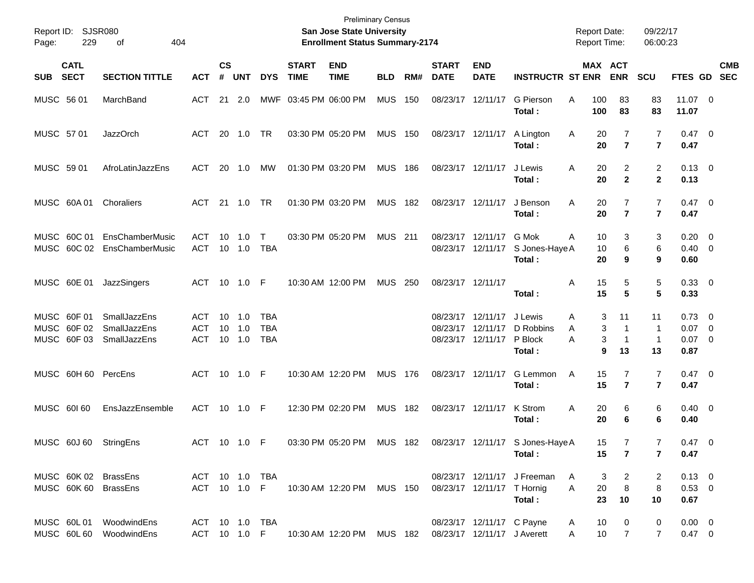Preliminary Census

**San Jose State University**

**Enrollment Status Summary-2174**

Report ID: SJSR080

Report Date: 09/22/17

Report Time: 06:00:23

| SUB | CATL SECT | SECTION TITTLE | ACT | CS # | UNT | DYS | START TIME | END TIME | BLD | RM# | START DATE | END DATE | INSTRUCTR | ST | MAX ENR | ACT ENR | SCU | FTES | GD | CMB SEC |
|---|---|---|---|---|---|---|---|---|---|---|---|---|---|---|---|---|---|---|---|---|
| MUSC | 56 01 | MarchBand | ACT | 21 | 2.0 | MWF | 03:45 PM | 06:00 PM | MUS | 150 | 08/23/17 | 12/11/17 | G Pierson | A | 100 | 83 | 83 | 11.07 | 0 | |
| | | | | | | | | | | | | | **Total :** | | **100** | **83** | **83** | **11.07** | | |
| MUSC | 57 01 | JazzOrch | ACT | 20 | 1.0 | TR | 03:30 PM | 05:20 PM | MUS | 150 | 08/23/17 | 12/11/17 | A Lington | A | 20 | 7 | 7 | 0.47 | 0 | |
| | | | | | | | | | | | | | **Total :** | | **20** | **7** | **7** | **0.47** | | |
| MUSC | 59 01 | AfroLatinJazzEns | ACT | 20 | 1.0 | MW | 01:30 PM | 03:20 PM | MUS | 186 | 08/23/17 | 12/11/17 | J Lewis | A | 20 | 2 | 2 | 0.13 | 0 | |
| | | | | | | | | | | | | | **Total :** | | **20** | **2** | **2** | **0.13** | | |
| MUSC | 60A 01 | Choraliers | ACT | 21 | 1.0 | TR | 01:30 PM | 03:20 PM | MUS | 182 | 08/23/17 | 12/11/17 | J Benson | A | 20 | 7 | 7 | 0.47 | 0 | |
| | | | | | | | | | | | | | **Total :** | | **20** | **7** | **7** | **0.47** | | |
| MUSC | 60C 01 | EnsChamberMusic | ACT | 10 | 1.0 | T | 03:30 PM | 05:20 PM | MUS | 211 | 08/23/17 | 12/11/17 | G Mok | A | 10 | 3 | 3 | 0.20 | 0 | |
| MUSC | 60C 02 | EnsChamberMusic | ACT | 10 | 1.0 | TBA | | | | | 08/23/17 | 12/11/17 | S Jones-Haye | A | 10 | 6 | 6 | 0.40 | 0 | |
| | | | | | | | | | | | | | **Total :** | | **20** | **9** | **9** | **0.60** | | |
| MUSC | 60E 01 | JazzSingers | ACT | 10 | 1.0 | F | 10:30 AM | 12:00 PM | MUS | 250 | 08/23/17 | 12/11/17 | | A | 15 | 5 | 5 | 0.33 | 0 | |
| | | | | | | | | | | | | | **Total :** | | **15** | **5** | **5** | **0.33** | | |
| MUSC | 60F 01 | SmallJazzEns | ACT | 10 | 1.0 | TBA | | | | | 08/23/17 | 12/11/17 | J Lewis | A | 3 | 11 | 11 | 0.73 | 0 | |
| MUSC | 60F 02 | SmallJazzEns | ACT | 10 | 1.0 | TBA | | | | | 08/23/17 | 12/11/17 | D Robbins | A | 3 | 1 | 1 | 0.07 | 0 | |
| MUSC | 60F 03 | SmallJazzEns | ACT | 10 | 1.0 | TBA | | | | | 08/23/17 | 12/11/17 | P Block | A | 3 | 1 | 1 | 0.07 | 0 | |
| | | | | | | | | | | | | | **Total :** | | **9** | **13** | **13** | **0.87** | | |
| MUSC | 60H 60 | PercEns | ACT | 10 | 1.0 | F | 10:30 AM | 12:20 PM | MUS | 176 | 08/23/17 | 12/11/17 | G Lemmon | A | 15 | 7 | 7 | 0.47 | 0 | |
| | | | | | | | | | | | | | **Total :** | | **15** | **7** | **7** | **0.47** | | |
| MUSC | 60I 60 | EnsJazzEnsemble | ACT | 10 | 1.0 | F | 12:30 PM | 02:20 PM | MUS | 182 | 08/23/17 | 12/11/17 | K Strom | A | 20 | 6 | 6 | 0.40 | 0 | |
| | | | | | | | | | | | | | **Total :** | | **20** | **6** | **6** | **0.40** | | |
| MUSC | 60J 60 | StringEns | ACT | 10 | 1.0 | F | 03:30 PM | 05:20 PM | MUS | 182 | 08/23/17 | 12/11/17 | S Jones-Haye | A | 15 | 7 | 7 | 0.47 | 0 | |
| | | | | | | | | | | | | | **Total :** | | **15** | **7** | **7** | **0.47** | | |
| MUSC | 60K 02 | BrassEns | ACT | 10 | 1.0 | TBA | | | | | 08/23/17 | 12/11/17 | J Freeman | A | 3 | 2 | 2 | 0.13 | 0 | |
| MUSC | 60K 60 | BrassEns | ACT | 10 | 1.0 | F | 10:30 AM | 12:20 PM | MUS | 150 | 08/23/17 | 12/11/17 | T Hornig | A | 20 | 8 | 8 | 0.53 | 0 | |
| | | | | | | | | | | | | | **Total :** | | **23** | **10** | **10** | **0.67** | | |
| MUSC | 60L 01 | WoodwindEns | ACT | 10 | 1.0 | TBA | | | | | 08/23/17 | 12/11/17 | C Payne | A | 10 | 0 | 0 | 0.00 | 0 | |
| MUSC | 60L 60 | WoodwindEns | ACT | 10 | 1.0 | F | 10:30 AM | 12:20 PM | MUS | 182 | 08/23/17 | 12/11/17 | J Averett | A | 10 | 7 | 7 | 0.47 | 0 | |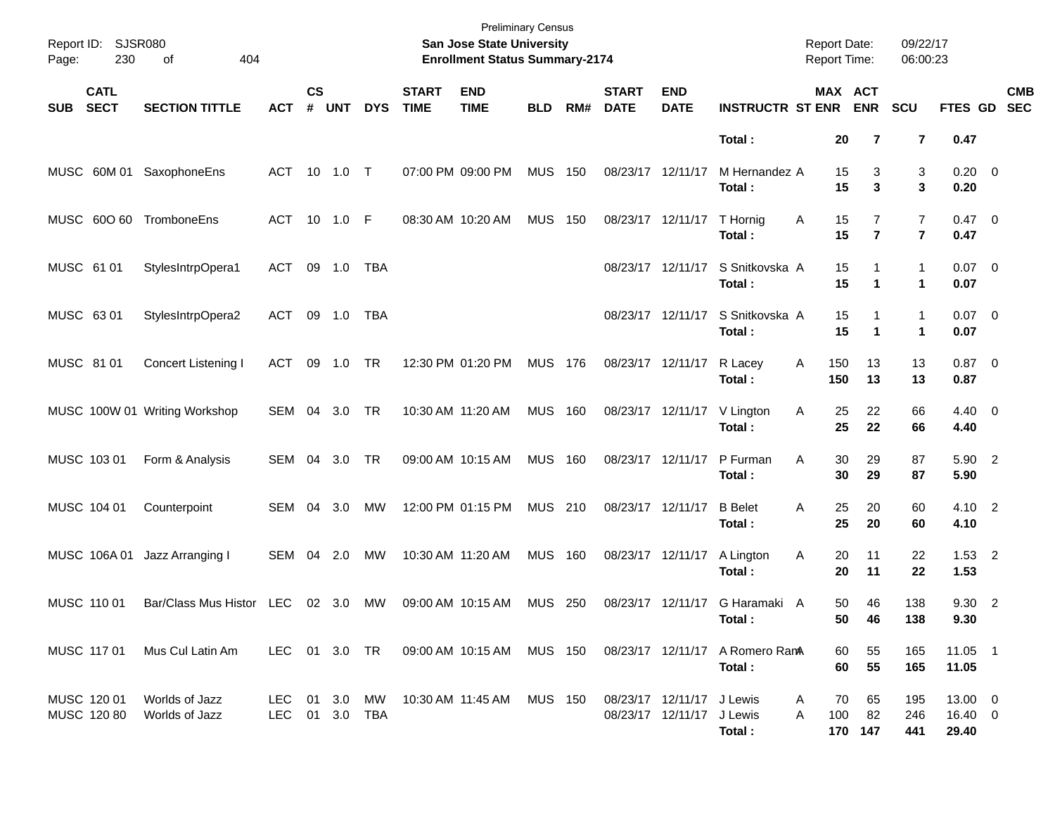Preliminary Census

**San Jose State University**

**Enrollment Status Summary-2174**

Report ID: SJSR080
Page: 230 of 404

Report Date: 09/22/17
Report Time: 06:00:23

| SUB | CATL SECT | SECTION TITTLE | ACT | CS # | UNT | DYS | START TIME | END TIME | BLD | RM# | START DATE | END DATE | INSTRUCTR | ST | MAX ENR | ACT ENR | SCU | FTES | GD | CMB SEC |
|---|---|---|---|---|---|---|---|---|---|---|---|---|---|---|---|---|---|---|---|---|
| | | | | | | | | | | | | | **Total :** | | **20** | **7** | **7** | **0.47** | | |
| MUSC | 60M 01 | SaxophoneEns | ACT | 10 | 1.0 | T | 07:00 PM | 09:00 PM | MUS | 150 | 08/23/17 | 12/11/17 | M Hernandez | A | 15 | 3 | 3 | 0.20 | 0 | |
| | | | | | | | | | | | | | **Total :** | | **15** | **3** | **3** | **0.20** | | |
| MUSC | 60O 60 | TromboneEns | ACT | 10 | 1.0 | F | 08:30 AM | 10:20 AM | MUS | 150 | 08/23/17 | 12/11/17 | T Hornig | A | 15 | 7 | 7 | 0.47 | 0 | |
| | | | | | | | | | | | | | **Total :** | | **15** | **7** | **7** | **0.47** | | |
| MUSC | 61 01 | StylesIntrpOpera1 | ACT | 09 | 1.0 | TBA | | | | | 08/23/17 | 12/11/17 | S Snitkovska | A | 15 | 1 | 1 | 0.07 | 0 | |
| | | | | | | | | | | | | | **Total :** | | **15** | **1** | **1** | **0.07** | | |
| MUSC | 63 01 | StylesIntrpOpera2 | ACT | 09 | 1.0 | TBA | | | | | 08/23/17 | 12/11/17 | S Snitkovska | A | 15 | 1 | 1 | 0.07 | 0 | |
| | | | | | | | | | | | | | **Total :** | | **15** | **1** | **1** | **0.07** | | |
| MUSC | 81 01 | Concert Listening I | ACT | 09 | 1.0 | TR | 12:30 PM | 01:20 PM | MUS | 176 | 08/23/17 | 12/11/17 | R Lacey | A | 150 | 13 | 13 | 0.87 | 0 | |
| | | | | | | | | | | | | | **Total :** | | **150** | **13** | **13** | **0.87** | | |
| MUSC | 100W 01 | Writing Workshop | SEM | 04 | 3.0 | TR | 10:30 AM | 11:20 AM | MUS | 160 | 08/23/17 | 12/11/17 | V Lington | A | 25 | 22 | 66 | 4.40 | 0 | |
| | | | | | | | | | | | | | **Total :** | | **25** | **22** | **66** | **4.40** | | |
| MUSC | 103 01 | Form & Analysis | SEM | 04 | 3.0 | TR | 09:00 AM | 10:15 AM | MUS | 160 | 08/23/17 | 12/11/17 | P Furman | A | 30 | 29 | 87 | 5.90 | 2 | |
| | | | | | | | | | | | | | **Total :** | | **30** | **29** | **87** | **5.90** | | |
| MUSC | 104 01 | Counterpoint | SEM | 04 | 3.0 | MW | 12:00 PM | 01:15 PM | MUS | 210 | 08/23/17 | 12/11/17 | B Belet | A | 25 | 20 | 60 | 4.10 | 2 | |
| | | | | | | | | | | | | | **Total :** | | **25** | **20** | **60** | **4.10** | | |
| MUSC | 106A 01 | Jazz Arranging I | SEM | 04 | 2.0 | MW | 10:30 AM | 11:20 AM | MUS | 160 | 08/23/17 | 12/11/17 | A Lington | A | 20 | 11 | 22 | 1.53 | 2 | |
| | | | | | | | | | | | | | **Total :** | | **20** | **11** | **22** | **1.53** | | |
| MUSC | 110 01 | Bar/Class Mus Histor | LEC | 02 | 3.0 | MW | 09:00 AM | 10:15 AM | MUS | 250 | 08/23/17 | 12/11/17 | G Haramaki | A | 50 | 46 | 138 | 9.30 | 2 | |
| | | | | | | | | | | | | | **Total :** | | **50** | **46** | **138** | **9.30** | | |
| MUSC | 117 01 | Mus Cul Latin Am | LEC | 01 | 3.0 | TR | 09:00 AM | 10:15 AM | MUS | 150 | 08/23/17 | 12/11/17 | A Romero Ram | A | 60 | 55 | 165 | 11.05 | 1 | |
| | | | | | | | | | | | | | **Total :** | | **60** | **55** | **165** | **11.05** | | |
| MUSC | 120 01 | Worlds of Jazz | LEC | 01 | 3.0 | MW | 10:30 AM | 11:45 AM | MUS | 150 | 08/23/17 | 12/11/17 | J Lewis | A | 70 | 65 | 195 | 13.00 | 0 | |
| MUSC | 120 80 | Worlds of Jazz | LEC | 01 | 3.0 | TBA | | | | | 08/23/17 | 12/11/17 | J Lewis | A | 100 | 82 | 246 | 16.40 | 0 | |
| | | | | | | | | | | | | | **Total :** | | **170** | **147** | **441** | **29.40** | | |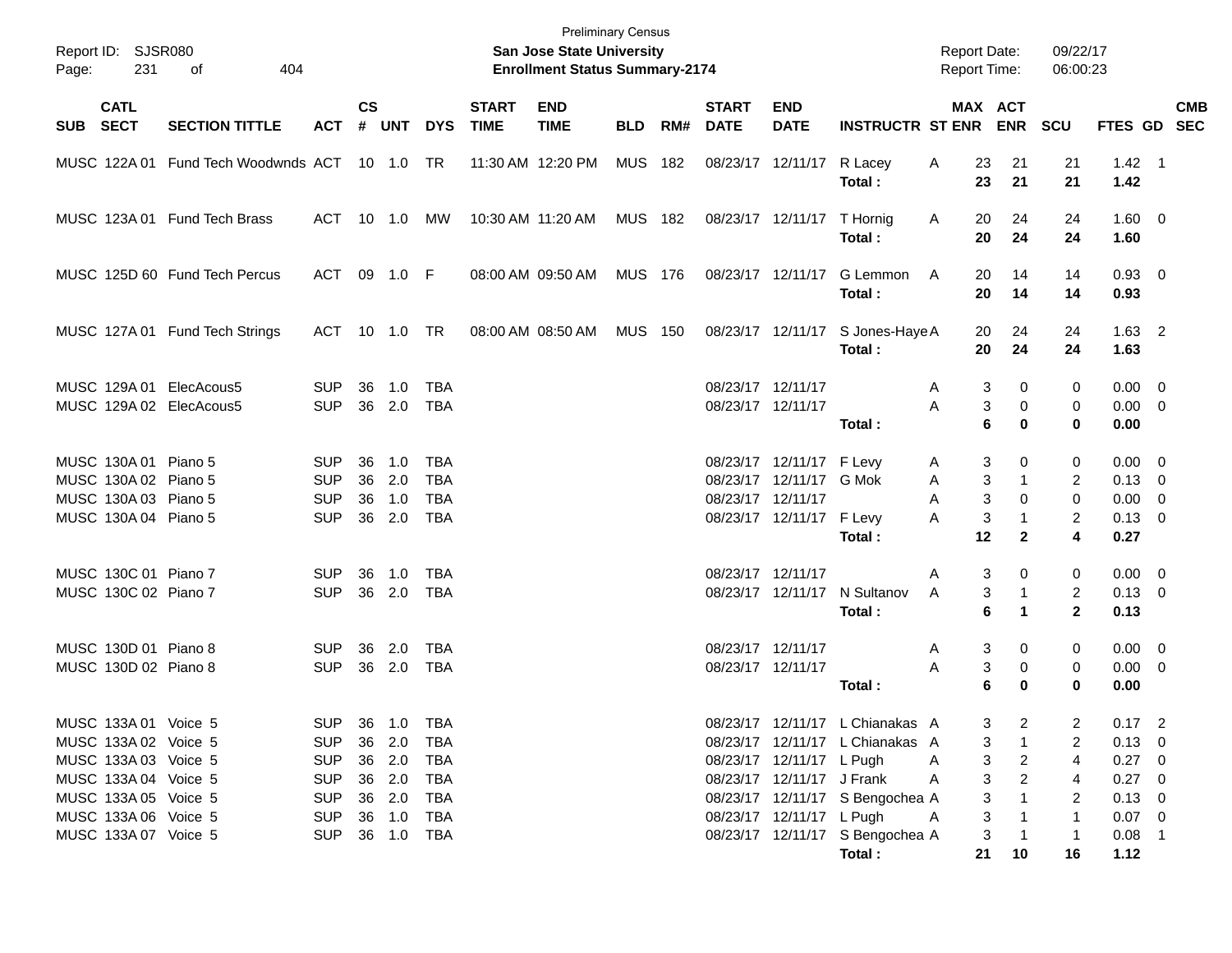Preliminary Census

**San Jose State University**

**Enrollment Status Summary-2174**

Report ID: SJSR080

Report Date: 09/22/17

Report Time: 06:00:23

| SUB | CATL SECT | SECTION TITTLE | ACT | CS # | UNT | DYS | START TIME | END TIME | BLD | RM# | START DATE | END DATE | INSTRUCTR | ST | MAX ENR | ACT ENR | SCU | FTES | GD | CMB SEC |
|---|---|---|---|---|---|---|---|---|---|---|---|---|---|---|---|---|---|---|---|---|
| MUSC | 122A 01 | Fund Tech Woodwnds | ACT | 10 | 1.0 | TR | 11:30 AM | 12:20 PM | MUS | 182 | 08/23/17 | 12/11/17 | R Lacey | A | 23 | 21 | 21 | 1.42 | 1 | |
| | | | | | | | | | | | | | **Total :** | | **23** | **21** | **21** | **1.42** | | |
| MUSC | 123A 01 | Fund Tech Brass | ACT | 10 | 1.0 | MW | 10:30 AM | 11:20 AM | MUS | 182 | 08/23/17 | 12/11/17 | T Hornig | A | 20 | 24 | 24 | 1.60 | 0 | |
| | | | | | | | | | | | | | **Total :** | | **20** | **24** | **24** | **1.60** | | |
| MUSC | 125D 60 | Fund Tech Percus | ACT | 09 | 1.0 | F | 08:00 AM | 09:50 AM | MUS | 176 | 08/23/17 | 12/11/17 | G Lemmon | A | 20 | 14 | 14 | 0.93 | 0 | |
| | | | | | | | | | | | | | **Total :** | | **20** | **14** | **14** | **0.93** | | |
| MUSC | 127A 01 | Fund Tech Strings | ACT | 10 | 1.0 | TR | 08:00 AM | 08:50 AM | MUS | 150 | 08/23/17 | 12/11/17 | S Jones-Haye | A | 20 | 24 | 24 | 1.63 | 2 | |
| | | | | | | | | | | | | | **Total :** | | **20** | **24** | **24** | **1.63** | | |
| MUSC | 129A 01 | ElecAcous5 | SUP | 36 | 1.0 | TBA | | | | | 08/23/17 | 12/11/17 | | A | 3 | 0 | 0 | 0.00 | 0 | |
| MUSC | 129A 02 | ElecAcous5 | SUP | 36 | 2.0 | TBA | | | | | 08/23/17 | 12/11/17 | | A | 3 | 0 | 0 | 0.00 | 0 | |
| | | | | | | | | | | | | | **Total :** | | **6** | **0** | **0** | **0.00** | | |
| MUSC | 130A 01 | Piano 5 | SUP | 36 | 1.0 | TBA | | | | | 08/23/17 | 12/11/17 | F Levy | A | 3 | 0 | 0 | 0.00 | 0 | |
| MUSC | 130A 02 | Piano 5 | SUP | 36 | 2.0 | TBA | | | | | 08/23/17 | 12/11/17 | G Mok | A | 3 | 1 | 2 | 0.13 | 0 | |
| MUSC | 130A 03 | Piano 5 | SUP | 36 | 1.0 | TBA | | | | | 08/23/17 | 12/11/17 | | A | 3 | 0 | 0 | 0.00 | 0 | |
| MUSC | 130A 04 | Piano 5 | SUP | 36 | 2.0 | TBA | | | | | 08/23/17 | 12/11/17 | F Levy | A | 3 | 1 | 2 | 0.13 | 0 | |
| | | | | | | | | | | | | | **Total :** | | **12** | **2** | **4** | **0.27** | | |
| MUSC | 130C 01 | Piano 7 | SUP | 36 | 1.0 | TBA | | | | | 08/23/17 | 12/11/17 | | A | 3 | 0 | 0 | 0.00 | 0 | |
| MUSC | 130C 02 | Piano 7 | SUP | 36 | 2.0 | TBA | | | | | 08/23/17 | 12/11/17 | N Sultanov | A | 3 | 1 | 2 | 0.13 | 0 | |
| | | | | | | | | | | | | | **Total :** | | **6** | **1** | **2** | **0.13** | | |
| MUSC | 130D 01 | Piano 8 | SUP | 36 | 2.0 | TBA | | | | | 08/23/17 | 12/11/17 | | A | 3 | 0 | 0 | 0.00 | 0 | |
| MUSC | 130D 02 | Piano 8 | SUP | 36 | 2.0 | TBA | | | | | 08/23/17 | 12/11/17 | | A | 3 | 0 | 0 | 0.00 | 0 | |
| | | | | | | | | | | | | | **Total :** | | **6** | **0** | **0** | **0.00** | | |
| MUSC | 133A 01 | Voice 5 | SUP | 36 | 1.0 | TBA | | | | | 08/23/17 | 12/11/17 | L Chianakas | A | 3 | 2 | 2 | 0.17 | 2 | |
| MUSC | 133A 02 | Voice 5 | SUP | 36 | 2.0 | TBA | | | | | 08/23/17 | 12/11/17 | L Chianakas | A | 3 | 1 | 2 | 0.13 | 0 | |
| MUSC | 133A 03 | Voice 5 | SUP | 36 | 2.0 | TBA | | | | | 08/23/17 | 12/11/17 | L Pugh | A | 3 | 2 | 4 | 0.27 | 0 | |
| MUSC | 133A 04 | Voice 5 | SUP | 36 | 2.0 | TBA | | | | | 08/23/17 | 12/11/17 | J Frank | A | 3 | 2 | 4 | 0.27 | 0 | |
| MUSC | 133A 05 | Voice 5 | SUP | 36 | 2.0 | TBA | | | | | 08/23/17 | 12/11/17 | S Bengochea | A | 3 | 1 | 2 | 0.13 | 0 | |
| MUSC | 133A 06 | Voice 5 | SUP | 36 | 1.0 | TBA | | | | | 08/23/17 | 12/11/17 | L Pugh | A | 3 | 1 | 1 | 0.07 | 0 | |
| MUSC | 133A 07 | Voice 5 | SUP | 36 | 1.0 | TBA | | | | | 08/23/17 | 12/11/17 | S Bengochea | A | 3 | 1 | 1 | 0.08 | 1 | |
| | | | | | | | | | | | | | **Total :** | | **21** | **10** | **16** | **1.12** | | |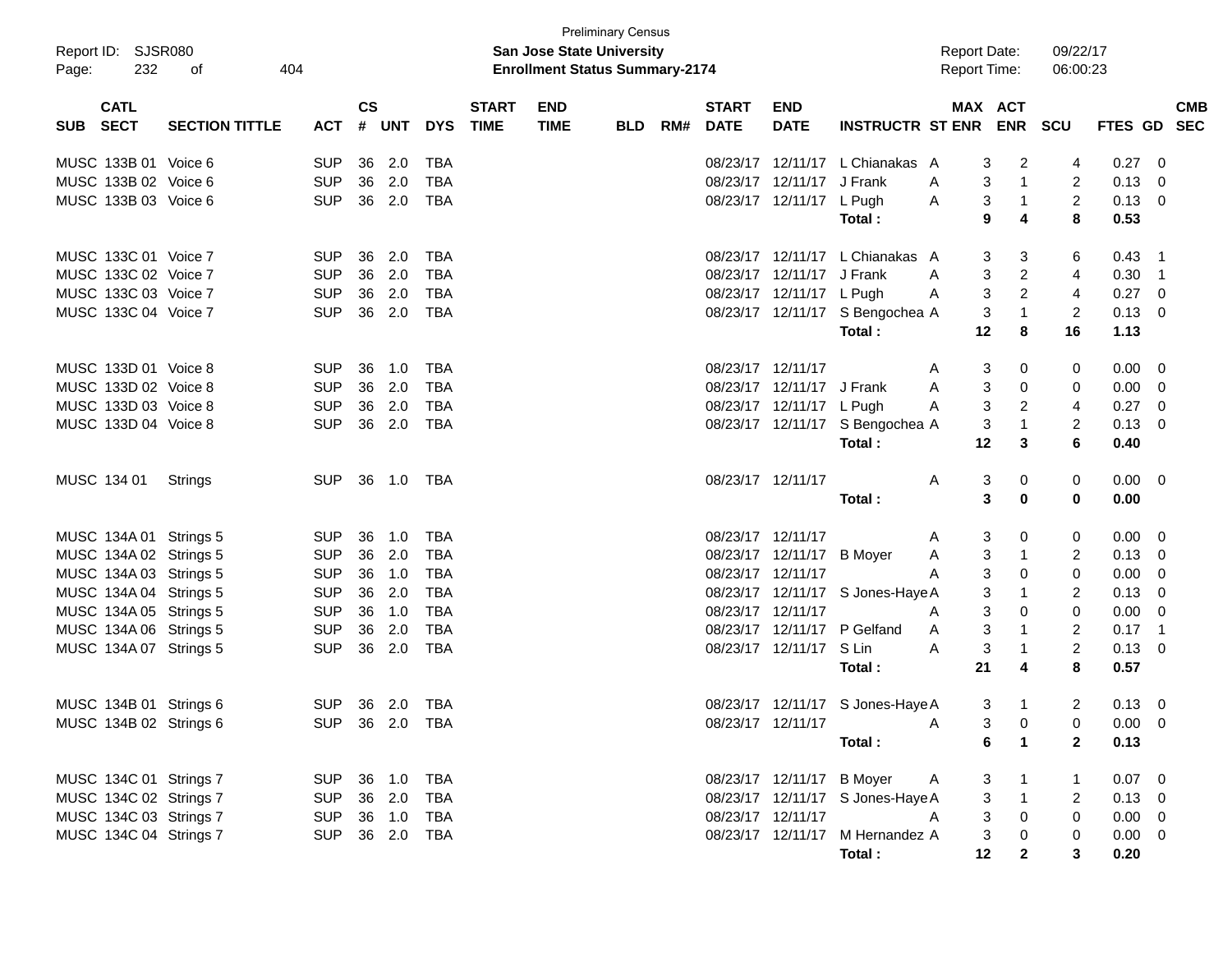Preliminary Census

Report ID: SJSR080 **San Jose State University** Report Date: 09/22/17

Page: 232 of 404 **Enrollment Status Summary-2174** Report Time: 06:00:23

| SUB | CATL SECT | SECTION TITTLE | ACT | CS # | UNT | DYS | START TIME | END TIME | BLD | RM# | START DATE | END DATE | INSTRUCTR | ST | MAX ENR | ACT ENR | SCU | FTES | GD | CMB SEC |
|---|---|---|---|---|---|---|---|---|---|---|---|---|---|---|---|---|---|---|---|---|
| MUSC | 133B 01 | Voice 6 | SUP | 36 | 2.0 | TBA | | | | | 08/23/17 | 12/11/17 | L Chianakas | A | 3 | 2 | 4 | 0.27 | 0 | |
| MUSC | 133B 02 | Voice 6 | SUP | 36 | 2.0 | TBA | | | | | 08/23/17 | 12/11/17 | J Frank | A | 3 | 1 | 2 | 0.13 | 0 | |
| MUSC | 133B 03 | Voice 6 | SUP | 36 | 2.0 | TBA | | | | | 08/23/17 | 12/11/17 | L Pugh | A | 3 | 1 | 2 | 0.13 | 0 | |
| | | | | | | | | | | | | | **Total :** | | **9** | **4** | **8** | **0.53** | | |
| MUSC | 133C 01 | Voice 7 | SUP | 36 | 2.0 | TBA | | | | | 08/23/17 | 12/11/17 | L Chianakas | A | 3 | 3 | 6 | 0.43 | 1 | |
| MUSC | 133C 02 | Voice 7 | SUP | 36 | 2.0 | TBA | | | | | 08/23/17 | 12/11/17 | J Frank | A | 3 | 2 | 4 | 0.30 | 1 | |
| MUSC | 133C 03 | Voice 7 | SUP | 36 | 2.0 | TBA | | | | | 08/23/17 | 12/11/17 | L Pugh | A | 3 | 2 | 4 | 0.27 | 0 | |
| MUSC | 133C 04 | Voice 7 | SUP | 36 | 2.0 | TBA | | | | | 08/23/17 | 12/11/17 | S Bengochea | A | 3 | 1 | 2 | 0.13 | 0 | |
| | | | | | | | | | | | | | **Total :** | | **12** | **8** | **16** | **1.13** | | |
| MUSC | 133D 01 | Voice 8 | SUP | 36 | 1.0 | TBA | | | | | 08/23/17 | 12/11/17 | | A | 3 | 0 | 0 | 0.00 | 0 | |
| MUSC | 133D 02 | Voice 8 | SUP | 36 | 2.0 | TBA | | | | | 08/23/17 | 12/11/17 | J Frank | A | 3 | 0 | 0 | 0.00 | 0 | |
| MUSC | 133D 03 | Voice 8 | SUP | 36 | 2.0 | TBA | | | | | 08/23/17 | 12/11/17 | L Pugh | A | 3 | 2 | 4 | 0.27 | 0 | |
| MUSC | 133D 04 | Voice 8 | SUP | 36 | 2.0 | TBA | | | | | 08/23/17 | 12/11/17 | S Bengochea | A | 3 | 1 | 2 | 0.13 | 0 | |
| | | | | | | | | | | | | | **Total :** | | **12** | **3** | **6** | **0.40** | | |
| MUSC | 134 01 | Strings | SUP | 36 | 1.0 | TBA | | | | | 08/23/17 | 12/11/17 | | A | 3 | 0 | 0 | 0.00 | 0 | |
| | | | | | | | | | | | | | **Total :** | | **3** | **0** | **0** | **0.00** | | |
| MUSC | 134A 01 | Strings 5 | SUP | 36 | 1.0 | TBA | | | | | 08/23/17 | 12/11/17 | | A | 3 | 0 | 0 | 0.00 | 0 | |
| MUSC | 134A 02 | Strings 5 | SUP | 36 | 2.0 | TBA | | | | | 08/23/17 | 12/11/17 | B Moyer | A | 3 | 1 | 2 | 0.13 | 0 | |
| MUSC | 134A 03 | Strings 5 | SUP | 36 | 1.0 | TBA | | | | | 08/23/17 | 12/11/17 | | A | 3 | 0 | 0 | 0.00 | 0 | |
| MUSC | 134A 04 | Strings 5 | SUP | 36 | 2.0 | TBA | | | | | 08/23/17 | 12/11/17 | S Jones-Haye | A | 3 | 1 | 2 | 0.13 | 0 | |
| MUSC | 134A 05 | Strings 5 | SUP | 36 | 1.0 | TBA | | | | | 08/23/17 | 12/11/17 | | A | 3 | 0 | 0 | 0.00 | 0 | |
| MUSC | 134A 06 | Strings 5 | SUP | 36 | 2.0 | TBA | | | | | 08/23/17 | 12/11/17 | P Gelfand | A | 3 | 1 | 2 | 0.17 | 1 | |
| MUSC | 134A 07 | Strings 5 | SUP | 36 | 2.0 | TBA | | | | | 08/23/17 | 12/11/17 | S Lin | A | 3 | 1 | 2 | 0.13 | 0 | |
| | | | | | | | | | | | | | **Total :** | | **21** | **4** | **8** | **0.57** | | |
| MUSC | 134B 01 | Strings 6 | SUP | 36 | 2.0 | TBA | | | | | 08/23/17 | 12/11/17 | S Jones-Haye | A | 3 | 1 | 2 | 0.13 | 0 | |
| MUSC | 134B 02 | Strings 6 | SUP | 36 | 2.0 | TBA | | | | | 08/23/17 | 12/11/17 | | A | 3 | 0 | 0 | 0.00 | 0 | |
| | | | | | | | | | | | | | **Total :** | | **6** | **1** | **2** | **0.13** | | |
| MUSC | 134C 01 | Strings 7 | SUP | 36 | 1.0 | TBA | | | | | 08/23/17 | 12/11/17 | B Moyer | A | 3 | 1 | 1 | 0.07 | 0 | |
| MUSC | 134C 02 | Strings 7 | SUP | 36 | 2.0 | TBA | | | | | 08/23/17 | 12/11/17 | S Jones-Haye | A | 3 | 1 | 2 | 0.13 | 0 | |
| MUSC | 134C 03 | Strings 7 | SUP | 36 | 1.0 | TBA | | | | | 08/23/17 | 12/11/17 | | A | 3 | 0 | 0 | 0.00 | 0 | |
| MUSC | 134C 04 | Strings 7 | SUP | 36 | 2.0 | TBA | | | | | 08/23/17 | 12/11/17 | M Hernandez | A | 3 | 0 | 0 | 0.00 | 0 | |
| | | | | | | | | | | | | | **Total :** | | **12** | **2** | **3** | **0.20** | | |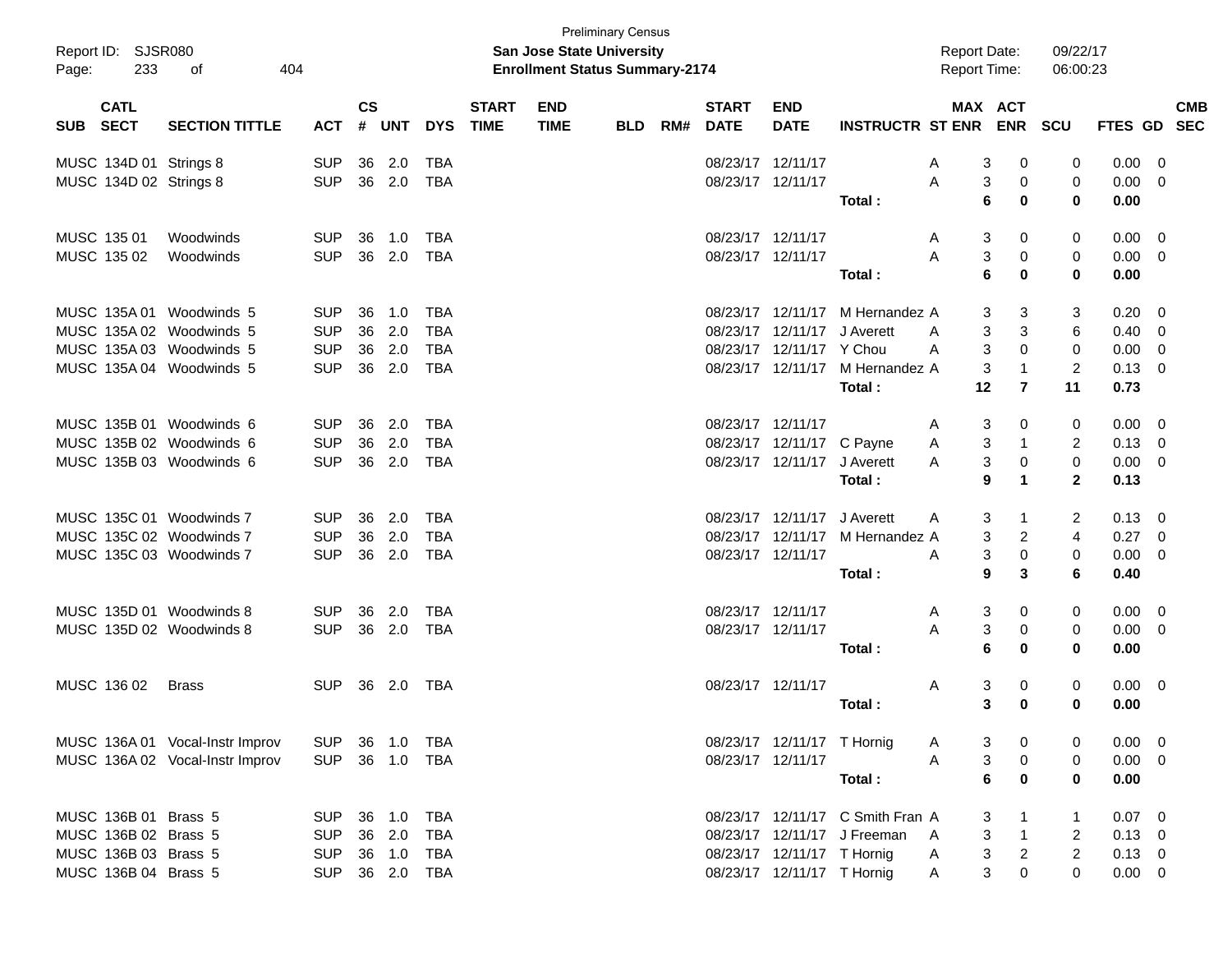Preliminary Census

Report ID: SJSR080 **San Jose State University** Report Date: 09/22/17

Page: 233 of 404 **Enrollment Status Summary-2174** Report Time: 06:00:23

| SUB | CATL SECT | SECTION TITTLE | ACT | CS # | UNT | DYS | START TIME | END TIME | BLD | RM# | START DATE | END DATE | INSTRUCTR | ST | MAX ENR | ACT ENR | SCU | FTES | GD | CMB SEC |
|---|---|---|---|---|---|---|---|---|---|---|---|---|---|---|---|---|---|---|---|---|
| MUSC | 134D 01 | Strings 8 | SUP | 36 | 2.0 | TBA | | | | | 08/23/17 | 12/11/17 | | A | 3 | 0 | 0 | 0.00 | 0 | |
| MUSC | 134D 02 | Strings 8 | SUP | 36 | 2.0 | TBA | | | | | 08/23/17 | 12/11/17 | | A | 3 | 0 | 0 | 0.00 | 0 | |
| | | | | | | | | | | | | | **Total :** | | **6** | **0** | **0** | **0.00** | | |
| MUSC | 135 01 | Woodwinds | SUP | 36 | 1.0 | TBA | | | | | 08/23/17 | 12/11/17 | | A | 3 | 0 | 0 | 0.00 | 0 | |
| MUSC | 135 02 | Woodwinds | SUP | 36 | 2.0 | TBA | | | | | 08/23/17 | 12/11/17 | | A | 3 | 0 | 0 | 0.00 | 0 | |
| | | | | | | | | | | | | | **Total :** | | **6** | **0** | **0** | **0.00** | | |
| MUSC | 135A 01 | Woodwinds 5 | SUP | 36 | 1.0 | TBA | | | | | 08/23/17 | 12/11/17 | M Hernandez | A | 3 | 3 | 3 | 0.20 | 0 | |
| MUSC | 135A 02 | Woodwinds 5 | SUP | 36 | 2.0 | TBA | | | | | 08/23/17 | 12/11/17 | J Averett | A | 3 | 3 | 6 | 0.40 | 0 | |
| MUSC | 135A 03 | Woodwinds 5 | SUP | 36 | 2.0 | TBA | | | | | 08/23/17 | 12/11/17 | Y Chou | A | 3 | 0 | 0 | 0.00 | 0 | |
| MUSC | 135A 04 | Woodwinds 5 | SUP | 36 | 2.0 | TBA | | | | | 08/23/17 | 12/11/17 | M Hernandez | A | 3 | 1 | 2 | 0.13 | 0 | |
| | | | | | | | | | | | | | **Total :** | | **12** | **7** | **11** | **0.73** | | |
| MUSC | 135B 01 | Woodwinds 6 | SUP | 36 | 2.0 | TBA | | | | | 08/23/17 | 12/11/17 | | A | 3 | 0 | 0 | 0.00 | 0 | |
| MUSC | 135B 02 | Woodwinds 6 | SUP | 36 | 2.0 | TBA | | | | | 08/23/17 | 12/11/17 | C Payne | A | 3 | 1 | 2 | 0.13 | 0 | |
| MUSC | 135B 03 | Woodwinds 6 | SUP | 36 | 2.0 | TBA | | | | | 08/23/17 | 12/11/17 | J Averett | A | 3 | 0 | 0 | 0.00 | 0 | |
| | | | | | | | | | | | | | **Total :** | | **9** | **1** | **2** | **0.13** | | |
| MUSC | 135C 01 | Woodwinds 7 | SUP | 36 | 2.0 | TBA | | | | | 08/23/17 | 12/11/17 | J Averett | A | 3 | 1 | 2 | 0.13 | 0 | |
| MUSC | 135C 02 | Woodwinds 7 | SUP | 36 | 2.0 | TBA | | | | | 08/23/17 | 12/11/17 | M Hernandez | A | 3 | 2 | 4 | 0.27 | 0 | |
| MUSC | 135C 03 | Woodwinds 7 | SUP | 36 | 2.0 | TBA | | | | | 08/23/17 | 12/11/17 | | A | 3 | 0 | 0 | 0.00 | 0 | |
| | | | | | | | | | | | | | **Total :** | | **9** | **3** | **6** | **0.40** | | |
| MUSC | 135D 01 | Woodwinds 8 | SUP | 36 | 2.0 | TBA | | | | | 08/23/17 | 12/11/17 | | A | 3 | 0 | 0 | 0.00 | 0 | |
| MUSC | 135D 02 | Woodwinds 8 | SUP | 36 | 2.0 | TBA | | | | | 08/23/17 | 12/11/17 | | A | 3 | 0 | 0 | 0.00 | 0 | |
| | | | | | | | | | | | | | **Total :** | | **6** | **0** | **0** | **0.00** | | |
| MUSC | 136 02 | Brass | SUP | 36 | 2.0 | TBA | | | | | 08/23/17 | 12/11/17 | | A | 3 | 0 | 0 | 0.00 | 0 | |
| | | | | | | | | | | | | | **Total :** | | **3** | **0** | **0** | **0.00** | | |
| MUSC | 136A 01 | Vocal-Instr Improv | SUP | 36 | 1.0 | TBA | | | | | 08/23/17 | 12/11/17 | T Hornig | A | 3 | 0 | 0 | 0.00 | 0 | |
| MUSC | 136A 02 | Vocal-Instr Improv | SUP | 36 | 1.0 | TBA | | | | | 08/23/17 | 12/11/17 | | A | 3 | 0 | 0 | 0.00 | 0 | |
| | | | | | | | | | | | | | **Total :** | | **6** | **0** | **0** | **0.00** | | |
| MUSC | 136B 01 | Brass 5 | SUP | 36 | 1.0 | TBA | | | | | 08/23/17 | 12/11/17 | C Smith Fran | A | 3 | 1 | 1 | 0.07 | 0 | |
| MUSC | 136B 02 | Brass 5 | SUP | 36 | 2.0 | TBA | | | | | 08/23/17 | 12/11/17 | J Freeman | A | 3 | 1 | 2 | 0.13 | 0 | |
| MUSC | 136B 03 | Brass 5 | SUP | 36 | 1.0 | TBA | | | | | 08/23/17 | 12/11/17 | T Hornig | A | 3 | 2 | 2 | 0.13 | 0 | |
| MUSC | 136B 04 | Brass 5 | SUP | 36 | 2.0 | TBA | | | | | 08/23/17 | 12/11/17 | T Hornig | A | 3 | 0 | 0 | 0.00 | 0 | |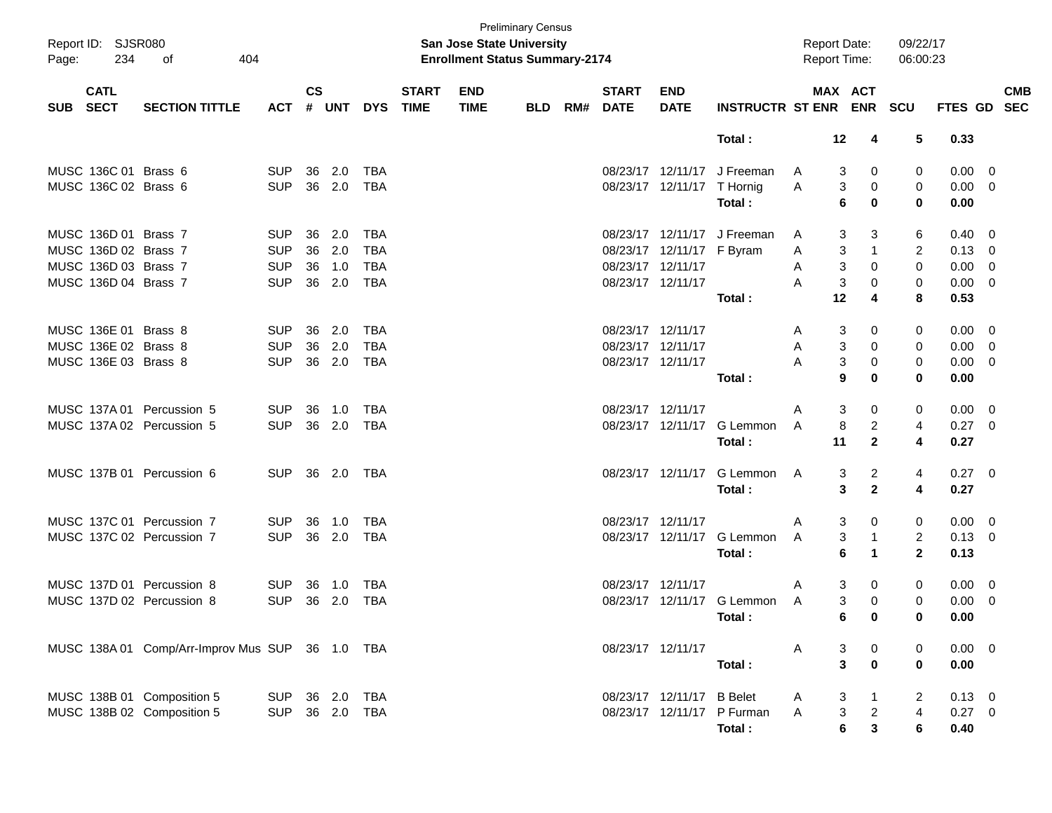Preliminary Census
**San Jose State University**
**Enrollment Status Summary-2174**

Report ID: SJSR080
Page: 234 of 404

Report Date: 09/22/17
Report Time: 06:00:23

| SUB | CATL SECT | SECTION TITTLE | ACT | CS # | UNT | DYS | START TIME | END TIME | BLD | RM# | START DATE | END DATE | INSTRUCTR | ST | MAX ENR | ACT ENR | SCU | FTES | GD | CMB SEC |
|---|---|---|---|---|---|---|---|---|---|---|---|---|---|---|---|---|---|---|---|---|
| | | | | | | | | | | | | | **Total :** | | **12** | **4** | **5** | **0.33** | | |
| MUSC | 136C 01 | Brass 6 | SUP | 36 | 2.0 | TBA | | | | | 08/23/17 | 12/11/17 | J Freeman | A | 3 | 0 | 0 | 0.00 | 0 | |
| MUSC | 136C 02 | Brass 6 | SUP | 36 | 2.0 | TBA | | | | | 08/23/17 | 12/11/17 | T Hornig | A | 3 | 0 | 0 | 0.00 | 0 | |
| | | | | | | | | | | | | | **Total :** | | **6** | **0** | **0** | **0.00** | | |
| MUSC | 136D 01 | Brass 7 | SUP | 36 | 2.0 | TBA | | | | | 08/23/17 | 12/11/17 | J Freeman | A | 3 | 3 | 6 | 0.40 | 0 | |
| MUSC | 136D 02 | Brass 7 | SUP | 36 | 2.0 | TBA | | | | | 08/23/17 | 12/11/17 | F Byram | A | 3 | 1 | 2 | 0.13 | 0 | |
| MUSC | 136D 03 | Brass 7 | SUP | 36 | 1.0 | TBA | | | | | 08/23/17 | 12/11/17 | | A | 3 | 0 | 0 | 0.00 | 0 | |
| MUSC | 136D 04 | Brass 7 | SUP | 36 | 2.0 | TBA | | | | | 08/23/17 | 12/11/17 | | A | 3 | 0 | 0 | 0.00 | 0 | |
| | | | | | | | | | | | | | **Total :** | | **12** | **4** | **8** | **0.53** | | |
| MUSC | 136E 01 | Brass 8 | SUP | 36 | 2.0 | TBA | | | | | 08/23/17 | 12/11/17 | | A | 3 | 0 | 0 | 0.00 | 0 | |
| MUSC | 136E 02 | Brass 8 | SUP | 36 | 2.0 | TBA | | | | | 08/23/17 | 12/11/17 | | A | 3 | 0 | 0 | 0.00 | 0 | |
| MUSC | 136E 03 | Brass 8 | SUP | 36 | 2.0 | TBA | | | | | 08/23/17 | 12/11/17 | | A | 3 | 0 | 0 | 0.00 | 0 | |
| | | | | | | | | | | | | | **Total :** | | **9** | **0** | **0** | **0.00** | | |
| MUSC | 137A 01 | Percussion 5 | SUP | 36 | 1.0 | TBA | | | | | 08/23/17 | 12/11/17 | | A | 3 | 0 | 0 | 0.00 | 0 | |
| MUSC | 137A 02 | Percussion 5 | SUP | 36 | 2.0 | TBA | | | | | 08/23/17 | 12/11/17 | G Lemmon | A | 8 | 2 | 4 | 0.27 | 0 | |
| | | | | | | | | | | | | | **Total :** | | **11** | **2** | **4** | **0.27** | | |
| MUSC | 137B 01 | Percussion 6 | SUP | 36 | 2.0 | TBA | | | | | 08/23/17 | 12/11/17 | G Lemmon | A | 3 | 2 | 4 | 0.27 | 0 | |
| | | | | | | | | | | | | | **Total :** | | **3** | **2** | **4** | **0.27** | | |
| MUSC | 137C 01 | Percussion 7 | SUP | 36 | 1.0 | TBA | | | | | 08/23/17 | 12/11/17 | | A | 3 | 0 | 0 | 0.00 | 0 | |
| MUSC | 137C 02 | Percussion 7 | SUP | 36 | 2.0 | TBA | | | | | 08/23/17 | 12/11/17 | G Lemmon | A | 3 | 1 | 2 | 0.13 | 0 | |
| | | | | | | | | | | | | | **Total :** | | **6** | **1** | **2** | **0.13** | | |
| MUSC | 137D 01 | Percussion 8 | SUP | 36 | 1.0 | TBA | | | | | 08/23/17 | 12/11/17 | | A | 3 | 0 | 0 | 0.00 | 0 | |
| MUSC | 137D 02 | Percussion 8 | SUP | 36 | 2.0 | TBA | | | | | 08/23/17 | 12/11/17 | G Lemmon | A | 3 | 0 | 0 | 0.00 | 0 | |
| | | | | | | | | | | | | | **Total :** | | **6** | **0** | **0** | **0.00** | | |
| MUSC | 138A 01 | Comp/Arr-Improv Mus | SUP | 36 | 1.0 | TBA | | | | | 08/23/17 | 12/11/17 | | A | 3 | 0 | 0 | 0.00 | 0 | |
| | | | | | | | | | | | | | **Total :** | | **3** | **0** | **0** | **0.00** | | |
| MUSC | 138B 01 | Composition 5 | SUP | 36 | 2.0 | TBA | | | | | 08/23/17 | 12/11/17 | B Belet | A | 3 | 1 | 2 | 0.13 | 0 | |
| MUSC | 138B 02 | Composition 5 | SUP | 36 | 2.0 | TBA | | | | | 08/23/17 | 12/11/17 | P Furman | A | 3 | 2 | 4 | 0.27 | 0 | |
| | | | | | | | | | | | | | **Total :** | | **6** | **3** | **6** | **0.40** | | |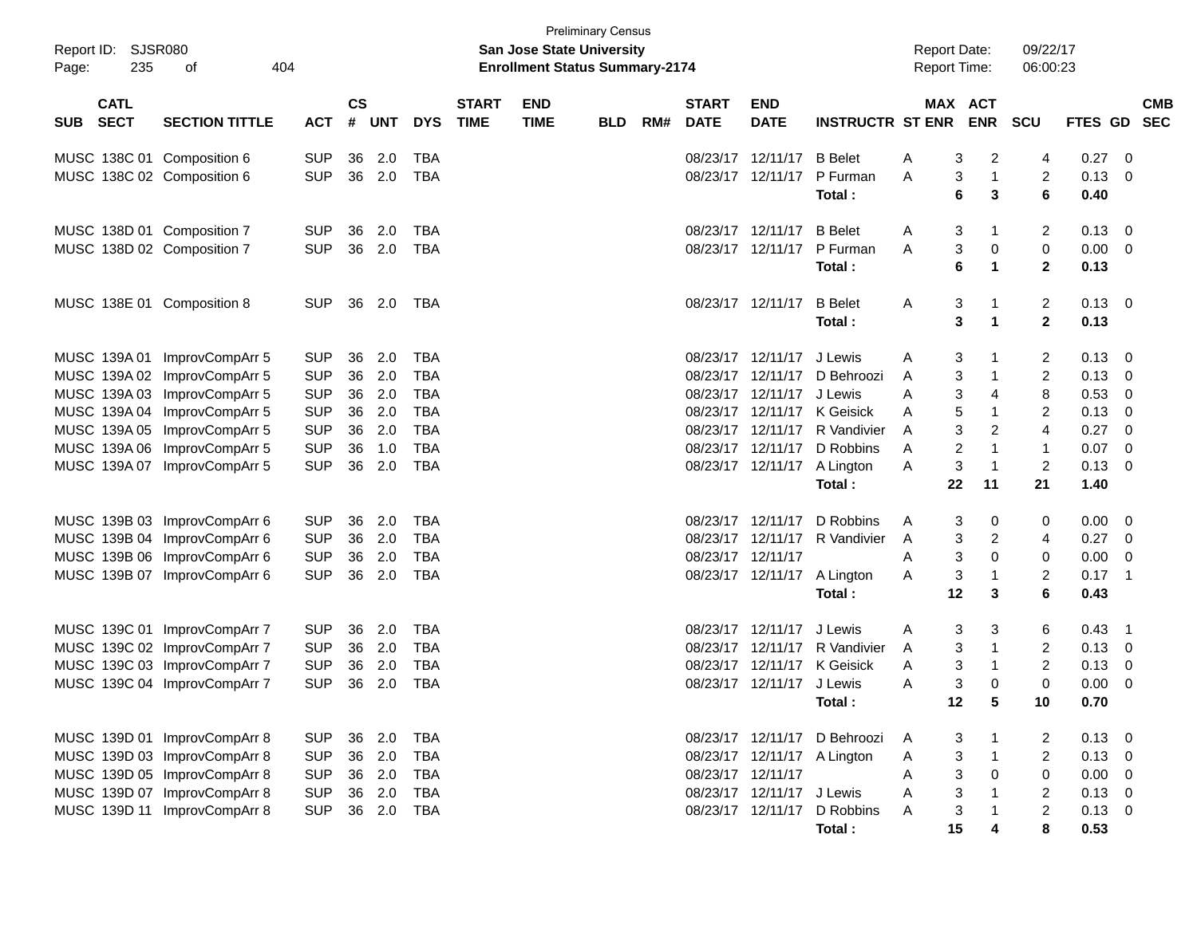Preliminary Census

Report ID: SJSR080

**San Jose State University**

**Enrollment Status Summary-2174**

Report Date: 09/22/17
Report Time: 06:00:23

| SUB | CATL SECT | SECTION TITTLE | ACT | CS # | UNT | DYS | START TIME | END TIME | BLD | RM# | START DATE | END DATE | INSTRUCTR | ST | MAX ENR | ACT ENR | SCU | FTES | GD | CMB SEC |
|---|---|---|---|---|---|---|---|---|---|---|---|---|---|---|---|---|---|---|---|---|
| MUSC | 138C 01 | Composition 6 | SUP | 36 | 2.0 | TBA | | | | | 08/23/17 | 12/11/17 | B Belet | A | 3 | 2 | 4 | 0.27 | 0 | |
| MUSC | 138C 02 | Composition 6 | SUP | 36 | 2.0 | TBA | | | | | 08/23/17 | 12/11/17 | P Furman | A | 3 | 1 | 2 | 0.13 | 0 | |
| | | | | | | | | | | | | | **Total :** | | **6** | **3** | **6** | **0.40** | | |
| MUSC | 138D 01 | Composition 7 | SUP | 36 | 2.0 | TBA | | | | | 08/23/17 | 12/11/17 | B Belet | A | 3 | 1 | 2 | 0.13 | 0 | |
| MUSC | 138D 02 | Composition 7 | SUP | 36 | 2.0 | TBA | | | | | 08/23/17 | 12/11/17 | P Furman | A | 3 | 0 | 0 | 0.00 | 0 | |
| | | | | | | | | | | | | | **Total :** | | **6** | **1** | **2** | **0.13** | | |
| MUSC | 138E 01 | Composition 8 | SUP | 36 | 2.0 | TBA | | | | | 08/23/17 | 12/11/17 | B Belet | A | 3 | 1 | 2 | 0.13 | 0 | |
| | | | | | | | | | | | | | **Total :** | | **3** | **1** | **2** | **0.13** | | |
| MUSC | 139A 01 | ImprovCompArr 5 | SUP | 36 | 2.0 | TBA | | | | | 08/23/17 | 12/11/17 | J Lewis | A | 3 | 1 | 2 | 0.13 | 0 | |
| MUSC | 139A 02 | ImprovCompArr 5 | SUP | 36 | 2.0 | TBA | | | | | 08/23/17 | 12/11/17 | D Behroozi | A | 3 | 1 | 2 | 0.13 | 0 | |
| MUSC | 139A 03 | ImprovCompArr 5 | SUP | 36 | 2.0 | TBA | | | | | 08/23/17 | 12/11/17 | J Lewis | A | 3 | 4 | 8 | 0.53 | 0 | |
| MUSC | 139A 04 | ImprovCompArr 5 | SUP | 36 | 2.0 | TBA | | | | | 08/23/17 | 12/11/17 | K Geisick | A | 5 | 1 | 2 | 0.13 | 0 | |
| MUSC | 139A 05 | ImprovCompArr 5 | SUP | 36 | 2.0 | TBA | | | | | 08/23/17 | 12/11/17 | R Vandivier | A | 3 | 2 | 4 | 0.27 | 0 | |
| MUSC | 139A 06 | ImprovCompArr 5 | SUP | 36 | 1.0 | TBA | | | | | 08/23/17 | 12/11/17 | D Robbins | A | 2 | 1 | 1 | 0.07 | 0 | |
| MUSC | 139A 07 | ImprovCompArr 5 | SUP | 36 | 2.0 | TBA | | | | | 08/23/17 | 12/11/17 | A Lington | A | 3 | 1 | 2 | 0.13 | 0 | |
| | | | | | | | | | | | | | **Total :** | | **22** | **11** | **21** | **1.40** | | |
| MUSC | 139B 03 | ImprovCompArr 6 | SUP | 36 | 2.0 | TBA | | | | | 08/23/17 | 12/11/17 | D Robbins | A | 3 | 0 | 0 | 0.00 | 0 | |
| MUSC | 139B 04 | ImprovCompArr 6 | SUP | 36 | 2.0 | TBA | | | | | 08/23/17 | 12/11/17 | R Vandivier | A | 3 | 2 | 4 | 0.27 | 0 | |
| MUSC | 139B 06 | ImprovCompArr 6 | SUP | 36 | 2.0 | TBA | | | | | 08/23/17 | 12/11/17 | | A | 3 | 0 | 0 | 0.00 | 0 | |
| MUSC | 139B 07 | ImprovCompArr 6 | SUP | 36 | 2.0 | TBA | | | | | 08/23/17 | 12/11/17 | A Lington | A | 3 | 1 | 2 | 0.17 | 1 | |
| | | | | | | | | | | | | | **Total :** | | **12** | **3** | **6** | **0.43** | | |
| MUSC | 139C 01 | ImprovCompArr 7 | SUP | 36 | 2.0 | TBA | | | | | 08/23/17 | 12/11/17 | J Lewis | A | 3 | 3 | 6 | 0.43 | 1 | |
| MUSC | 139C 02 | ImprovCompArr 7 | SUP | 36 | 2.0 | TBA | | | | | 08/23/17 | 12/11/17 | R Vandivier | A | 3 | 1 | 2 | 0.13 | 0 | |
| MUSC | 139C 03 | ImprovCompArr 7 | SUP | 36 | 2.0 | TBA | | | | | 08/23/17 | 12/11/17 | K Geisick | A | 3 | 1 | 2 | 0.13 | 0 | |
| MUSC | 139C 04 | ImprovCompArr 7 | SUP | 36 | 2.0 | TBA | | | | | 08/23/17 | 12/11/17 | J Lewis | A | 3 | 0 | 0 | 0.00 | 0 | |
| | | | | | | | | | | | | | **Total :** | | **12** | **5** | **10** | **0.70** | | |
| MUSC | 139D 01 | ImprovCompArr 8 | SUP | 36 | 2.0 | TBA | | | | | 08/23/17 | 12/11/17 | D Behroozi | A | 3 | 1 | 2 | 0.13 | 0 | |
| MUSC | 139D 03 | ImprovCompArr 8 | SUP | 36 | 2.0 | TBA | | | | | 08/23/17 | 12/11/17 | A Lington | A | 3 | 1 | 2 | 0.13 | 0 | |
| MUSC | 139D 05 | ImprovCompArr 8 | SUP | 36 | 2.0 | TBA | | | | | 08/23/17 | 12/11/17 | | A | 3 | 0 | 0 | 0.00 | 0 | |
| MUSC | 139D 07 | ImprovCompArr 8 | SUP | 36 | 2.0 | TBA | | | | | 08/23/17 | 12/11/17 | J Lewis | A | 3 | 1 | 2 | 0.13 | 0 | |
| MUSC | 139D 11 | ImprovCompArr 8 | SUP | 36 | 2.0 | TBA | | | | | 08/23/17 | 12/11/17 | D Robbins | A | 3 | 1 | 2 | 0.13 | 0 | |
| | | | | | | | | | | | | | **Total :** | | **15** | **4** | **8** | **0.53** | | |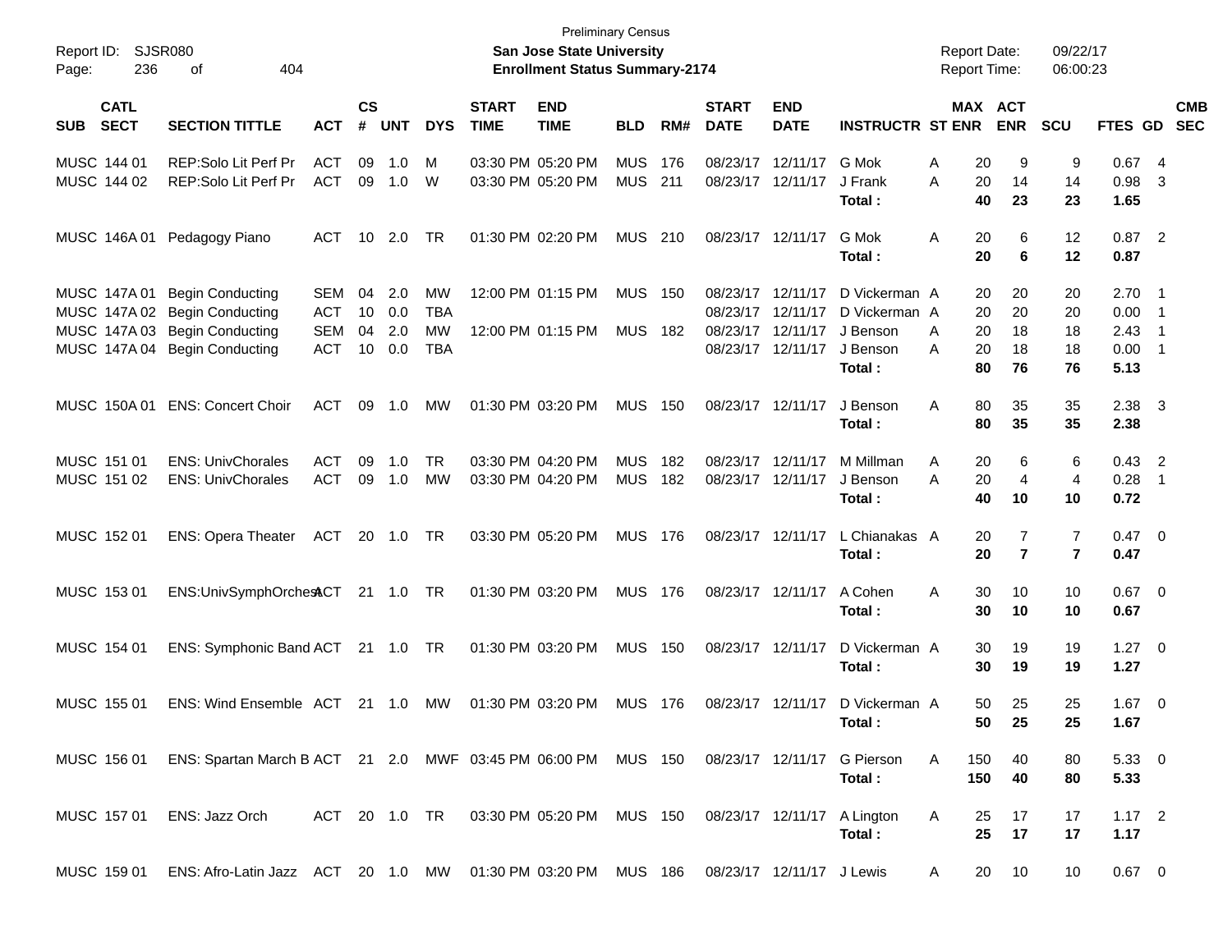Preliminary Census
Report ID: SJSR080 **San Jose State University** Report Date: 09/22/17
Page: 236 of 404 **Enrollment Status Summary-2174** Report Time: 06:00:23

| SUB | CATL SECT | SECTION TITTLE | ACT | CS # | UNT | DYS | START TIME | END TIME | BLD | RM# | START DATE | END DATE | INSTRUCTR | ST | MAX ENR | ACT ENR | SCU | FTES | GD | CMB SEC |
|---|---|---|---|---|---|---|---|---|---|---|---|---|---|---|---|---|---|---|---|---|
| MUSC | 144 01 | REP:Solo Lit Perf Pr | ACT | 09 | 1.0 | M | 03:30 PM | 05:20 PM | MUS | 176 | 08/23/17 | 12/11/17 | G Mok | A | 20 | 9 | 9 | 0.67 | 4 | |
| MUSC | 144 02 | REP:Solo Lit Perf Pr | ACT | 09 | 1.0 | W | 03:30 PM | 05:20 PM | MUS | 211 | 08/23/17 | 12/11/17 | J Frank | A | 20 | 14 | 14 | 0.98 | 3 | |
| | | | | | | | | | | | | | **Total :** | | **40** | **23** | **23** | **1.65** | | |
| MUSC | 146A 01 | Pedagogy Piano | ACT | 10 | 2.0 | TR | 01:30 PM | 02:20 PM | MUS | 210 | 08/23/17 | 12/11/17 | G Mok | A | 20 | 6 | 12 | 0.87 | 2 | |
| | | | | | | | | | | | | | **Total :** | | **20** | **6** | **12** | **0.87** | | |
| MUSC | 147A 01 | Begin Conducting | SEM | 04 | 2.0 | MW | 12:00 PM | 01:15 PM | MUS | 150 | 08/23/17 | 12/11/17 | D Vickerman | A | 20 | 20 | 20 | 2.70 | 1 | |
| MUSC | 147A 02 | Begin Conducting | ACT | 10 | 0.0 | TBA | | | | | 08/23/17 | 12/11/17 | D Vickerman | A | 20 | 20 | 20 | 0.00 | 1 | |
| MUSC | 147A 03 | Begin Conducting | SEM | 04 | 2.0 | MW | 12:00 PM | 01:15 PM | MUS | 182 | 08/23/17 | 12/11/17 | J Benson | A | 20 | 18 | 18 | 2.43 | 1 | |
| MUSC | 147A 04 | Begin Conducting | ACT | 10 | 0.0 | TBA | | | | | 08/23/17 | 12/11/17 | J Benson | A | 20 | 18 | 18 | 0.00 | 1 | |
| | | | | | | | | | | | | | **Total :** | | **80** | **76** | **76** | **5.13** | | |
| MUSC | 150A 01 | ENS: Concert Choir | ACT | 09 | 1.0 | MW | 01:30 PM | 03:20 PM | MUS | 150 | 08/23/17 | 12/11/17 | J Benson | A | 80 | 35 | 35 | 2.38 | 3 | |
| | | | | | | | | | | | | | **Total :** | | **80** | **35** | **35** | **2.38** | | |
| MUSC | 151 01 | ENS: UnivChorales | ACT | 09 | 1.0 | TR | 03:30 PM | 04:20 PM | MUS | 182 | 08/23/17 | 12/11/17 | M Millman | A | 20 | 6 | 6 | 0.43 | 2 | |
| MUSC | 151 02 | ENS: UnivChorales | ACT | 09 | 1.0 | MW | 03:30 PM | 04:20 PM | MUS | 182 | 08/23/17 | 12/11/17 | J Benson | A | 20 | 4 | 4 | 0.28 | 1 | |
| | | | | | | | | | | | | | **Total :** | | **40** | **10** | **10** | **0.72** | | |
| MUSC | 152 01 | ENS: Opera Theater | ACT | 20 | 1.0 | TR | 03:30 PM | 05:20 PM | MUS | 176 | 08/23/17 | 12/11/17 | L Chianakas | A | 20 | 7 | 7 | 0.47 | 0 | |
| | | | | | | | | | | | | | **Total :** | | **20** | **7** | **7** | **0.47** | | |
| MUSC | 153 01 | ENS:UnivSymphOrchest | ACT | 21 | 1.0 | TR | 01:30 PM | 03:20 PM | MUS | 176 | 08/23/17 | 12/11/17 | A Cohen | A | 30 | 10 | 10 | 0.67 | 0 | |
| | | | | | | | | | | | | | **Total :** | | **30** | **10** | **10** | **0.67** | | |
| MUSC | 154 01 | ENS: Symphonic Band | ACT | 21 | 1.0 | TR | 01:30 PM | 03:20 PM | MUS | 150 | 08/23/17 | 12/11/17 | D Vickerman | A | 30 | 19 | 19 | 1.27 | 0 | |
| | | | | | | | | | | | | | **Total :** | | **30** | **19** | **19** | **1.27** | | |
| MUSC | 155 01 | ENS: Wind Ensemble | ACT | 21 | 1.0 | MW | 01:30 PM | 03:20 PM | MUS | 176 | 08/23/17 | 12/11/17 | D Vickerman | A | 50 | 25 | 25 | 1.67 | 0 | |
| | | | | | | | | | | | | | **Total :** | | **50** | **25** | **25** | **1.67** | | |
| MUSC | 156 01 | ENS: Spartan March B | ACT | 21 | 2.0 | MWF | 03:45 PM | 06:00 PM | MUS | 150 | 08/23/17 | 12/11/17 | G Pierson | A | 150 | 40 | 80 | 5.33 | 0 | |
| | | | | | | | | | | | | | **Total :** | | **150** | **40** | **80** | **5.33** | | |
| MUSC | 157 01 | ENS: Jazz Orch | ACT | 20 | 1.0 | TR | 03:30 PM | 05:20 PM | MUS | 150 | 08/23/17 | 12/11/17 | A Lington | A | 25 | 17 | 17 | 1.17 | 2 | |
| | | | | | | | | | | | | | **Total :** | | **25** | **17** | **17** | **1.17** | | |
| MUSC | 159 01 | ENS: Afro-Latin Jazz | ACT | 20 | 1.0 | MW | 01:30 PM | 03:20 PM | MUS | 186 | 08/23/17 | 12/11/17 | J Lewis | A | 20 | 10 | 10 | 0.67 | 0 | |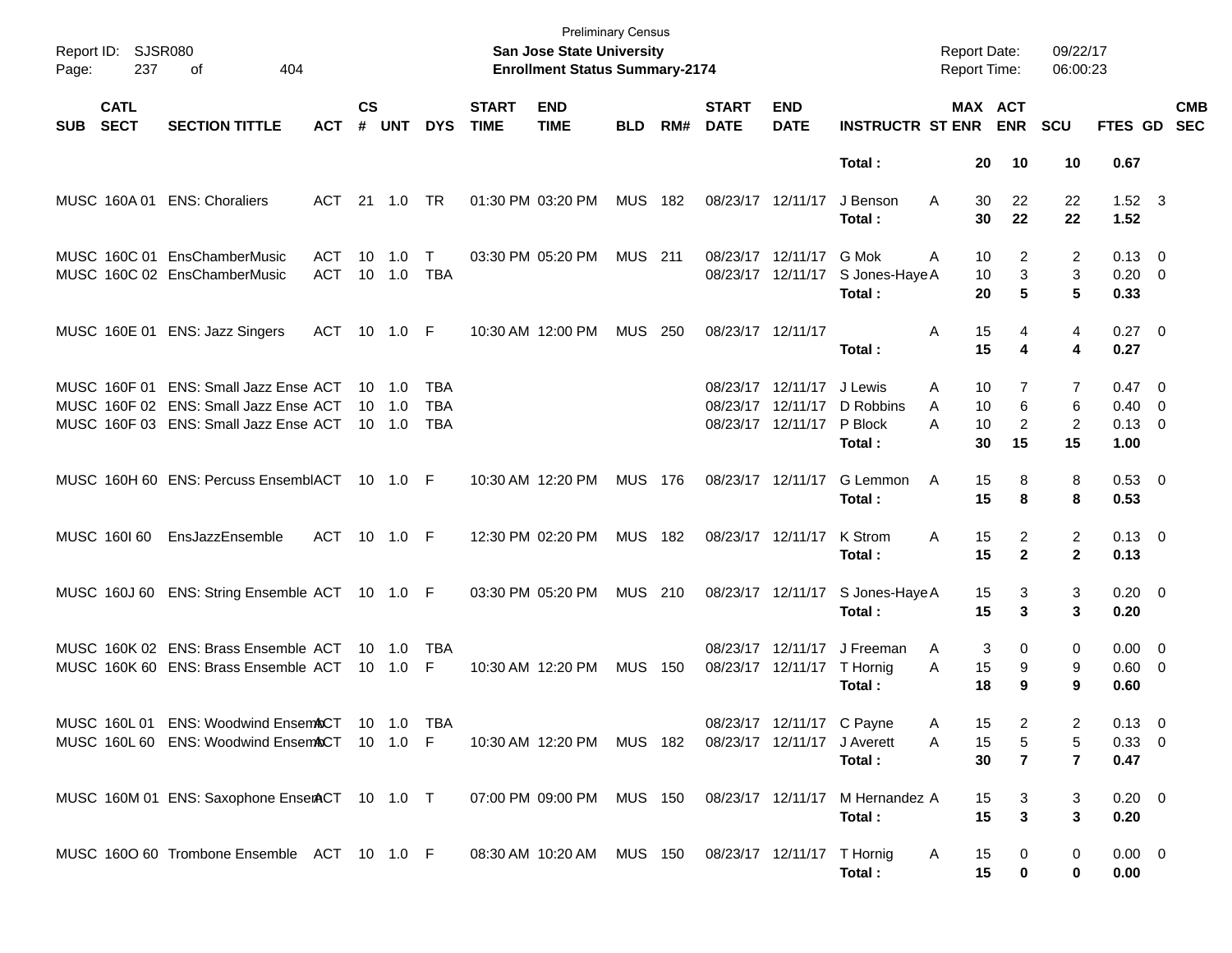Preliminary Census

Report ID: SJSR080

**San Jose State University**

**Enrollment Status Summary-2174**

Report Date: 09/22/17
Report Time: 06:00:23

| SUB | CATL SECT | SECTION TITTLE | ACT | CS # | UNT | DYS | START TIME | END TIME | BLD | RM# | START DATE | END DATE | INSTRUCTR | ST | MAX ENR | ACT ENR | SCU | FTES | GD | CMB SEC |
|---|---|---|---|---|---|---|---|---|---|---|---|---|---|---|---|---|---|---|---|---|
| | | | | | | | | | | | | | **Total :** | | **20** | **10** | **10** | **0.67** | | |
| MUSC | 160A 01 | ENS: Choraliers | ACT | 21 | 1.0 | TR | 01:30 PM | 03:20 PM | MUS | 182 | 08/23/17 | 12/11/17 | J Benson | A | 30 | 22 | 22 | 1.52 | 3 | |
| | | | | | | | | | | | | | **Total :** | | **30** | **22** | **22** | **1.52** | | |
| MUSC | 160C 01 | EnsChamberMusic | ACT | 10 | 1.0 | T | 03:30 PM | 05:20 PM | MUS | 211 | 08/23/17 | 12/11/17 | G Mok | A | 10 | 2 | 2 | 0.13 | 0 | |
| MUSC | 160C 02 | EnsChamberMusic | ACT | 10 | 1.0 | TBA | | | | | 08/23/17 | 12/11/17 | S Jones-Haye | A | 10 | 3 | 3 | 0.20 | 0 | |
| | | | | | | | | | | | | | **Total :** | | **20** | **5** | **5** | **0.33** | | |
| MUSC | 160E 01 | ENS: Jazz Singers | ACT | 10 | 1.0 | F | 10:30 AM | 12:00 PM | MUS | 250 | 08/23/17 | 12/11/17 | | A | 15 | 4 | 4 | 0.27 | 0 | |
| | | | | | | | | | | | | | **Total :** | | **15** | **4** | **4** | **0.27** | | |
| MUSC | 160F 01 | ENS: Small Jazz Ense | ACT | 10 | 1.0 | TBA | | | | | 08/23/17 | 12/11/17 | J Lewis | A | 10 | 7 | 7 | 0.47 | 0 | |
| MUSC | 160F 02 | ENS: Small Jazz Ense | ACT | 10 | 1.0 | TBA | | | | | 08/23/17 | 12/11/17 | D Robbins | A | 10 | 6 | 6 | 0.40 | 0 | |
| MUSC | 160F 03 | ENS: Small Jazz Ense | ACT | 10 | 1.0 | TBA | | | | | 08/23/17 | 12/11/17 | P Block | A | 10 | 2 | 2 | 0.13 | 0 | |
| | | | | | | | | | | | | | **Total :** | | **30** | **15** | **15** | **1.00** | | |
| MUSC | 160H 60 | ENS: Percuss Ensembl | ACT | 10 | 1.0 | F | 10:30 AM | 12:20 PM | MUS | 176 | 08/23/17 | 12/11/17 | G Lemmon | A | 15 | 8 | 8 | 0.53 | 0 | |
| | | | | | | | | | | | | | **Total :** | | **15** | **8** | **8** | **0.53** | | |
| MUSC | 160I 60 | EnsJazzEnsemble | ACT | 10 | 1.0 | F | 12:30 PM | 02:20 PM | MUS | 182 | 08/23/17 | 12/11/17 | K Strom | A | 15 | 2 | 2 | 0.13 | 0 | |
| | | | | | | | | | | | | | **Total :** | | **15** | **2** | **2** | **0.13** | | |
| MUSC | 160J 60 | ENS: String Ensemble | ACT | 10 | 1.0 | F | 03:30 PM | 05:20 PM | MUS | 210 | 08/23/17 | 12/11/17 | S Jones-Haye | A | 15 | 3 | 3 | 0.20 | 0 | |
| | | | | | | | | | | | | | **Total :** | | **15** | **3** | **3** | **0.20** | | |
| MUSC | 160K 02 | ENS: Brass Ensemble | ACT | 10 | 1.0 | TBA | | | | | 08/23/17 | 12/11/17 | J Freeman | A | 3 | 0 | 0 | 0.00 | 0 | |
| MUSC | 160K 60 | ENS: Brass Ensemble | ACT | 10 | 1.0 | F | 10:30 AM | 12:20 PM | MUS | 150 | 08/23/17 | 12/11/17 | T Hornig | A | 15 | 9 | 9 | 0.60 | 0 | |
| | | | | | | | | | | | | | **Total :** | | **18** | **9** | **9** | **0.60** | | |
| MUSC | 160L 01 | ENS: Woodwind Ensem | ACT | 10 | 1.0 | TBA | | | | | 08/23/17 | 12/11/17 | C Payne | A | 15 | 2 | 2 | 0.13 | 0 | |
| MUSC | 160L 60 | ENS: Woodwind Ensem | ACT | 10 | 1.0 | F | 10:30 AM | 12:20 PM | MUS | 182 | 08/23/17 | 12/11/17 | J Averett | A | 15 | 5 | 5 | 0.33 | 0 | |
| | | | | | | | | | | | | | **Total :** | | **30** | **7** | **7** | **0.47** | | |
| MUSC | 160M 01 | ENS: Saxophone Ensem | ACT | 10 | 1.0 | T | 07:00 PM | 09:00 PM | MUS | 150 | 08/23/17 | 12/11/17 | M Hernandez | A | 15 | 3 | 3 | 0.20 | 0 | |
| | | | | | | | | | | | | | **Total :** | | **15** | **3** | **3** | **0.20** | | |
| MUSC | 160O 60 | Trombone Ensemble | ACT | 10 | 1.0 | F | 08:30 AM | 10:20 AM | MUS | 150 | 08/23/17 | 12/11/17 | T Hornig | A | 15 | 0 | 0 | 0.00 | 0 | |
| | | | | | | | | | | | | | **Total :** | | **15** | **0** | **0** | **0.00** | | |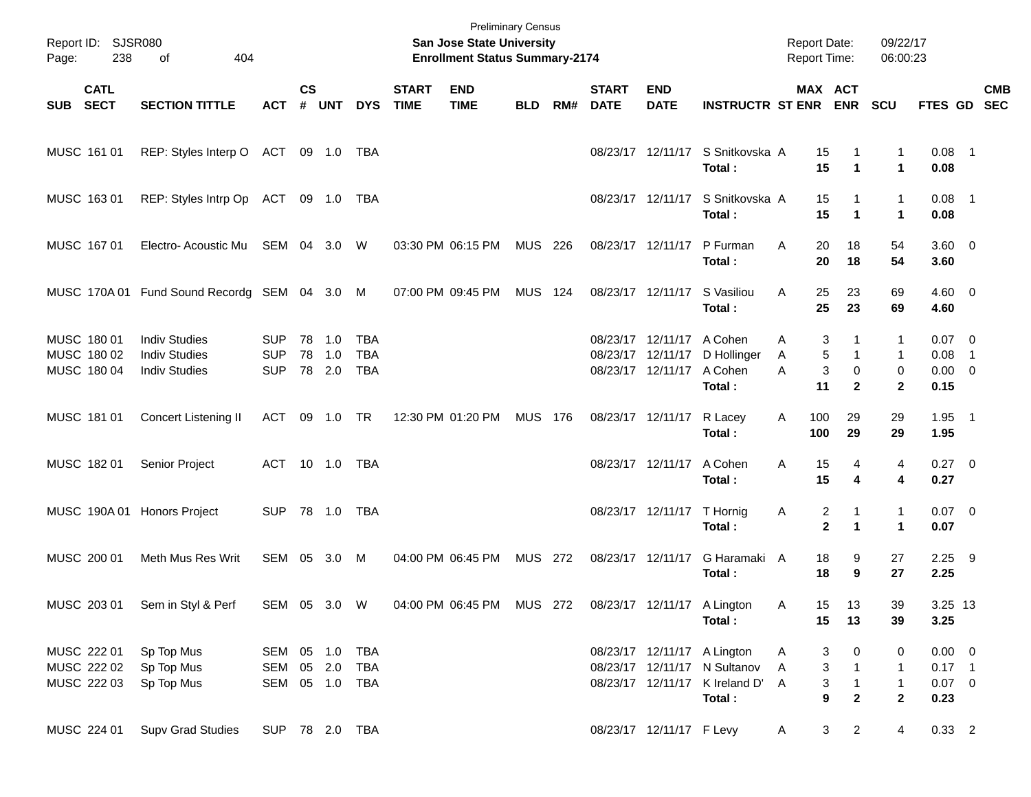Preliminary Census
**San Jose State University**
**Enrollment Status Summary-2174**

Report ID: SJSR080
Report Date: 09/22/17
Report Time: 06:00:23

| SUB | CATL SECT | SECTION TITTLE | ACT | CS # | UNT | DYS | START TIME | END TIME | BLD | RM# | START DATE | END DATE | INSTRUCTR | ST | MAX ENR | ACT ENR | SCU | FTES | GD | CMB SEC |
|---|---|---|---|---|---|---|---|---|---|---|---|---|---|---|---|---|---|---|---|---|
| MUSC | 161 01 | REP: Styles Interp O | ACT | 09 | 1.0 | TBA | | | | | 08/23/17 | 12/11/17 | S Snitkovska | A | 15 | 1 | 1 | 0.08 | 1 | |
| | | | | | | | | | | | | | **Total :** | | **15** | **1** | **1** | **0.08** | | |
| MUSC | 163 01 | REP: Styles Intrp Op | ACT | 09 | 1.0 | TBA | | | | | 08/23/17 | 12/11/17 | S Snitkovska | A | 15 | 1 | 1 | 0.08 | 1 | |
| | | | | | | | | | | | | | **Total :** | | **15** | **1** | **1** | **0.08** | | |
| MUSC | 167 01 | Electro- Acoustic Mu | SEM | 04 | 3.0 | W | 03:30 PM | 06:15 PM | MUS | 226 | 08/23/17 | 12/11/17 | P Furman | A | 20 | 18 | 54 | 3.60 | 0 | |
| | | | | | | | | | | | | | **Total :** | | **20** | **18** | **54** | **3.60** | | |
| MUSC | 170A 01 | Fund Sound Recordg | SEM | 04 | 3.0 | M | 07:00 PM | 09:45 PM | MUS | 124 | 08/23/17 | 12/11/17 | S Vasiliou | A | 25 | 23 | 69 | 4.60 | 0 | |
| | | | | | | | | | | | | | **Total :** | | **25** | **23** | **69** | **4.60** | | |
| MUSC | 180 01 | Indiv Studies | SUP | 78 | 1.0 | TBA | | | | | 08/23/17 | 12/11/17 | A Cohen | A | 3 | 1 | 1 | 0.07 | 0 | |
| MUSC | 180 02 | Indiv Studies | SUP | 78 | 1.0 | TBA | | | | | 08/23/17 | 12/11/17 | D Hollinger | A | 5 | 1 | 1 | 0.08 | 1 | |
| MUSC | 180 04 | Indiv Studies | SUP | 78 | 2.0 | TBA | | | | | 08/23/17 | 12/11/17 | A Cohen | A | 3 | 0 | 0 | 0.00 | 0 | |
| | | | | | | | | | | | | | **Total :** | | **11** | **2** | **2** | **0.15** | | |
| MUSC | 181 01 | Concert Listening II | ACT | 09 | 1.0 | TR | 12:30 PM | 01:20 PM | MUS | 176 | 08/23/17 | 12/11/17 | R Lacey | A | 100 | 29 | 29 | 1.95 | 1 | |
| | | | | | | | | | | | | | **Total :** | | **100** | **29** | **29** | **1.95** | | |
| MUSC | 182 01 | Senior Project | ACT | 10 | 1.0 | TBA | | | | | 08/23/17 | 12/11/17 | A Cohen | A | 15 | 4 | 4 | 0.27 | 0 | |
| | | | | | | | | | | | | | **Total :** | | **15** | **4** | **4** | **0.27** | | |
| MUSC | 190A 01 | Honors Project | SUP | 78 | 1.0 | TBA | | | | | 08/23/17 | 12/11/17 | T Hornig | A | 2 | 1 | 1 | 0.07 | 0 | |
| | | | | | | | | | | | | | **Total :** | | **2** | **1** | **1** | **0.07** | | |
| MUSC | 200 01 | Meth Mus Res Writ | SEM | 05 | 3.0 | M | 04:00 PM | 06:45 PM | MUS | 272 | 08/23/17 | 12/11/17 | G Haramaki | A | 18 | 9 | 27 | 2.25 | 9 | |
| | | | | | | | | | | | | | **Total :** | | **18** | **9** | **27** | **2.25** | | |
| MUSC | 203 01 | Sem in Styl & Perf | SEM | 05 | 3.0 | W | 04:00 PM | 06:45 PM | MUS | 272 | 08/23/17 | 12/11/17 | A Lington | A | 15 | 13 | 39 | 3.25 | 13 | |
| | | | | | | | | | | | | | **Total :** | | **15** | **13** | **39** | **3.25** | | |
| MUSC | 222 01 | Sp Top Mus | SEM | 05 | 1.0 | TBA | | | | | 08/23/17 | 12/11/17 | A Lington | A | 3 | 0 | 0 | 0.00 | 0 | |
| MUSC | 222 02 | Sp Top Mus | SEM | 05 | 2.0 | TBA | | | | | 08/23/17 | 12/11/17 | N Sultanov | A | 3 | 1 | 1 | 0.17 | 1 | |
| MUSC | 222 03 | Sp Top Mus | SEM | 05 | 1.0 | TBA | | | | | 08/23/17 | 12/11/17 | K Ireland D' | A | 3 | 1 | 1 | 0.07 | 0 | |
| | | | | | | | | | | | | | **Total :** | | **9** | **2** | **2** | **0.23** | | |
| MUSC | 224 01 | Supv Grad Studies | SUP | 78 | 2.0 | TBA | | | | | 08/23/17 | 12/11/17 | F Levy | A | 3 | 2 | 4 | 0.33 | 2 | |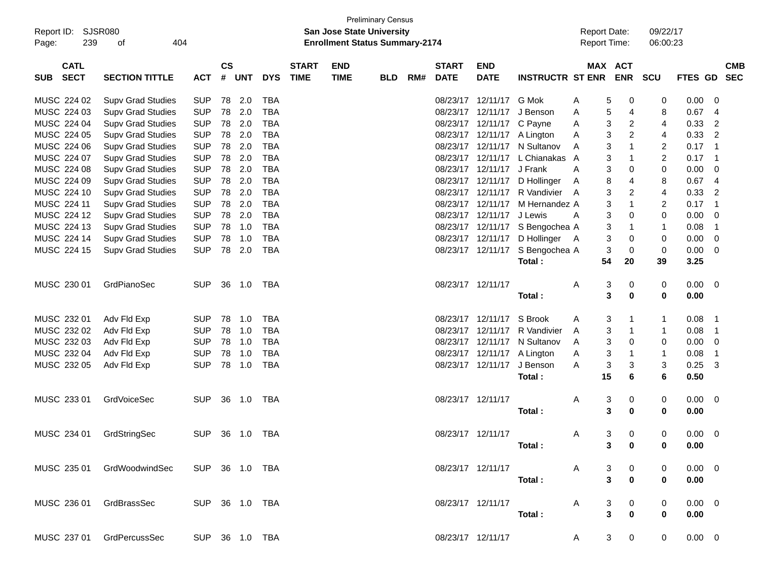Preliminary Census

Report ID: SJSR080

**San Jose State University**

**Enrollment Status Summary-2174**

Report Date: 09/22/17

Report Time: 06:00:23

| SUB | CATL SECT | SECTION TITTLE | ACT | CS # | UNT | DYS | START TIME | END TIME | BLD | RM# | START DATE | END DATE | INSTRUCTR | ST | MAX ENR | ACT ENR | SCU | FTES | GD | CMB SEC |
|---|---|---|---|---|---|---|---|---|---|---|---|---|---|---|---|---|---|---|---|---|
| MUSC | 224 02 | Supv Grad Studies | SUP | 78 | 2.0 | TBA | | | | | 08/23/17 | 12/11/17 | G Mok | A | 5 | 0 | 0 | 0.00 | 0 | |
| MUSC | 224 03 | Supv Grad Studies | SUP | 78 | 2.0 | TBA | | | | | 08/23/17 | 12/11/17 | J Benson | A | 5 | 4 | 8 | 0.67 | 4 | |
| MUSC | 224 04 | Supv Grad Studies | SUP | 78 | 2.0 | TBA | | | | | 08/23/17 | 12/11/17 | C Payne | A | 3 | 2 | 4 | 0.33 | 2 | |
| MUSC | 224 05 | Supv Grad Studies | SUP | 78 | 2.0 | TBA | | | | | 08/23/17 | 12/11/17 | A Lington | A | 3 | 2 | 4 | 0.33 | 2 | |
| MUSC | 224 06 | Supv Grad Studies | SUP | 78 | 2.0 | TBA | | | | | 08/23/17 | 12/11/17 | N Sultanov | A | 3 | 1 | 2 | 0.17 | 1 | |
| MUSC | 224 07 | Supv Grad Studies | SUP | 78 | 2.0 | TBA | | | | | 08/23/17 | 12/11/17 | L Chianakas | A | 3 | 1 | 2 | 0.17 | 1 | |
| MUSC | 224 08 | Supv Grad Studies | SUP | 78 | 2.0 | TBA | | | | | 08/23/17 | 12/11/17 | J Frank | A | 3 | 0 | 0 | 0.00 | 0 | |
| MUSC | 224 09 | Supv Grad Studies | SUP | 78 | 2.0 | TBA | | | | | 08/23/17 | 12/11/17 | D Hollinger | A | 8 | 4 | 8 | 0.67 | 4 | |
| MUSC | 224 10 | Supv Grad Studies | SUP | 78 | 2.0 | TBA | | | | | 08/23/17 | 12/11/17 | R Vandivier | A | 3 | 2 | 4 | 0.33 | 2 | |
| MUSC | 224 11 | Supv Grad Studies | SUP | 78 | 2.0 | TBA | | | | | 08/23/17 | 12/11/17 | M Hernandez | A | 3 | 1 | 2 | 0.17 | 1 | |
| MUSC | 224 12 | Supv Grad Studies | SUP | 78 | 2.0 | TBA | | | | | 08/23/17 | 12/11/17 | J Lewis | A | 3 | 0 | 0 | 0.00 | 0 | |
| MUSC | 224 13 | Supv Grad Studies | SUP | 78 | 1.0 | TBA | | | | | 08/23/17 | 12/11/17 | S Bengochea | A | 3 | 1 | 1 | 0.08 | 1 | |
| MUSC | 224 14 | Supv Grad Studies | SUP | 78 | 1.0 | TBA | | | | | 08/23/17 | 12/11/17 | D Hollinger | A | 3 | 0 | 0 | 0.00 | 0 | |
| MUSC | 224 15 | Supv Grad Studies | SUP | 78 | 2.0 | TBA | | | | | 08/23/17 | 12/11/17 | S Bengochea | A | 3 | 0 | 0 | 0.00 | 0 | |
| | | | | | | | | | | | | | **Total :** | | **54** | **20** | **39** | **3.25** | | |
| MUSC | 230 01 | GrdPianoSec | SUP | 36 | 1.0 | TBA | | | | | 08/23/17 | 12/11/17 | | A | 3 | 0 | 0 | 0.00 | 0 | |
| | | | | | | | | | | | | | **Total :** | | **3** | **0** | **0** | **0.00** | | |
| MUSC | 232 01 | Adv Fld Exp | SUP | 78 | 1.0 | TBA | | | | | 08/23/17 | 12/11/17 | S Brook | A | 3 | 1 | 1 | 0.08 | 1 | |
| MUSC | 232 02 | Adv Fld Exp | SUP | 78 | 1.0 | TBA | | | | | 08/23/17 | 12/11/17 | R Vandivier | A | 3 | 1 | 1 | 0.08 | 1 | |
| MUSC | 232 03 | Adv Fld Exp | SUP | 78 | 1.0 | TBA | | | | | 08/23/17 | 12/11/17 | N Sultanov | A | 3 | 0 | 0 | 0.00 | 0 | |
| MUSC | 232 04 | Adv Fld Exp | SUP | 78 | 1.0 | TBA | | | | | 08/23/17 | 12/11/17 | A Lington | A | 3 | 1 | 1 | 0.08 | 1 | |
| MUSC | 232 05 | Adv Fld Exp | SUP | 78 | 1.0 | TBA | | | | | 08/23/17 | 12/11/17 | J Benson | A | 3 | 3 | 3 | 0.25 | 3 | |
| | | | | | | | | | | | | | **Total :** | | **15** | **6** | **6** | **0.50** | | |
| MUSC | 233 01 | GrdVoiceSec | SUP | 36 | 1.0 | TBA | | | | | 08/23/17 | 12/11/17 | | A | 3 | 0 | 0 | 0.00 | 0 | |
| | | | | | | | | | | | | | **Total :** | | **3** | **0** | **0** | **0.00** | | |
| MUSC | 234 01 | GrdStringSec | SUP | 36 | 1.0 | TBA | | | | | 08/23/17 | 12/11/17 | | A | 3 | 0 | 0 | 0.00 | 0 | |
| | | | | | | | | | | | | | **Total :** | | **3** | **0** | **0** | **0.00** | | |
| MUSC | 235 01 | GrdWoodwindSec | SUP | 36 | 1.0 | TBA | | | | | 08/23/17 | 12/11/17 | | A | 3 | 0 | 0 | 0.00 | 0 | |
| | | | | | | | | | | | | | **Total :** | | **3** | **0** | **0** | **0.00** | | |
| MUSC | 236 01 | GrdBrassSec | SUP | 36 | 1.0 | TBA | | | | | 08/23/17 | 12/11/17 | | A | 3 | 0 | 0 | 0.00 | 0 | |
| | | | | | | | | | | | | | **Total :** | | **3** | **0** | **0** | **0.00** | | |
| MUSC | 237 01 | GrdPercussSec | SUP | 36 | 1.0 | TBA | | | | | 08/23/17 | 12/11/17 | | A | 3 | 0 | 0 | 0.00 | 0 | |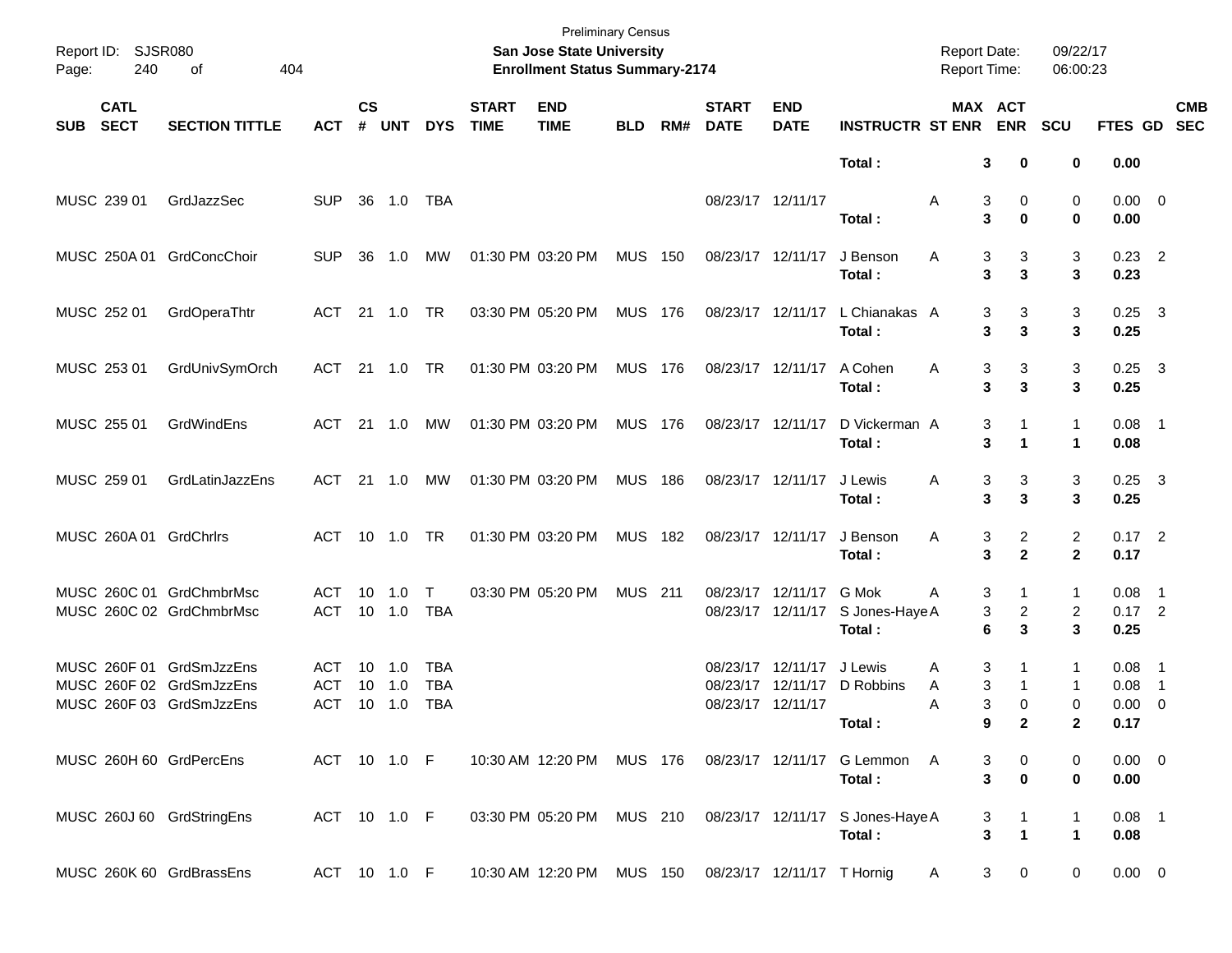Preliminary Census

Report ID: SJSR080
Page: 240 of 404

**San Jose State University**
**Enrollment Status Summary-2174**

Report Date: 09/22/17
Report Time: 06:00:23

| SUB | CATL SECT | SECTION TITTLE | ACT | CS # | UNT | DYS | START TIME | END TIME | BLD | RM# | START DATE | END DATE | INSTRUCTR | ST | MAX ENR | ACT ENR | SCU | FTES | GD | CMB SEC |
|---|---|---|---|---|---|---|---|---|---|---|---|---|---|---|---|---|---|---|---|---|
| | | | | | | | | | | | | | **Total :** | | **3** | **0** | **0** | **0.00** | | |
| MUSC | 239 01 | GrdJazzSec | SUP | 36 | 1.0 | TBA | | | | | 08/23/17 | 12/11/17 | | A | 3 | 0 | 0 | 0.00 | 0 | |
| | | | | | | | | | | | | | **Total :** | | **3** | **0** | **0** | **0.00** | | |
| MUSC | 250A 01 | GrdConcChoir | SUP | 36 | 1.0 | MW | 01:30 PM | 03:20 PM | MUS | 150 | 08/23/17 | 12/11/17 | J Benson | A | 3 | 3 | 3 | 0.23 | 2 | |
| | | | | | | | | | | | | | **Total :** | | **3** | **3** | **3** | **0.23** | | |
| MUSC | 252 01 | GrdOperaThtr | ACT | 21 | 1.0 | TR | 03:30 PM | 05:20 PM | MUS | 176 | 08/23/17 | 12/11/17 | L Chianakas | A | 3 | 3 | 3 | 0.25 | 3 | |
| | | | | | | | | | | | | | **Total :** | | **3** | **3** | **3** | **0.25** | | |
| MUSC | 253 01 | GrdUnivSymOrch | ACT | 21 | 1.0 | TR | 01:30 PM | 03:20 PM | MUS | 176 | 08/23/17 | 12/11/17 | A Cohen | A | 3 | 3 | 3 | 0.25 | 3 | |
| | | | | | | | | | | | | | **Total :** | | **3** | **3** | **3** | **0.25** | | |
| MUSC | 255 01 | GrdWindEns | ACT | 21 | 1.0 | MW | 01:30 PM | 03:20 PM | MUS | 176 | 08/23/17 | 12/11/17 | D Vickerman | A | 3 | 1 | 1 | 0.08 | 1 | |
| | | | | | | | | | | | | | **Total :** | | **3** | **1** | **1** | **0.08** | | |
| MUSC | 259 01 | GrdLatinJazzEns | ACT | 21 | 1.0 | MW | 01:30 PM | 03:20 PM | MUS | 186 | 08/23/17 | 12/11/17 | J Lewis | A | 3 | 3 | 3 | 0.25 | 3 | |
| | | | | | | | | | | | | | **Total :** | | **3** | **3** | **3** | **0.25** | | |
| MUSC | 260A 01 | GrdChrlrs | ACT | 10 | 1.0 | TR | 01:30 PM | 03:20 PM | MUS | 182 | 08/23/17 | 12/11/17 | J Benson | A | 3 | 2 | 2 | 0.17 | 2 | |
| | | | | | | | | | | | | | **Total :** | | **3** | **2** | **2** | **0.17** | | |
| MUSC | 260C 01 | GrdChmbrMsc | ACT | 10 | 1.0 | T | 03:30 PM | 05:20 PM | MUS | 211 | 08/23/17 | 12/11/17 | G Mok | A | 3 | 1 | 1 | 0.08 | 1 | |
| MUSC | 260C 02 | GrdChmbrMsc | ACT | 10 | 1.0 | TBA | | | | | 08/23/17 | 12/11/17 | S Jones-Haye | A | 3 | 2 | 2 | 0.17 | 2 | |
| | | | | | | | | | | | | | **Total :** | | **6** | **3** | **3** | **0.25** | | |
| MUSC | 260F 01 | GrdSmJzzEns | ACT | 10 | 1.0 | TBA | | | | | 08/23/17 | 12/11/17 | J Lewis | A | 3 | 1 | 1 | 0.08 | 1 | |
| MUSC | 260F 02 | GrdSmJzzEns | ACT | 10 | 1.0 | TBA | | | | | 08/23/17 | 12/11/17 | D Robbins | A | 3 | 1 | 1 | 0.08 | 1 | |
| MUSC | 260F 03 | GrdSmJzzEns | ACT | 10 | 1.0 | TBA | | | | | 08/23/17 | 12/11/17 | | A | 3 | 0 | 0 | 0.00 | 0 | |
| | | | | | | | | | | | | | **Total :** | | **9** | **2** | **2** | **0.17** | | |
| MUSC | 260H 60 | GrdPercEns | ACT | 10 | 1.0 | F | 10:30 AM | 12:20 PM | MUS | 176 | 08/23/17 | 12/11/17 | G Lemmon | A | 3 | 0 | 0 | 0.00 | 0 | |
| | | | | | | | | | | | | | **Total :** | | **3** | **0** | **0** | **0.00** | | |
| MUSC | 260J 60 | GrdStringEns | ACT | 10 | 1.0 | F | 03:30 PM | 05:20 PM | MUS | 210 | 08/23/17 | 12/11/17 | S Jones-Haye | A | 3 | 1 | 1 | 0.08 | 1 | |
| | | | | | | | | | | | | | **Total :** | | **3** | **1** | **1** | **0.08** | | |
| MUSC | 260K 60 | GrdBrassEns | ACT | 10 | 1.0 | F | 10:30 AM | 12:20 PM | MUS | 150 | 08/23/17 | 12/11/17 | T Hornig | A | 3 | 0 | 0 | 0.00 | 0 | |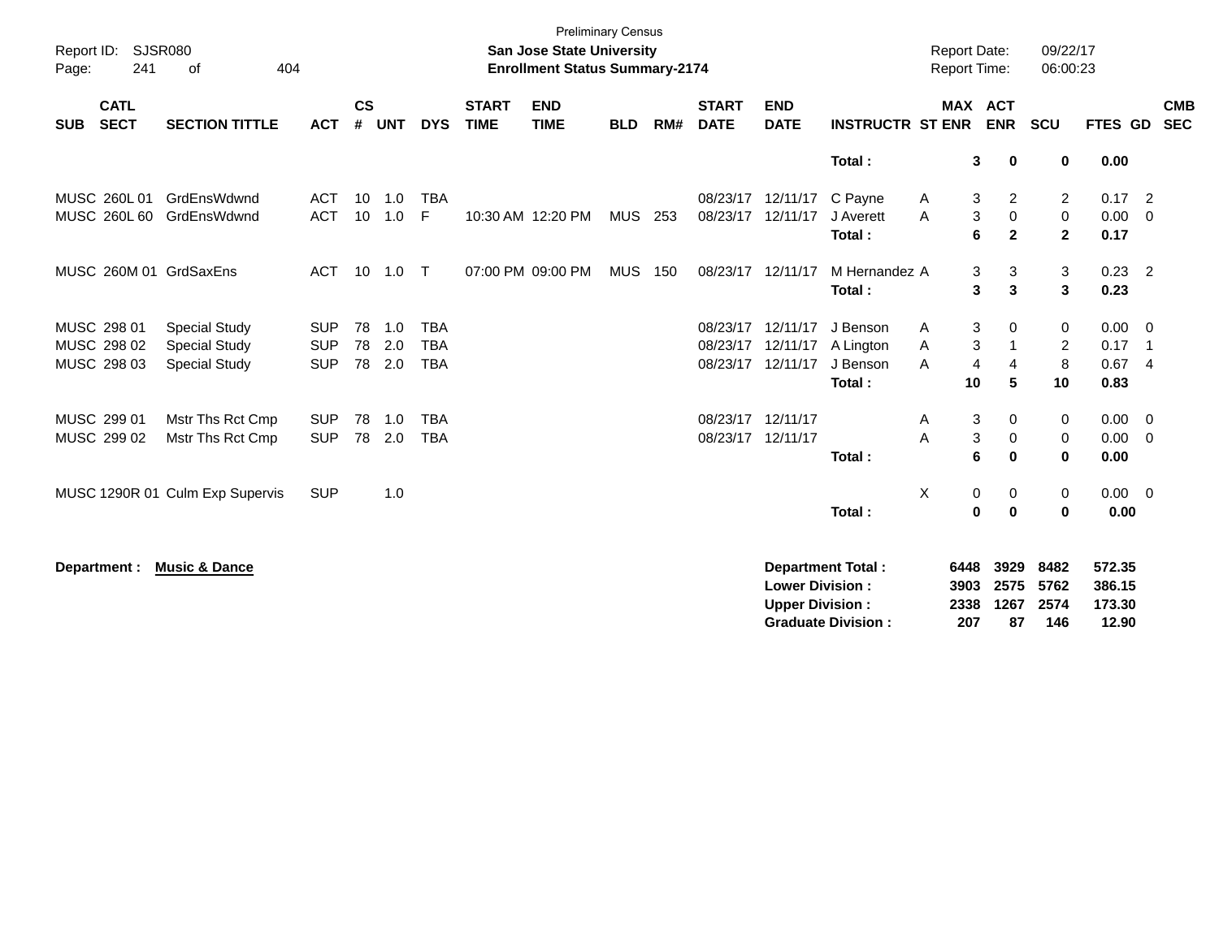Preliminary Census

**San Jose State University**
**Enrollment Status Summary-2174**

Report ID: SJSR080
Report Date: 09/22/17
Report Time: 06:00:23

| SUB | CATL SECT | SECTION TITTLE | ACT | CS # | UNT | DYS | START TIME | END TIME | BLD | RM# | START DATE | END DATE | INSTRUCTR | ST | MAX ENR | ACT ENR | SCU | FTES | GD | CMB SEC |
|---|---|---|---|---|---|---|---|---|---|---|---|---|---|---|---|---|---|---|---|---|
| | | | | | | | | | | | | | **Total :** | | **3** | **0** | **0** | **0.00** | | |
| MUSC | 260L 01 | GrdEnsWdwnd | ACT | 10 | 1.0 | TBA | | | | | 08/23/17 | 12/11/17 | C Payne | A | 3 | 2 | 2 | 0.17 | 2 | |
| MUSC | 260L 60 | GrdEnsWdwnd | ACT | 10 | 1.0 | F | 10:30 AM | 12:20 PM | MUS | 253 | 08/23/17 | 12/11/17 | J Averett | A | 3 | 0 | 0 | 0.00 | 0 | |
| | | | | | | | | | | | | | **Total :** | | **6** | **2** | **2** | **0.17** | | |
| MUSC | 260M 01 | GrdSaxEns | ACT | 10 | 1.0 | T | 07:00 PM | 09:00 PM | MUS | 150 | 08/23/17 | 12/11/17 | M Hernandez | A | 3 | 3 | 3 | 0.23 | 2 | |
| | | | | | | | | | | | | | **Total :** | | **3** | **3** | **3** | **0.23** | | |
| MUSC | 298 01 | Special Study | SUP | 78 | 1.0 | TBA | | | | | 08/23/17 | 12/11/17 | J Benson | A | 3 | 0 | 0 | 0.00 | 0 | |
| MUSC | 298 02 | Special Study | SUP | 78 | 2.0 | TBA | | | | | 08/23/17 | 12/11/17 | A Lington | A | 3 | 1 | 2 | 0.17 | 1 | |
| MUSC | 298 03 | Special Study | SUP | 78 | 2.0 | TBA | | | | | 08/23/17 | 12/11/17 | J Benson | A | 4 | 4 | 8 | 0.67 | 4 | |
| | | | | | | | | | | | | | **Total :** | | **10** | **5** | **10** | **0.83** | | |
| MUSC | 299 01 | Mstr Ths Rct Cmp | SUP | 78 | 1.0 | TBA | | | | | 08/23/17 | 12/11/17 | | A | 3 | 0 | 0 | 0.00 | 0 | |
| MUSC | 299 02 | Mstr Ths Rct Cmp | SUP | 78 | 2.0 | TBA | | | | | 08/23/17 | 12/11/17 | | A | 3 | 0 | 0 | 0.00 | 0 | |
| | | | | | | | | | | | | | **Total :** | | **6** | **0** | **0** | **0.00** | | |
| MUSC | 1290R 01 | Culm Exp Supervis | SUP | | 1.0 | | | | | | | | | X | 0 | 0 | 0 | 0.00 | 0 | |
| | | | | | | | | | | | | | **Total :** | | **0** | **0** | **0** | **0.00** | | |

**Department :** **Music & Dance**

| | MAX ENR | ACT ENR | SCU | FTES |
|---|---|---|---|---|
| **Department Total :** | **6448** | **3929** | **8482** | **572.35** |
| **Lower Division :** | **3903** | **2575** | **5762** | **386.15** |
| **Upper Division :** | **2338** | **1267** | **2574** | **173.30** |
| **Graduate Division :** | **207** | **87** | **146** | **12.90** |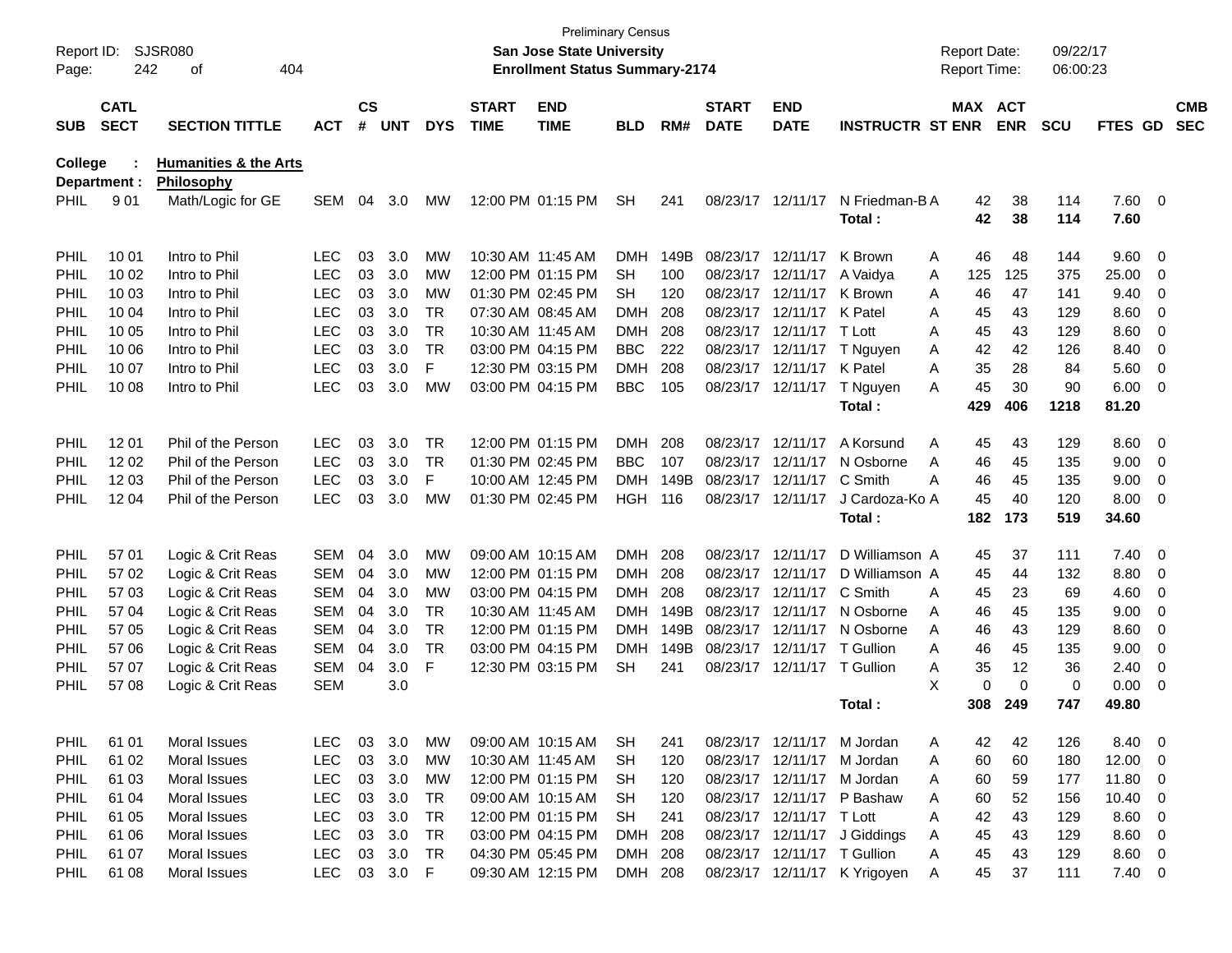Preliminary Census

Report ID: SJSR080 | **San Jose State University** | Report Date: 09/22/17
Page: 242 of 404 | **Enrollment Status Summary-2174** | Report Time: 06:00:23

**College : Humanities & the Arts**
**Department : Philosophy**

| SUB | CATL SECT | SECTION TITTLE | ACT | CS # | UNT | DYS | START TIME | END TIME | BLD | RM# | START DATE | END DATE | INSTRUCTR | ST | MAX ENR | ACT ENR | SCU | FTES | GD | CMB SEC |
|---|---|---|---|---|---|---|---|---|---|---|---|---|---|---|---|---|---|---|---|---|
| PHIL | 9 01 | Math/Logic for GE | SEM | 04 | 3.0 | MW | 12:00 PM | 01:15 PM | SH | 241 | 08/23/17 | 12/11/17 | N Friedman-B | A | 42 | 38 | 114 | 7.60 | 0 | |
| | | | | | | | | | | | | | **Total :** | | **42** | **38** | **114** | **7.60** | | |
| PHIL | 10 01 | Intro to Phil | LEC | 03 | 3.0 | MW | 10:30 AM | 11:45 AM | DMH | 149B | 08/23/17 | 12/11/17 | K Brown | A | 46 | 48 | 144 | 9.60 | 0 | |
| PHIL | 10 02 | Intro to Phil | LEC | 03 | 3.0 | MW | 12:00 PM | 01:15 PM | SH | 100 | 08/23/17 | 12/11/17 | A Vaidya | A | 125 | 125 | 375 | 25.00 | 0 | |
| PHIL | 10 03 | Intro to Phil | LEC | 03 | 3.0 | MW | 01:30 PM | 02:45 PM | SH | 120 | 08/23/17 | 12/11/17 | K Brown | A | 46 | 47 | 141 | 9.40 | 0 | |
| PHIL | 10 04 | Intro to Phil | LEC | 03 | 3.0 | TR | 07:30 AM | 08:45 AM | DMH | 208 | 08/23/17 | 12/11/17 | K Patel | A | 45 | 43 | 129 | 8.60 | 0 | |
| PHIL | 10 05 | Intro to Phil | LEC | 03 | 3.0 | TR | 10:30 AM | 11:45 AM | DMH | 208 | 08/23/17 | 12/11/17 | T Lott | A | 45 | 43 | 129 | 8.60 | 0 | |
| PHIL | 10 06 | Intro to Phil | LEC | 03 | 3.0 | TR | 03:00 PM | 04:15 PM | BBC | 222 | 08/23/17 | 12/11/17 | T Nguyen | A | 42 | 42 | 126 | 8.40 | 0 | |
| PHIL | 10 07 | Intro to Phil | LEC | 03 | 3.0 | F | 12:30 PM | 03:15 PM | DMH | 208 | 08/23/17 | 12/11/17 | K Patel | A | 35 | 28 | 84 | 5.60 | 0 | |
| PHIL | 10 08 | Intro to Phil | LEC | 03 | 3.0 | MW | 03:00 PM | 04:15 PM | BBC | 105 | 08/23/17 | 12/11/17 | T Nguyen | A | 45 | 30 | 90 | 6.00 | 0 | |
| | | | | | | | | | | | | | **Total :** | | **429** | **406** | **1218** | **81.20** | | |
| PHIL | 12 01 | Phil of the Person | LEC | 03 | 3.0 | TR | 12:00 PM | 01:15 PM | DMH | 208 | 08/23/17 | 12/11/17 | A Korsund | A | 45 | 43 | 129 | 8.60 | 0 | |
| PHIL | 12 02 | Phil of the Person | LEC | 03 | 3.0 | TR | 01:30 PM | 02:45 PM | BBC | 107 | 08/23/17 | 12/11/17 | N Osborne | A | 46 | 45 | 135 | 9.00 | 0 | |
| PHIL | 12 03 | Phil of the Person | LEC | 03 | 3.0 | F | 10:00 AM | 12:45 PM | DMH | 149B | 08/23/17 | 12/11/17 | C Smith | A | 46 | 45 | 135 | 9.00 | 0 | |
| PHIL | 12 04 | Phil of the Person | LEC | 03 | 3.0 | MW | 01:30 PM | 02:45 PM | HGH | 116 | 08/23/17 | 12/11/17 | J Cardoza-Ko | A | 45 | 40 | 120 | 8.00 | 0 | |
| | | | | | | | | | | | | | **Total :** | | **182** | **173** | **519** | **34.60** | | |
| PHIL | 57 01 | Logic & Crit Reas | SEM | 04 | 3.0 | MW | 09:00 AM | 10:15 AM | DMH | 208 | 08/23/17 | 12/11/17 | D Williamson | A | 45 | 37 | 111 | 7.40 | 0 | |
| PHIL | 57 02 | Logic & Crit Reas | SEM | 04 | 3.0 | MW | 12:00 PM | 01:15 PM | DMH | 208 | 08/23/17 | 12/11/17 | D Williamson | A | 45 | 44 | 132 | 8.80 | 0 | |
| PHIL | 57 03 | Logic & Crit Reas | SEM | 04 | 3.0 | MW | 03:00 PM | 04:15 PM | DMH | 208 | 08/23/17 | 12/11/17 | C Smith | A | 45 | 23 | 69 | 4.60 | 0 | |
| PHIL | 57 04 | Logic & Crit Reas | SEM | 04 | 3.0 | TR | 10:30 AM | 11:45 AM | DMH | 149B | 08/23/17 | 12/11/17 | N Osborne | A | 46 | 45 | 135 | 9.00 | 0 | |
| PHIL | 57 05 | Logic & Crit Reas | SEM | 04 | 3.0 | TR | 12:00 PM | 01:15 PM | DMH | 149B | 08/23/17 | 12/11/17 | N Osborne | A | 46 | 43 | 129 | 8.60 | 0 | |
| PHIL | 57 06 | Logic & Crit Reas | SEM | 04 | 3.0 | TR | 03:00 PM | 04:15 PM | DMH | 149B | 08/23/17 | 12/11/17 | T Gullion | A | 46 | 45 | 135 | 9.00 | 0 | |
| PHIL | 57 07 | Logic & Crit Reas | SEM | 04 | 3.0 | F | 12:30 PM | 03:15 PM | SH | 241 | 08/23/17 | 12/11/17 | T Gullion | A | 35 | 12 | 36 | 2.40 | 0 | |
| PHIL | 57 08 | Logic & Crit Reas | SEM | | 3.0 | | | | | | | | | X | 0 | 0 | 0 | 0.00 | 0 | |
| | | | | | | | | | | | | | **Total :** | | **308** | **249** | **747** | **49.80** | | |
| PHIL | 61 01 | Moral Issues | LEC | 03 | 3.0 | MW | 09:00 AM | 10:15 AM | SH | 241 | 08/23/17 | 12/11/17 | M Jordan | A | 42 | 42 | 126 | 8.40 | 0 | |
| PHIL | 61 02 | Moral Issues | LEC | 03 | 3.0 | MW | 10:30 AM | 11:45 AM | SH | 120 | 08/23/17 | 12/11/17 | M Jordan | A | 60 | 60 | 180 | 12.00 | 0 | |
| PHIL | 61 03 | Moral Issues | LEC | 03 | 3.0 | MW | 12:00 PM | 01:15 PM | SH | 120 | 08/23/17 | 12/11/17 | M Jordan | A | 60 | 59 | 177 | 11.80 | 0 | |
| PHIL | 61 04 | Moral Issues | LEC | 03 | 3.0 | TR | 09:00 AM | 10:15 AM | SH | 120 | 08/23/17 | 12/11/17 | P Bashaw | A | 60 | 52 | 156 | 10.40 | 0 | |
| PHIL | 61 05 | Moral Issues | LEC | 03 | 3.0 | TR | 12:00 PM | 01:15 PM | SH | 241 | 08/23/17 | 12/11/17 | T Lott | A | 42 | 43 | 129 | 8.60 | 0 | |
| PHIL | 61 06 | Moral Issues | LEC | 03 | 3.0 | TR | 03:00 PM | 04:15 PM | DMH | 208 | 08/23/17 | 12/11/17 | J Giddings | A | 45 | 43 | 129 | 8.60 | 0 | |
| PHIL | 61 07 | Moral Issues | LEC | 03 | 3.0 | TR | 04:30 PM | 05:45 PM | DMH | 208 | 08/23/17 | 12/11/17 | T Gullion | A | 45 | 43 | 129 | 8.60 | 0 | |
| PHIL | 61 08 | Moral Issues | LEC | 03 | 3.0 | F | 09:30 AM | 12:15 PM | DMH | 208 | 08/23/17 | 12/11/17 | K Yrigoyen | A | 45 | 37 | 111 | 7.40 | 0 | |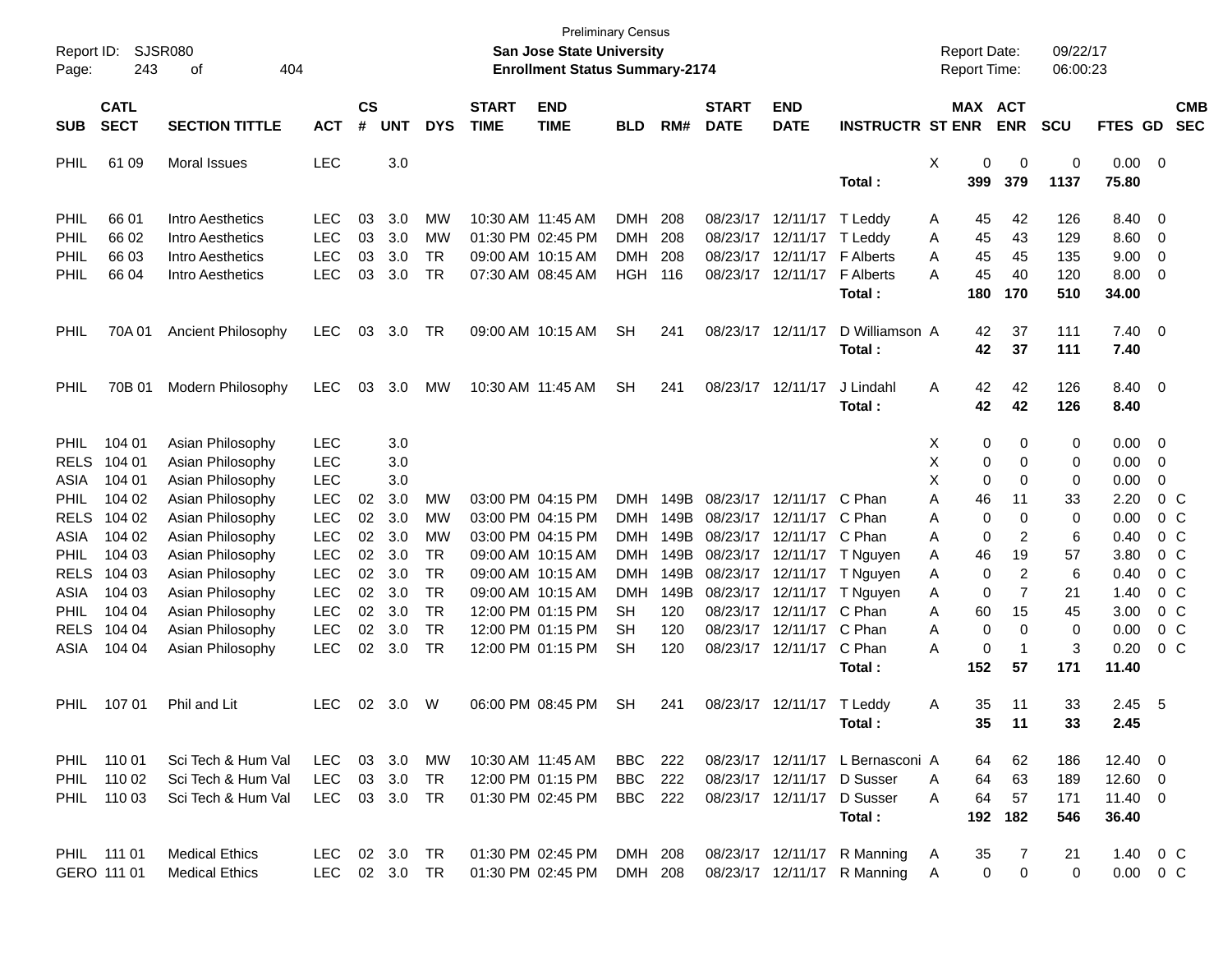Preliminary Census

Report ID: SJSR080
Page: 243 of 404

**San Jose State University**
**Enrollment Status Summary-2174**

Report Date: 09/22/17
Report Time: 06:00:23

| SUB | CATL SECT | SECTION TITTLE | ACT | CS # | UNT | DYS | START TIME | END TIME | BLD | RM# | START DATE | END DATE | INSTRUCTR | ST | MAX ENR | ACT ENR | SCU | FTES | GD | CMB SEC |
|---|---|---|---|---|---|---|---|---|---|---|---|---|---|---|---|---|---|---|---|---|
| PHIL | 61 09 | Moral Issues | LEC | | 3.0 | | | | | | | | | X | 0 | 0 | 0 | 0.00 | 0 | |
| | | | | | | | | | | | | | **Total :** | | **399** | **379** | **1137** | **75.80** | | |
| PHIL | 66 01 | Intro Aesthetics | LEC | 03 | 3.0 | MW | 10:30 AM | 11:45 AM | DMH | 208 | 08/23/17 | 12/11/17 | T Leddy | A | 45 | 42 | 126 | 8.40 | 0 | |
| PHIL | 66 02 | Intro Aesthetics | LEC | 03 | 3.0 | MW | 01:30 PM | 02:45 PM | DMH | 208 | 08/23/17 | 12/11/17 | T Leddy | A | 45 | 43 | 129 | 8.60 | 0 | |
| PHIL | 66 03 | Intro Aesthetics | LEC | 03 | 3.0 | TR | 09:00 AM | 10:15 AM | DMH | 208 | 08/23/17 | 12/11/17 | F Alberts | A | 45 | 45 | 135 | 9.00 | 0 | |
| PHIL | 66 04 | Intro Aesthetics | LEC | 03 | 3.0 | TR | 07:30 AM | 08:45 AM | HGH | 116 | 08/23/17 | 12/11/17 | F Alberts | A | 45 | 40 | 120 | 8.00 | 0 | |
| | | | | | | | | | | | | | **Total :** | | **180** | **170** | **510** | **34.00** | | |
| PHIL | 70A 01 | Ancient Philosophy | LEC | 03 | 3.0 | TR | 09:00 AM | 10:15 AM | SH | 241 | 08/23/17 | 12/11/17 | D Williamson | A | 42 | 37 | 111 | 7.40 | 0 | |
| | | | | | | | | | | | | | **Total :** | | **42** | **37** | **111** | **7.40** | | |
| PHIL | 70B 01 | Modern Philosophy | LEC | 03 | 3.0 | MW | 10:30 AM | 11:45 AM | SH | 241 | 08/23/17 | 12/11/17 | J Lindahl | A | 42 | 42 | 126 | 8.40 | 0 | |
| | | | | | | | | | | | | | **Total :** | | **42** | **42** | **126** | **8.40** | | |
| PHIL | 104 01 | Asian Philosophy | LEC | | 3.0 | | | | | | | | | X | 0 | 0 | 0 | 0.00 | 0 | |
| RELS | 104 01 | Asian Philosophy | LEC | | 3.0 | | | | | | | | | X | 0 | 0 | 0 | 0.00 | 0 | |
| ASIA | 104 01 | Asian Philosophy | LEC | | 3.0 | | | | | | | | | X | 0 | 0 | 0 | 0.00 | 0 | |
| PHIL | 104 02 | Asian Philosophy | LEC | 02 | 3.0 | MW | 03:00 PM | 04:15 PM | DMH | 149B | 08/23/17 | 12/11/17 | C Phan | A | 46 | 11 | 33 | 2.20 | 0 | C |
| RELS | 104 02 | Asian Philosophy | LEC | 02 | 3.0 | MW | 03:00 PM | 04:15 PM | DMH | 149B | 08/23/17 | 12/11/17 | C Phan | A | 0 | 0 | 0 | 0.00 | 0 | C |
| ASIA | 104 02 | Asian Philosophy | LEC | 02 | 3.0 | MW | 03:00 PM | 04:15 PM | DMH | 149B | 08/23/17 | 12/11/17 | C Phan | A | 0 | 2 | 6 | 0.40 | 0 | C |
| PHIL | 104 03 | Asian Philosophy | LEC | 02 | 3.0 | TR | 09:00 AM | 10:15 AM | DMH | 149B | 08/23/17 | 12/11/17 | T Nguyen | A | 46 | 19 | 57 | 3.80 | 0 | C |
| RELS | 104 03 | Asian Philosophy | LEC | 02 | 3.0 | TR | 09:00 AM | 10:15 AM | DMH | 149B | 08/23/17 | 12/11/17 | T Nguyen | A | 0 | 2 | 6 | 0.40 | 0 | C |
| ASIA | 104 03 | Asian Philosophy | LEC | 02 | 3.0 | TR | 09:00 AM | 10:15 AM | DMH | 149B | 08/23/17 | 12/11/17 | T Nguyen | A | 0 | 7 | 21 | 1.40 | 0 | C |
| PHIL | 104 04 | Asian Philosophy | LEC | 02 | 3.0 | TR | 12:00 PM | 01:15 PM | SH | 120 | 08/23/17 | 12/11/17 | C Phan | A | 60 | 15 | 45 | 3.00 | 0 | C |
| RELS | 104 04 | Asian Philosophy | LEC | 02 | 3.0 | TR | 12:00 PM | 01:15 PM | SH | 120 | 08/23/17 | 12/11/17 | C Phan | A | 0 | 0 | 0 | 0.00 | 0 | C |
| ASIA | 104 04 | Asian Philosophy | LEC | 02 | 3.0 | TR | 12:00 PM | 01:15 PM | SH | 120 | 08/23/17 | 12/11/17 | C Phan | A | 0 | 1 | 3 | 0.20 | 0 | C |
| | | | | | | | | | | | | | **Total :** | | **152** | **57** | **171** | **11.40** | | |
| PHIL | 107 01 | Phil and Lit | LEC | 02 | 3.0 | W | 06:00 PM | 08:45 PM | SH | 241 | 08/23/17 | 12/11/17 | T Leddy | A | 35 | 11 | 33 | 2.45 | 5 | |
| | | | | | | | | | | | | | **Total :** | | **35** | **11** | **33** | **2.45** | | |
| PHIL | 110 01 | Sci Tech & Hum Val | LEC | 03 | 3.0 | MW | 10:30 AM | 11:45 AM | BBC | 222 | 08/23/17 | 12/11/17 | L Bernasconi | A | 64 | 62 | 186 | 12.40 | 0 | |
| PHIL | 110 02 | Sci Tech & Hum Val | LEC | 03 | 3.0 | TR | 12:00 PM | 01:15 PM | BBC | 222 | 08/23/17 | 12/11/17 | D Susser | A | 64 | 63 | 189 | 12.60 | 0 | |
| PHIL | 110 03 | Sci Tech & Hum Val | LEC | 03 | 3.0 | TR | 01:30 PM | 02:45 PM | BBC | 222 | 08/23/17 | 12/11/17 | D Susser | A | 64 | 57 | 171 | 11.40 | 0 | |
| | | | | | | | | | | | | | **Total :** | | **192** | **182** | **546** | **36.40** | | |
| PHIL | 111 01 | Medical Ethics | LEC | 02 | 3.0 | TR | 01:30 PM | 02:45 PM | DMH | 208 | 08/23/17 | 12/11/17 | R Manning | A | 35 | 7 | 21 | 1.40 | 0 | C |
| GERO | 111 01 | Medical Ethics | LEC | 02 | 3.0 | TR | 01:30 PM | 02:45 PM | DMH | 208 | 08/23/17 | 12/11/17 | R Manning | A | 0 | 0 | 0 | 0.00 | 0 | C |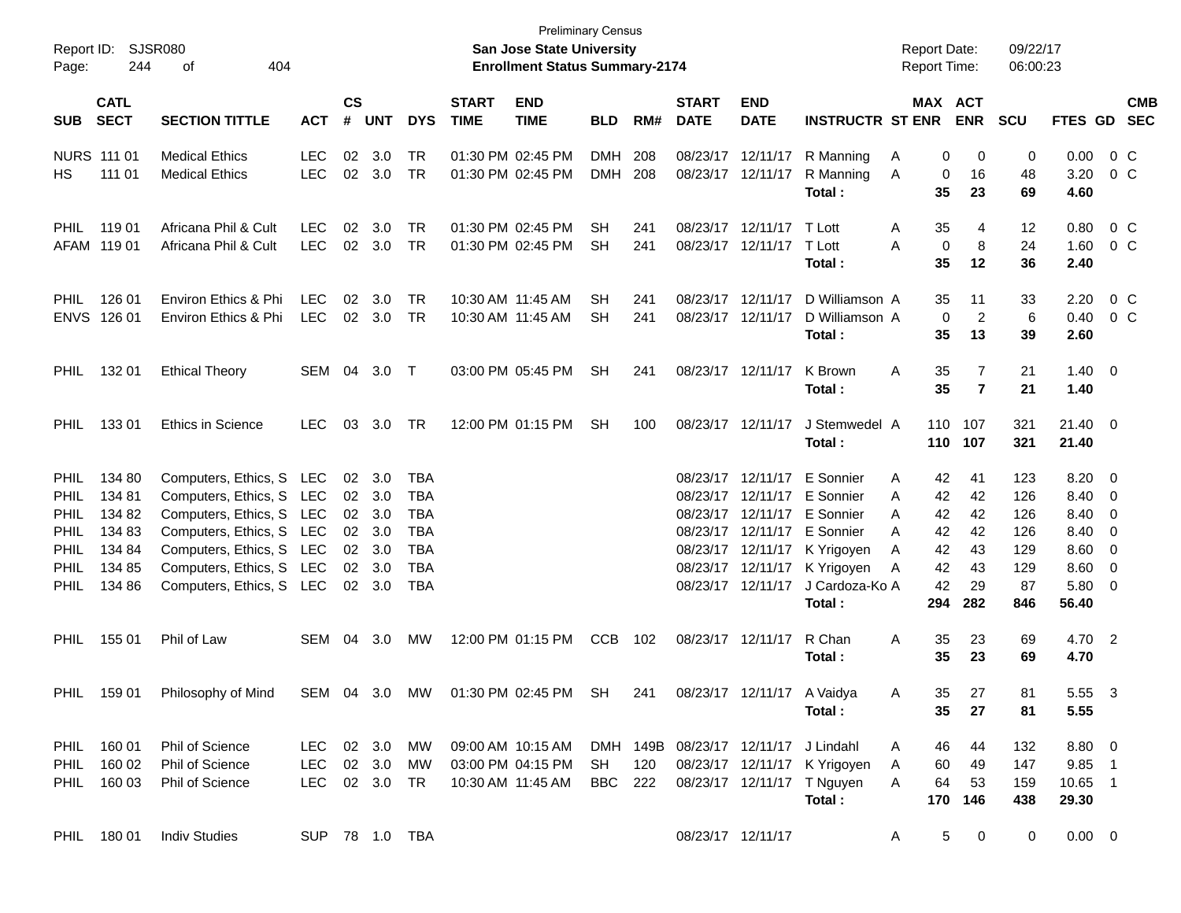Preliminary Census

Report ID: SJSR080 **San Jose State University** Report Date: 09/22/17

Page: 244 of 404 **Enrollment Status Summary-2174** Report Time: 06:00:23

| SUB | CATL SECT | SECTION TITTLE | ACT | CS # | UNT | DYS | START TIME | END TIME | BLD | RM# | START DATE | END DATE | INSTRUCTR | ST | MAX ENR | ACT ENR | SCU | FTES | GD | CMB SEC |
|---|---|---|---|---|---|---|---|---|---|---|---|---|---|---|---|---|---|---|---|---|
| NURS | 111 01 | Medical Ethics | LEC | 02 | 3.0 | TR | 01:30 PM | 02:45 PM | DMH | 208 | 08/23/17 | 12/11/17 | R Manning | A | 0 | 0 | 0 | 0.00 | 0 | C |
| HS | 111 01 | Medical Ethics | LEC | 02 | 3.0 | TR | 01:30 PM | 02:45 PM | DMH | 208 | 08/23/17 | 12/11/17 | R Manning | A | 0 | 16 | 48 | 3.20 | 0 | C |
| | | | | | | | | | | | | | **Total :** | | **35** | **23** | **69** | **4.60** | | |
| PHIL | 119 01 | Africana Phil & Cult | LEC | 02 | 3.0 | TR | 01:30 PM | 02:45 PM | SH | 241 | 08/23/17 | 12/11/17 | T Lott | A | 35 | 4 | 12 | 0.80 | 0 | C |
| AFAM | 119 01 | Africana Phil & Cult | LEC | 02 | 3.0 | TR | 01:30 PM | 02:45 PM | SH | 241 | 08/23/17 | 12/11/17 | T Lott | A | 0 | 8 | 24 | 1.60 | 0 | C |
| | | | | | | | | | | | | | **Total :** | | **35** | **12** | **36** | **2.40** | | |
| PHIL | 126 01 | Environ Ethics & Phi | LEC | 02 | 3.0 | TR | 10:30 AM | 11:45 AM | SH | 241 | 08/23/17 | 12/11/17 | D Williamson | A | 35 | 11 | 33 | 2.20 | 0 | C |
| ENVS | 126 01 | Environ Ethics & Phi | LEC | 02 | 3.0 | TR | 10:30 AM | 11:45 AM | SH | 241 | 08/23/17 | 12/11/17 | D Williamson | A | 0 | 2 | 6 | 0.40 | 0 | C |
| | | | | | | | | | | | | | **Total :** | | **35** | **13** | **39** | **2.60** | | |
| PHIL | 132 01 | Ethical Theory | SEM | 04 | 3.0 | T | 03:00 PM | 05:45 PM | SH | 241 | 08/23/17 | 12/11/17 | K Brown | A | 35 | 7 | 21 | 1.40 | 0 | |
| | | | | | | | | | | | | | **Total :** | | **35** | **7** | **21** | **1.40** | | |
| PHIL | 133 01 | Ethics in Science | LEC | 03 | 3.0 | TR | 12:00 PM | 01:15 PM | SH | 100 | 08/23/17 | 12/11/17 | J Stemwedel | A | 110 | 107 | 321 | 21.40 | 0 | |
| | | | | | | | | | | | | | **Total :** | | **110** | **107** | **321** | **21.40** | | |
| PHIL | 134 80 | Computers, Ethics, S | LEC | 02 | 3.0 | TBA | | | | | 08/23/17 | 12/11/17 | E Sonnier | A | 42 | 41 | 123 | 8.20 | 0 | |
| PHIL | 134 81 | Computers, Ethics, S | LEC | 02 | 3.0 | TBA | | | | | 08/23/17 | 12/11/17 | E Sonnier | A | 42 | 42 | 126 | 8.40 | 0 | |
| PHIL | 134 82 | Computers, Ethics, S | LEC | 02 | 3.0 | TBA | | | | | 08/23/17 | 12/11/17 | E Sonnier | A | 42 | 42 | 126 | 8.40 | 0 | |
| PHIL | 134 83 | Computers, Ethics, S | LEC | 02 | 3.0 | TBA | | | | | 08/23/17 | 12/11/17 | E Sonnier | A | 42 | 42 | 126 | 8.40 | 0 | |
| PHIL | 134 84 | Computers, Ethics, S | LEC | 02 | 3.0 | TBA | | | | | 08/23/17 | 12/11/17 | K Yrigoyen | A | 42 | 43 | 129 | 8.60 | 0 | |
| PHIL | 134 85 | Computers, Ethics, S | LEC | 02 | 3.0 | TBA | | | | | 08/23/17 | 12/11/17 | K Yrigoyen | A | 42 | 43 | 129 | 8.60 | 0 | |
| PHIL | 134 86 | Computers, Ethics, S | LEC | 02 | 3.0 | TBA | | | | | 08/23/17 | 12/11/17 | J Cardoza-Ko | A | 42 | 29 | 87 | 5.80 | 0 | |
| | | | | | | | | | | | | | **Total :** | | **294** | **282** | **846** | **56.40** | | |
| PHIL | 155 01 | Phil of Law | SEM | 04 | 3.0 | MW | 12:00 PM | 01:15 PM | CCB | 102 | 08/23/17 | 12/11/17 | R Chan | A | 35 | 23 | 69 | 4.70 | 2 | |
| | | | | | | | | | | | | | **Total :** | | **35** | **23** | **69** | **4.70** | | |
| PHIL | 159 01 | Philosophy of Mind | SEM | 04 | 3.0 | MW | 01:30 PM | 02:45 PM | SH | 241 | 08/23/17 | 12/11/17 | A Vaidya | A | 35 | 27 | 81 | 5.55 | 3 | |
| | | | | | | | | | | | | | **Total :** | | **35** | **27** | **81** | **5.55** | | |
| PHIL | 160 01 | Phil of Science | LEC | 02 | 3.0 | MW | 09:00 AM | 10:15 AM | DMH | 149B | 08/23/17 | 12/11/17 | J Lindahl | A | 46 | 44 | 132 | 8.80 | 0 | |
| PHIL | 160 02 | Phil of Science | LEC | 02 | 3.0 | MW | 03:00 PM | 04:15 PM | SH | 120 | 08/23/17 | 12/11/17 | K Yrigoyen | A | 60 | 49 | 147 | 9.85 | 1 | |
| PHIL | 160 03 | Phil of Science | LEC | 02 | 3.0 | TR | 10:30 AM | 11:45 AM | BBC | 222 | 08/23/17 | 12/11/17 | T Nguyen | A | 64 | 53 | 159 | 10.65 | 1 | |
| | | | | | | | | | | | | | **Total :** | | **170** | **146** | **438** | **29.30** | | |
| PHIL | 180 01 | Indiv Studies | SUP | 78 | 1.0 | TBA | | | | | 08/23/17 | 12/11/17 | | A | 5 | 0 | 0 | 0.00 | 0 | |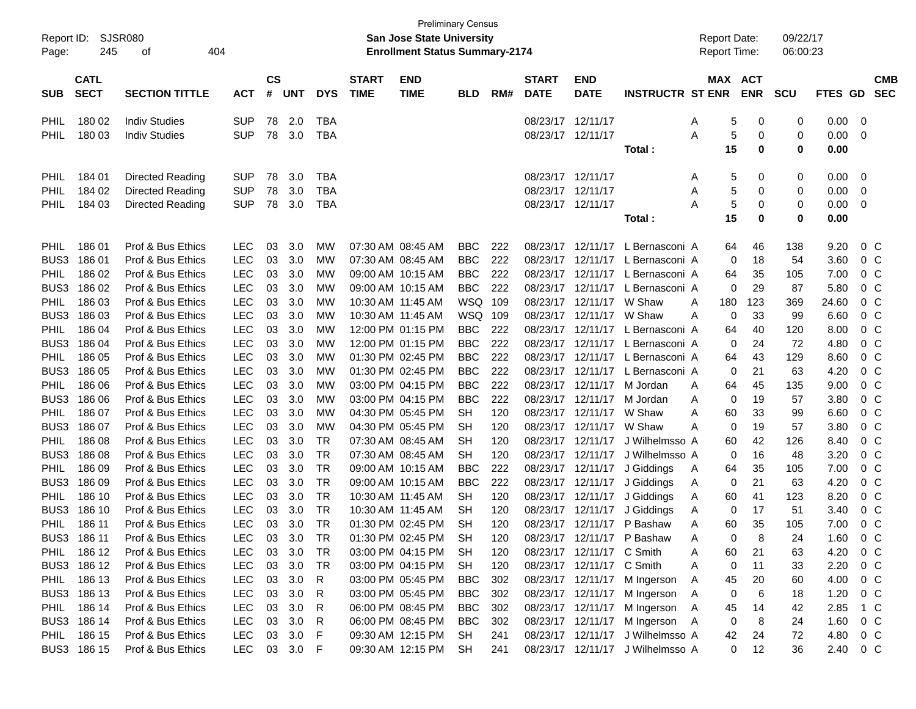Preliminary Census

Report ID: SJSR080 | San Jose State University | Report Date: 09/22/17
Page: 245 of 404 | Enrollment Status Summary-2174 | Report Time: 06:00:23

| SUB | CATL SECT | SECTION TITTLE | ACT | CS # | UNT | DYS | START TIME | END TIME | BLD | RM# | START DATE | END DATE | INSTRUCTR | ST | MAX ENR | ACT ENR | SCU | FTES | GD | CMB SEC |
|---|---|---|---|---|---|---|---|---|---|---|---|---|---|---|---|---|---|---|---|---|
| PHIL | 180 02 | Indiv Studies | SUP | 78 | 2.0 | TBA | | | | | 08/23/17 | 12/11/17 | | A | 5 | 0 | 0 | 0.00 | 0 | |
| PHIL | 180 03 | Indiv Studies | SUP | 78 | 3.0 | TBA | | | | | 08/23/17 | 12/11/17 | | A | 5 | 0 | 0 | 0.00 | 0 | |
| | | | | | | | | | | | | | Total : | | 15 | 0 | 0 | 0.00 | | |
| PHIL | 184 01 | Directed Reading | SUP | 78 | 3.0 | TBA | | | | | 08/23/17 | 12/11/17 | | A | 5 | 0 | 0 | 0.00 | 0 | |
| PHIL | 184 02 | Directed Reading | SUP | 78 | 3.0 | TBA | | | | | 08/23/17 | 12/11/17 | | A | 5 | 0 | 0 | 0.00 | 0 | |
| PHIL | 184 03 | Directed Reading | SUP | 78 | 3.0 | TBA | | | | | 08/23/17 | 12/11/17 | | A | 5 | 0 | 0 | 0.00 | 0 | |
| | | | | | | | | | | | | | Total : | | 15 | 0 | 0 | 0.00 | | |
| PHIL | 186 01 | Prof & Bus Ethics | LEC | 03 | 3.0 | MW | 07:30 AM | 08:45 AM | BBC | 222 | 08/23/17 | 12/11/17 | L Bernasconi | A | 64 | 46 | 138 | 9.20 | 0 | C |
| BUS3 | 186 01 | Prof & Bus Ethics | LEC | 03 | 3.0 | MW | 07:30 AM | 08:45 AM | BBC | 222 | 08/23/17 | 12/11/17 | L Bernasconi | A | 0 | 18 | 54 | 3.60 | 0 | C |
| PHIL | 186 02 | Prof & Bus Ethics | LEC | 03 | 3.0 | MW | 09:00 AM | 10:15 AM | BBC | 222 | 08/23/17 | 12/11/17 | L Bernasconi | A | 64 | 35 | 105 | 7.00 | 0 | C |
| BUS3 | 186 02 | Prof & Bus Ethics | LEC | 03 | 3.0 | MW | 09:00 AM | 10:15 AM | BBC | 222 | 08/23/17 | 12/11/17 | L Bernasconi | A | 0 | 29 | 87 | 5.80 | 0 | C |
| PHIL | 186 03 | Prof & Bus Ethics | LEC | 03 | 3.0 | MW | 10:30 AM | 11:45 AM | WSQ | 109 | 08/23/17 | 12/11/17 | W Shaw | A | 180 | 123 | 369 | 24.60 | 0 | C |
| BUS3 | 186 03 | Prof & Bus Ethics | LEC | 03 | 3.0 | MW | 10:30 AM | 11:45 AM | WSQ | 109 | 08/23/17 | 12/11/17 | W Shaw | A | 0 | 33 | 99 | 6.60 | 0 | C |
| PHIL | 186 04 | Prof & Bus Ethics | LEC | 03 | 3.0 | MW | 12:00 PM | 01:15 PM | BBC | 222 | 08/23/17 | 12/11/17 | L Bernasconi | A | 64 | 40 | 120 | 8.00 | 0 | C |
| BUS3 | 186 04 | Prof & Bus Ethics | LEC | 03 | 3.0 | MW | 12:00 PM | 01:15 PM | BBC | 222 | 08/23/17 | 12/11/17 | L Bernasconi | A | 0 | 24 | 72 | 4.80 | 0 | C |
| PHIL | 186 05 | Prof & Bus Ethics | LEC | 03 | 3.0 | MW | 01:30 PM | 02:45 PM | BBC | 222 | 08/23/17 | 12/11/17 | L Bernasconi | A | 64 | 43 | 129 | 8.60 | 0 | C |
| BUS3 | 186 05 | Prof & Bus Ethics | LEC | 03 | 3.0 | MW | 01:30 PM | 02:45 PM | BBC | 222 | 08/23/17 | 12/11/17 | L Bernasconi | A | 0 | 21 | 63 | 4.20 | 0 | C |
| PHIL | 186 06 | Prof & Bus Ethics | LEC | 03 | 3.0 | MW | 03:00 PM | 04:15 PM | BBC | 222 | 08/23/17 | 12/11/17 | M Jordan | A | 64 | 45 | 135 | 9.00 | 0 | C |
| BUS3 | 186 06 | Prof & Bus Ethics | LEC | 03 | 3.0 | MW | 03:00 PM | 04:15 PM | BBC | 222 | 08/23/17 | 12/11/17 | M Jordan | A | 0 | 19 | 57 | 3.80 | 0 | C |
| PHIL | 186 07 | Prof & Bus Ethics | LEC | 03 | 3.0 | MW | 04:30 PM | 05:45 PM | SH | 120 | 08/23/17 | 12/11/17 | W Shaw | A | 60 | 33 | 99 | 6.60 | 0 | C |
| BUS3 | 186 07 | Prof & Bus Ethics | LEC | 03 | 3.0 | MW | 04:30 PM | 05:45 PM | SH | 120 | 08/23/17 | 12/11/17 | W Shaw | A | 0 | 19 | 57 | 3.80 | 0 | C |
| PHIL | 186 08 | Prof & Bus Ethics | LEC | 03 | 3.0 | TR | 07:30 AM | 08:45 AM | SH | 120 | 08/23/17 | 12/11/17 | J Wilhelmsso | A | 60 | 42 | 126 | 8.40 | 0 | C |
| BUS3 | 186 08 | Prof & Bus Ethics | LEC | 03 | 3.0 | TR | 07:30 AM | 08:45 AM | SH | 120 | 08/23/17 | 12/11/17 | J Wilhelmsso | A | 0 | 16 | 48 | 3.20 | 0 | C |
| PHIL | 186 09 | Prof & Bus Ethics | LEC | 03 | 3.0 | TR | 09:00 AM | 10:15 AM | BBC | 222 | 08/23/17 | 12/11/17 | J Giddings | A | 64 | 35 | 105 | 7.00 | 0 | C |
| BUS3 | 186 09 | Prof & Bus Ethics | LEC | 03 | 3.0 | TR | 09:00 AM | 10:15 AM | BBC | 222 | 08/23/17 | 12/11/17 | J Giddings | A | 0 | 21 | 63 | 4.20 | 0 | C |
| PHIL | 186 10 | Prof & Bus Ethics | LEC | 03 | 3.0 | TR | 10:30 AM | 11:45 AM | SH | 120 | 08/23/17 | 12/11/17 | J Giddings | A | 60 | 41 | 123 | 8.20 | 0 | C |
| BUS3 | 186 10 | Prof & Bus Ethics | LEC | 03 | 3.0 | TR | 10:30 AM | 11:45 AM | SH | 120 | 08/23/17 | 12/11/17 | J Giddings | A | 0 | 17 | 51 | 3.40 | 0 | C |
| PHIL | 186 11 | Prof & Bus Ethics | LEC | 03 | 3.0 | TR | 01:30 PM | 02:45 PM | SH | 120 | 08/23/17 | 12/11/17 | P Bashaw | A | 60 | 35 | 105 | 7.00 | 0 | C |
| BUS3 | 186 11 | Prof & Bus Ethics | LEC | 03 | 3.0 | TR | 01:30 PM | 02:45 PM | SH | 120 | 08/23/17 | 12/11/17 | P Bashaw | A | 0 | 8 | 24 | 1.60 | 0 | C |
| PHIL | 186 12 | Prof & Bus Ethics | LEC | 03 | 3.0 | TR | 03:00 PM | 04:15 PM | SH | 120 | 08/23/17 | 12/11/17 | C Smith | A | 60 | 21 | 63 | 4.20 | 0 | C |
| BUS3 | 186 12 | Prof & Bus Ethics | LEC | 03 | 3.0 | TR | 03:00 PM | 04:15 PM | SH | 120 | 08/23/17 | 12/11/17 | C Smith | A | 0 | 11 | 33 | 2.20 | 0 | C |
| PHIL | 186 13 | Prof & Bus Ethics | LEC | 03 | 3.0 | R | 03:00 PM | 05:45 PM | BBC | 302 | 08/23/17 | 12/11/17 | M Ingerson | A | 45 | 20 | 60 | 4.00 | 0 | C |
| BUS3 | 186 13 | Prof & Bus Ethics | LEC | 03 | 3.0 | R | 03:00 PM | 05:45 PM | BBC | 302 | 08/23/17 | 12/11/17 | M Ingerson | A | 0 | 6 | 18 | 1.20 | 0 | C |
| PHIL | 186 14 | Prof & Bus Ethics | LEC | 03 | 3.0 | R | 06:00 PM | 08:45 PM | BBC | 302 | 08/23/17 | 12/11/17 | M Ingerson | A | 45 | 14 | 42 | 2.85 | 1 | C |
| BUS3 | 186 14 | Prof & Bus Ethics | LEC | 03 | 3.0 | R | 06:00 PM | 08:45 PM | BBC | 302 | 08/23/17 | 12/11/17 | M Ingerson | A | 0 | 8 | 24 | 1.60 | 0 | C |
| PHIL | 186 15 | Prof & Bus Ethics | LEC | 03 | 3.0 | F | 09:30 AM | 12:15 PM | SH | 241 | 08/23/17 | 12/11/17 | J Wilhelmsso | A | 42 | 24 | 72 | 4.80 | 0 | C |
| BUS3 | 186 15 | Prof & Bus Ethics | LEC | 03 | 3.0 | F | 09:30 AM | 12:15 PM | SH | 241 | 08/23/17 | 12/11/17 | J Wilhelmsso | A | 0 | 12 | 36 | 2.40 | 0 | C |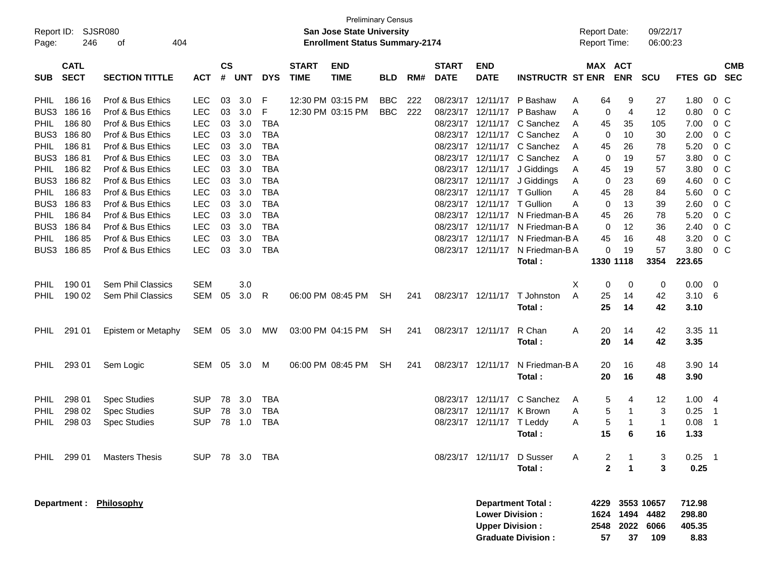Preliminary Census

Report ID: SJSR080 | San Jose State University | Report Date: 09/22/17
Page: 246 of 404 | Enrollment Status Summary-2174 | Report Time: 06:00:23

| SUB | CATL SECT | SECTION TITTLE | ACT | CS # | UNT | DYS | START TIME | END TIME | BLD | RM# | START DATE | END DATE | INSTRUCTR | ST | MAX ENR | ACT ENR | SCU | FTES | GD | CMB SEC |
|---|---|---|---|---|---|---|---|---|---|---|---|---|---|---|---|---|---|---|---|---|
| PHIL | 186 16 | Prof & Bus Ethics | LEC | 03 | 3.0 | F | 12:30 PM | 03:15 PM | BBC | 222 | 08/23/17 | 12/11/17 | P Bashaw | A | 64 | 9 | 27 | 1.80 | 0 | C |
| BUS3 | 186 16 | Prof & Bus Ethics | LEC | 03 | 3.0 | F | 12:30 PM | 03:15 PM | BBC | 222 | 08/23/17 | 12/11/17 | P Bashaw | A | 0 | 4 | 12 | 0.80 | 0 | C |
| PHIL | 186 80 | Prof & Bus Ethics | LEC | 03 | 3.0 | TBA | | | | | 08/23/17 | 12/11/17 | C Sanchez | A | 45 | 35 | 105 | 7.00 | 0 | C |
| BUS3 | 186 80 | Prof & Bus Ethics | LEC | 03 | 3.0 | TBA | | | | | 08/23/17 | 12/11/17 | C Sanchez | A | 0 | 10 | 30 | 2.00 | 0 | C |
| PHIL | 186 81 | Prof & Bus Ethics | LEC | 03 | 3.0 | TBA | | | | | 08/23/17 | 12/11/17 | C Sanchez | A | 45 | 26 | 78 | 5.20 | 0 | C |
| BUS3 | 186 81 | Prof & Bus Ethics | LEC | 03 | 3.0 | TBA | | | | | 08/23/17 | 12/11/17 | C Sanchez | A | 0 | 19 | 57 | 3.80 | 0 | C |
| PHIL | 186 82 | Prof & Bus Ethics | LEC | 03 | 3.0 | TBA | | | | | 08/23/17 | 12/11/17 | J Giddings | A | 45 | 19 | 57 | 3.80 | 0 | C |
| BUS3 | 186 82 | Prof & Bus Ethics | LEC | 03 | 3.0 | TBA | | | | | 08/23/17 | 12/11/17 | J Giddings | A | 0 | 23 | 69 | 4.60 | 0 | C |
| PHIL | 186 83 | Prof & Bus Ethics | LEC | 03 | 3.0 | TBA | | | | | 08/23/17 | 12/11/17 | T Gullion | A | 45 | 28 | 84 | 5.60 | 0 | C |
| BUS3 | 186 83 | Prof & Bus Ethics | LEC | 03 | 3.0 | TBA | | | | | 08/23/17 | 12/11/17 | T Gullion | A | 0 | 13 | 39 | 2.60 | 0 | C |
| PHIL | 186 84 | Prof & Bus Ethics | LEC | 03 | 3.0 | TBA | | | | | 08/23/17 | 12/11/17 | N Friedman-B | A | 45 | 26 | 78 | 5.20 | 0 | C |
| BUS3 | 186 84 | Prof & Bus Ethics | LEC | 03 | 3.0 | TBA | | | | | 08/23/17 | 12/11/17 | N Friedman-B | A | 0 | 12 | 36 | 2.40 | 0 | C |
| PHIL | 186 85 | Prof & Bus Ethics | LEC | 03 | 3.0 | TBA | | | | | 08/23/17 | 12/11/17 | N Friedman-B | A | 45 | 16 | 48 | 3.20 | 0 | C |
| BUS3 | 186 85 | Prof & Bus Ethics | LEC | 03 | 3.0 | TBA | | | | | 08/23/17 | 12/11/17 | N Friedman-B | A | 0 | 19 | 57 | 3.80 | 0 | C |
| | | | | | | | | | | | | | **Total :** | | **1330** | **1118** | **3354** | **223.65** | | |
| PHIL | 190 01 | Sem Phil Classics | SEM | | 3.0 | | | | | | | | | X | 0 | 0 | 0 | 0.00 | 0 | |
| PHIL | 190 02 | Sem Phil Classics | SEM | 05 | 3.0 | R | 06:00 PM | 08:45 PM | SH | 241 | 08/23/17 | 12/11/17 | T Johnston | A | 25 | 14 | 42 | 3.10 | 6 | |
| | | | | | | | | | | | | | **Total :** | | **25** | **14** | **42** | **3.10** | | |
| PHIL | 291 01 | Epistem or Metaphy | SEM | 05 | 3.0 | MW | 03:00 PM | 04:15 PM | SH | 241 | 08/23/17 | 12/11/17 | R Chan | A | 20 | 14 | 42 | 3.35 | 11 | |
| | | | | | | | | | | | | | **Total :** | | **20** | **14** | **42** | **3.35** | | |
| PHIL | 293 01 | Sem Logic | SEM | 05 | 3.0 | M | 06:00 PM | 08:45 PM | SH | 241 | 08/23/17 | 12/11/17 | N Friedman-B | A | 20 | 16 | 48 | 3.90 | 14 | |
| | | | | | | | | | | | | | **Total :** | | **20** | **16** | **48** | **3.90** | | |
| PHIL | 298 01 | Spec Studies | SUP | 78 | 3.0 | TBA | | | | | 08/23/17 | 12/11/17 | C Sanchez | A | 5 | 4 | 12 | 1.00 | 4 | |
| PHIL | 298 02 | Spec Studies | SUP | 78 | 3.0 | TBA | | | | | 08/23/17 | 12/11/17 | K Brown | A | 5 | 1 | 3 | 0.25 | 1 | |
| PHIL | 298 03 | Spec Studies | SUP | 78 | 1.0 | TBA | | | | | 08/23/17 | 12/11/17 | T Leddy | A | 5 | 1 | 1 | 0.08 | 1 | |
| | | | | | | | | | | | | | **Total :** | | **15** | **6** | **16** | **1.33** | | |
| PHIL | 299 01 | Masters Thesis | SUP | 78 | 3.0 | TBA | | | | | 08/23/17 | 12/11/17 | D Susser | A | 2 | 1 | 3 | 0.25 | 1 | |
| | | | | | | | | | | | | | **Total :** | | **2** | **1** | **3** | **0.25** | | |

**Department : Philosophy**

| | MAX ENR | ACT ENR | SCU | FTES |
|---|---|---|---|---|
| **Department Total :** | **4229** | **3553** | **10657** | **712.98** |
| **Lower Division :** | **1624** | **1494** | **4482** | **298.80** |
| **Upper Division :** | **2548** | **2022** | **6066** | **405.35** |
| **Graduate Division :** | **57** | **37** | **109** | **8.83** |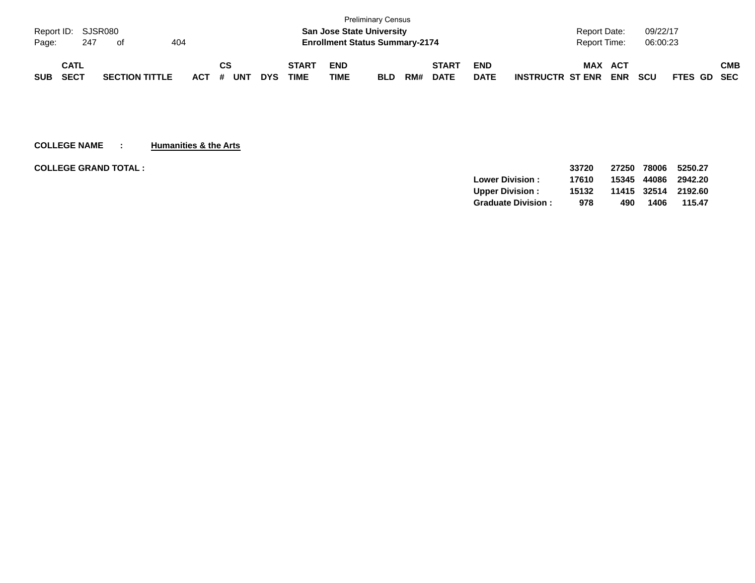**COLLEGE NAME : Humanities & the Arts**

| | | MAX ST ENR | ACT ENR | SCU | FTES |
|---|---|---|---|---|---|
| **COLLEGE GRAND TOTAL :** | | 33720 | 27250 | 78006 | 5250.27 |
| | **Lower Division :** | 17610 | 15345 | 44086 | 2942.20 |
| | **Upper Division :** | 15132 | 11415 | 32514 | 2192.60 |
| | **Graduate Division :** | 978 | 490 | 1406 | 115.47 |